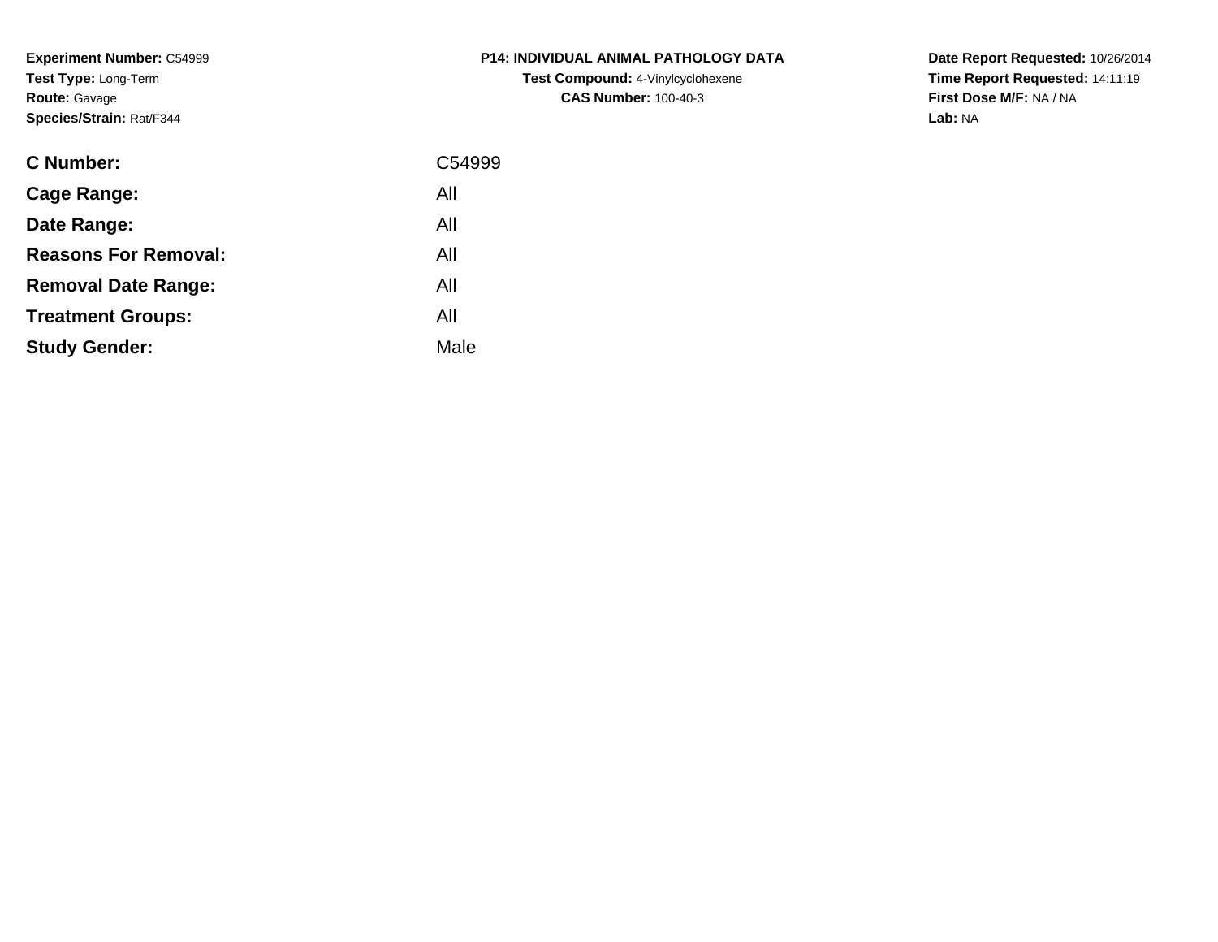**Experiment Number:** C54999
**Test Type:** Long-Term
**Route:** Gavage
**Species/Strain:** Rat/F344

**P14: INDIVIDUAL ANIMAL PATHOLOGY DATA**
**Test Compound:** 4-Vinylcyclohexene
**CAS Number:** 100-40-3

**Date Report Requested:** 10/26/2014
**Time Report Requested:** 14:11:19
**First Dose M/F:** NA / NA
**Lab:** NA

| | |
|---|---|
| **C Number:** | C54999 |
| **Cage Range:** | All |
| **Date Range:** | All |
| **Reasons For Removal:** | All |
| **Removal Date Range:** | All |
| **Treatment Groups:** | All |
| **Study Gender:** | Male |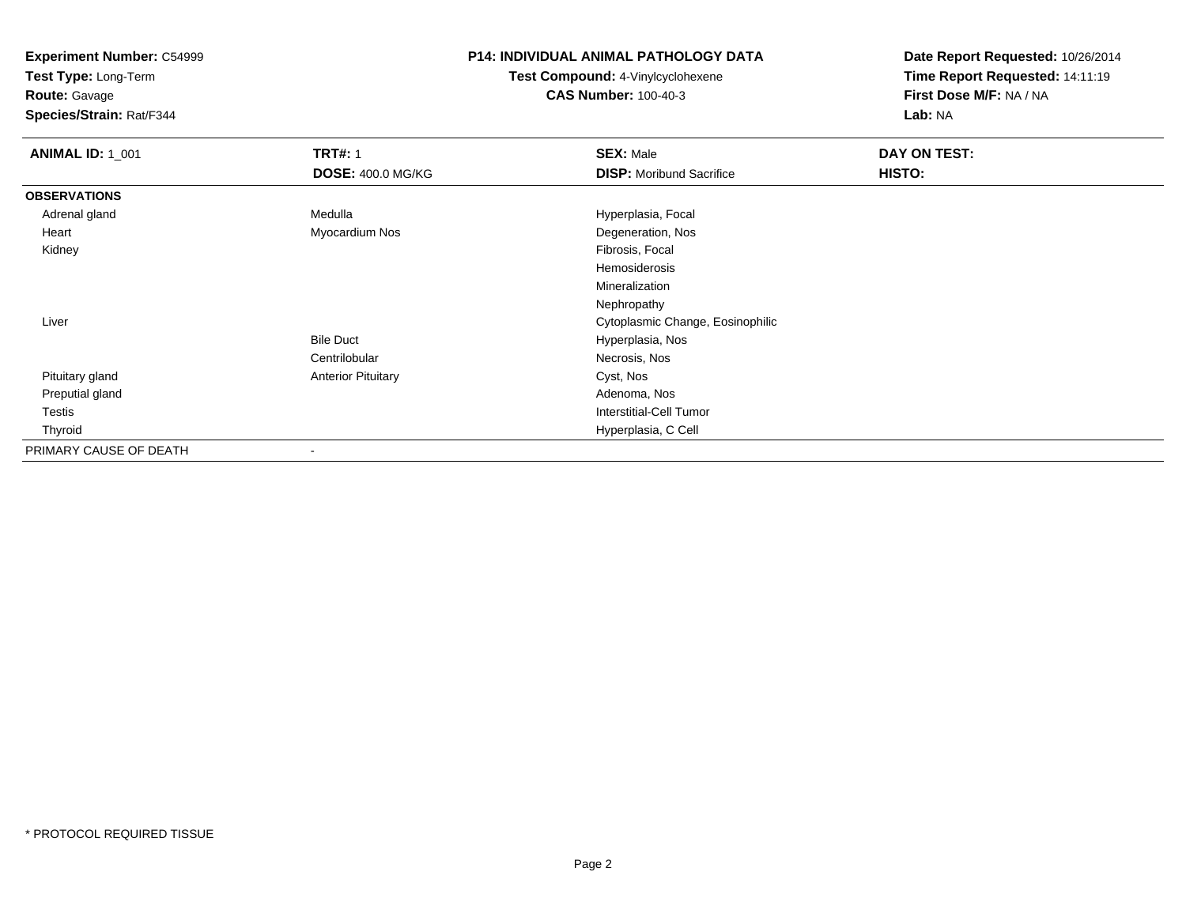**Experiment Number:** C54999
**Test Type:** Long-Term
**Route:** Gavage
**Species/Strain:** Rat/F344

**P14: INDIVIDUAL ANIMAL PATHOLOGY DATA**
**Test Compound:** 4-Vinylcyclohexene
**CAS Number:** 100-40-3

**Date Report Requested:** 10/26/2014
**Time Report Requested:** 14:11:19
**First Dose M/F:** NA / NA
**Lab:** NA

| **ANIMAL ID:** 1_001 | **TRT#:** 1 | **SEX:** Male | **DAY ON TEST:** |
|---|---|---|---|
| | **DOSE:** 400.0 MG/KG | **DISP:** Moribund Sacrifice | **HISTO:** |
| **OBSERVATIONS** | | | |
| Adrenal gland | Medulla | Hyperplasia, Focal | |
| Heart | Myocardium Nos | Degeneration, Nos | |
| Kidney | | Fibrosis, Focal | |
| | | Hemosiderosis | |
| | | Mineralization | |
| | | Nephropathy | |
| Liver | | Cytoplasmic Change, Eosinophilic | |
| | Bile Duct | Hyperplasia, Nos | |
| | Centrilobular | Necrosis, Nos | |
| Pituitary gland | Anterior Pituitary | Cyst, Nos | |
| Preputial gland | | Adenoma, Nos | |
| Testis | | Interstitial-Cell Tumor | |
| Thyroid | | Hyperplasia, C Cell | |
| PRIMARY CAUSE OF DEATH | - | | |

* PROTOCOL REQUIRED TISSUE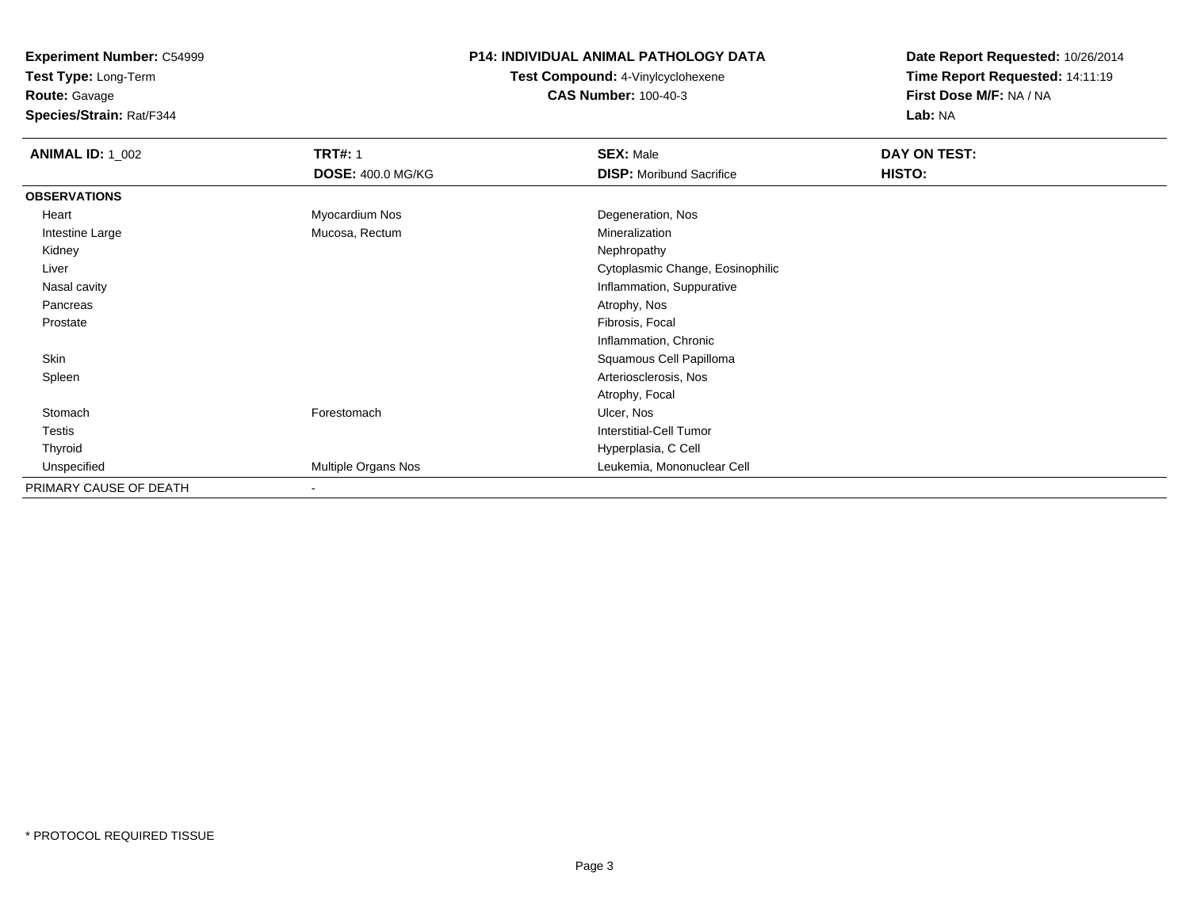**Experiment Number:** C54999
**Test Type:** Long-Term
**Route:** Gavage
**Species/Strain:** Rat/F344

**P14: INDIVIDUAL ANIMAL PATHOLOGY DATA**
**Test Compound:** 4-Vinylcyclohexene
**CAS Number:** 100-40-3

**Date Report Requested:** 10/26/2014
**Time Report Requested:** 14:11:19
**First Dose M/F:** NA / NA
**Lab:** NA

| **ANIMAL ID:** 1_002 | **TRT#:** 1 | **SEX:** Male | **DAY ON TEST:** |
|---|---|---|---|
| | **DOSE:** 400.0 MG/KG | **DISP:** Moribund Sacrifice | **HISTO:** |
| **OBSERVATIONS** | | | |
| Heart | Myocardium Nos | Degeneration, Nos | |
| Intestine Large | Mucosa, Rectum | Mineralization | |
| Kidney | | Nephropathy | |
| Liver | | Cytoplasmic Change, Eosinophilic | |
| Nasal cavity | | Inflammation, Suppurative | |
| Pancreas | | Atrophy, Nos | |
| Prostate | | Fibrosis, Focal | |
| | | Inflammation, Chronic | |
| Skin | | Squamous Cell Papilloma | |
| Spleen | | Arteriosclerosis, Nos | |
| | | Atrophy, Focal | |
| Stomach | Forestomach | Ulcer, Nos | |
| Testis | | Interstitial-Cell Tumor | |
| Thyroid | | Hyperplasia, C Cell | |
| Unspecified | Multiple Organs Nos | Leukemia, Mononuclear Cell | |
| PRIMARY CAUSE OF DEATH | - | | |

* PROTOCOL REQUIRED TISSUE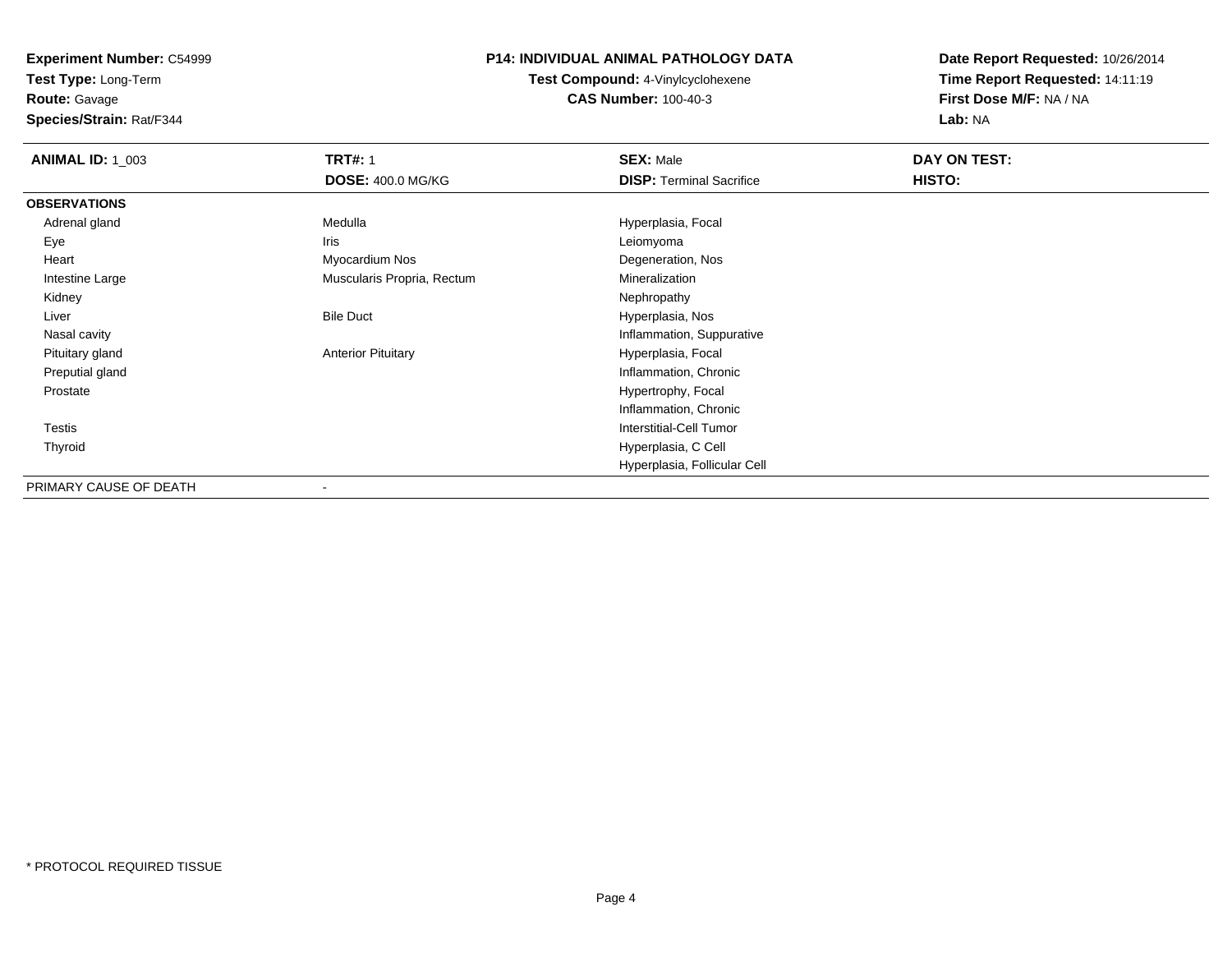**Experiment Number:** C54999
**Test Type:** Long-Term
**Route:** Gavage
**Species/Strain:** Rat/F344

## P14: INDIVIDUAL ANIMAL PATHOLOGY DATA

**Test Compound:** 4-Vinylcyclohexene
**CAS Number:** 100-40-3

**Date Report Requested:** 10/26/2014
**Time Report Requested:** 14:11:19
**First Dose M/F:** NA / NA
**Lab:** NA

| **ANIMAL ID:** 1_003 | **TRT#:** 1 | **SEX:** Male | **DAY ON TEST:** |
|---|---|---|---|
| | **DOSE:** 400.0 MG/KG | **DISP:** Terminal Sacrifice | **HISTO:** |
| **OBSERVATIONS** | | | |
| Adrenal gland | Medulla | Hyperplasia, Focal | |
| Eye | Iris | Leiomyoma | |
| Heart | Myocardium Nos | Degeneration, Nos | |
| Intestine Large | Muscularis Propria, Rectum | Mineralization | |
| Kidney | | Nephropathy | |
| Liver | Bile Duct | Hyperplasia, Nos | |
| Nasal cavity | | Inflammation, Suppurative | |
| Pituitary gland | Anterior Pituitary | Hyperplasia, Focal | |
| Preputial gland | | Inflammation, Chronic | |
| Prostate | | Hypertrophy, Focal | |
| | | Inflammation, Chronic | |
| Testis | | Interstitial-Cell Tumor | |
| Thyroid | | Hyperplasia, C Cell | |
| | | Hyperplasia, Follicular Cell | |
| PRIMARY CAUSE OF DEATH | - | | |

* PROTOCOL REQUIRED TISSUE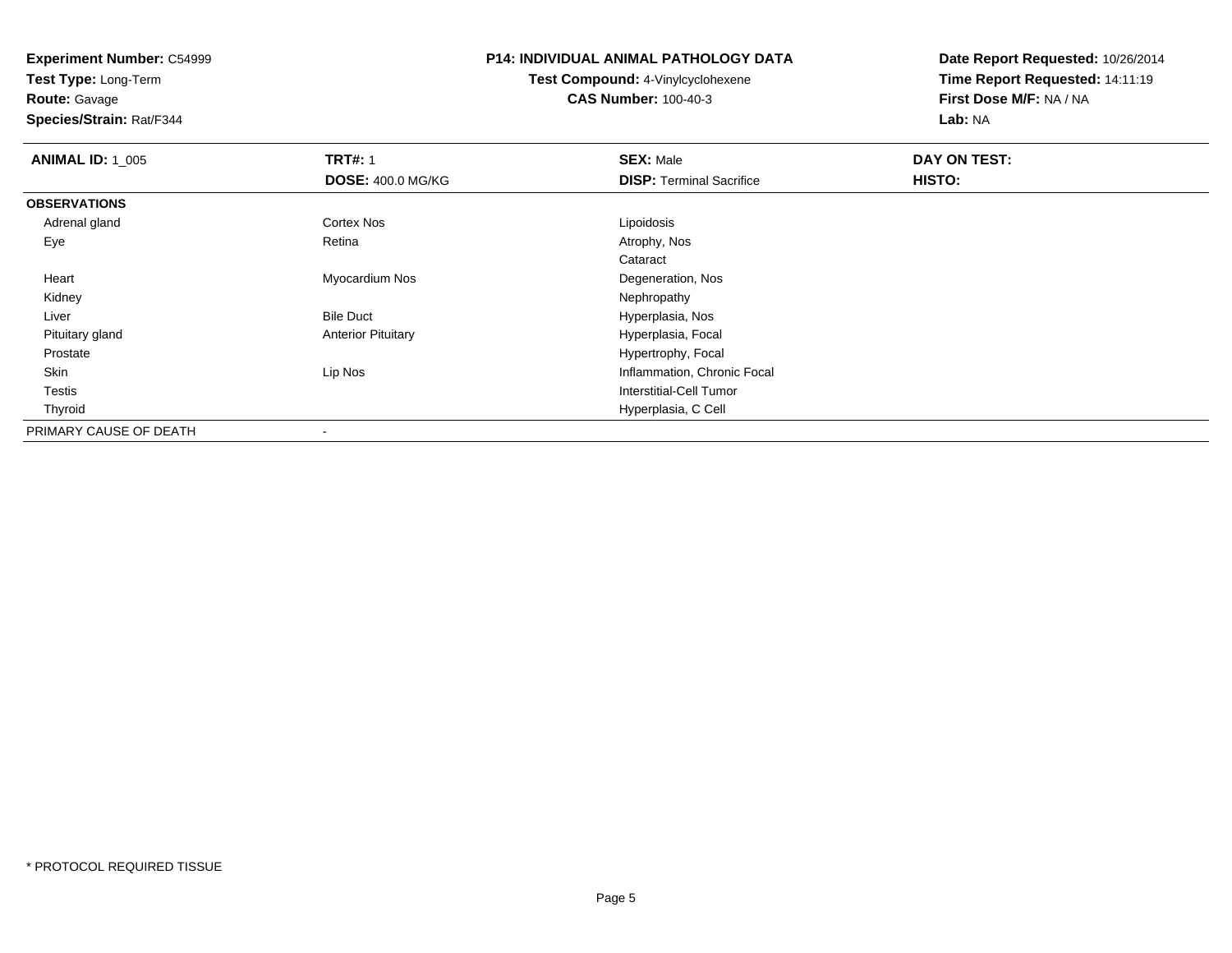**Experiment Number:** C54999
**Test Type:** Long-Term
**Route:** Gavage
**Species/Strain:** Rat/F344

**P14: INDIVIDUAL ANIMAL PATHOLOGY DATA**
**Test Compound:** 4-Vinylcyclohexene
**CAS Number:** 100-40-3

**Date Report Requested:** 10/26/2014
**Time Report Requested:** 14:11:19
**First Dose M/F:** NA / NA
**Lab:** NA

| **ANIMAL ID:** 1_005 | **TRT#:** 1 | **SEX:** Male | **DAY ON TEST:** |
|---|---|---|---|
| | **DOSE:** 400.0 MG/KG | **DISP:** Terminal Sacrifice | **HISTO:** |
| **OBSERVATIONS** | | | |
| Adrenal gland | Cortex Nos | Lipoidosis | |
| Eye | Retina | Atrophy, Nos | |
| | | Cataract | |
| Heart | Myocardium Nos | Degeneration, Nos | |
| Kidney | | Nephropathy | |
| Liver | Bile Duct | Hyperplasia, Nos | |
| Pituitary gland | Anterior Pituitary | Hyperplasia, Focal | |
| Prostate | | Hypertrophy, Focal | |
| Skin | Lip Nos | Inflammation, Chronic Focal | |
| Testis | | Interstitial-Cell Tumor | |
| Thyroid | | Hyperplasia, C Cell | |
| PRIMARY CAUSE OF DEATH | - | | |

\* PROTOCOL REQUIRED TISSUE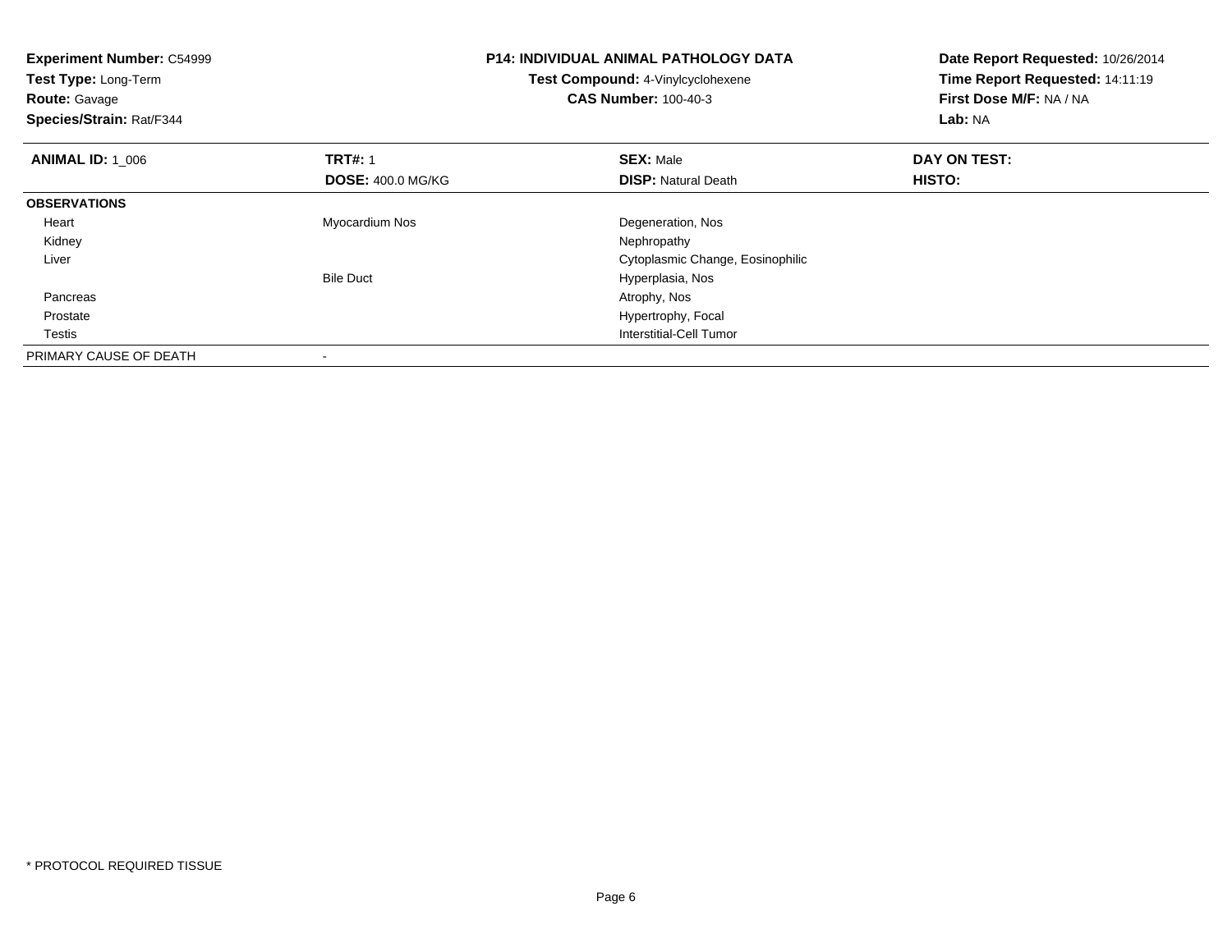**Experiment Number:** C54999
**Test Type:** Long-Term
**Route:** Gavage
**Species/Strain:** Rat/F344

**P14: INDIVIDUAL ANIMAL PATHOLOGY DATA**
**Test Compound:** 4-Vinylcyclohexene
**CAS Number:** 100-40-3

**Date Report Requested:** 10/26/2014
**Time Report Requested:** 14:11:19
**First Dose M/F:** NA / NA
**Lab:** NA

| **ANIMAL ID:** 1_006 | **TRT#:** 1 | **SEX:** Male | **DAY ON TEST:** |
|---|---|---|---|
| | **DOSE:** 400.0 MG/KG | **DISP:** Natural Death | **HISTO:** |
| **OBSERVATIONS** | | | |
| Heart | Myocardium Nos | Degeneration, Nos | |
| Kidney | | Nephropathy | |
| Liver | | Cytoplasmic Change, Eosinophilic | |
| | Bile Duct | Hyperplasia, Nos | |
| Pancreas | | Atrophy, Nos | |
| Prostate | | Hypertrophy, Focal | |
| Testis | | Interstitial-Cell Tumor | |
| PRIMARY CAUSE OF DEATH | - | | |

\* PROTOCOL REQUIRED TISSUE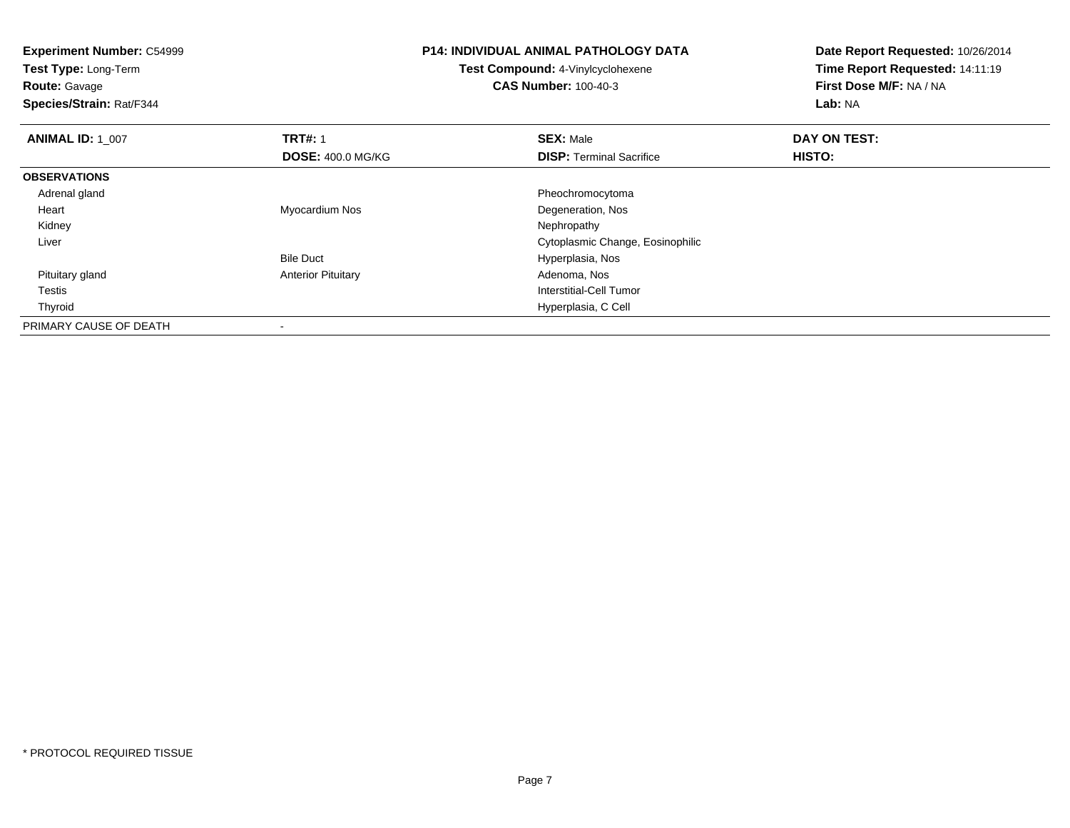**Experiment Number:** C54999
**Test Type:** Long-Term
**Route:** Gavage
**Species/Strain:** Rat/F344

**P14: INDIVIDUAL ANIMAL PATHOLOGY DATA**
**Test Compound:** 4-Vinylcyclohexene
**CAS Number:** 100-40-3

**Date Report Requested:** 10/26/2014
**Time Report Requested:** 14:11:19
**First Dose M/F:** NA / NA
**Lab:** NA

| **ANIMAL ID:** 1_007 | **TRT#:** 1 | **SEX:** Male | **DAY ON TEST:** |
|---|---|---|---|
| | **DOSE:** 400.0 MG/KG | **DISP:** Terminal Sacrifice | **HISTO:** |
| **OBSERVATIONS** | | | |
| Adrenal gland | | Pheochromocytoma | |
| Heart | Myocardium Nos | Degeneration, Nos | |
| Kidney | | Nephropathy | |
| Liver | | Cytoplasmic Change, Eosinophilic | |
| | Bile Duct | Hyperplasia, Nos | |
| Pituitary gland | Anterior Pituitary | Adenoma, Nos | |
| Testis | | Interstitial-Cell Tumor | |
| Thyroid | | Hyperplasia, C Cell | |
| PRIMARY CAUSE OF DEATH | - | | |

* PROTOCOL REQUIRED TISSUE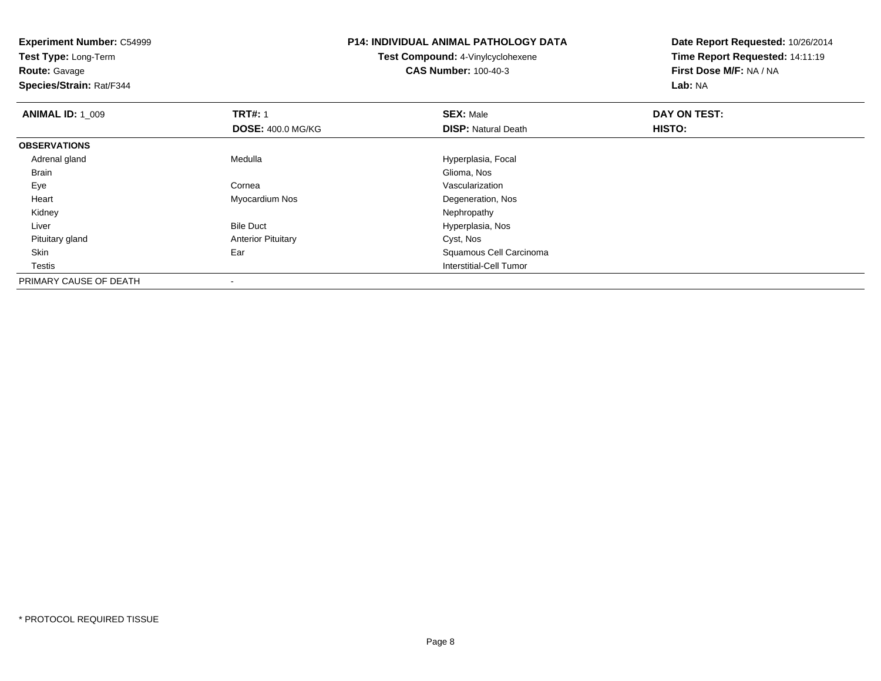**Experiment Number:** C54999
**Test Type:** Long-Term
**Route:** Gavage
**Species/Strain:** Rat/F344

**P14: INDIVIDUAL ANIMAL PATHOLOGY DATA**
**Test Compound:** 4-Vinylcyclohexene
**CAS Number:** 100-40-3

**Date Report Requested:** 10/26/2014
**Time Report Requested:** 14:11:19
**First Dose M/F:** NA / NA
**Lab:** NA

| **ANIMAL ID:** 1_009 | **TRT#:** 1 | **SEX:** Male | **DAY ON TEST:** |
|---|---|---|---|
| | **DOSE:** 400.0 MG/KG | **DISP:** Natural Death | **HISTO:** |
| **OBSERVATIONS** | | | |
| Adrenal gland | Medulla | Hyperplasia, Focal | |
| Brain | | Glioma, Nos | |
| Eye | Cornea | Vascularization | |
| Heart | Myocardium Nos | Degeneration, Nos | |
| Kidney | | Nephropathy | |
| Liver | Bile Duct | Hyperplasia, Nos | |
| Pituitary gland | Anterior Pituitary | Cyst, Nos | |
| Skin | Ear | Squamous Cell Carcinoma | |
| Testis | | Interstitial-Cell Tumor | |
| PRIMARY CAUSE OF DEATH | - | | |

* PROTOCOL REQUIRED TISSUE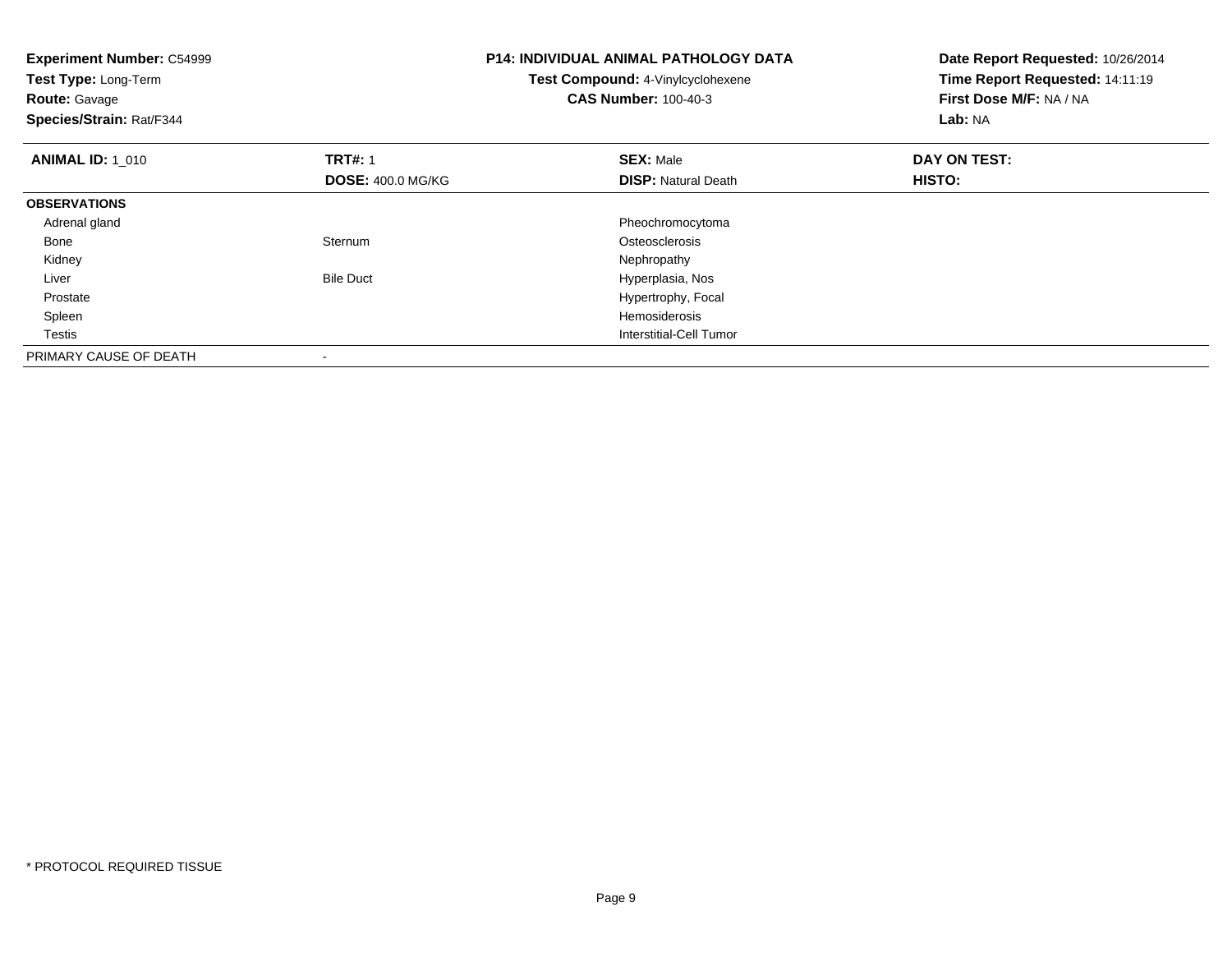**Experiment Number:** C54999
**Test Type:** Long-Term
**Route:** Gavage
**Species/Strain:** Rat/F344

**P14: INDIVIDUAL ANIMAL PATHOLOGY DATA**
**Test Compound:** 4-Vinylcyclohexene
**CAS Number:** 100-40-3

**Date Report Requested:** 10/26/2014
**Time Report Requested:** 14:11:19
**First Dose M/F:** NA / NA
**Lab:** NA

| **ANIMAL ID:** 1_010 | **TRT#:** 1 | **SEX:** Male | **DAY ON TEST:** |
|---|---|---|---|
| | **DOSE:** 400.0 MG/KG | **DISP:** Natural Death | **HISTO:** |
| **OBSERVATIONS** | | | |
| Adrenal gland | | Pheochromocytoma | |
| Bone | Sternum | Osteosclerosis | |
| Kidney | | Nephropathy | |
| Liver | Bile Duct | Hyperplasia, Nos | |
| Prostate | | Hypertrophy, Focal | |
| Spleen | | Hemosiderosis | |
| Testis | | Interstitial-Cell Tumor | |
| PRIMARY CAUSE OF DEATH | - | | |

* PROTOCOL REQUIRED TISSUE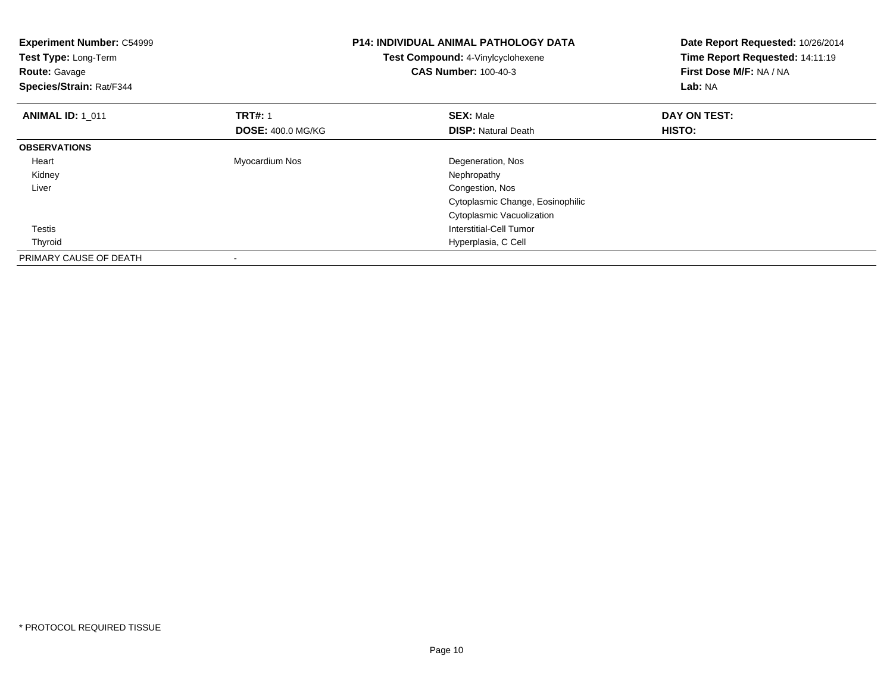**Experiment Number:** C54999
**Test Type:** Long-Term
**Route:** Gavage
**Species/Strain:** Rat/F344

**P14: INDIVIDUAL ANIMAL PATHOLOGY DATA**
**Test Compound:** 4-Vinylcyclohexene
**CAS Number:** 100-40-3

**Date Report Requested:** 10/26/2014
**Time Report Requested:** 14:11:19
**First Dose M/F:** NA / NA
**Lab:** NA

| **ANIMAL ID:** 1_011 | **TRT#:** 1 | **SEX:** Male | **DAY ON TEST:** |
|---|---|---|---|
| | **DOSE:** 400.0 MG/KG | **DISP:** Natural Death | **HISTO:** |
| **OBSERVATIONS** | | | |
| Heart | Myocardium Nos | Degeneration, Nos | |
| Kidney | | Nephropathy | |
| Liver | | Congestion, Nos | |
| | | Cytoplasmic Change, Eosinophilic | |
| | | Cytoplasmic Vacuolization | |
| Testis | | Interstitial-Cell Tumor | |
| Thyroid | | Hyperplasia, C Cell | |
| PRIMARY CAUSE OF DEATH | - | | |

* PROTOCOL REQUIRED TISSUE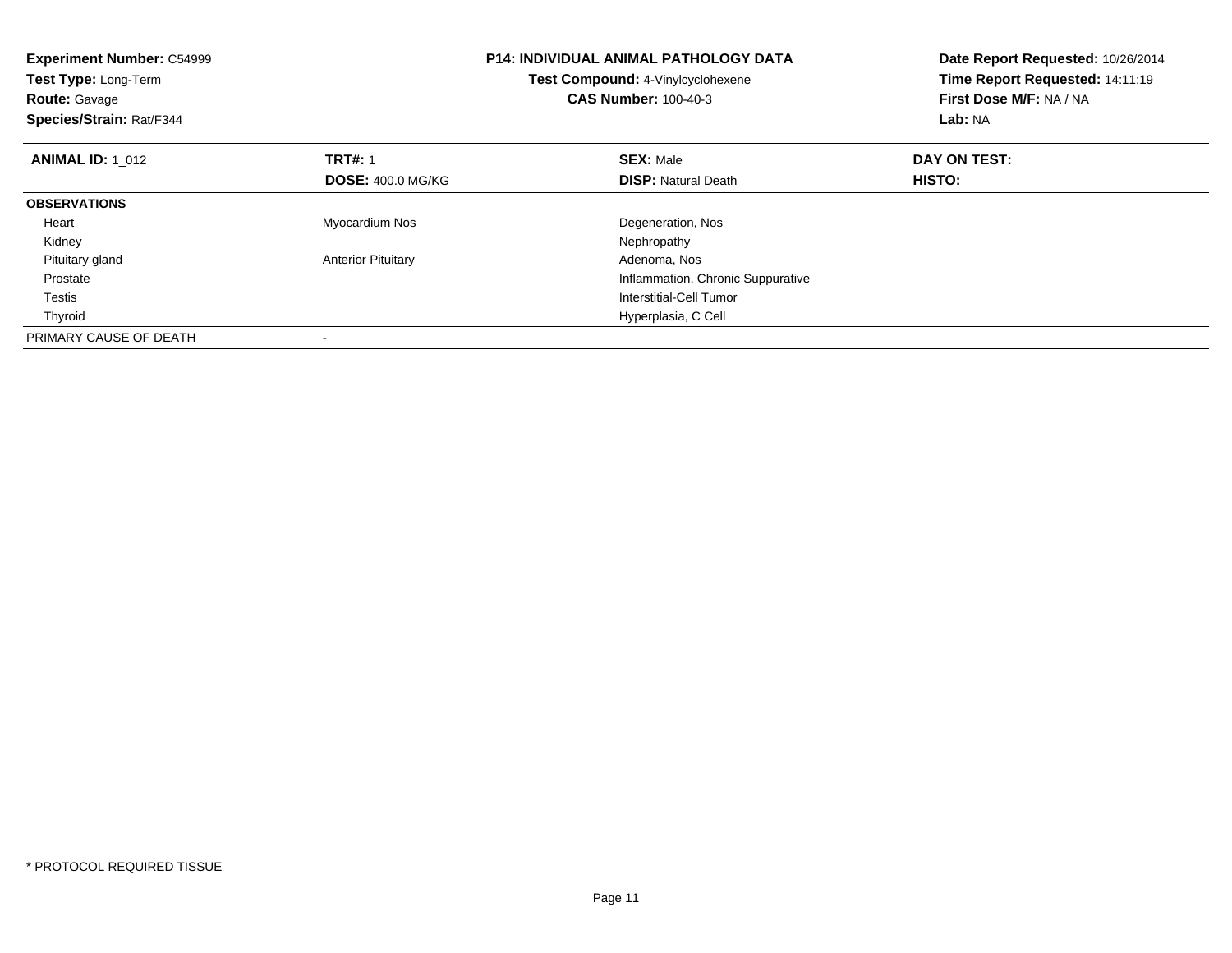**Experiment Number:** C54999
**Test Type:** Long-Term
**Route:** Gavage
**Species/Strain:** Rat/F344

**P14: INDIVIDUAL ANIMAL PATHOLOGY DATA**
**Test Compound:** 4-Vinylcyclohexene
**CAS Number:** 100-40-3

**Date Report Requested:** 10/26/2014
**Time Report Requested:** 14:11:19
**First Dose M/F:** NA / NA
**Lab:** NA

| **ANIMAL ID:** 1_012 | **TRT#:** 1 | **SEX:** Male | **DAY ON TEST:** |
|---|---|---|---|
| | **DOSE:** 400.0 MG/KG | **DISP:** Natural Death | **HISTO:** |
| **OBSERVATIONS** | | | |
| Heart | Myocardium Nos | Degeneration, Nos | |
| Kidney | | Nephropathy | |
| Pituitary gland | Anterior Pituitary | Adenoma, Nos | |
| Prostate | | Inflammation, Chronic Suppurative | |
| Testis | | Interstitial-Cell Tumor | |
| Thyroid | | Hyperplasia, C Cell | |
| PRIMARY CAUSE OF DEATH | - | | |

* PROTOCOL REQUIRED TISSUE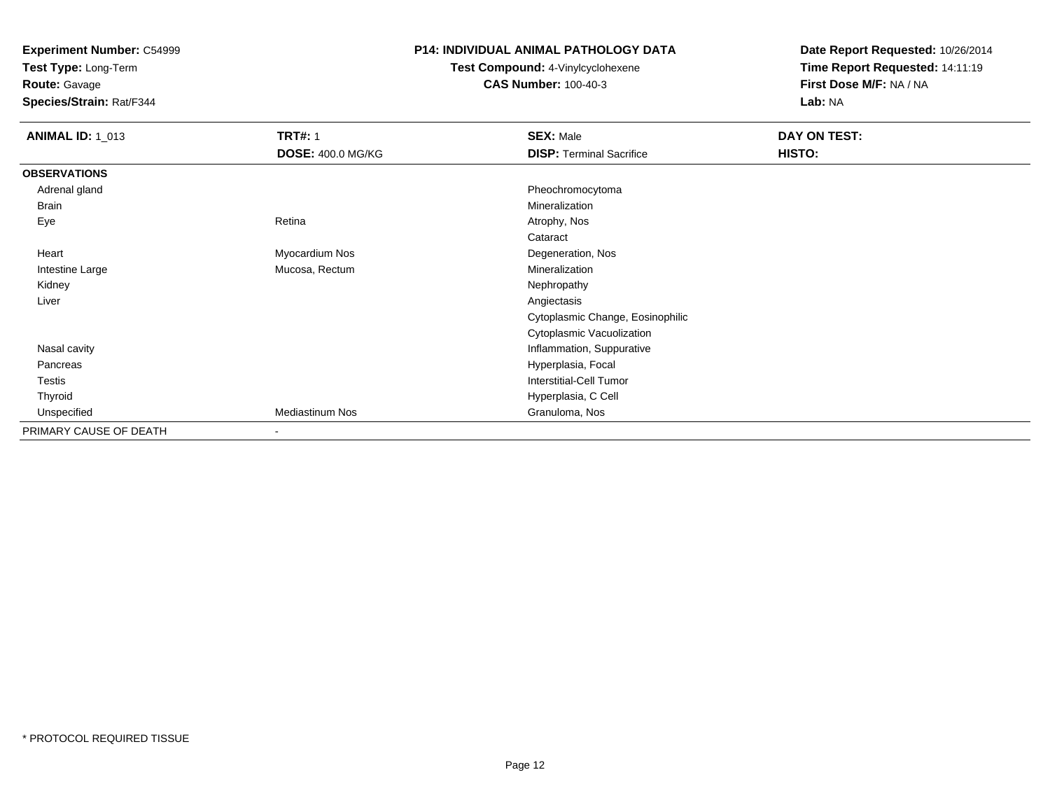**Experiment Number:** C54999
**Test Type:** Long-Term
**Route:** Gavage
**Species/Strain:** Rat/F344

**P14: INDIVIDUAL ANIMAL PATHOLOGY DATA**
**Test Compound:** 4-Vinylcyclohexene
**CAS Number:** 100-40-3

**Date Report Requested:** 10/26/2014
**Time Report Requested:** 14:11:19
**First Dose M/F:** NA / NA
**Lab:** NA

| **ANIMAL ID:** 1_013 | **TRT#:** 1 | **SEX:** Male | **DAY ON TEST:** |
|---|---|---|---|
| | **DOSE:** 400.0 MG/KG | **DISP:** Terminal Sacrifice | **HISTO:** |
| **OBSERVATIONS** | | | |
| Adrenal gland | | Pheochromocytoma | |
| Brain | | Mineralization | |
| Eye | Retina | Atrophy, Nos | |
| | | Cataract | |
| Heart | Myocardium Nos | Degeneration, Nos | |
| Intestine Large | Mucosa, Rectum | Mineralization | |
| Kidney | | Nephropathy | |
| Liver | | Angiectasis | |
| | | Cytoplasmic Change, Eosinophilic | |
| | | Cytoplasmic Vacuolization | |
| Nasal cavity | | Inflammation, Suppurative | |
| Pancreas | | Hyperplasia, Focal | |
| Testis | | Interstitial-Cell Tumor | |
| Thyroid | | Hyperplasia, C Cell | |
| Unspecified | Mediastinum Nos | Granuloma, Nos | |
| PRIMARY CAUSE OF DEATH | - | | |

* PROTOCOL REQUIRED TISSUE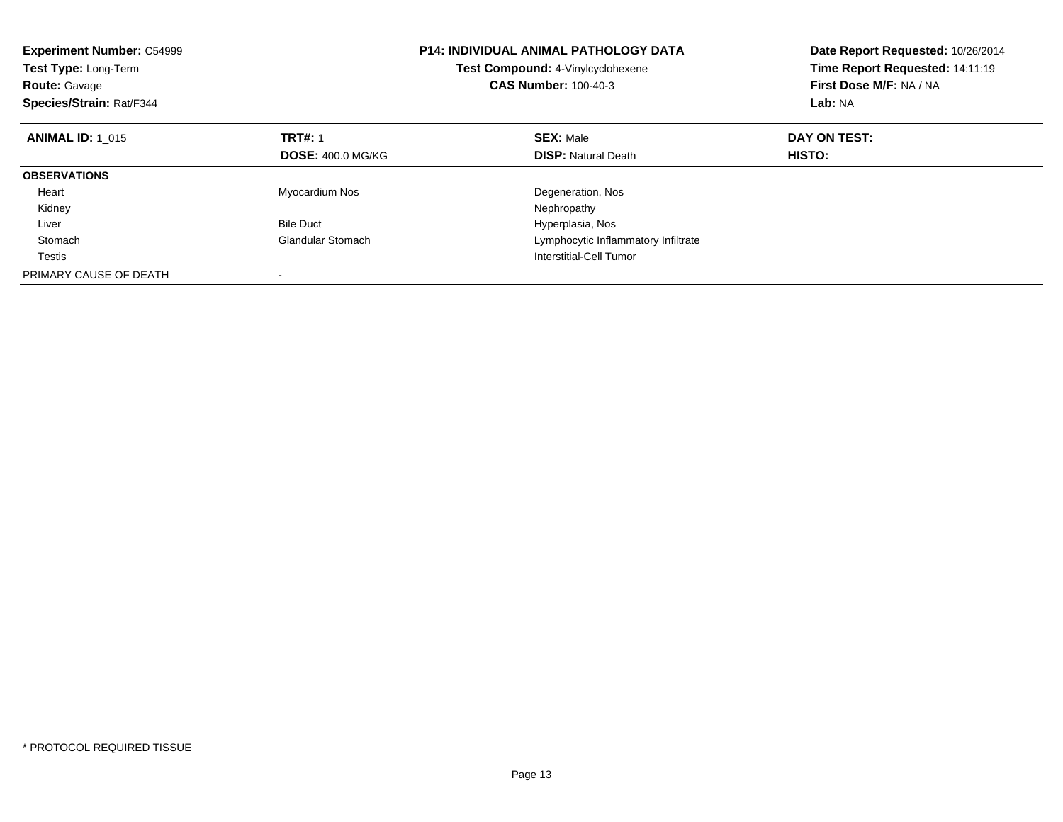**Experiment Number:** C54999
**Test Type:** Long-Term
**Route:** Gavage
**Species/Strain:** Rat/F344

**P14: INDIVIDUAL ANIMAL PATHOLOGY DATA**
**Test Compound:** 4-Vinylcyclohexene
**CAS Number:** 100-40-3

**Date Report Requested:** 10/26/2014
**Time Report Requested:** 14:11:19
**First Dose M/F:** NA / NA
**Lab:** NA

| **ANIMAL ID:** 1_015 | **TRT#:** 1 | **SEX:** Male | **DAY ON TEST:** |
|---|---|---|---|
| | **DOSE:** 400.0 MG/KG | **DISP:** Natural Death | **HISTO:** |
| **OBSERVATIONS** | | | |
| Heart | Myocardium Nos | Degeneration, Nos | |
| Kidney | | Nephropathy | |
| Liver | Bile Duct | Hyperplasia, Nos | |
| Stomach | Glandular Stomach | Lymphocytic Inflammatory Infiltrate | |
| Testis | | Interstitial-Cell Tumor | |
| PRIMARY CAUSE OF DEATH | - | | |

* PROTOCOL REQUIRED TISSUE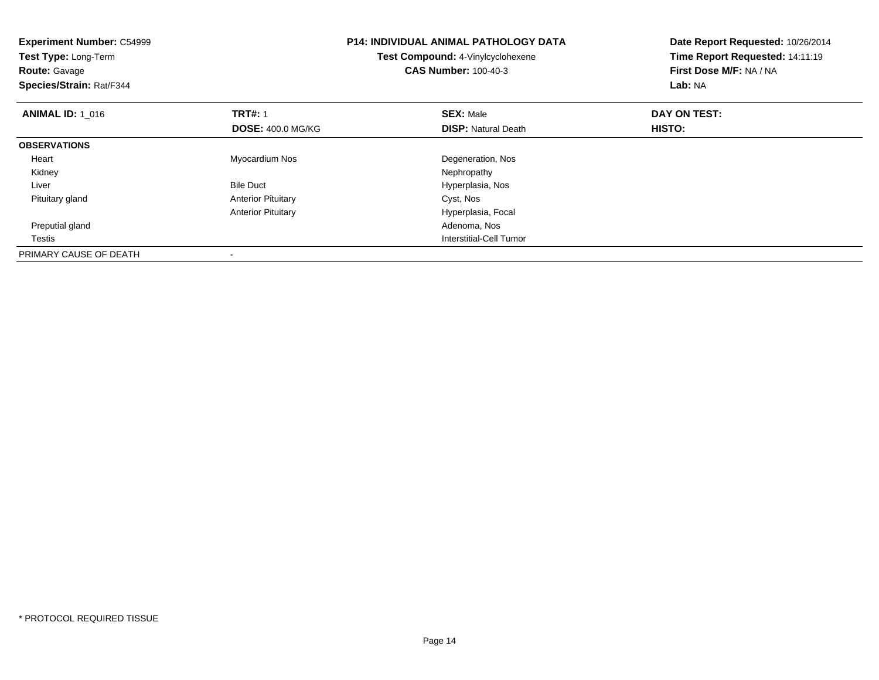**Experiment Number:** C54999
**Test Type:** Long-Term
**Route:** Gavage
**Species/Strain:** Rat/F344

**P14: INDIVIDUAL ANIMAL PATHOLOGY DATA**
**Test Compound:** 4-Vinylcyclohexene
**CAS Number:** 100-40-3

**Date Report Requested:** 10/26/2014
**Time Report Requested:** 14:11:19
**First Dose M/F:** NA / NA
**Lab:** NA

| **ANIMAL ID:** 1_016 | **TRT#:** 1 | **SEX:** Male | **DAY ON TEST:** |
|---|---|---|---|
| | **DOSE:** 400.0 MG/KG | **DISP:** Natural Death | **HISTO:** |
| **OBSERVATIONS** | | | |
| Heart | Myocardium Nos | Degeneration, Nos | |
| Kidney | | Nephropathy | |
| Liver | Bile Duct | Hyperplasia, Nos | |
| Pituitary gland | Anterior Pituitary | Cyst, Nos | |
| | Anterior Pituitary | Hyperplasia, Focal | |
| Preputial gland | | Adenoma, Nos | |
| Testis | | Interstitial-Cell Tumor | |
| PRIMARY CAUSE OF DEATH | - | | |

\* PROTOCOL REQUIRED TISSUE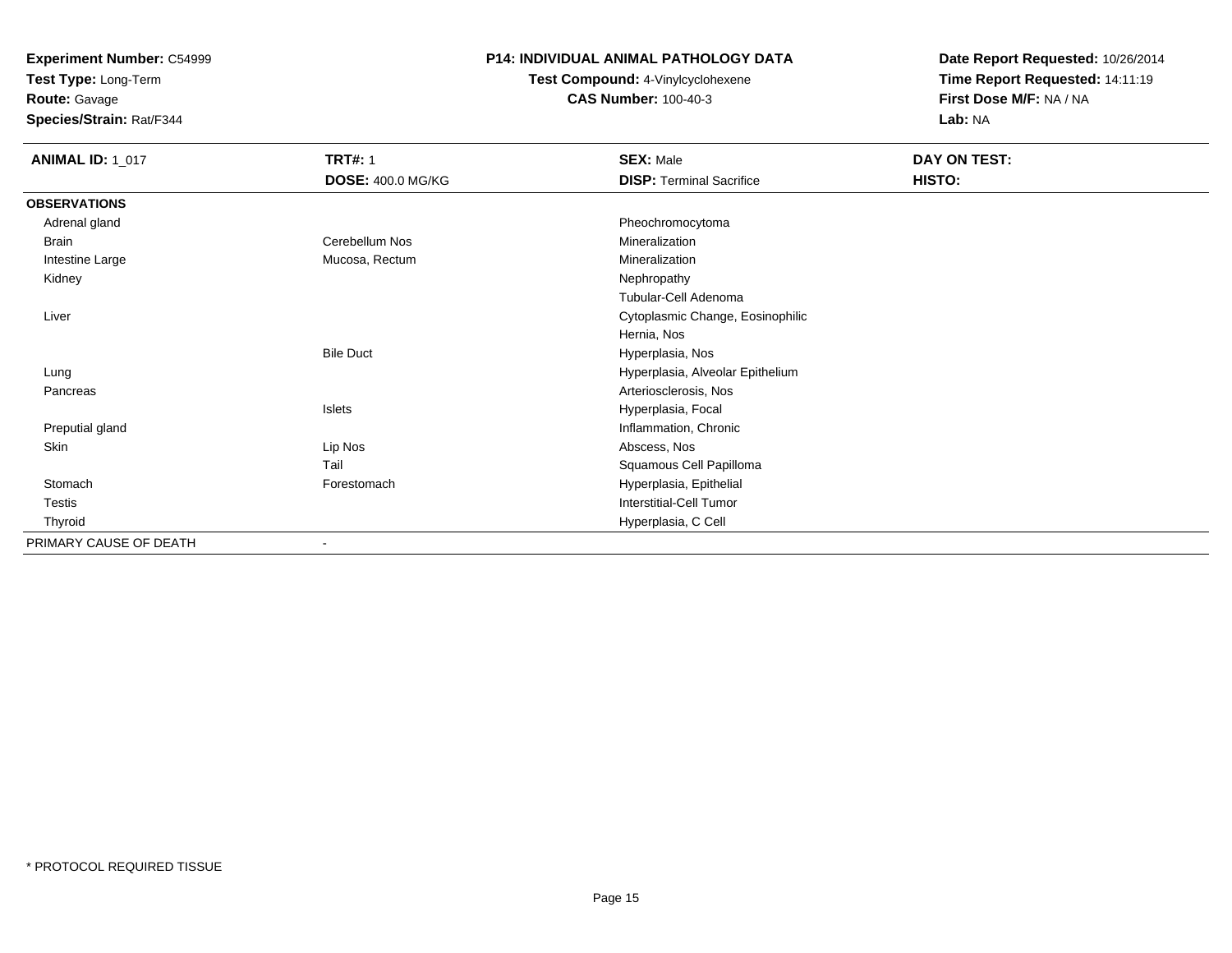**Experiment Number:** C54999
**Test Type:** Long-Term
**Route:** Gavage
**Species/Strain:** Rat/F344

**P14: INDIVIDUAL ANIMAL PATHOLOGY DATA**
**Test Compound:** 4-Vinylcyclohexene
**CAS Number:** 100-40-3

**Date Report Requested:** 10/26/2014
**Time Report Requested:** 14:11:19
**First Dose M/F:** NA / NA
**Lab:** NA

| **ANIMAL ID:** 1_017 | **TRT#:** 1 | **SEX:** Male | **DAY ON TEST:** |
|---|---|---|---|
| | **DOSE:** 400.0 MG/KG | **DISP:** Terminal Sacrifice | **HISTO:** |
| **OBSERVATIONS** | | | |
| Adrenal gland | | Pheochromocytoma | |
| Brain | Cerebellum Nos | Mineralization | |
| Intestine Large | Mucosa, Rectum | Mineralization | |
| Kidney | | Nephropathy | |
| | | Tubular-Cell Adenoma | |
| Liver | | Cytoplasmic Change, Eosinophilic | |
| | | Hernia, Nos | |
| | Bile Duct | Hyperplasia, Nos | |
| Lung | | Hyperplasia, Alveolar Epithelium | |
| Pancreas | | Arteriosclerosis, Nos | |
| | Islets | Hyperplasia, Focal | |
| Preputial gland | | Inflammation, Chronic | |
| Skin | Lip Nos | Abscess, Nos | |
| | Tail | Squamous Cell Papilloma | |
| Stomach | Forestomach | Hyperplasia, Epithelial | |
| Testis | | Interstitial-Cell Tumor | |
| Thyroid | | Hyperplasia, C Cell | |
| PRIMARY CAUSE OF DEATH | - | | |

* PROTOCOL REQUIRED TISSUE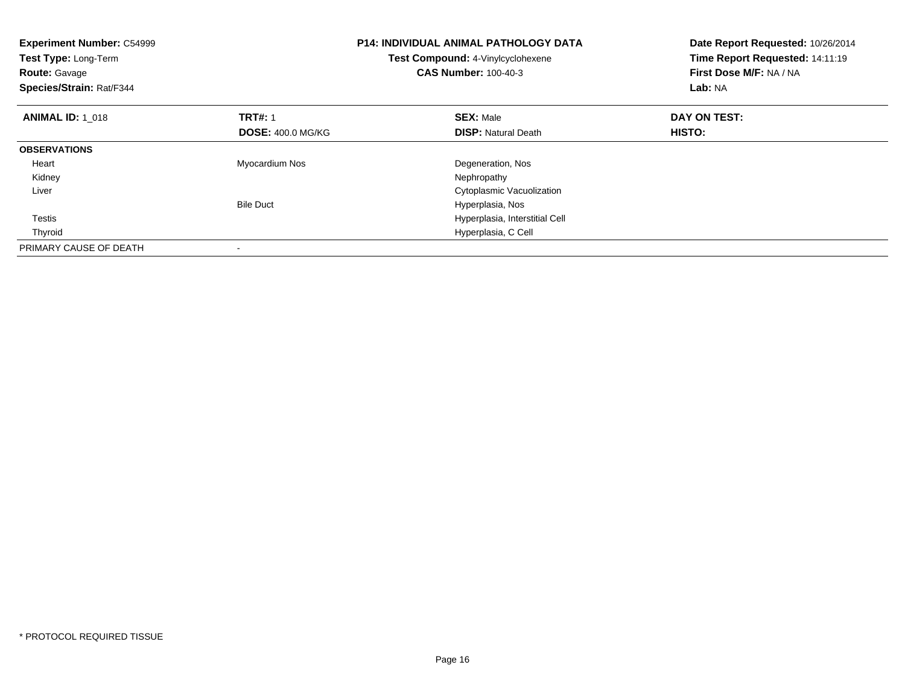**Experiment Number:** C54999
**Test Type:** Long-Term
**Route:** Gavage
**Species/Strain:** Rat/F344

**P14: INDIVIDUAL ANIMAL PATHOLOGY DATA**
**Test Compound:** 4-Vinylcyclohexene
**CAS Number:** 100-40-3

**Date Report Requested:** 10/26/2014
**Time Report Requested:** 14:11:19
**First Dose M/F:** NA / NA
**Lab:** NA

| **ANIMAL ID:** 1_018 | **TRT#:** 1<br>**DOSE:** 400.0 MG/KG | **SEX:** Male<br>**DISP:** Natural Death | **DAY ON TEST:**<br>**HISTO:** |
|---|---|---|---|
| **OBSERVATIONS** | | | |
| Heart | Myocardium Nos | Degeneration, Nos | |
| Kidney | | Nephropathy | |
| Liver | | Cytoplasmic Vacuolization | |
| | Bile Duct | Hyperplasia, Nos | |
| Testis | | Hyperplasia, Interstitial Cell | |
| Thyroid | | Hyperplasia, C Cell | |
| PRIMARY CAUSE OF DEATH | - | | |

* PROTOCOL REQUIRED TISSUE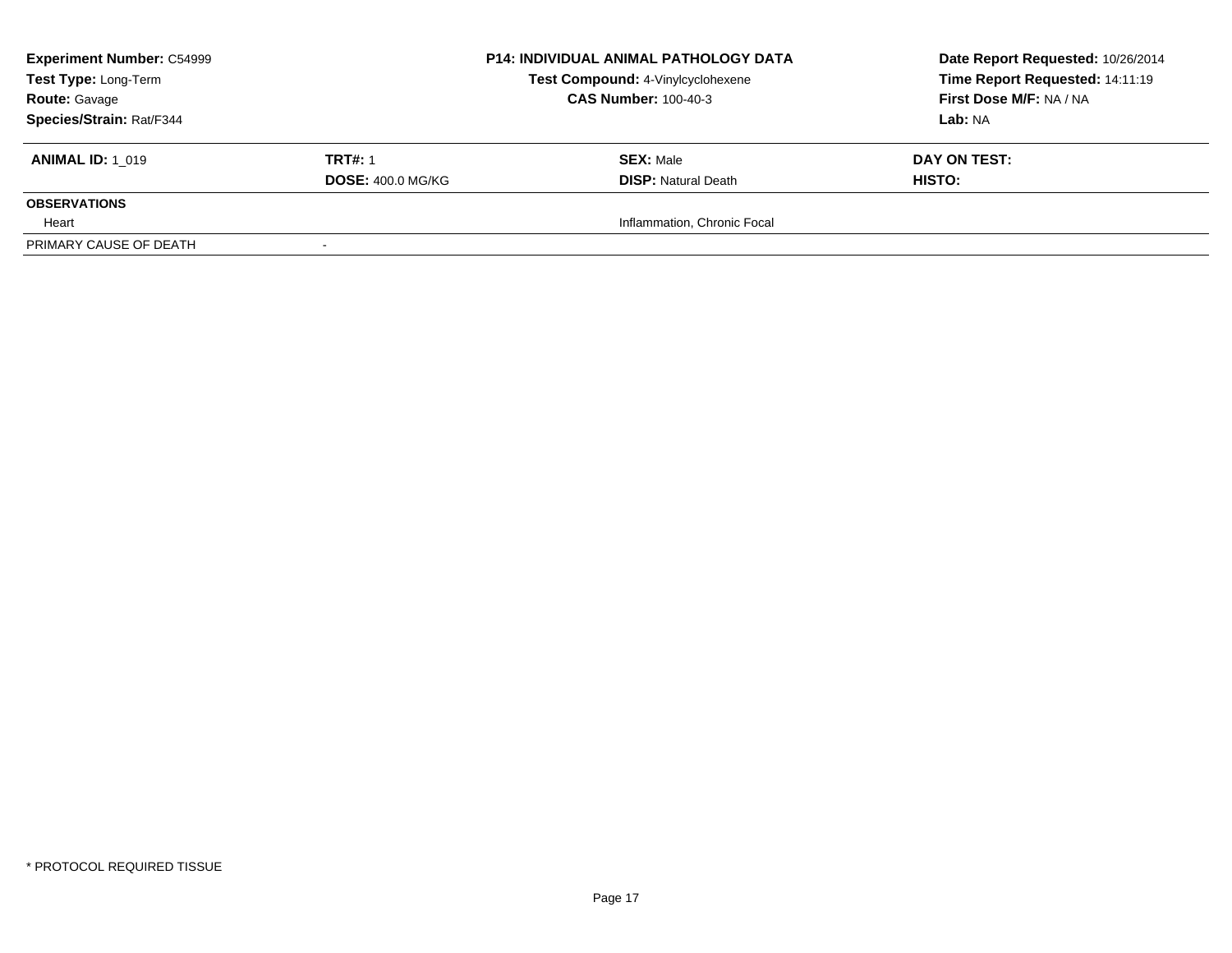| **Experiment Number:** C54999 | **P14: INDIVIDUAL ANIMAL PATHOLOGY DATA** | **Date Report Requested:** 10/26/2014 |
|---|---|---|
| **Test Type:** Long-Term | **Test Compound:** 4-Vinylcyclohexene | **Time Report Requested:** 14:11:19 |
| **Route:** Gavage | **CAS Number:** 100-40-3 | **First Dose M/F:** NA / NA |
| **Species/Strain:** Rat/F344 | | **Lab:** NA |

| **ANIMAL ID:** 1_019 | **TRT#:** 1 | **SEX:** Male | **DAY ON TEST:** |
|---|---|---|---|
| | **DOSE:** 400.0 MG/KG | **DISP:** Natural Death | **HISTO:** |
| **OBSERVATIONS** | | | |
| Heart | | Inflammation, Chronic Focal | |
| PRIMARY CAUSE OF DEATH | - | | |

* PROTOCOL REQUIRED TISSUE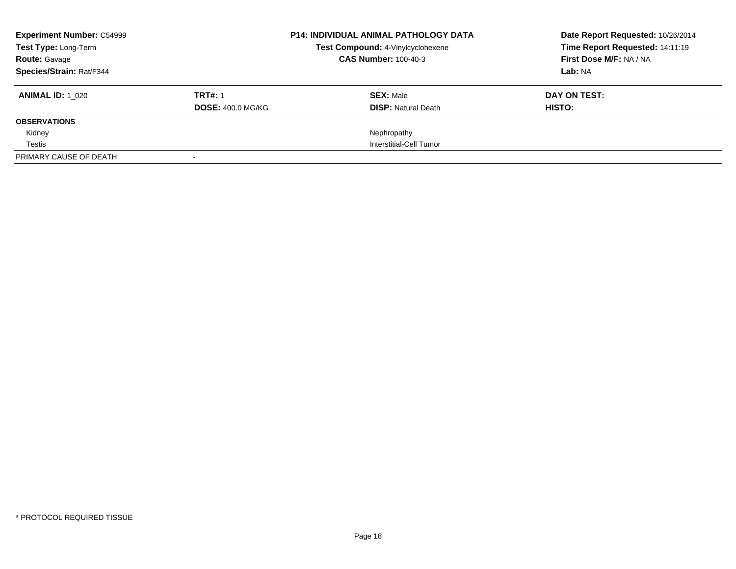**Experiment Number:** C54999
**Test Type:** Long-Term
**Route:** Gavage
**Species/Strain:** Rat/F344

**P14: INDIVIDUAL ANIMAL PATHOLOGY DATA**
**Test Compound:** 4-Vinylcyclohexene
**CAS Number:** 100-40-3

**Date Report Requested:** 10/26/2014
**Time Report Requested:** 14:11:19
**First Dose M/F:** NA / NA
**Lab:** NA

| **ANIMAL ID:** 1_020 | **TRT#:** 1 | **SEX:** Male | **DAY ON TEST:** |
|---|---|---|---|
| | **DOSE:** 400.0 MG/KG | **DISP:** Natural Death | **HISTO:** |
| **OBSERVATIONS** | | | |
| Kidney | | Nephropathy | |
| Testis | | Interstitial-Cell Tumor | |
| PRIMARY CAUSE OF DEATH | - | | |

\* PROTOCOL REQUIRED TISSUE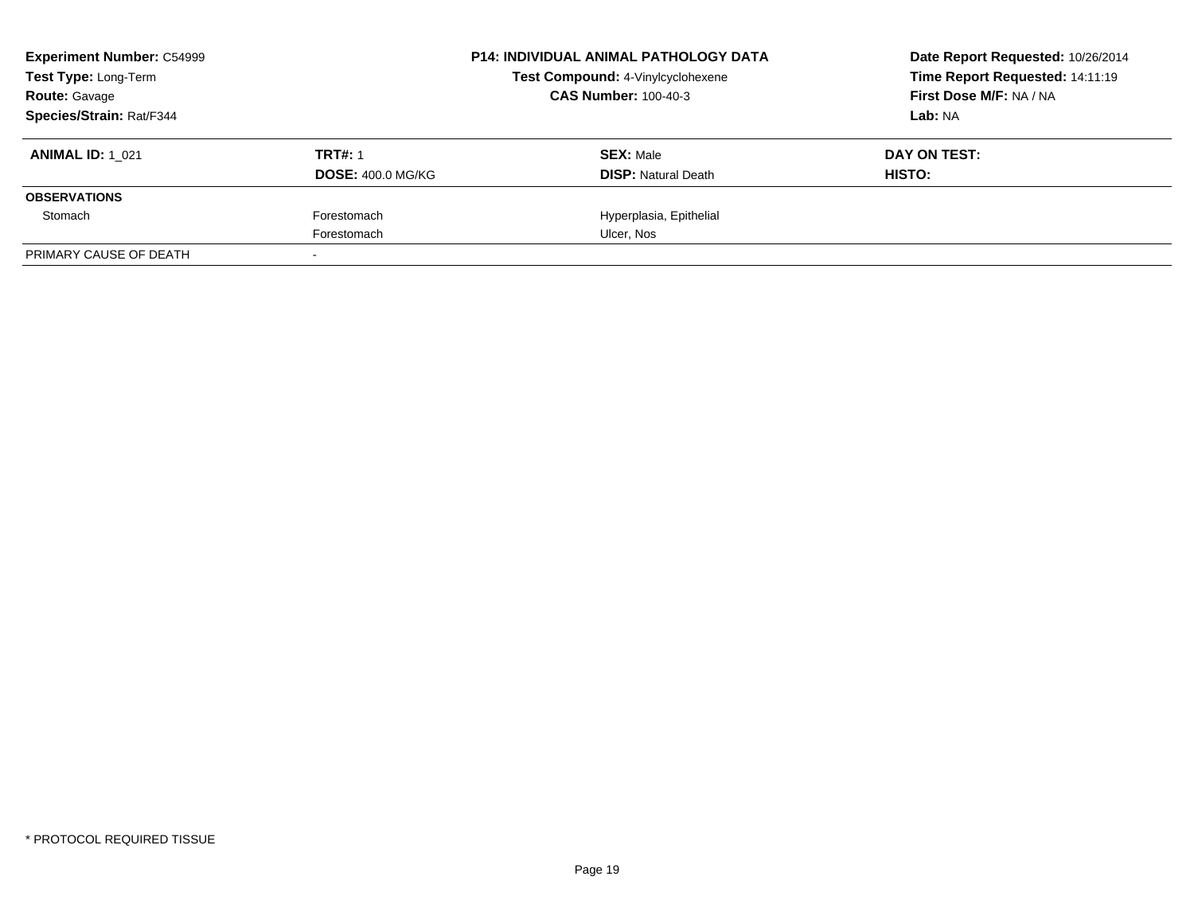**Experiment Number:** C54999
**Test Type:** Long-Term
**Route:** Gavage
**Species/Strain:** Rat/F344

**P14: INDIVIDUAL ANIMAL PATHOLOGY DATA**
**Test Compound:** 4-Vinylcyclohexene
**CAS Number:** 100-40-3

**Date Report Requested:** 10/26/2014
**Time Report Requested:** 14:11:19
**First Dose M/F:** NA / NA
**Lab:** NA

| **ANIMAL ID:** 1_021 | **TRT#:** 1 | **SEX:** Male | **DAY ON TEST:** |
|---|---|---|---|
| | **DOSE:** 400.0 MG/KG | **DISP:** Natural Death | **HISTO:** |
| **OBSERVATIONS** | | | |
| Stomach | Forestomach | Hyperplasia, Epithelial | |
| | Forestomach | Ulcer, Nos | |
| PRIMARY CAUSE OF DEATH | - | | |

* PROTOCOL REQUIRED TISSUE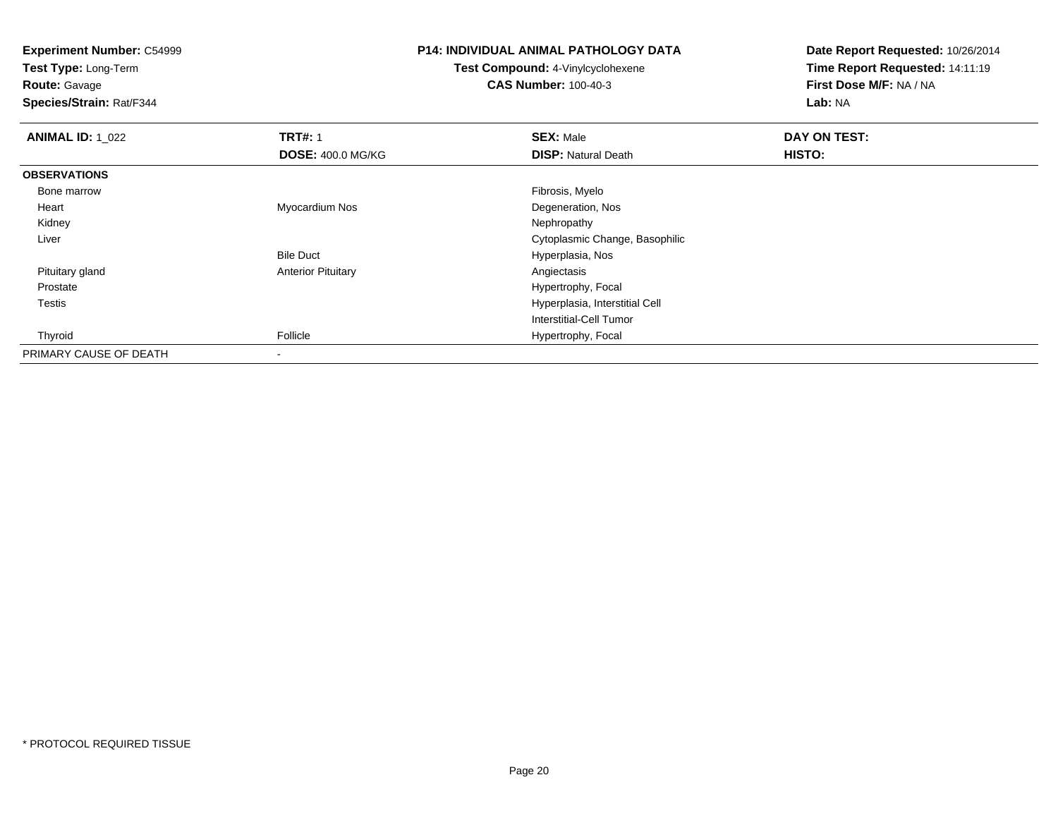**Experiment Number:** C54999
**Test Type:** Long-Term
**Route:** Gavage
**Species/Strain:** Rat/F344

**P14: INDIVIDUAL ANIMAL PATHOLOGY DATA**
**Test Compound:** 4-Vinylcyclohexene
**CAS Number:** 100-40-3

**Date Report Requested:** 10/26/2014
**Time Report Requested:** 14:11:19
**First Dose M/F:** NA / NA
**Lab:** NA

| **ANIMAL ID:** 1_022 | **TRT#:** 1 | **SEX:** Male | **DAY ON TEST:** |
|---|---|---|---|
| | **DOSE:** 400.0 MG/KG | **DISP:** Natural Death | **HISTO:** |
| **OBSERVATIONS** | | | |
| Bone marrow | | Fibrosis, Myelo | |
| Heart | Myocardium Nos | Degeneration, Nos | |
| Kidney | | Nephropathy | |
| Liver | | Cytoplasmic Change, Basophilic | |
| | Bile Duct | Hyperplasia, Nos | |
| Pituitary gland | Anterior Pituitary | Angiectasis | |
| Prostate | | Hypertrophy, Focal | |
| Testis | | Hyperplasia, Interstitial Cell | |
| | | Interstitial-Cell Tumor | |
| Thyroid | Follicle | Hypertrophy, Focal | |
| PRIMARY CAUSE OF DEATH | - | | |

* PROTOCOL REQUIRED TISSUE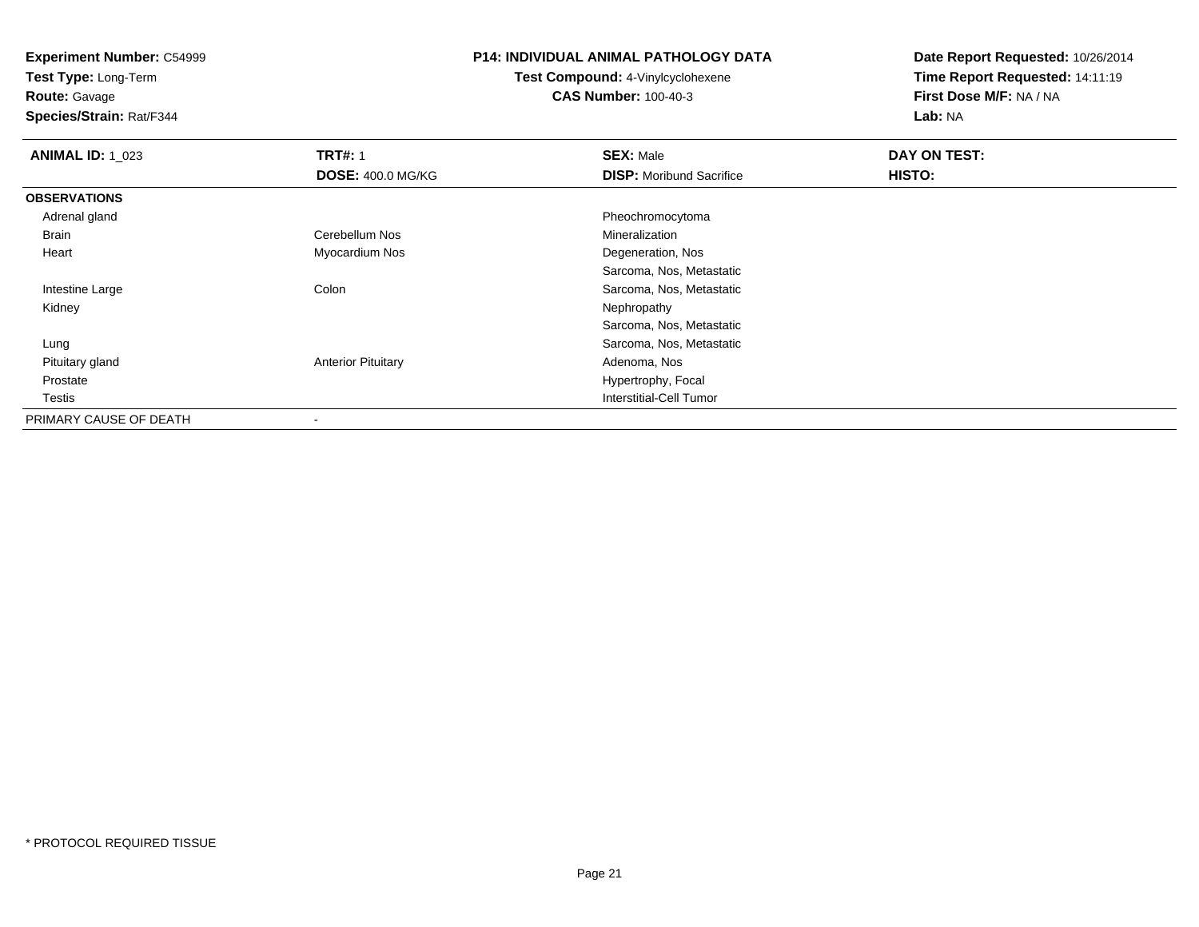**Experiment Number:** C54999
**Test Type:** Long-Term
**Route:** Gavage
**Species/Strain:** Rat/F344

**P14: INDIVIDUAL ANIMAL PATHOLOGY DATA**
**Test Compound:** 4-Vinylcyclohexene
**CAS Number:** 100-40-3

**Date Report Requested:** 10/26/2014
**Time Report Requested:** 14:11:19
**First Dose M/F:** NA / NA
**Lab:** NA

| **ANIMAL ID:** 1_023 | **TRT#:** 1 | **SEX:** Male | **DAY ON TEST:** |
|---|---|---|---|
| | **DOSE:** 400.0 MG/KG | **DISP:** Moribund Sacrifice | **HISTO:** |
| **OBSERVATIONS** | | | |
| Adrenal gland | | Pheochromocytoma | |
| Brain | Cerebellum Nos | Mineralization | |
| Heart | Myocardium Nos | Degeneration, Nos | |
| | | Sarcoma, Nos, Metastatic | |
| Intestine Large | Colon | Sarcoma, Nos, Metastatic | |
| Kidney | | Nephropathy | |
| | | Sarcoma, Nos, Metastatic | |
| Lung | | Sarcoma, Nos, Metastatic | |
| Pituitary gland | Anterior Pituitary | Adenoma, Nos | |
| Prostate | | Hypertrophy, Focal | |
| Testis | | Interstitial-Cell Tumor | |
| PRIMARY CAUSE OF DEATH | - | | |

* PROTOCOL REQUIRED TISSUE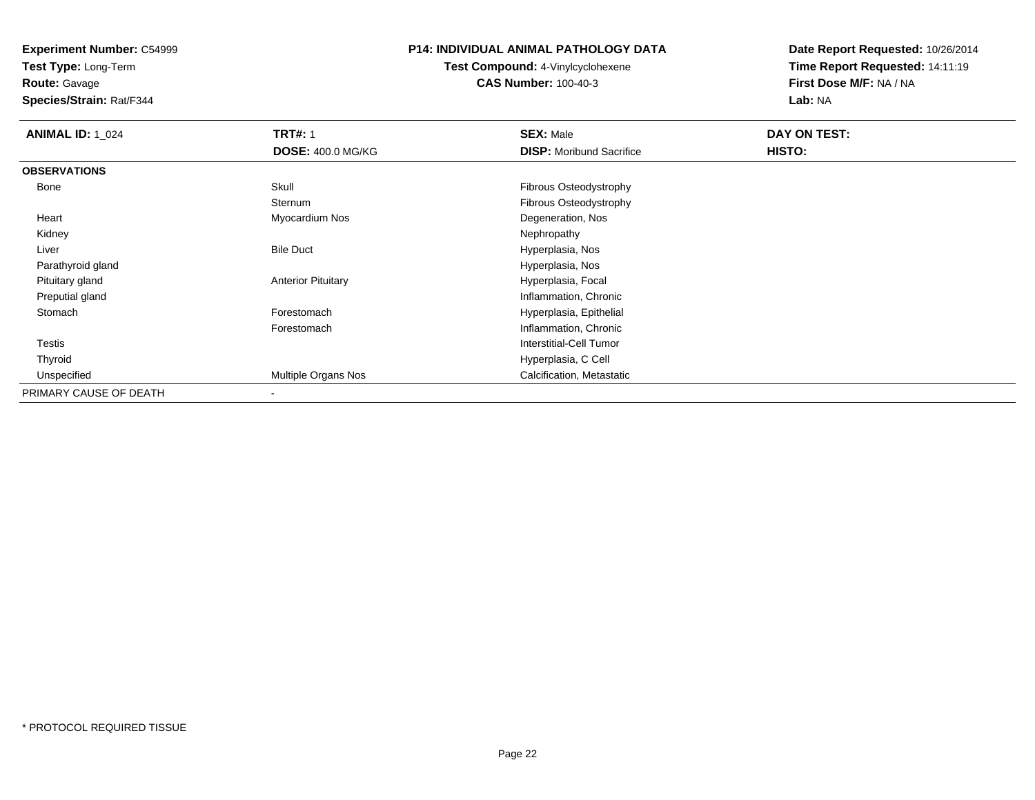**Experiment Number:** C54999
**Test Type:** Long-Term
**Route:** Gavage
**Species/Strain:** Rat/F344

**P14: INDIVIDUAL ANIMAL PATHOLOGY DATA**
**Test Compound:** 4-Vinylcyclohexene
**CAS Number:** 100-40-3

**Date Report Requested:** 10/26/2014
**Time Report Requested:** 14:11:19
**First Dose M/F:** NA / NA
**Lab:** NA

| **ANIMAL ID:** 1_024 | **TRT#:** 1 | **SEX:** Male | **DAY ON TEST:** |
|---|---|---|---|
| | **DOSE:** 400.0 MG/KG | **DISP:** Moribund Sacrifice | **HISTO:** |
| **OBSERVATIONS** | | | |
| Bone | Skull | Fibrous Osteodystrophy | |
| | Sternum | Fibrous Osteodystrophy | |
| Heart | Myocardium Nos | Degeneration, Nos | |
| Kidney | | Nephropathy | |
| Liver | Bile Duct | Hyperplasia, Nos | |
| Parathyroid gland | | Hyperplasia, Nos | |
| Pituitary gland | Anterior Pituitary | Hyperplasia, Focal | |
| Preputial gland | | Inflammation, Chronic | |
| Stomach | Forestomach | Hyperplasia, Epithelial | |
| | Forestomach | Inflammation, Chronic | |
| Testis | | Interstitial-Cell Tumor | |
| Thyroid | | Hyperplasia, C Cell | |
| Unspecified | Multiple Organs Nos | Calcification, Metastatic | |
| PRIMARY CAUSE OF DEATH | - | | |

* PROTOCOL REQUIRED TISSUE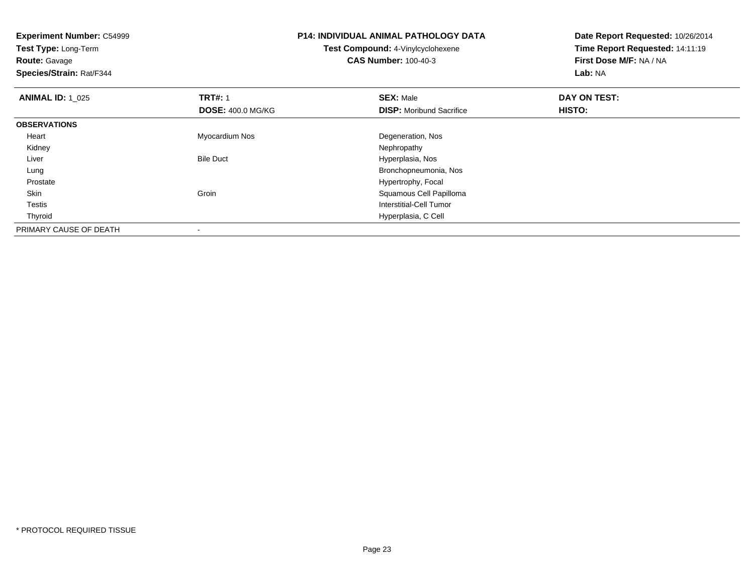**Experiment Number:** C54999
**Test Type:** Long-Term
**Route:** Gavage
**Species/Strain:** Rat/F344

**P14: INDIVIDUAL ANIMAL PATHOLOGY DATA**
**Test Compound:** 4-Vinylcyclohexene
**CAS Number:** 100-40-3

**Date Report Requested:** 10/26/2014
**Time Report Requested:** 14:11:19
**First Dose M/F:** NA / NA
**Lab:** NA

| **ANIMAL ID:** 1_025 | **TRT#:** 1 | **SEX:** Male | **DAY ON TEST:** |
|---|---|---|---|
| | **DOSE:** 400.0 MG/KG | **DISP:** Moribund Sacrifice | **HISTO:** |
| **OBSERVATIONS** | | | |
| Heart | Myocardium Nos | Degeneration, Nos | |
| Kidney | | Nephropathy | |
| Liver | Bile Duct | Hyperplasia, Nos | |
| Lung | | Bronchopneumonia, Nos | |
| Prostate | | Hypertrophy, Focal | |
| Skin | Groin | Squamous Cell Papilloma | |
| Testis | | Interstitial-Cell Tumor | |
| Thyroid | | Hyperplasia, C Cell | |
| PRIMARY CAUSE OF DEATH | - | | |

* PROTOCOL REQUIRED TISSUE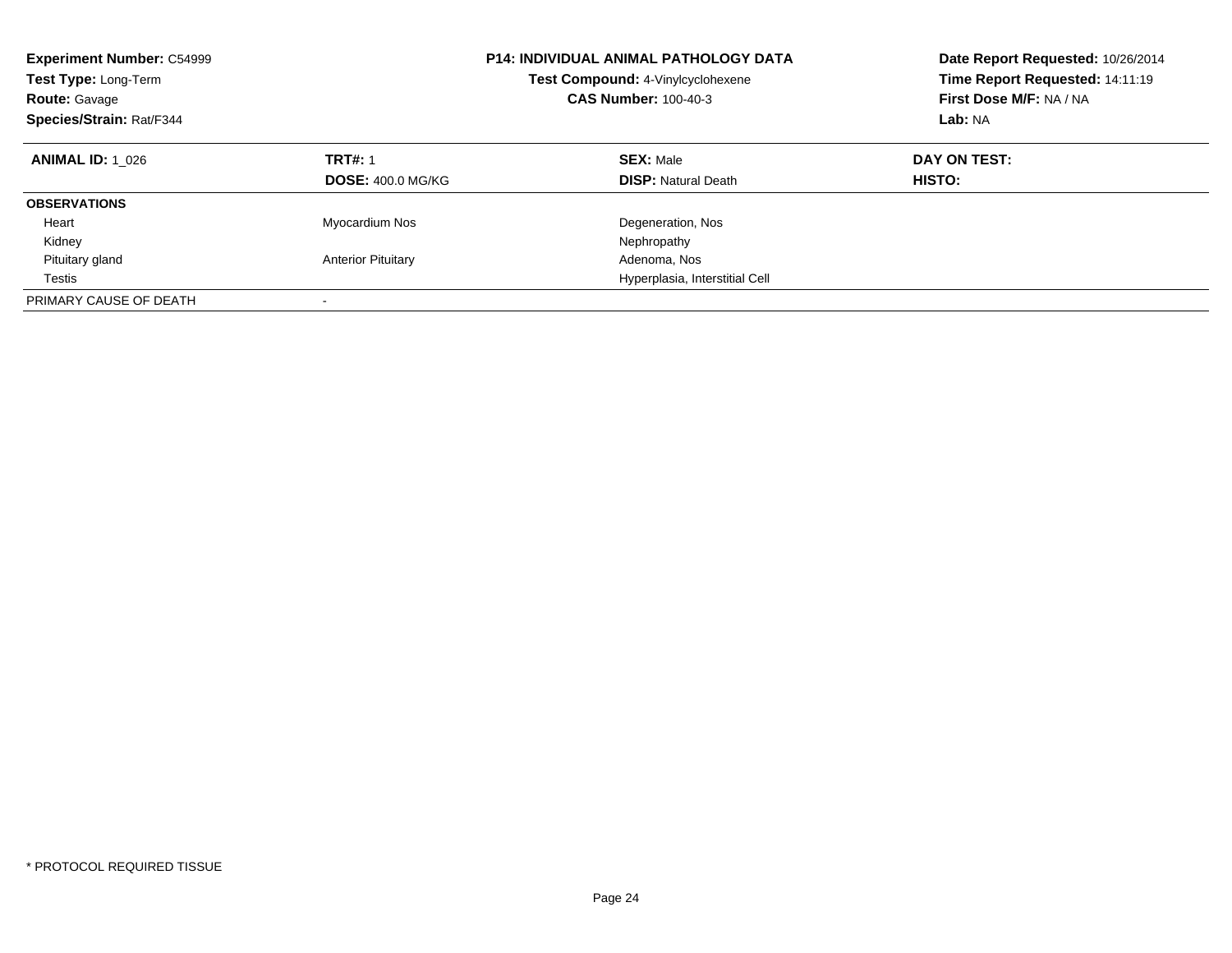**Experiment Number:** C54999
**Test Type:** Long-Term
**Route:** Gavage
**Species/Strain:** Rat/F344

**P14: INDIVIDUAL ANIMAL PATHOLOGY DATA**
**Test Compound:** 4-Vinylcyclohexene
**CAS Number:** 100-40-3

**Date Report Requested:** 10/26/2014
**Time Report Requested:** 14:11:19
**First Dose M/F:** NA / NA
**Lab:** NA

| **ANIMAL ID:** 1_026 | **TRT#:** 1 | **SEX:** Male | **DAY ON TEST:** |
|---|---|---|---|
| | **DOSE:** 400.0 MG/KG | **DISP:** Natural Death | **HISTO:** |
| **OBSERVATIONS** | | | |
| Heart | Myocardium Nos | Degeneration, Nos | |
| Kidney | | Nephropathy | |
| Pituitary gland | Anterior Pituitary | Adenoma, Nos | |
| Testis | | Hyperplasia, Interstitial Cell | |
| PRIMARY CAUSE OF DEATH | - | | |

* PROTOCOL REQUIRED TISSUE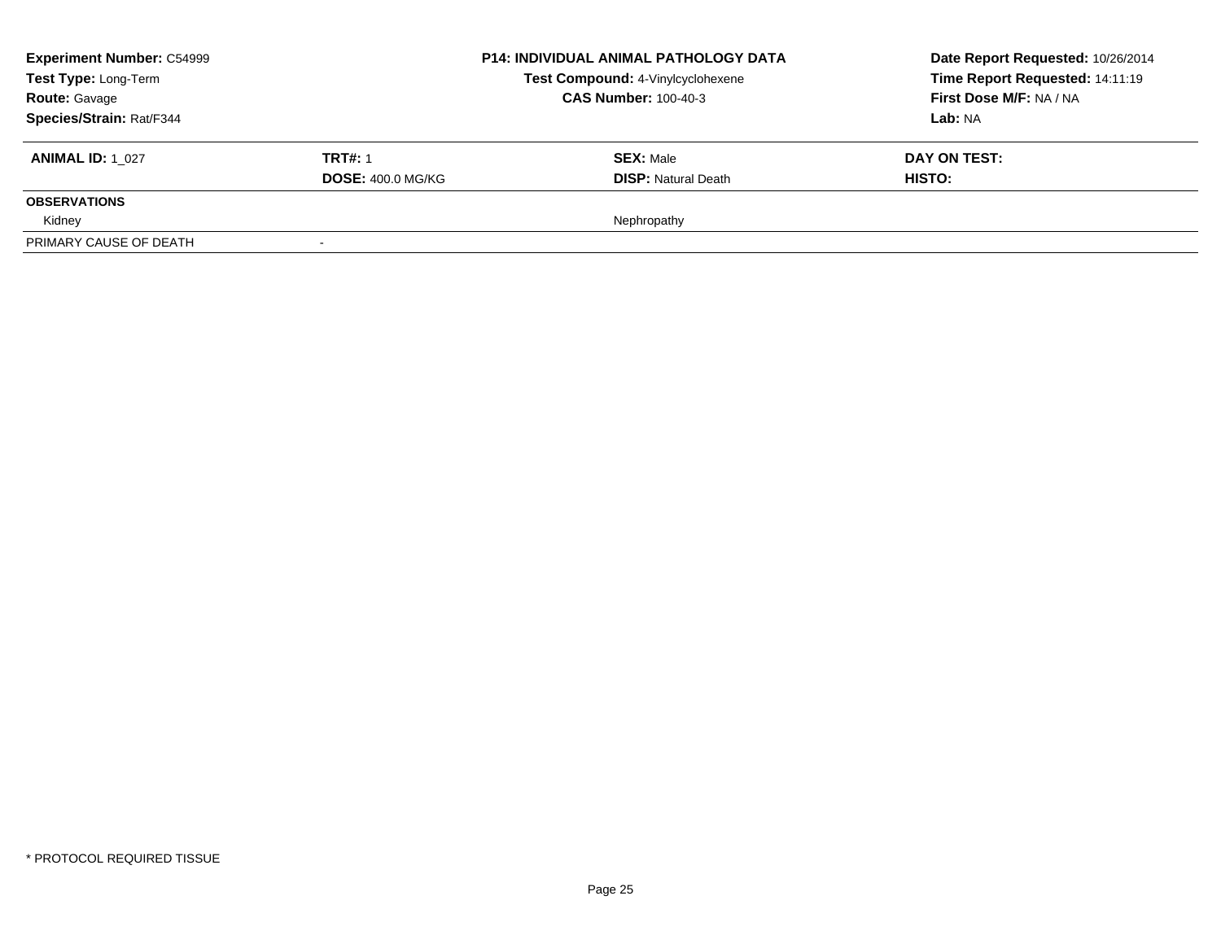| **Experiment Number:** C54999 | **P14: INDIVIDUAL ANIMAL PATHOLOGY DATA** | **Date Report Requested:** 10/26/2014 |
|---|---|---|
| **Test Type:** Long-Term | **Test Compound:** 4-Vinylcyclohexene | **Time Report Requested:** 14:11:19 |
| **Route:** Gavage | **CAS Number:** 100-40-3 | **First Dose M/F:** NA / NA |
| **Species/Strain:** Rat/F344 | | **Lab:** NA |

| **ANIMAL ID:** 1_027 | **TRT#:** 1 | **SEX:** Male | **DAY ON TEST:** |
|---|---|---|---|
| | **DOSE:** 400.0 MG/KG | **DISP:** Natural Death | **HISTO:** |
| **OBSERVATIONS** | | | |
| Kidney | | Nephropathy | |
| PRIMARY CAUSE OF DEATH | - | | |

* PROTOCOL REQUIRED TISSUE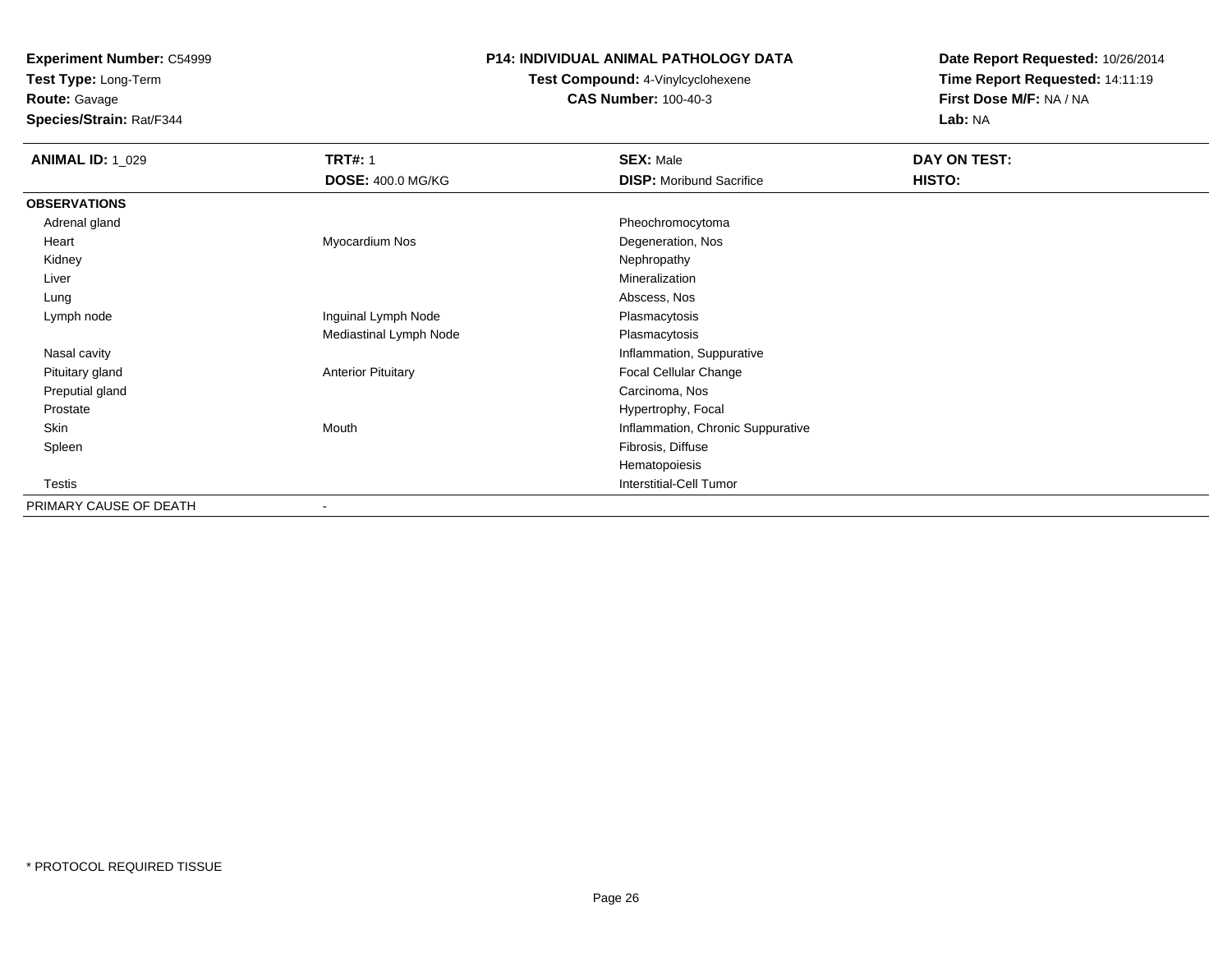**Experiment Number:** C54999
**Test Type:** Long-Term
**Route:** Gavage
**Species/Strain:** Rat/F344

**P14: INDIVIDUAL ANIMAL PATHOLOGY DATA**
**Test Compound:** 4-Vinylcyclohexene
**CAS Number:** 100-40-3

**Date Report Requested:** 10/26/2014
**Time Report Requested:** 14:11:19
**First Dose M/F:** NA / NA
**Lab:** NA

| **ANIMAL ID:** 1_029 | **TRT#:** 1 | **SEX:** Male | **DAY ON TEST:** |
|---|---|---|---|
| | **DOSE:** 400.0 MG/KG | **DISP:** Moribund Sacrifice | **HISTO:** |
| **OBSERVATIONS** | | | |
| Adrenal gland | | Pheochromocytoma | |
| Heart | Myocardium Nos | Degeneration, Nos | |
| Kidney | | Nephropathy | |
| Liver | | Mineralization | |
| Lung | | Abscess, Nos | |
| Lymph node | Inguinal Lymph Node | Plasmacytosis | |
| | Mediastinal Lymph Node | Plasmacytosis | |
| Nasal cavity | | Inflammation, Suppurative | |
| Pituitary gland | Anterior Pituitary | Focal Cellular Change | |
| Preputial gland | | Carcinoma, Nos | |
| Prostate | | Hypertrophy, Focal | |
| Skin | Mouth | Inflammation, Chronic Suppurative | |
| Spleen | | Fibrosis, Diffuse | |
| | | Hematopoiesis | |
| Testis | | Interstitial-Cell Tumor | |
| PRIMARY CAUSE OF DEATH | - | | |

* PROTOCOL REQUIRED TISSUE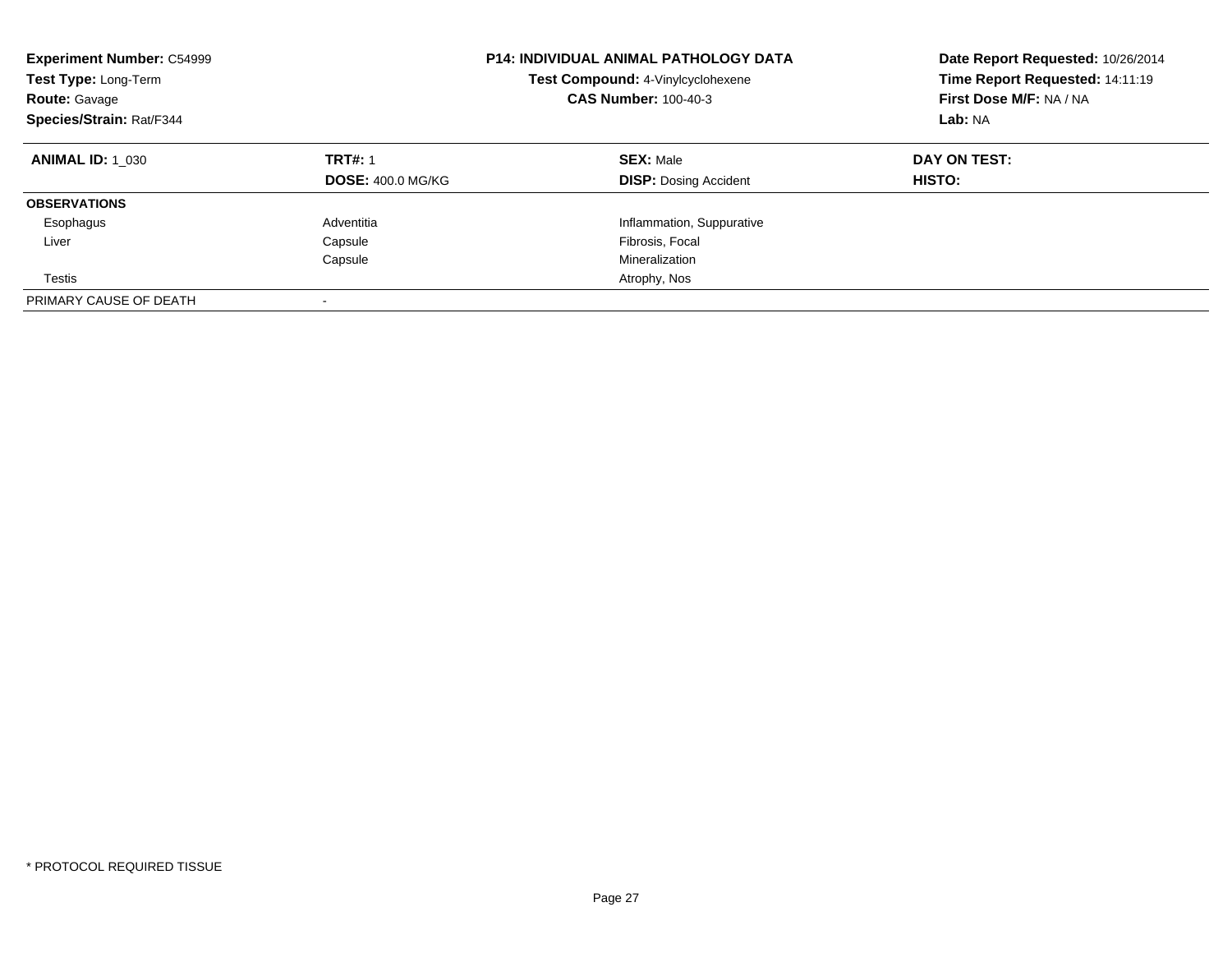**Experiment Number:** C54999
**Test Type:** Long-Term
**Route:** Gavage
**Species/Strain:** Rat/F344

**P14: INDIVIDUAL ANIMAL PATHOLOGY DATA**
**Test Compound:** 4-Vinylcyclohexene
**CAS Number:** 100-40-3

**Date Report Requested:** 10/26/2014
**Time Report Requested:** 14:11:19
**First Dose M/F:** NA / NA
**Lab:** NA

| **ANIMAL ID:** 1_030 | **TRT#:** 1 | **SEX:** Male | **DAY ON TEST:** |
|---|---|---|---|
| | **DOSE:** 400.0 MG/KG | **DISP:** Dosing Accident | **HISTO:** |
| **OBSERVATIONS** | | | |
| Esophagus | Adventitia | Inflammation, Suppurative | |
| Liver | Capsule | Fibrosis, Focal | |
| | Capsule | Mineralization | |
| Testis | | Atrophy, Nos | |
| PRIMARY CAUSE OF DEATH | - | | |

\* PROTOCOL REQUIRED TISSUE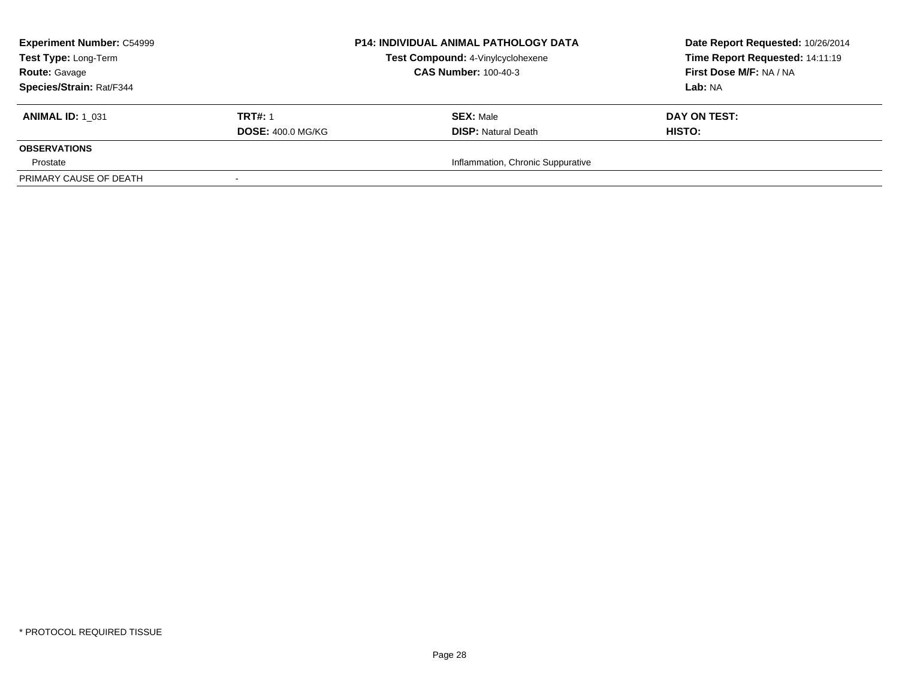| **Experiment Number:** C54999 | **P14: INDIVIDUAL ANIMAL PATHOLOGY DATA** | **Date Report Requested:** 10/26/2014 |
|---|---|---|
| **Test Type:** Long-Term | **Test Compound:** 4-Vinylcyclohexene | **Time Report Requested:** 14:11:19 |
| **Route:** Gavage | **CAS Number:** 100-40-3 | **First Dose M/F:** NA / NA |
| **Species/Strain:** Rat/F344 | | **Lab:** NA |

| **ANIMAL ID:** 1_031 | **TRT#:** 1 | **SEX:** Male | **DAY ON TEST:** |
|---|---|---|---|
| | **DOSE:** 400.0 MG/KG | **DISP:** Natural Death | **HISTO:** |
| **OBSERVATIONS** | | | |
| Prostate | | Inflammation, Chronic Suppurative | |
| PRIMARY CAUSE OF DEATH | - | | |

* PROTOCOL REQUIRED TISSUE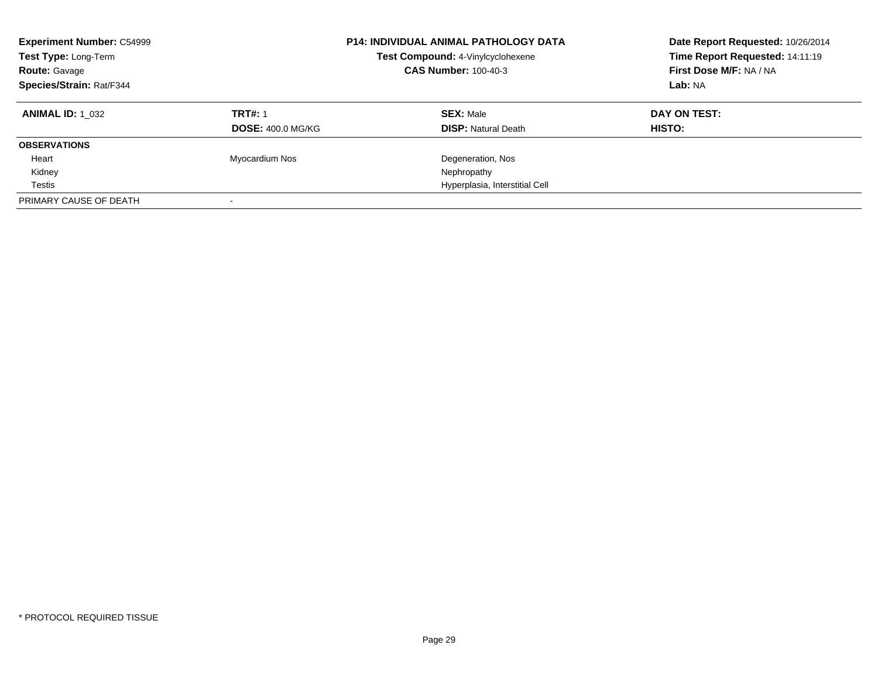| **Experiment Number:** C54999 | **P14: INDIVIDUAL ANIMAL PATHOLOGY DATA** | **Date Report Requested:** 10/26/2014 |
|---|---|---|
| **Test Type:** Long-Term | **Test Compound:** 4-Vinylcyclohexene | **Time Report Requested:** 14:11:19 |
| **Route:** Gavage | **CAS Number:** 100-40-3 | **First Dose M/F:** NA / NA |
| **Species/Strain:** Rat/F344 | | **Lab:** NA |

| **ANIMAL ID:** 1_032 | **TRT#:** 1 | **SEX:** Male | **DAY ON TEST:** |
|---|---|---|---|
| | **DOSE:** 400.0 MG/KG | **DISP:** Natural Death | **HISTO:** |
| **OBSERVATIONS** | | | |
| Heart | Myocardium Nos | Degeneration, Nos | |
| Kidney | | Nephropathy | |
| Testis | | Hyperplasia, Interstitial Cell | |
| PRIMARY CAUSE OF DEATH | - | | |

\* PROTOCOL REQUIRED TISSUE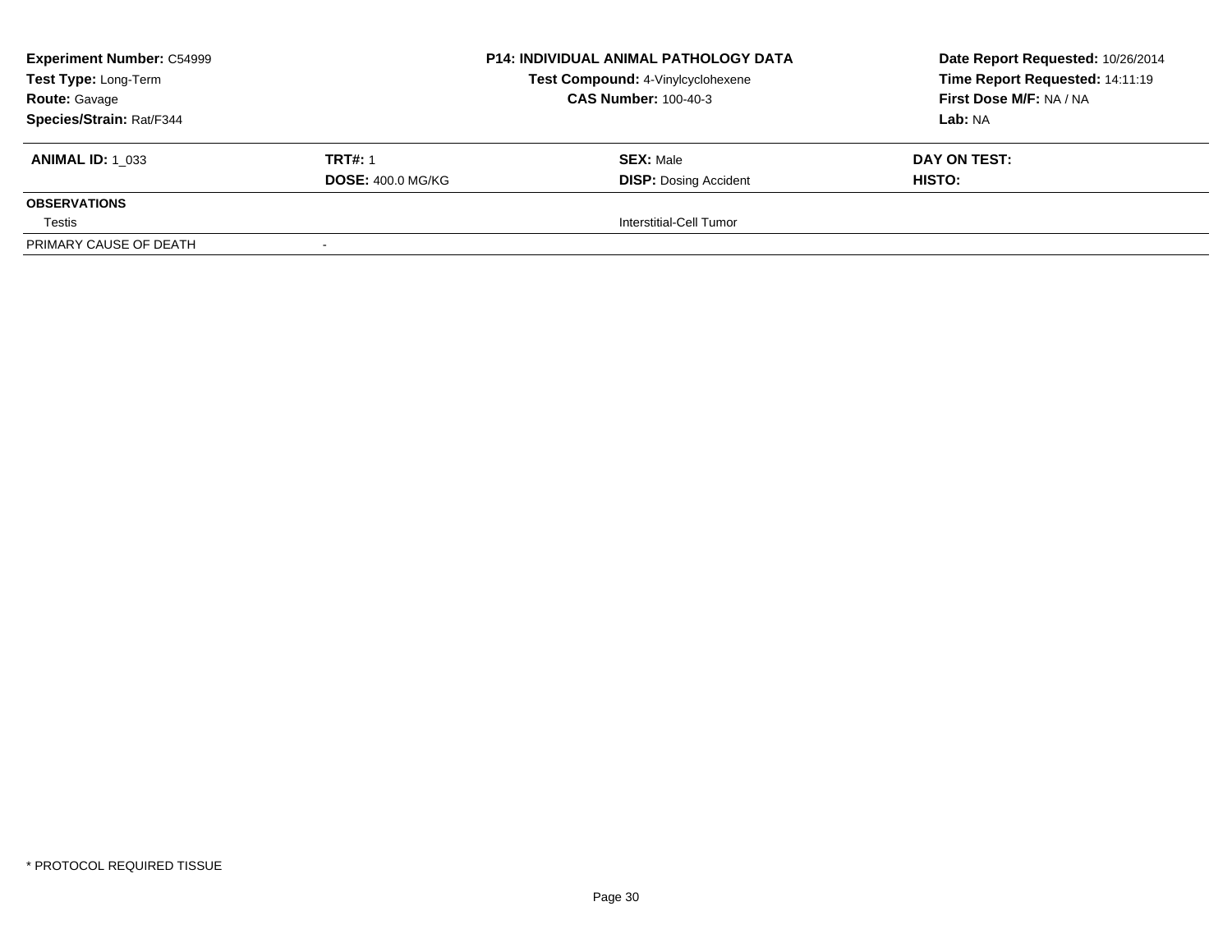**Experiment Number:** C54999
**Test Type:** Long-Term
**Route:** Gavage
**Species/Strain:** Rat/F344

**P14: INDIVIDUAL ANIMAL PATHOLOGY DATA**
**Test Compound:** 4-Vinylcyclohexene
**CAS Number:** 100-40-3

**Date Report Requested:** 10/26/2014
**Time Report Requested:** 14:11:19
**First Dose M/F:** NA / NA
**Lab:** NA

| **ANIMAL ID:** 1_033 | **TRT#:** 1 | **SEX:** Male | **DAY ON TEST:** |
|---|---|---|---|
| | **DOSE:** 400.0 MG/KG | **DISP:** Dosing Accident | **HISTO:** |
| **OBSERVATIONS** | | | |
| Testis | | Interstitial-Cell Tumor | |
| PRIMARY CAUSE OF DEATH | - | | |

* PROTOCOL REQUIRED TISSUE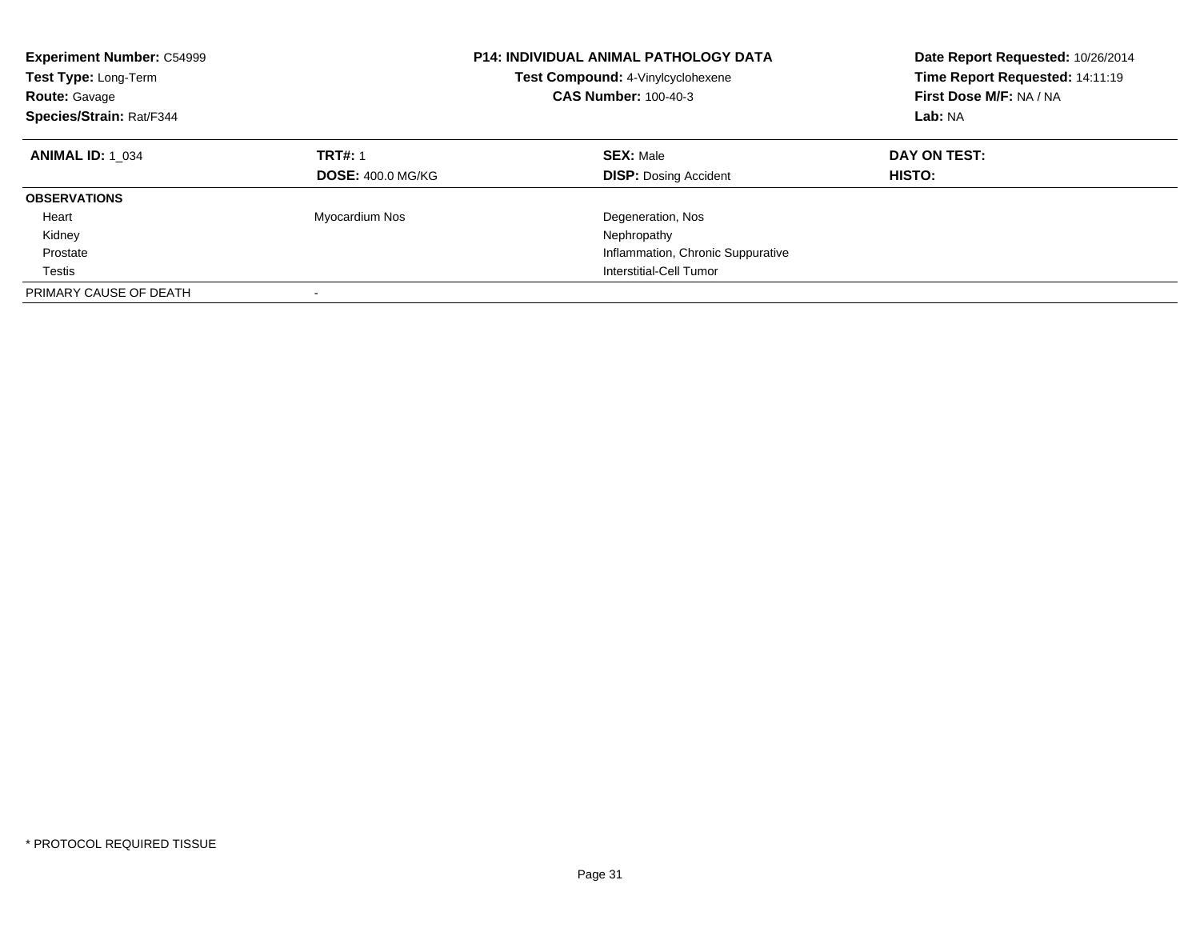**Experiment Number:** C54999
**Test Type:** Long-Term
**Route:** Gavage
**Species/Strain:** Rat/F344

**P14: INDIVIDUAL ANIMAL PATHOLOGY DATA**
**Test Compound:** 4-Vinylcyclohexene
**CAS Number:** 100-40-3

**Date Report Requested:** 10/26/2014
**Time Report Requested:** 14:11:19
**First Dose M/F:** NA / NA
**Lab:** NA

| **ANIMAL ID:** 1_034 | **TRT#:** 1 | **SEX:** Male | **DAY ON TEST:** |
|---|---|---|---|
| | **DOSE:** 400.0 MG/KG | **DISP:** Dosing Accident | **HISTO:** |
| **OBSERVATIONS** | | | |
| Heart | Myocardium Nos | Degeneration, Nos | |
| Kidney | | Nephropathy | |
| Prostate | | Inflammation, Chronic Suppurative | |
| Testis | | Interstitial-Cell Tumor | |
| PRIMARY CAUSE OF DEATH | - | | |

* PROTOCOL REQUIRED TISSUE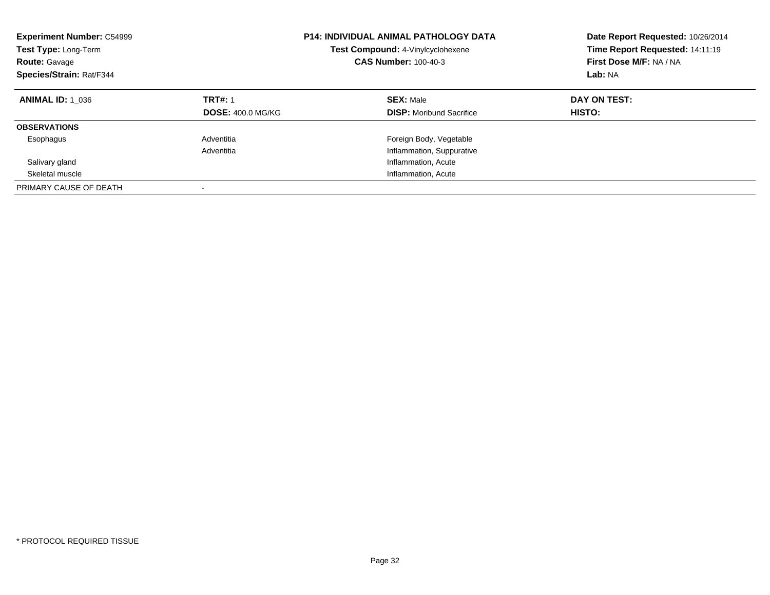**Experiment Number:** C54999
**Test Type:** Long-Term
**Route:** Gavage
**Species/Strain:** Rat/F344

**P14: INDIVIDUAL ANIMAL PATHOLOGY DATA**
**Test Compound:** 4-Vinylcyclohexene
**CAS Number:** 100-40-3

**Date Report Requested:** 10/26/2014
**Time Report Requested:** 14:11:19
**First Dose M/F:** NA / NA
**Lab:** NA

| **ANIMAL ID:** 1_036 | **TRT#:** 1 | **SEX:** Male | **DAY ON TEST:** |
|---|---|---|---|
| | **DOSE:** 400.0 MG/KG | **DISP:** Moribund Sacrifice | **HISTO:** |
| **OBSERVATIONS** | | | |
| Esophagus | Adventitia | Foreign Body, Vegetable | |
| | Adventitia | Inflammation, Suppurative | |
| Salivary gland | | Inflammation, Acute | |
| Skeletal muscle | | Inflammation, Acute | |
| PRIMARY CAUSE OF DEATH | - | | |

* PROTOCOL REQUIRED TISSUE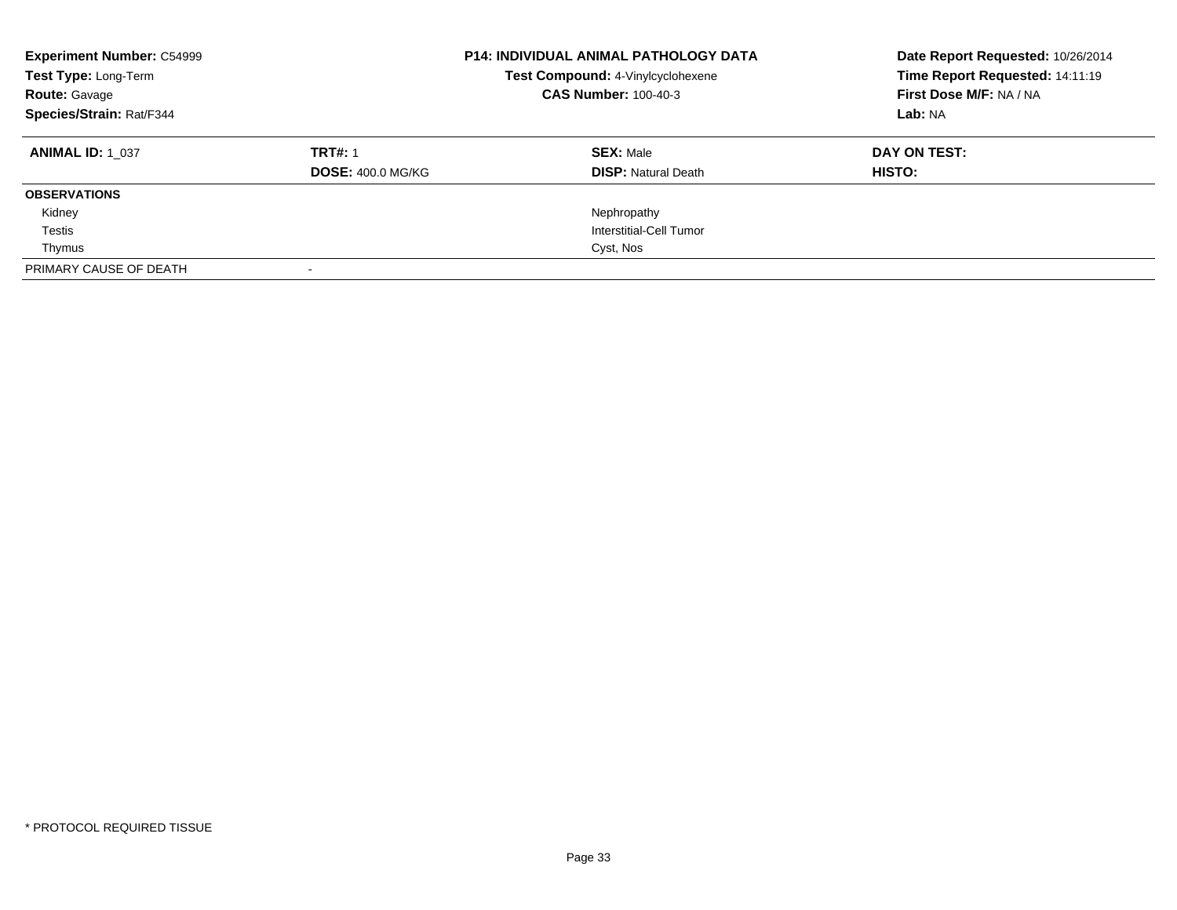**Experiment Number:** C54999
**Test Type:** Long-Term
**Route:** Gavage
**Species/Strain:** Rat/F344

**P14: INDIVIDUAL ANIMAL PATHOLOGY DATA**
**Test Compound:** 4-Vinylcyclohexene
**CAS Number:** 100-40-3

**Date Report Requested:** 10/26/2014
**Time Report Requested:** 14:11:19
**First Dose M/F:** NA / NA
**Lab:** NA

| **ANIMAL ID:** 1_037 | **TRT#:** 1 | **SEX:** Male | **DAY ON TEST:** |
|---|---|---|---|
| | **DOSE:** 400.0 MG/KG | **DISP:** Natural Death | **HISTO:** |
| **OBSERVATIONS** | | | |
| Kidney | | Nephropathy | |
| Testis | | Interstitial-Cell Tumor | |
| Thymus | | Cyst, Nos | |
| PRIMARY CAUSE OF DEATH | - | | |

* PROTOCOL REQUIRED TISSUE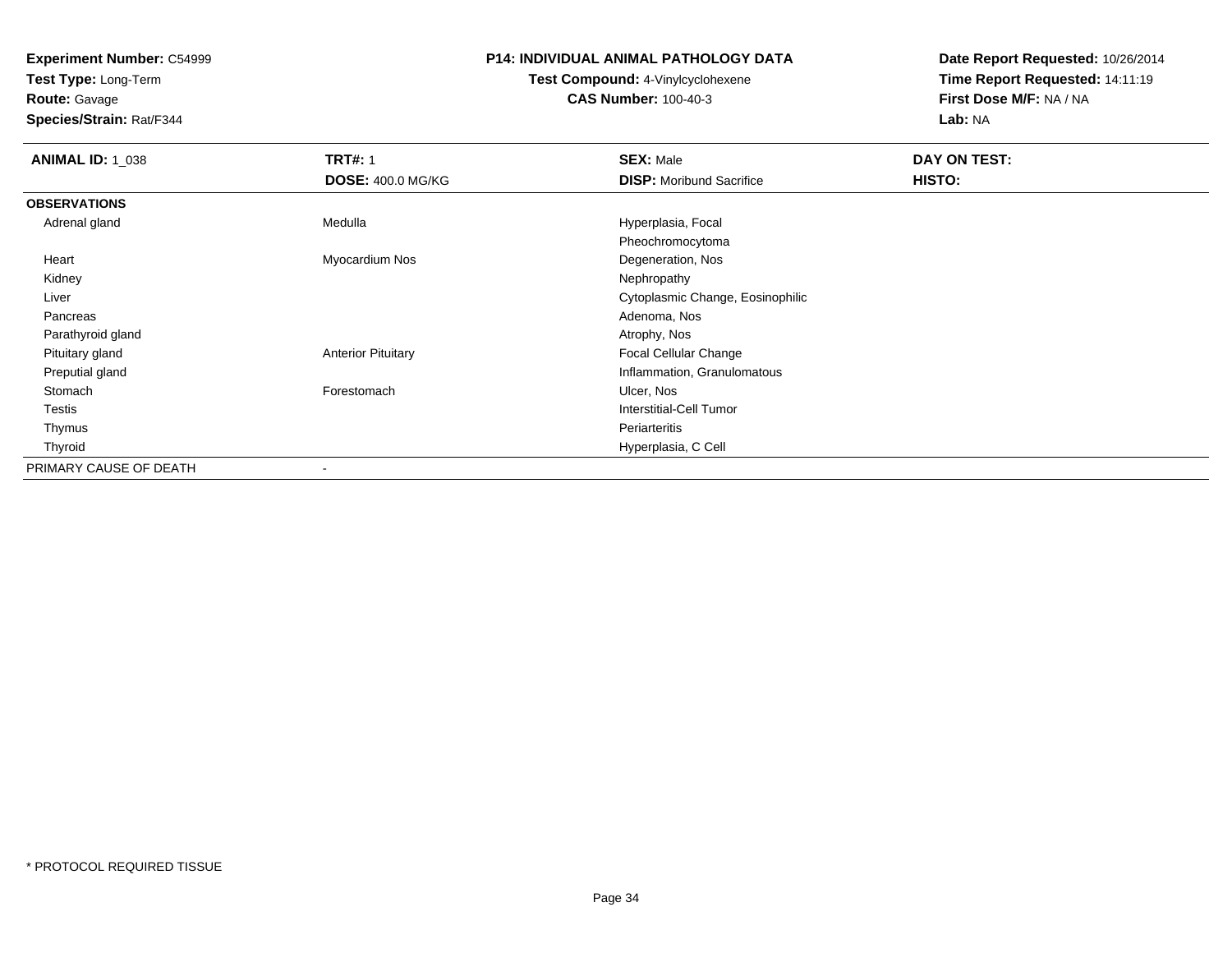**Experiment Number:** C54999
**Test Type:** Long-Term
**Route:** Gavage
**Species/Strain:** Rat/F344

**P14: INDIVIDUAL ANIMAL PATHOLOGY DATA**
**Test Compound:** 4-Vinylcyclohexene
**CAS Number:** 100-40-3

**Date Report Requested:** 10/26/2014
**Time Report Requested:** 14:11:19
**First Dose M/F:** NA / NA
**Lab:** NA

| **ANIMAL ID:** 1_038 | **TRT#:** 1 | **SEX:** Male | **DAY ON TEST:** |
|---|---|---|---|
| | **DOSE:** 400.0 MG/KG | **DISP:** Moribund Sacrifice | **HISTO:** |
| **OBSERVATIONS** | | | |
| Adrenal gland | Medulla | Hyperplasia, Focal | |
| | | Pheochromocytoma | |
| Heart | Myocardium Nos | Degeneration, Nos | |
| Kidney | | Nephropathy | |
| Liver | | Cytoplasmic Change, Eosinophilic | |
| Pancreas | | Adenoma, Nos | |
| Parathyroid gland | | Atrophy, Nos | |
| Pituitary gland | Anterior Pituitary | Focal Cellular Change | |
| Preputial gland | | Inflammation, Granulomatous | |
| Stomach | Forestomach | Ulcer, Nos | |
| Testis | | Interstitial-Cell Tumor | |
| Thymus | | Periarteritis | |
| Thyroid | | Hyperplasia, C Cell | |
| PRIMARY CAUSE OF DEATH | - | | |

* PROTOCOL REQUIRED TISSUE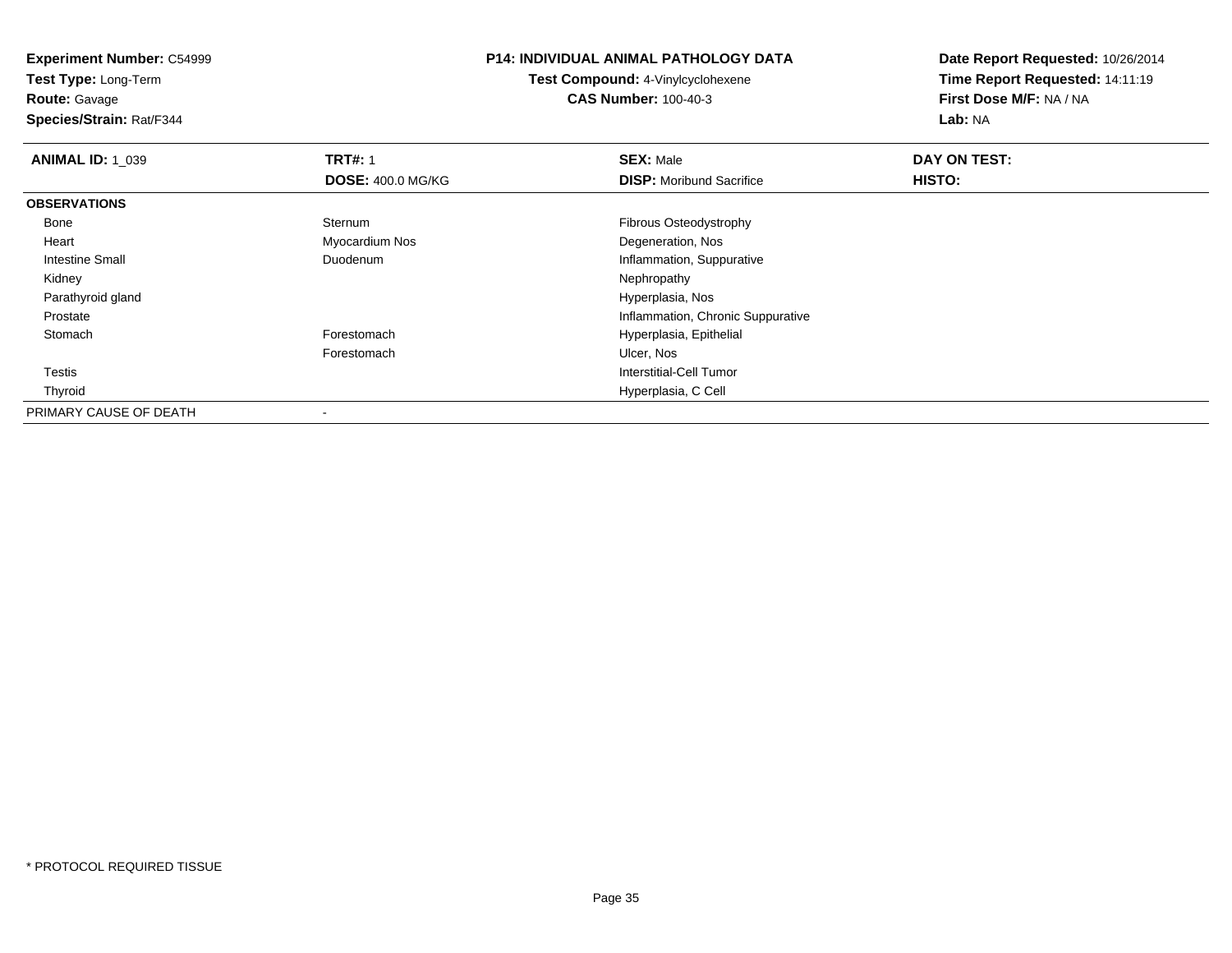**Experiment Number:** C54999
**Test Type:** Long-Term
**Route:** Gavage
**Species/Strain:** Rat/F344

**P14: INDIVIDUAL ANIMAL PATHOLOGY DATA**
**Test Compound:** 4-Vinylcyclohexene
**CAS Number:** 100-40-3

**Date Report Requested:** 10/26/2014
**Time Report Requested:** 14:11:19
**First Dose M/F:** NA / NA
**Lab:** NA

| **ANIMAL ID:** 1_039 | **TRT#:** 1 | **SEX:** Male | **DAY ON TEST:** |
|---|---|---|---|
| | **DOSE:** 400.0 MG/KG | **DISP:** Moribund Sacrifice | **HISTO:** |
| **OBSERVATIONS** | | | |
| Bone | Sternum | Fibrous Osteodystrophy | |
| Heart | Myocardium Nos | Degeneration, Nos | |
| Intestine Small | Duodenum | Inflammation, Suppurative | |
| Kidney | | Nephropathy | |
| Parathyroid gland | | Hyperplasia, Nos | |
| Prostate | | Inflammation, Chronic Suppurative | |
| Stomach | Forestomach | Hyperplasia, Epithelial | |
| | Forestomach | Ulcer, Nos | |
| Testis | | Interstitial-Cell Tumor | |
| Thyroid | | Hyperplasia, C Cell | |
| PRIMARY CAUSE OF DEATH | - | | |

* PROTOCOL REQUIRED TISSUE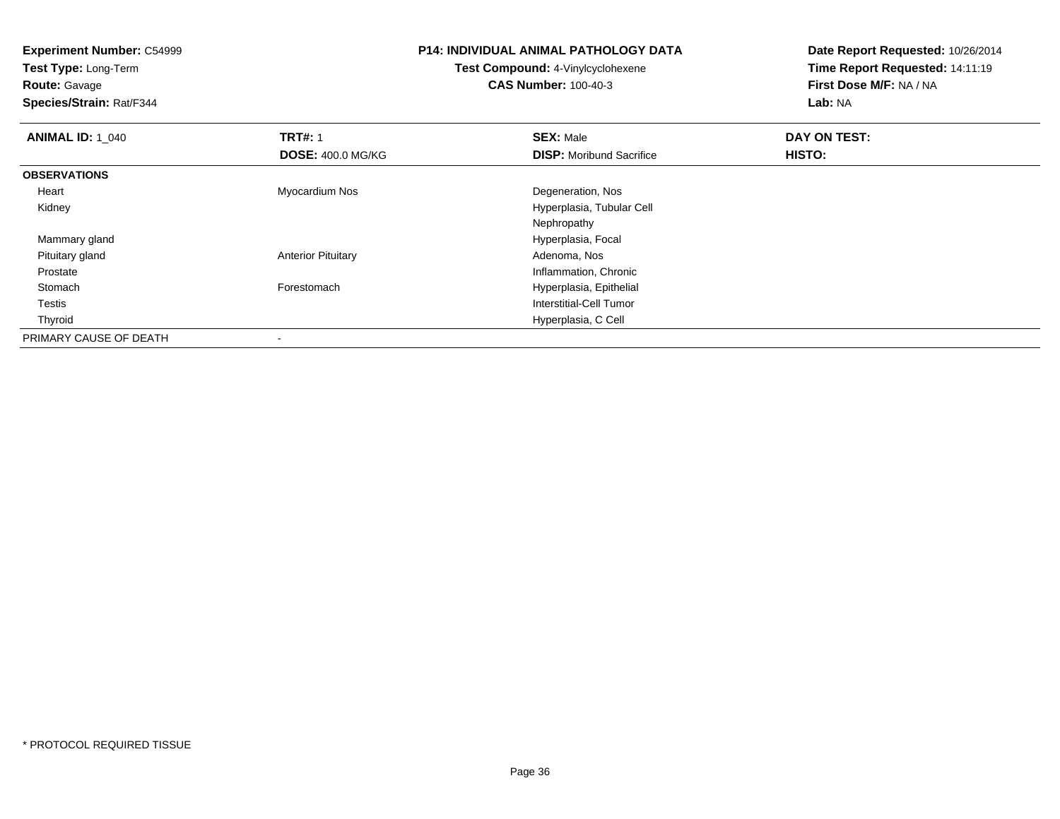**Experiment Number:** C54999
**Test Type:** Long-Term
**Route:** Gavage
**Species/Strain:** Rat/F344

**P14: INDIVIDUAL ANIMAL PATHOLOGY DATA**
**Test Compound:** 4-Vinylcyclohexene
**CAS Number:** 100-40-3

**Date Report Requested:** 10/26/2014
**Time Report Requested:** 14:11:19
**First Dose M/F:** NA / NA
**Lab:** NA

| **ANIMAL ID:** 1_040 | **TRT#:** 1 | **SEX:** Male | **DAY ON TEST:** |
|---|---|---|---|
| | **DOSE:** 400.0 MG/KG | **DISP:** Moribund Sacrifice | **HISTO:** |
| **OBSERVATIONS** | | | |
| Heart | Myocardium Nos | Degeneration, Nos | |
| Kidney | | Hyperplasia, Tubular Cell | |
| | | Nephropathy | |
| Mammary gland | | Hyperplasia, Focal | |
| Pituitary gland | Anterior Pituitary | Adenoma, Nos | |
| Prostate | | Inflammation, Chronic | |
| Stomach | Forestomach | Hyperplasia, Epithelial | |
| Testis | | Interstitial-Cell Tumor | |
| Thyroid | | Hyperplasia, C Cell | |
| PRIMARY CAUSE OF DEATH | - | | |

* PROTOCOL REQUIRED TISSUE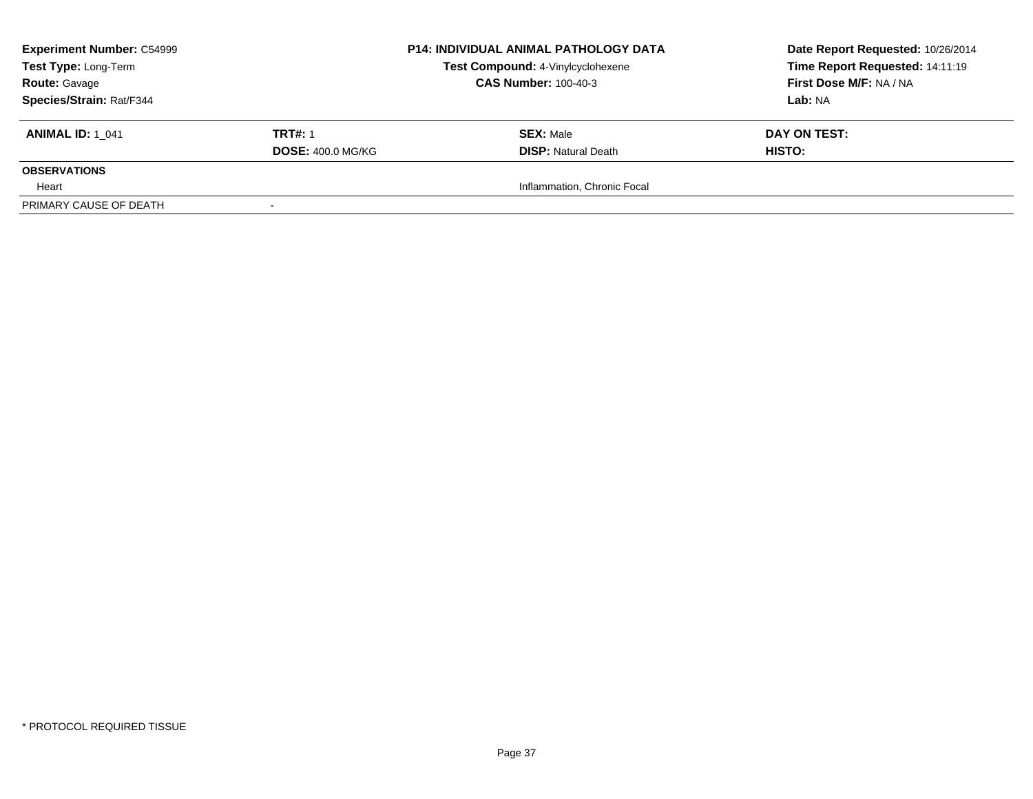| **Experiment Number:** C54999 | **P14: INDIVIDUAL ANIMAL PATHOLOGY DATA** | **Date Report Requested:** 10/26/2014 |
|---|---|---|
| **Test Type:** Long-Term | **Test Compound:** 4-Vinylcyclohexene | **Time Report Requested:** 14:11:19 |
| **Route:** Gavage | **CAS Number:** 100-40-3 | **First Dose M/F:** NA / NA |
| **Species/Strain:** Rat/F344 | | **Lab:** NA |

| **ANIMAL ID:** 1_041 | **TRT#:** 1 | **SEX:** Male | **DAY ON TEST:** |
|---|---|---|---|
| | **DOSE:** 400.0 MG/KG | **DISP:** Natural Death | **HISTO:** |
| **OBSERVATIONS** | | | |
| Heart | | Inflammation, Chronic Focal | |
| PRIMARY CAUSE OF DEATH | - | | |

* PROTOCOL REQUIRED TISSUE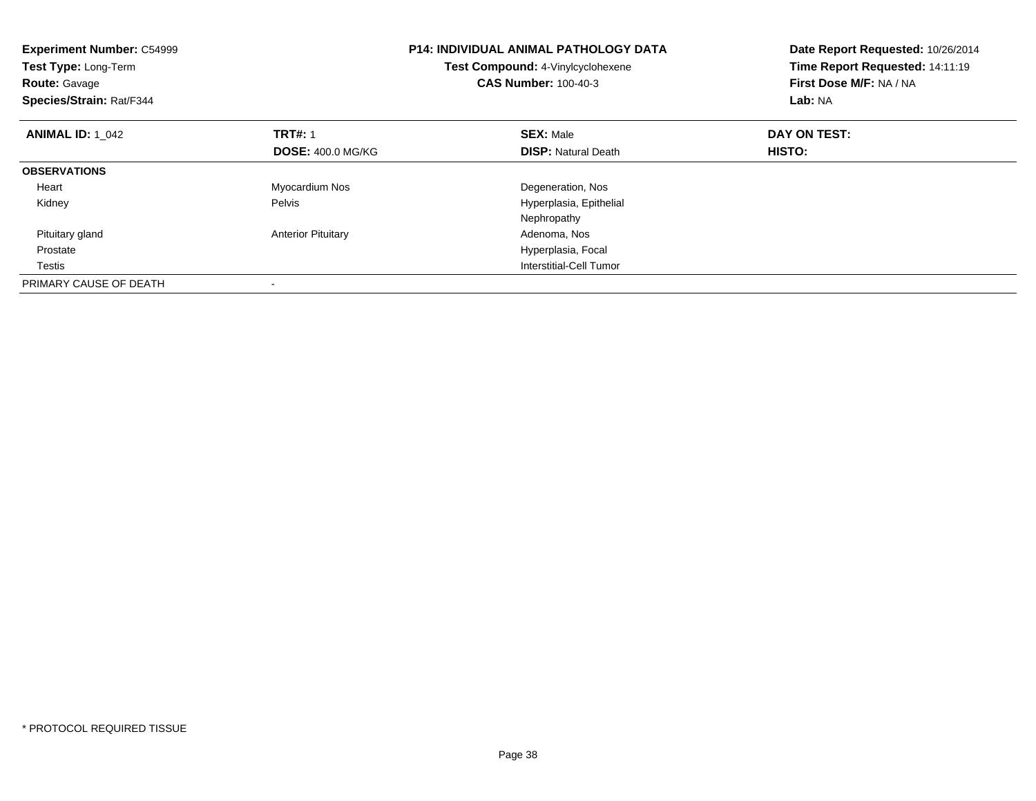**Experiment Number:** C54999
**Test Type:** Long-Term
**Route:** Gavage
**Species/Strain:** Rat/F344

**P14: INDIVIDUAL ANIMAL PATHOLOGY DATA**
**Test Compound:** 4-Vinylcyclohexene
**CAS Number:** 100-40-3

**Date Report Requested:** 10/26/2014
**Time Report Requested:** 14:11:19
**First Dose M/F:** NA / NA
**Lab:** NA

| **ANIMAL ID:** 1_042 | **TRT#:** 1 | **SEX:** Male | **DAY ON TEST:** |
|---|---|---|---|
| | **DOSE:** 400.0 MG/KG | **DISP:** Natural Death | **HISTO:** |
| **OBSERVATIONS** | | | |
| Heart | Myocardium Nos | Degeneration, Nos | |
| Kidney | Pelvis | Hyperplasia, Epithelial | |
| | | Nephropathy | |
| Pituitary gland | Anterior Pituitary | Adenoma, Nos | |
| Prostate | | Hyperplasia, Focal | |
| Testis | | Interstitial-Cell Tumor | |
| PRIMARY CAUSE OF DEATH | - | | |

* PROTOCOL REQUIRED TISSUE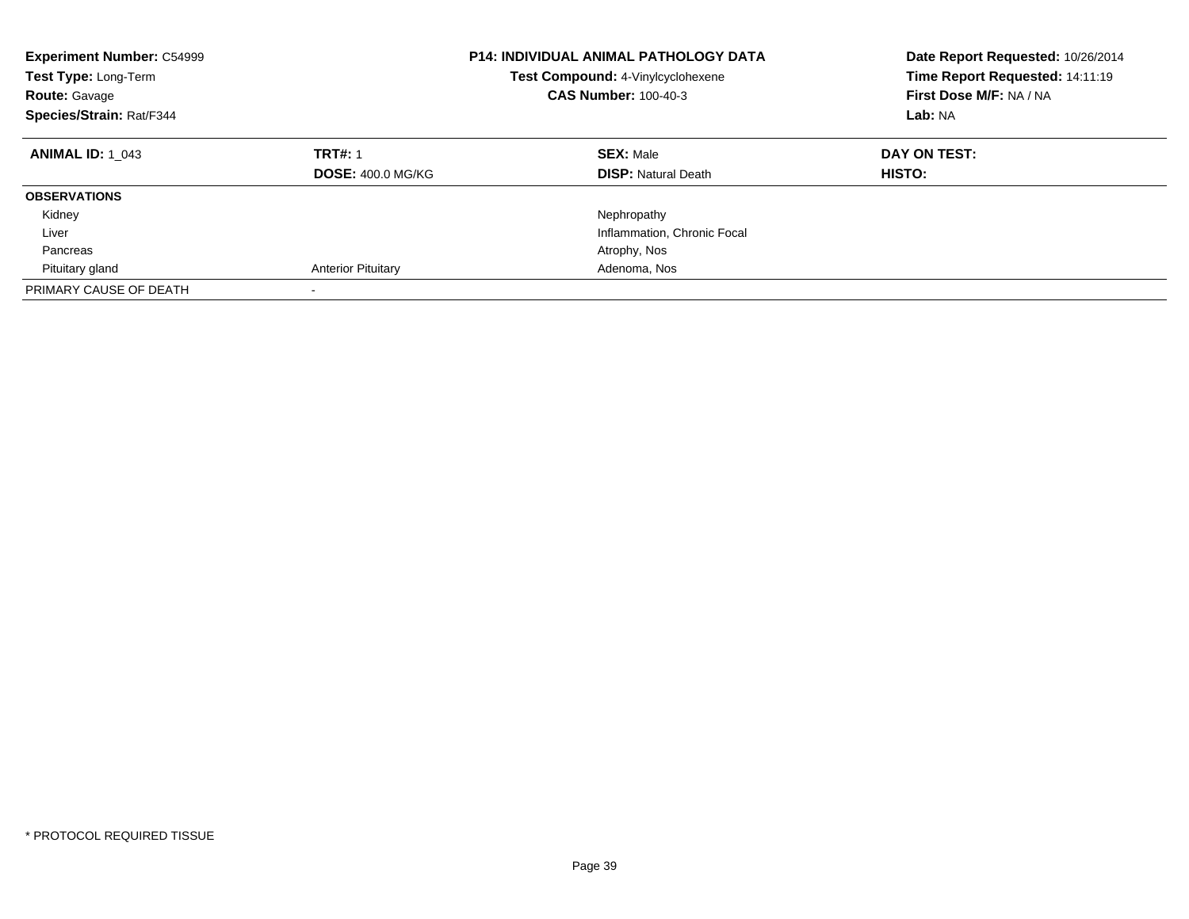**Experiment Number:** C54999
**Test Type:** Long-Term
**Route:** Gavage
**Species/Strain:** Rat/F344

**P14: INDIVIDUAL ANIMAL PATHOLOGY DATA**
**Test Compound:** 4-Vinylcyclohexene
**CAS Number:** 100-40-3

**Date Report Requested:** 10/26/2014
**Time Report Requested:** 14:11:19
**First Dose M/F:** NA / NA
**Lab:** NA

| **ANIMAL ID:** 1_043 | **TRT#:** 1 | **SEX:** Male | **DAY ON TEST:** |
|---|---|---|---|
| | **DOSE:** 400.0 MG/KG | **DISP:** Natural Death | **HISTO:** |
| **OBSERVATIONS** | | | |
| Kidney | | Nephropathy | |
| Liver | | Inflammation, Chronic Focal | |
| Pancreas | | Atrophy, Nos | |
| Pituitary gland | Anterior Pituitary | Adenoma, Nos | |
| PRIMARY CAUSE OF DEATH | - | | |

\* PROTOCOL REQUIRED TISSUE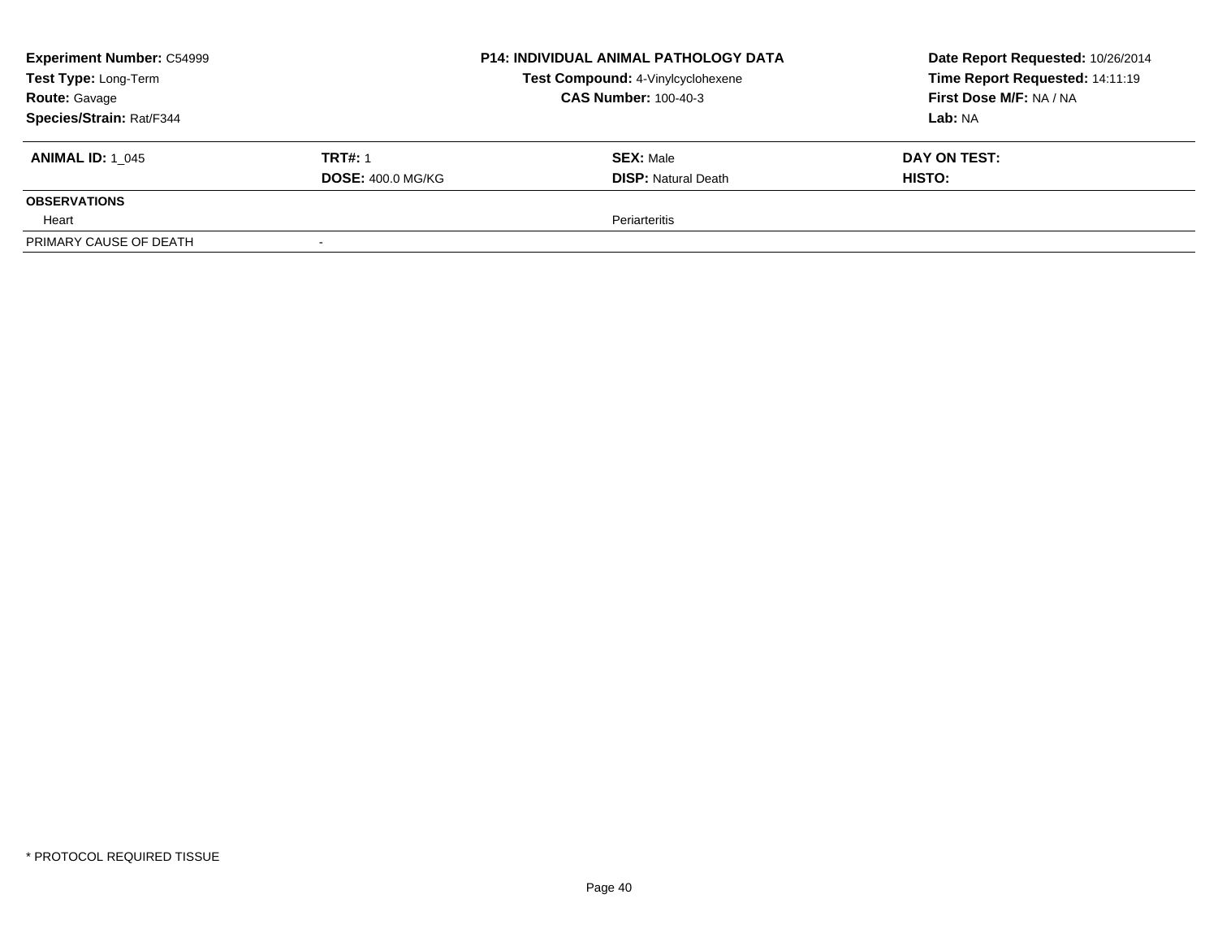**Experiment Number:** C54999
**Test Type:** Long-Term
**Route:** Gavage
**Species/Strain:** Rat/F344

**P14: INDIVIDUAL ANIMAL PATHOLOGY DATA**
**Test Compound:** 4-Vinylcyclohexene
**CAS Number:** 100-40-3

**Date Report Requested:** 10/26/2014
**Time Report Requested:** 14:11:19
**First Dose M/F:** NA / NA
**Lab:** NA

| **ANIMAL ID:** 1_045 | **TRT#:** 1 | **SEX:** Male | **DAY ON TEST:** |
|---|---|---|---|
| | **DOSE:** 400.0 MG/KG | **DISP:** Natural Death | **HISTO:** |
| **OBSERVATIONS** | | | |
| Heart | | Periarteritis | |
| PRIMARY CAUSE OF DEATH | - | | |

* PROTOCOL REQUIRED TISSUE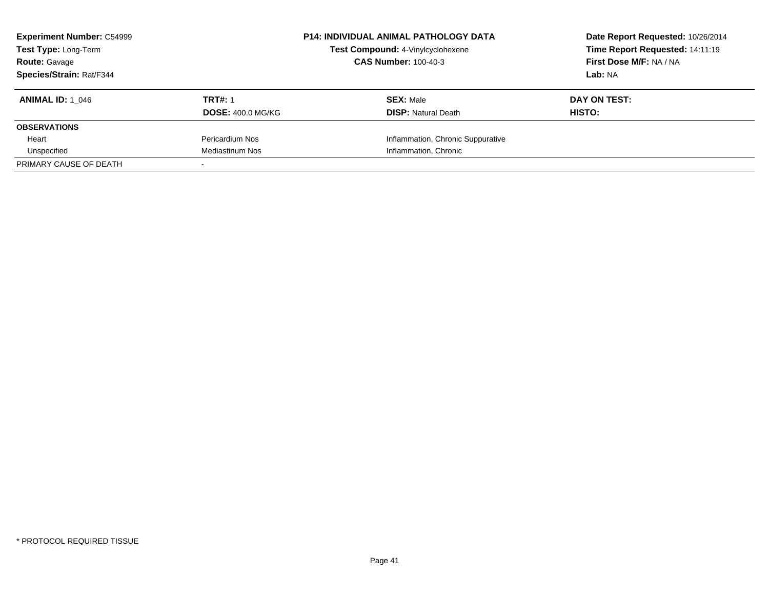**Experiment Number:** C54999
**Test Type:** Long-Term
**Route:** Gavage
**Species/Strain:** Rat/F344

**P14: INDIVIDUAL ANIMAL PATHOLOGY DATA**
**Test Compound:** 4-Vinylcyclohexene
**CAS Number:** 100-40-3

**Date Report Requested:** 10/26/2014
**Time Report Requested:** 14:11:19
**First Dose M/F:** NA / NA
**Lab:** NA

| **ANIMAL ID:** 1_046 | **TRT#:** 1 | **SEX:** Male | **DAY ON TEST:** |
|---|---|---|---|
| | **DOSE:** 400.0 MG/KG | **DISP:** Natural Death | **HISTO:** |
| **OBSERVATIONS** | | | |
| Heart | Pericardium Nos | Inflammation, Chronic Suppurative | |
| Unspecified | Mediastinum Nos | Inflammation, Chronic | |
| PRIMARY CAUSE OF DEATH | - | | |

* PROTOCOL REQUIRED TISSUE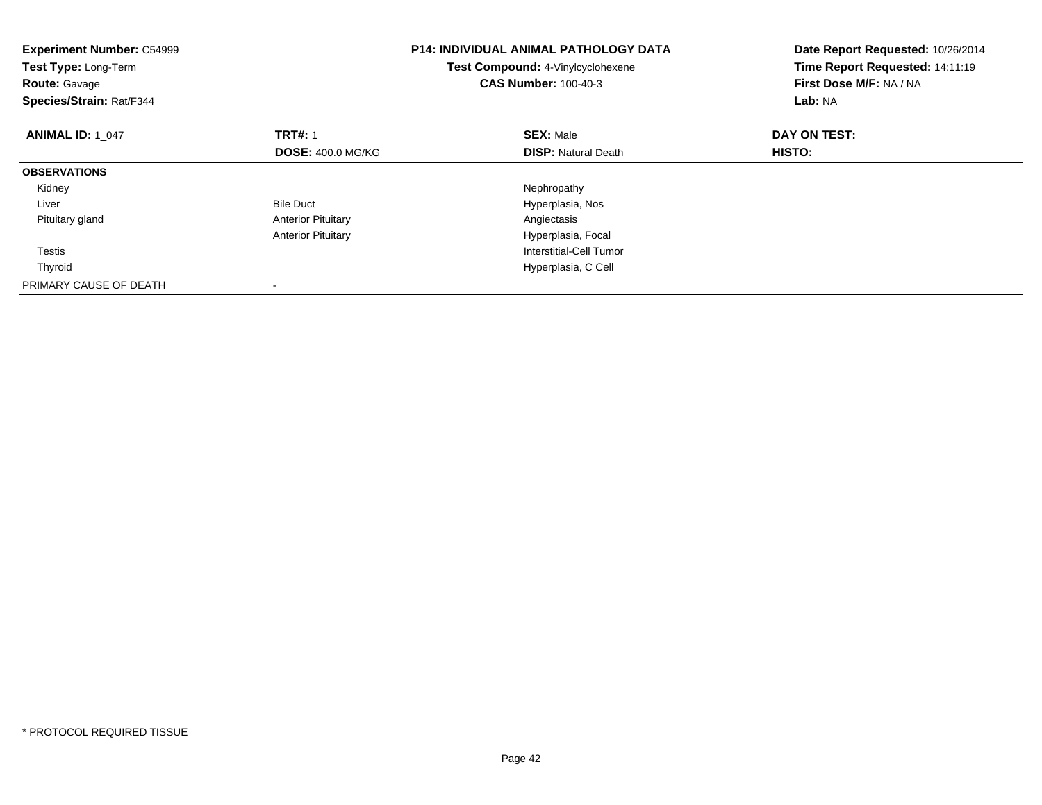**Experiment Number:** C54999
**Test Type:** Long-Term
**Route:** Gavage
**Species/Strain:** Rat/F344

**P14: INDIVIDUAL ANIMAL PATHOLOGY DATA**
**Test Compound:** 4-Vinylcyclohexene
**CAS Number:** 100-40-3

**Date Report Requested:** 10/26/2014
**Time Report Requested:** 14:11:19
**First Dose M/F:** NA / NA
**Lab:** NA

| **ANIMAL ID:** 1_047 | **TRT#:** 1 | **SEX:** Male | **DAY ON TEST:** |
|---|---|---|---|
| | **DOSE:** 400.0 MG/KG | **DISP:** Natural Death | **HISTO:** |
| **OBSERVATIONS** | | | |
| Kidney | | Nephropathy | |
| Liver | Bile Duct | Hyperplasia, Nos | |
| Pituitary gland | Anterior Pituitary | Angiectasis | |
| | Anterior Pituitary | Hyperplasia, Focal | |
| Testis | | Interstitial-Cell Tumor | |
| Thyroid | | Hyperplasia, C Cell | |
| PRIMARY CAUSE OF DEATH | - | | |

* PROTOCOL REQUIRED TISSUE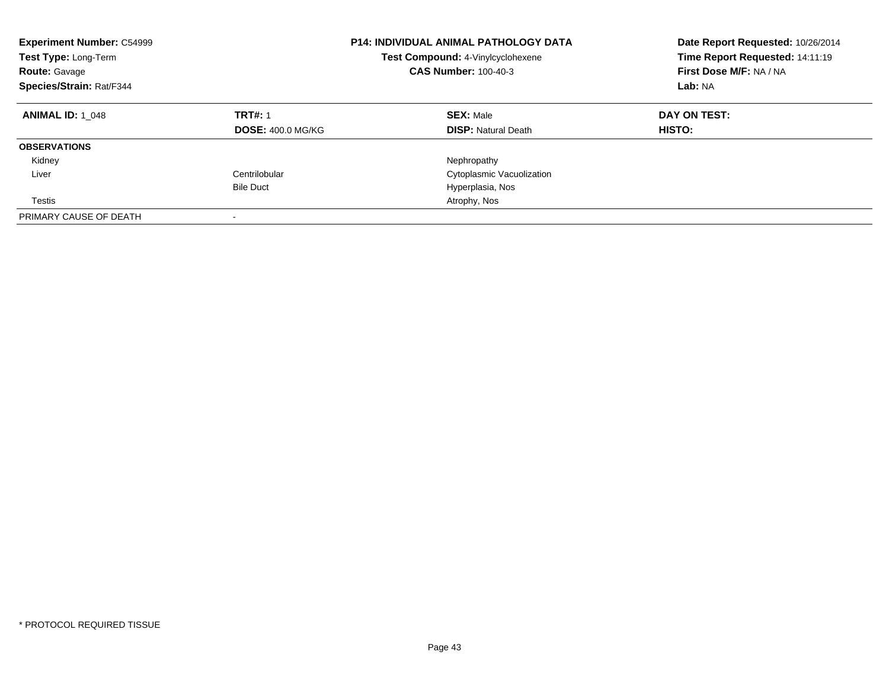| **Experiment Number:** C54999 | **P14: INDIVIDUAL ANIMAL PATHOLOGY DATA** | **Date Report Requested:** 10/26/2014 |
|---|---|---|
| **Test Type:** Long-Term | **Test Compound:** 4-Vinylcyclohexene | **Time Report Requested:** 14:11:19 |
| **Route:** Gavage | **CAS Number:** 100-40-3 | **First Dose M/F:** NA / NA |
| **Species/Strain:** Rat/F344 | | **Lab:** NA |

| **ANIMAL ID:** 1_048 | **TRT#:** 1 | **SEX:** Male | **DAY ON TEST:** |
|---|---|---|---|
| | **DOSE:** 400.0 MG/KG | **DISP:** Natural Death | **HISTO:** |
| **OBSERVATIONS** | | | |
| Kidney | | Nephropathy | |
| Liver | Centrilobular | Cytoplasmic Vacuolization | |
| | Bile Duct | Hyperplasia, Nos | |
| Testis | | Atrophy, Nos | |
| PRIMARY CAUSE OF DEATH | - | | |

* PROTOCOL REQUIRED TISSUE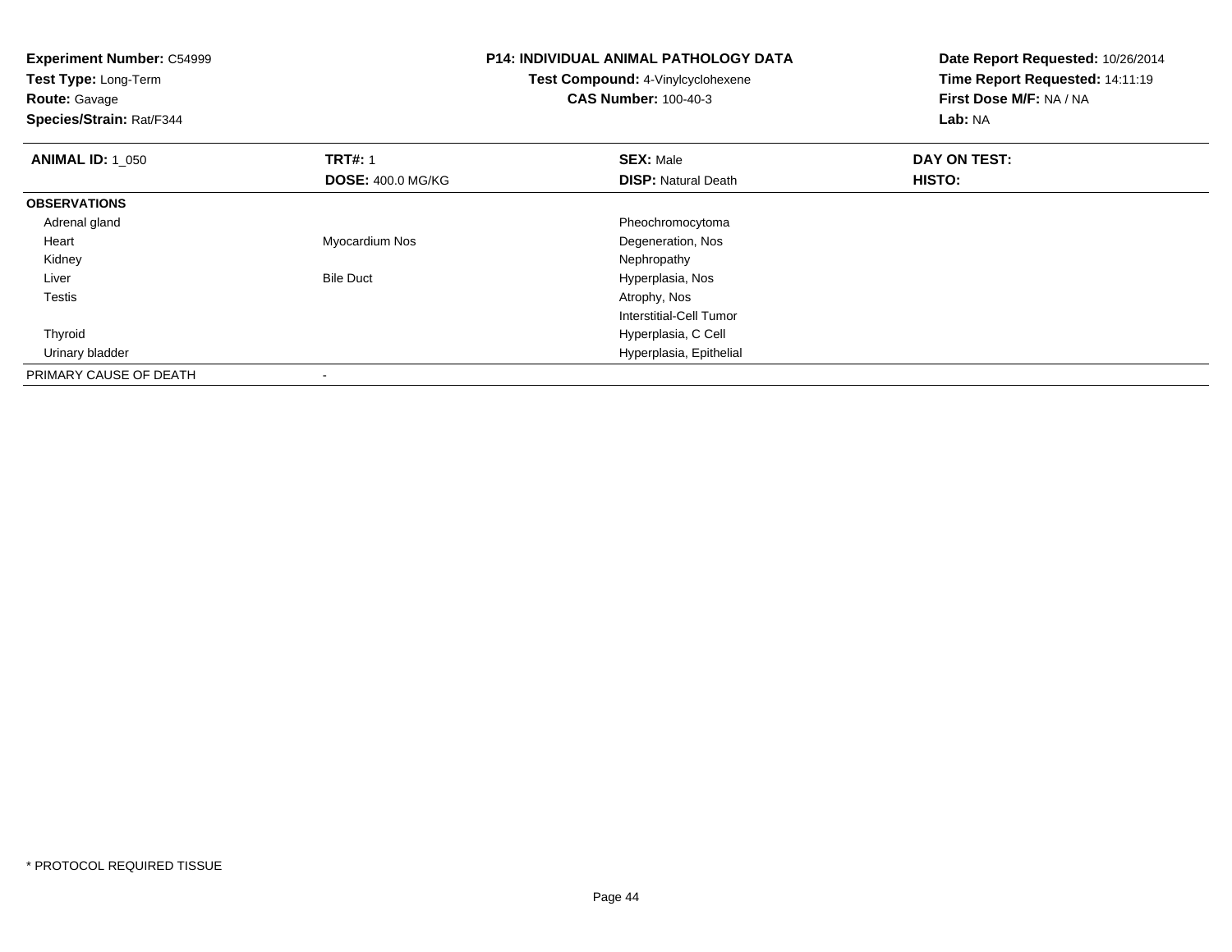**Experiment Number:** C54999
**Test Type:** Long-Term
**Route:** Gavage
**Species/Strain:** Rat/F344

**P14: INDIVIDUAL ANIMAL PATHOLOGY DATA**
**Test Compound:** 4-Vinylcyclohexene
**CAS Number:** 100-40-3

**Date Report Requested:** 10/26/2014
**Time Report Requested:** 14:11:19
**First Dose M/F:** NA / NA
**Lab:** NA

| **ANIMAL ID:** 1_050 | **TRT#:** 1 | **SEX:** Male | **DAY ON TEST:** |
|---|---|---|---|
| | **DOSE:** 400.0 MG/KG | **DISP:** Natural Death | **HISTO:** |
| **OBSERVATIONS** | | | |
| Adrenal gland | | Pheochromocytoma | |
| Heart | Myocardium Nos | Degeneration, Nos | |
| Kidney | | Nephropathy | |
| Liver | Bile Duct | Hyperplasia, Nos | |
| Testis | | Atrophy, Nos | |
| | | Interstitial-Cell Tumor | |
| Thyroid | | Hyperplasia, C Cell | |
| Urinary bladder | | Hyperplasia, Epithelial | |
| PRIMARY CAUSE OF DEATH | - | | |

* PROTOCOL REQUIRED TISSUE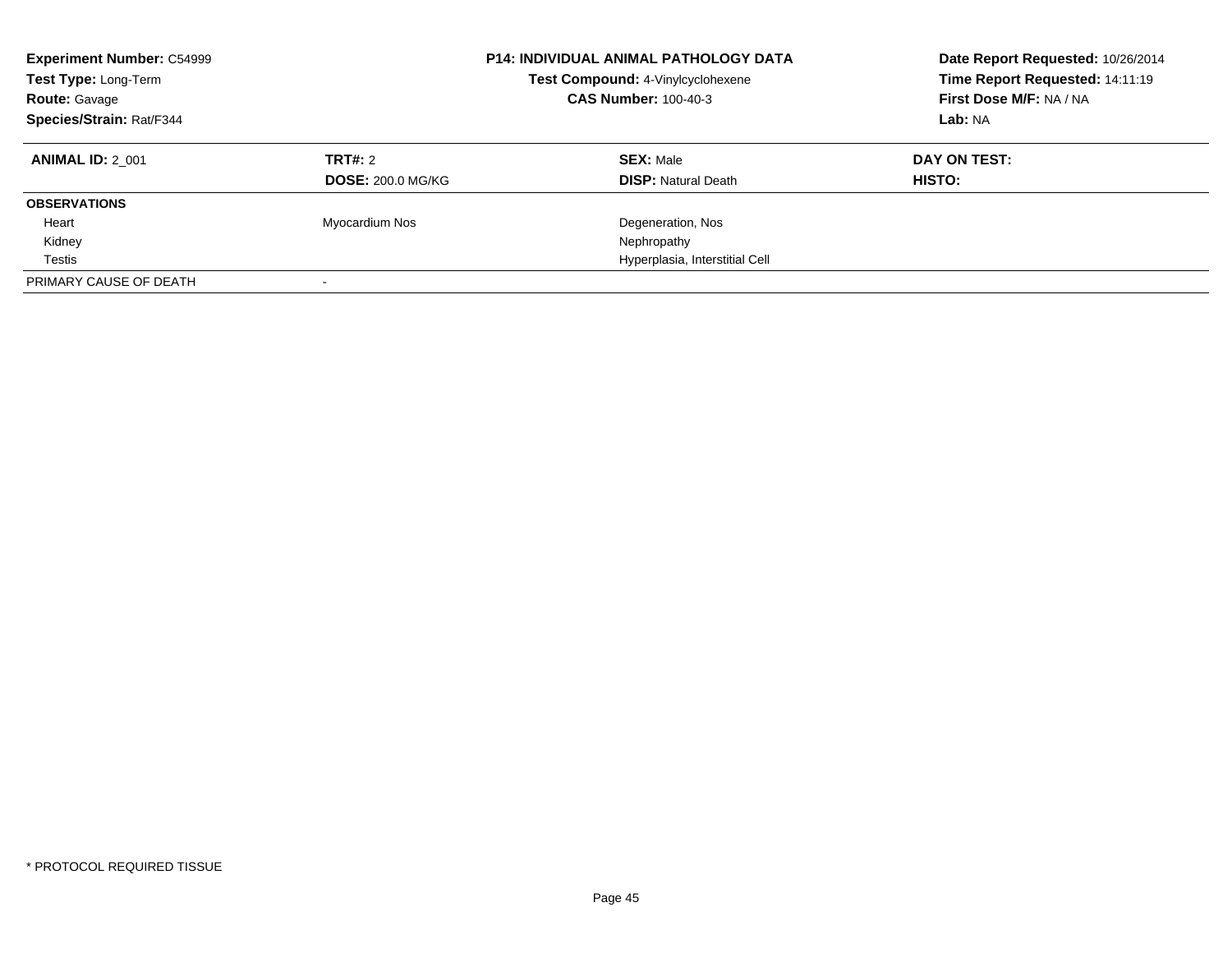| **Experiment Number:** C54999 | **P14: INDIVIDUAL ANIMAL PATHOLOGY DATA** | **Date Report Requested:** 10/26/2014 |
|---|---|---|
| **Test Type:** Long-Term | **Test Compound:** 4-Vinylcyclohexene | **Time Report Requested:** 14:11:19 |
| **Route:** Gavage | **CAS Number:** 100-40-3 | **First Dose M/F:** NA / NA |
| **Species/Strain:** Rat/F344 | | **Lab:** NA |

| **ANIMAL ID:** 2_001 | **TRT#:** 2 | **SEX:** Male | **DAY ON TEST:** |
|---|---|---|---|
| | **DOSE:** 200.0 MG/KG | **DISP:** Natural Death | **HISTO:** |
| **OBSERVATIONS** | | | |
| Heart | Myocardium Nos | Degeneration, Nos | |
| Kidney | | Nephropathy | |
| Testis | | Hyperplasia, Interstitial Cell | |
| PRIMARY CAUSE OF DEATH | - | | |

* PROTOCOL REQUIRED TISSUE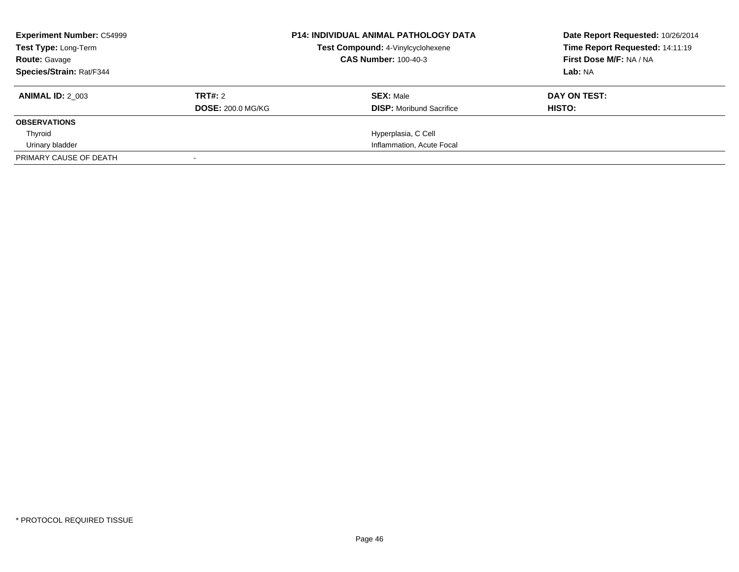**Experiment Number:** C54999
**Test Type:** Long-Term
**Route:** Gavage
**Species/Strain:** Rat/F344

**P14: INDIVIDUAL ANIMAL PATHOLOGY DATA**
**Test Compound:** 4-Vinylcyclohexene
**CAS Number:** 100-40-3

**Date Report Requested:** 10/26/2014
**Time Report Requested:** 14:11:19
**First Dose M/F:** NA / NA
**Lab:** NA

| **ANIMAL ID:** 2_003 | **TRT#:** 2 | **SEX:** Male | **DAY ON TEST:** |
|---|---|---|---|
| | **DOSE:** 200.0 MG/KG | **DISP:** Moribund Sacrifice | **HISTO:** |
| **OBSERVATIONS** | | | |
| Thyroid | | Hyperplasia, C Cell | |
| Urinary bladder | | Inflammation, Acute Focal | |
| PRIMARY CAUSE OF DEATH | - | | |

\* PROTOCOL REQUIRED TISSUE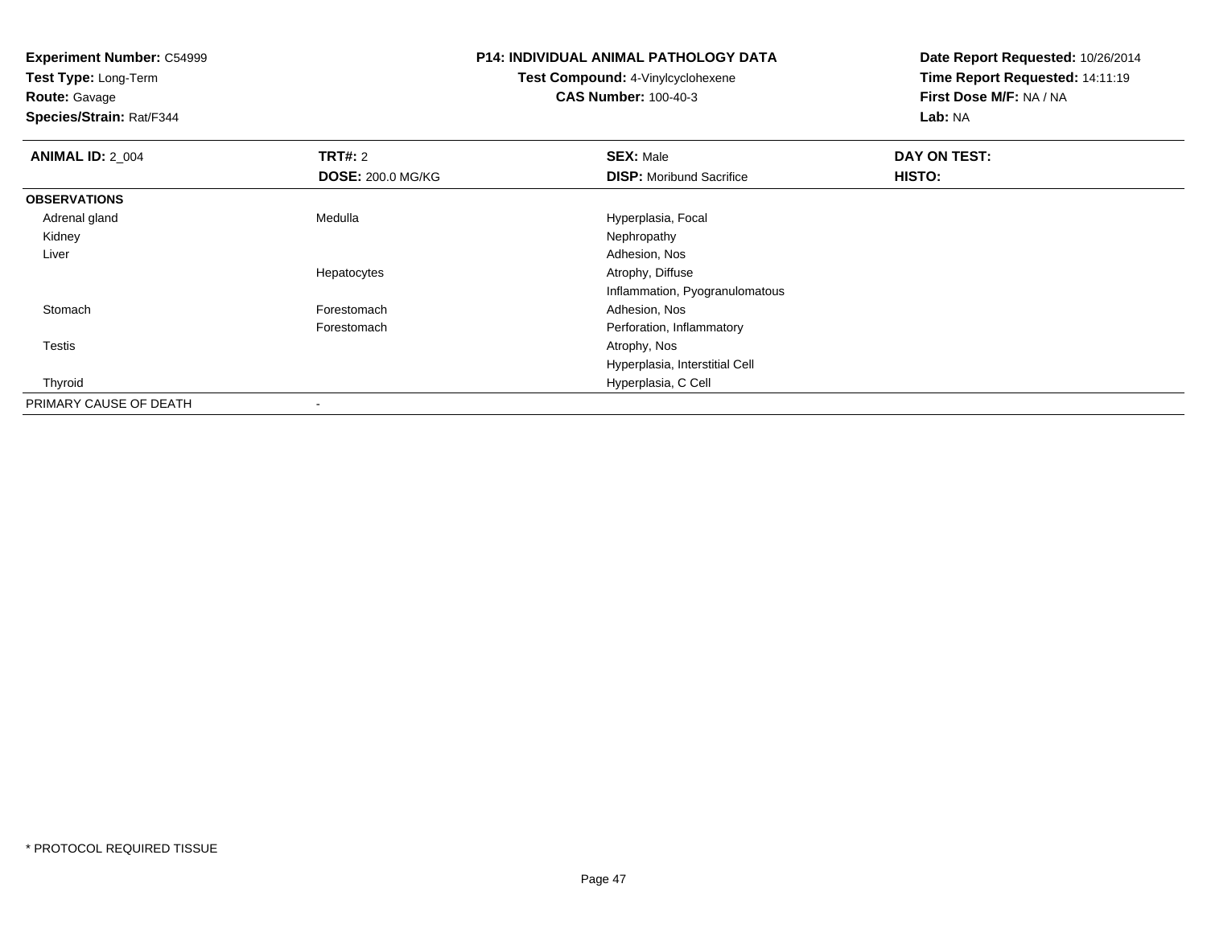**Experiment Number:** C54999
**Test Type:** Long-Term
**Route:** Gavage
**Species/Strain:** Rat/F344

**P14: INDIVIDUAL ANIMAL PATHOLOGY DATA**
**Test Compound:** 4-Vinylcyclohexene
**CAS Number:** 100-40-3

**Date Report Requested:** 10/26/2014
**Time Report Requested:** 14:11:19
**First Dose M/F:** NA / NA
**Lab:** NA

| **ANIMAL ID:** 2_004 | **TRT#:** 2 | **SEX:** Male | **DAY ON TEST:** |
|---|---|---|---|
| | **DOSE:** 200.0 MG/KG | **DISP:** Moribund Sacrifice | **HISTO:** |
| **OBSERVATIONS** | | | |
| Adrenal gland | Medulla | Hyperplasia, Focal | |
| Kidney | | Nephropathy | |
| Liver | | Adhesion, Nos | |
| | Hepatocytes | Atrophy, Diffuse | |
| | | Inflammation, Pyogranulomatous | |
| Stomach | Forestomach | Adhesion, Nos | |
| | Forestomach | Perforation, Inflammatory | |
| Testis | | Atrophy, Nos | |
| | | Hyperplasia, Interstitial Cell | |
| Thyroid | | Hyperplasia, C Cell | |
| PRIMARY CAUSE OF DEATH | - | | |

* PROTOCOL REQUIRED TISSUE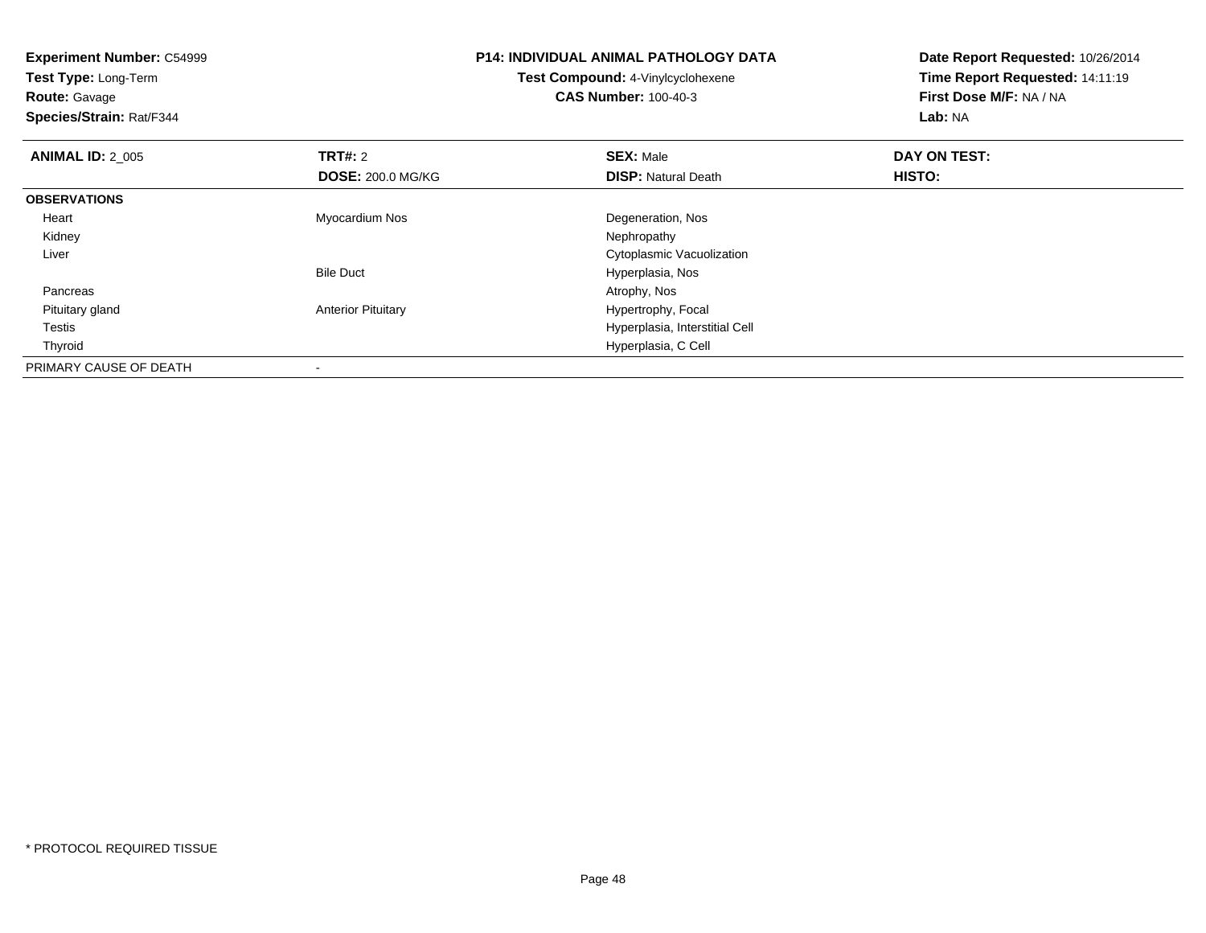**Experiment Number:** C54999
**Test Type:** Long-Term
**Route:** Gavage
**Species/Strain:** Rat/F344

**P14: INDIVIDUAL ANIMAL PATHOLOGY DATA**
**Test Compound:** 4-Vinylcyclohexene
**CAS Number:** 100-40-3

**Date Report Requested:** 10/26/2014
**Time Report Requested:** 14:11:19
**First Dose M/F:** NA / NA
**Lab:** NA

| **ANIMAL ID:** 2_005 | **TRT#:** 2 | **SEX:** Male | **DAY ON TEST:** |
|---|---|---|---|
| | **DOSE:** 200.0 MG/KG | **DISP:** Natural Death | **HISTO:** |
| **OBSERVATIONS** | | | |
| Heart | Myocardium Nos | Degeneration, Nos | |
| Kidney | | Nephropathy | |
| Liver | | Cytoplasmic Vacuolization | |
| | Bile Duct | Hyperplasia, Nos | |
| Pancreas | | Atrophy, Nos | |
| Pituitary gland | Anterior Pituitary | Hypertrophy, Focal | |
| Testis | | Hyperplasia, Interstitial Cell | |
| Thyroid | | Hyperplasia, C Cell | |
| PRIMARY CAUSE OF DEATH | - | | |

* PROTOCOL REQUIRED TISSUE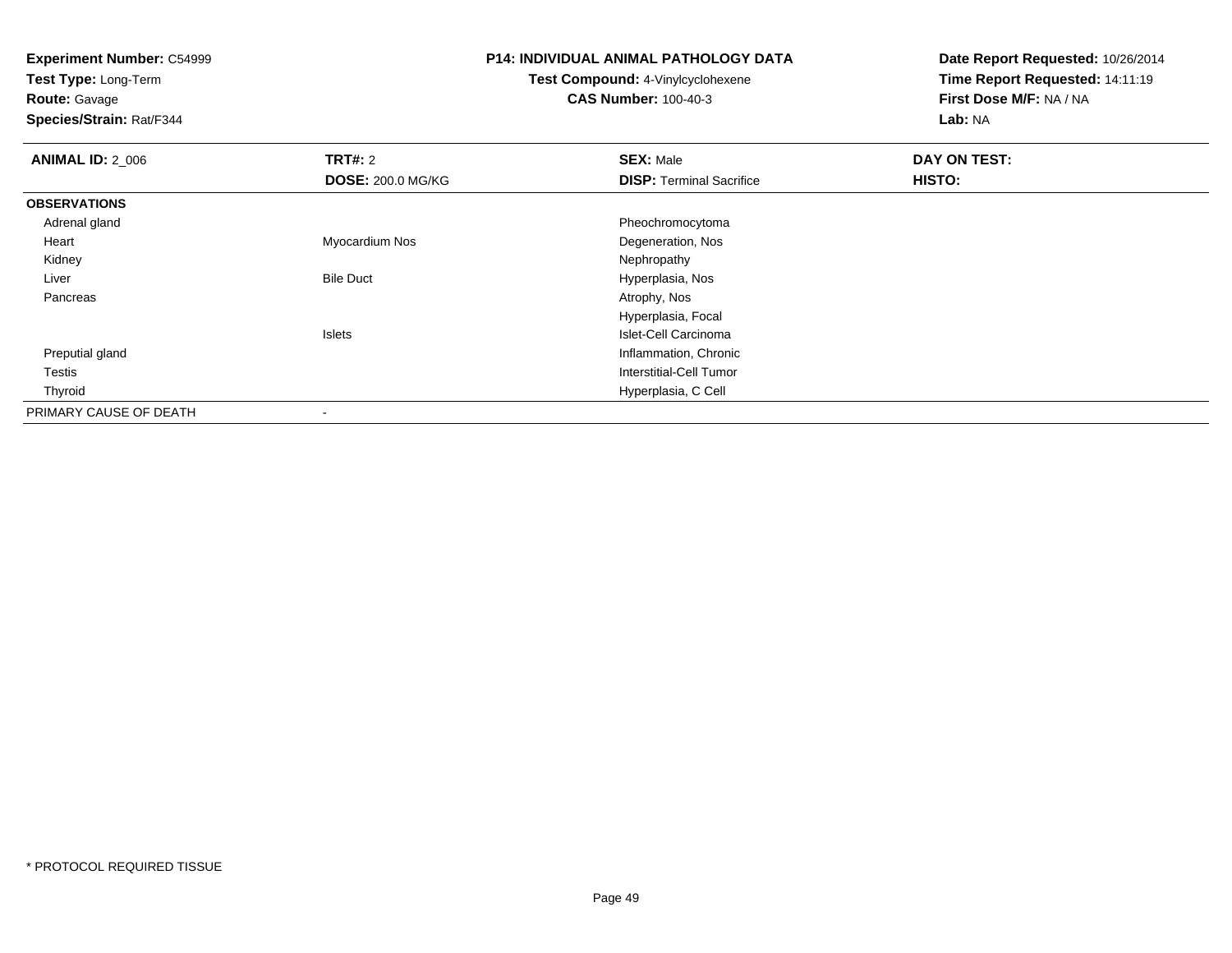**Experiment Number:** C54999
**Test Type:** Long-Term
**Route:** Gavage
**Species/Strain:** Rat/F344

**P14: INDIVIDUAL ANIMAL PATHOLOGY DATA**
**Test Compound:** 4-Vinylcyclohexene
**CAS Number:** 100-40-3

**Date Report Requested:** 10/26/2014
**Time Report Requested:** 14:11:19
**First Dose M/F:** NA / NA
**Lab:** NA

| **ANIMAL ID:** 2_006 | **TRT#:** 2 | **SEX:** Male | **DAY ON TEST:** |
|---|---|---|---|
| | **DOSE:** 200.0 MG/KG | **DISP:** Terminal Sacrifice | **HISTO:** |
| **OBSERVATIONS** | | | |
| Adrenal gland | | Pheochromocytoma | |
| Heart | Myocardium Nos | Degeneration, Nos | |
| Kidney | | Nephropathy | |
| Liver | Bile Duct | Hyperplasia, Nos | |
| Pancreas | | Atrophy, Nos | |
| | | Hyperplasia, Focal | |
| | Islets | Islet-Cell Carcinoma | |
| Preputial gland | | Inflammation, Chronic | |
| Testis | | Interstitial-Cell Tumor | |
| Thyroid | | Hyperplasia, C Cell | |
| PRIMARY CAUSE OF DEATH | - | | |

* PROTOCOL REQUIRED TISSUE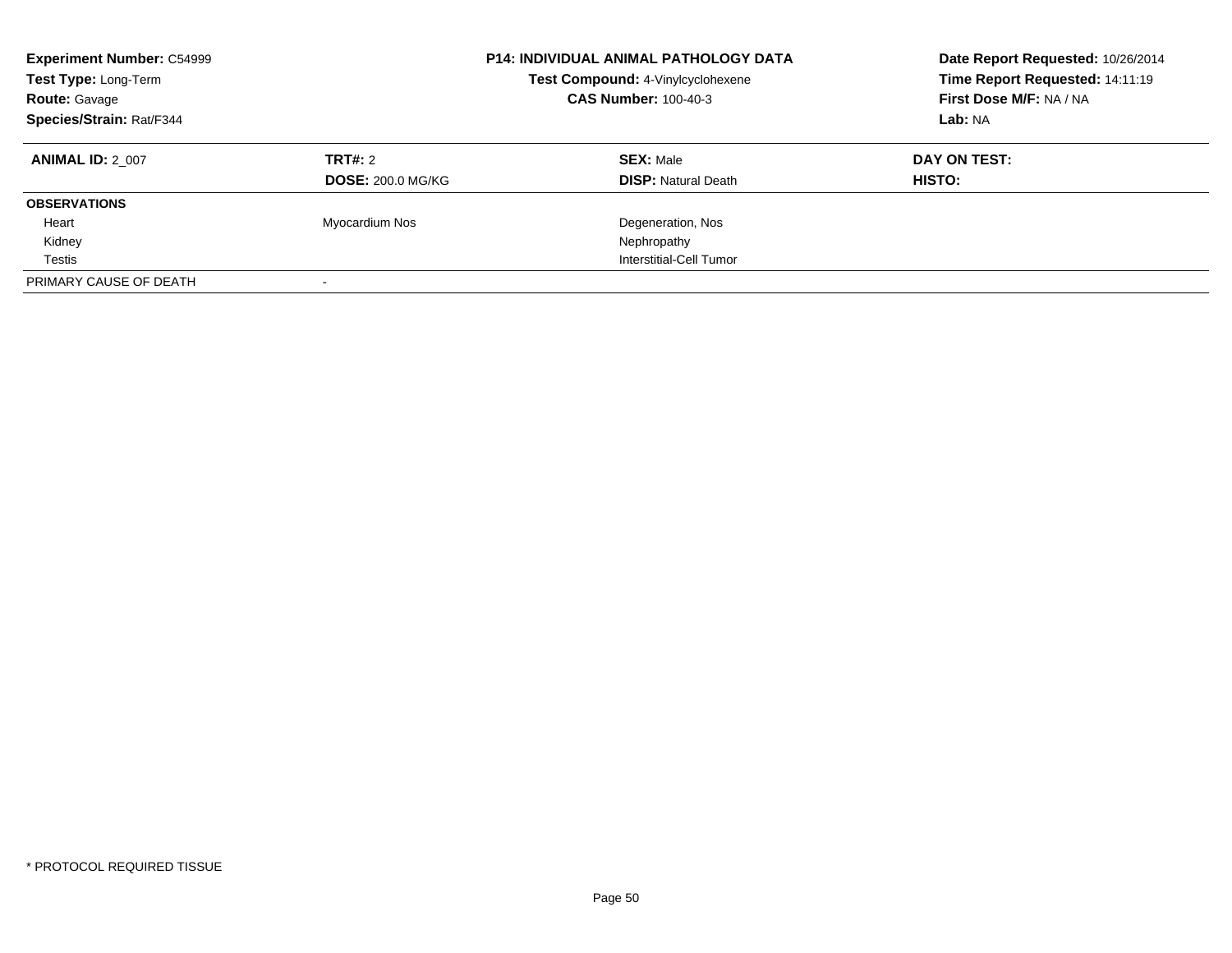**Experiment Number:** C54999
**Test Type:** Long-Term
**Route:** Gavage
**Species/Strain:** Rat/F344

**P14: INDIVIDUAL ANIMAL PATHOLOGY DATA**
**Test Compound:** 4-Vinylcyclohexene
**CAS Number:** 100-40-3

**Date Report Requested:** 10/26/2014
**Time Report Requested:** 14:11:19
**First Dose M/F:** NA / NA
**Lab:** NA

| **ANIMAL ID:** 2_007 | **TRT#:** 2 | **SEX:** Male | **DAY ON TEST:** |
|---|---|---|---|
| | **DOSE:** 200.0 MG/KG | **DISP:** Natural Death | **HISTO:** |
| **OBSERVATIONS** | | | |
| Heart | Myocardium Nos | Degeneration, Nos | |
| Kidney | | Nephropathy | |
| Testis | | Interstitial-Cell Tumor | |
| PRIMARY CAUSE OF DEATH | - | | |

* PROTOCOL REQUIRED TISSUE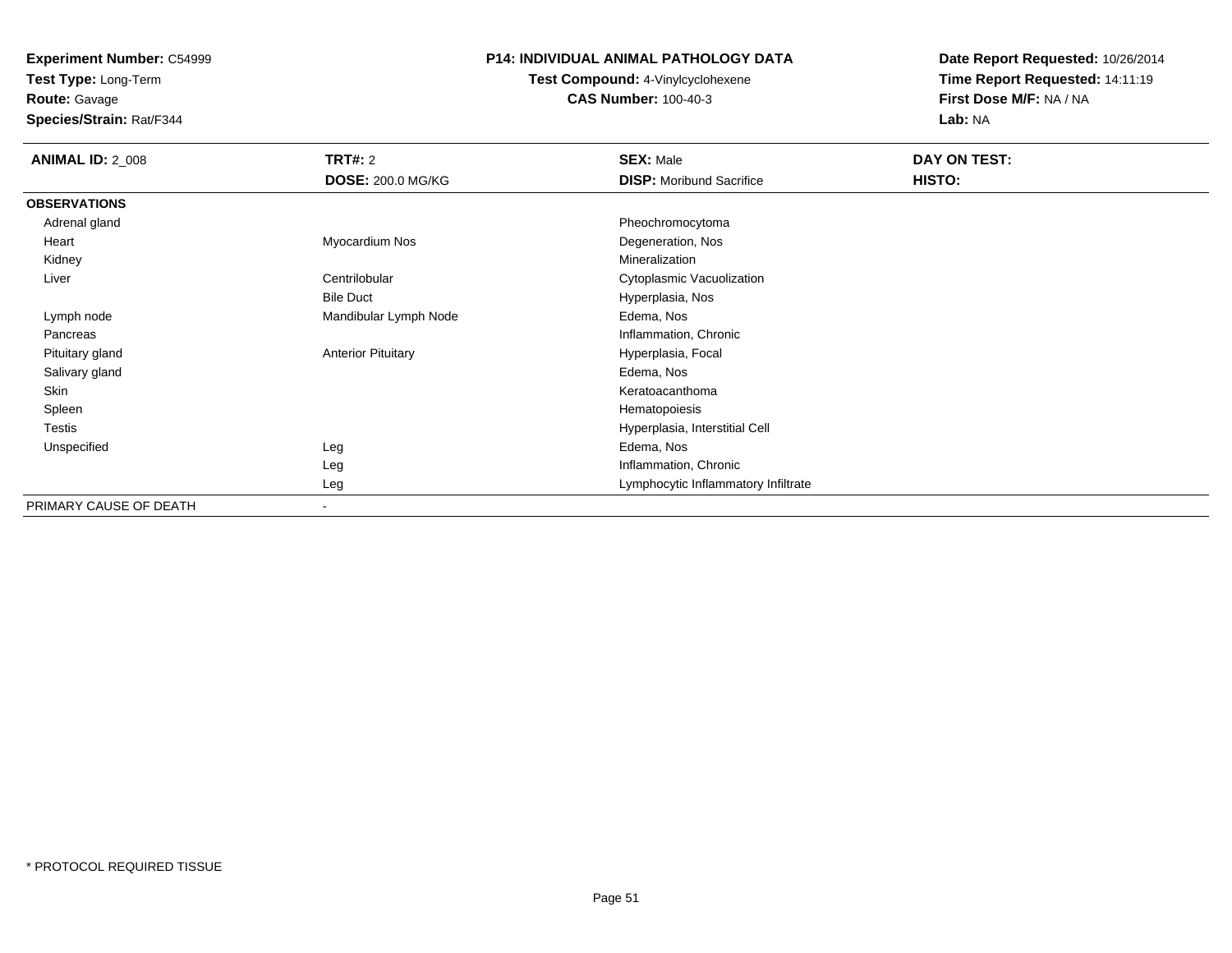**Experiment Number:** C54999
**Test Type:** Long-Term
**Route:** Gavage
**Species/Strain:** Rat/F344

**P14: INDIVIDUAL ANIMAL PATHOLOGY DATA**
**Test Compound:** 4-Vinylcyclohexene
**CAS Number:** 100-40-3

**Date Report Requested:** 10/26/2014
**Time Report Requested:** 14:11:19
**First Dose M/F:** NA / NA
**Lab:** NA

| **ANIMAL ID:** 2_008 | **TRT#:** 2 | **SEX:** Male | **DAY ON TEST:** |
|---|---|---|---|
| | **DOSE:** 200.0 MG/KG | **DISP:** Moribund Sacrifice | **HISTO:** |
| **OBSERVATIONS** | | | |
| Adrenal gland | | Pheochromocytoma | |
| Heart | Myocardium Nos | Degeneration, Nos | |
| Kidney | | Mineralization | |
| Liver | Centrilobular | Cytoplasmic Vacuolization | |
| | Bile Duct | Hyperplasia, Nos | |
| Lymph node | Mandibular Lymph Node | Edema, Nos | |
| Pancreas | | Inflammation, Chronic | |
| Pituitary gland | Anterior Pituitary | Hyperplasia, Focal | |
| Salivary gland | | Edema, Nos | |
| Skin | | Keratoacanthoma | |
| Spleen | | Hematopoiesis | |
| Testis | | Hyperplasia, Interstitial Cell | |
| Unspecified | Leg | Edema, Nos | |
| | Leg | Inflammation, Chronic | |
| | Leg | Lymphocytic Inflammatory Infiltrate | |
| PRIMARY CAUSE OF DEATH | - | | |

* PROTOCOL REQUIRED TISSUE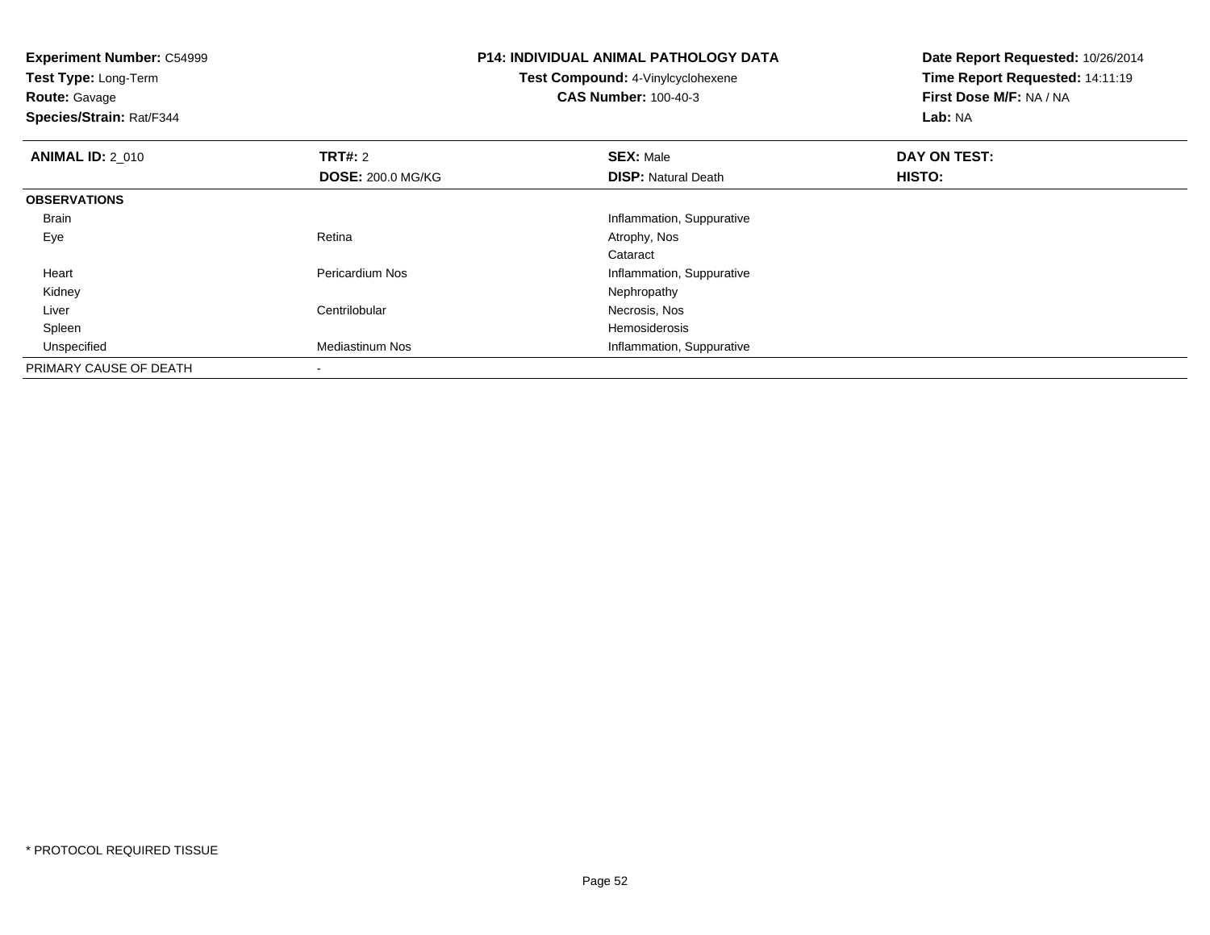**Experiment Number:** C54999
**Test Type:** Long-Term
**Route:** Gavage
**Species/Strain:** Rat/F344

## P14: INDIVIDUAL ANIMAL PATHOLOGY DATA

**Test Compound:** 4-Vinylcyclohexene
**CAS Number:** 100-40-3

**Date Report Requested:** 10/26/2014
**Time Report Requested:** 14:11:19
**First Dose M/F:** NA / NA
**Lab:** NA

| **ANIMAL ID:** 2_010 | **TRT#:** 2 | **SEX:** Male | **DAY ON TEST:** |
|---|---|---|---|
| | **DOSE:** 200.0 MG/KG | **DISP:** Natural Death | **HISTO:** |
| **OBSERVATIONS** | | | |
| Brain | | Inflammation, Suppurative | |
| Eye | Retina | Atrophy, Nos | |
| | | Cataract | |
| Heart | Pericardium Nos | Inflammation, Suppurative | |
| Kidney | | Nephropathy | |
| Liver | Centrilobular | Necrosis, Nos | |
| Spleen | | Hemosiderosis | |
| Unspecified | Mediastinum Nos | Inflammation, Suppurative | |
| PRIMARY CAUSE OF DEATH | - | | |

* PROTOCOL REQUIRED TISSUE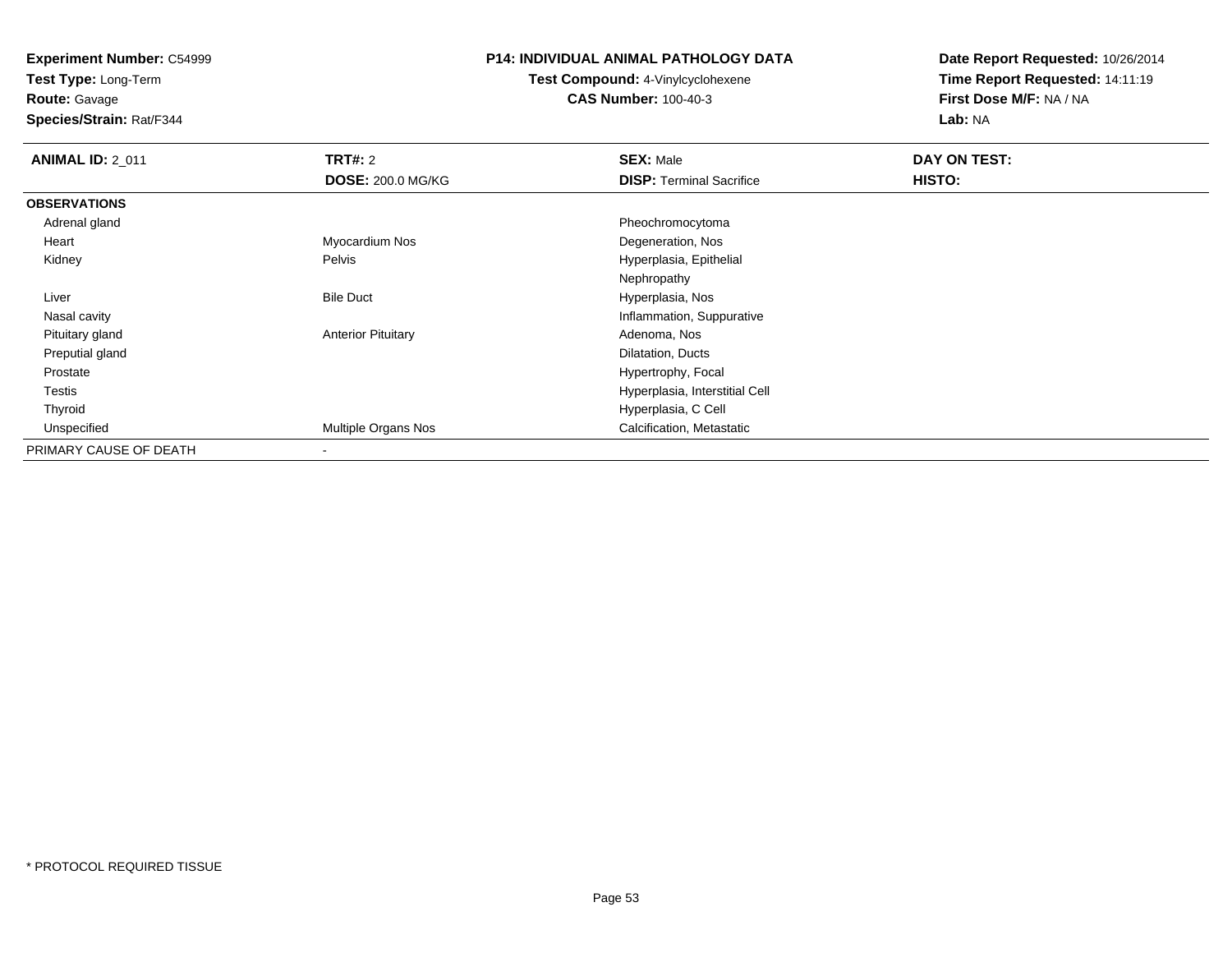**Experiment Number:** C54999
**Test Type:** Long-Term
**Route:** Gavage
**Species/Strain:** Rat/F344

**P14: INDIVIDUAL ANIMAL PATHOLOGY DATA**
**Test Compound:** 4-Vinylcyclohexene
**CAS Number:** 100-40-3

**Date Report Requested:** 10/26/2014
**Time Report Requested:** 14:11:19
**First Dose M/F:** NA / NA
**Lab:** NA

| **ANIMAL ID:** 2_011 | **TRT#:** 2 | **SEX:** Male | **DAY ON TEST:** |
|---|---|---|---|
| | **DOSE:** 200.0 MG/KG | **DISP:** Terminal Sacrifice | **HISTO:** |
| **OBSERVATIONS** | | | |
| Adrenal gland | | Pheochromocytoma | |
| Heart | Myocardium Nos | Degeneration, Nos | |
| Kidney | Pelvis | Hyperplasia, Epithelial | |
| | | Nephropathy | |
| Liver | Bile Duct | Hyperplasia, Nos | |
| Nasal cavity | | Inflammation, Suppurative | |
| Pituitary gland | Anterior Pituitary | Adenoma, Nos | |
| Preputial gland | | Dilatation, Ducts | |
| Prostate | | Hypertrophy, Focal | |
| Testis | | Hyperplasia, Interstitial Cell | |
| Thyroid | | Hyperplasia, C Cell | |
| Unspecified | Multiple Organs Nos | Calcification, Metastatic | |
| PRIMARY CAUSE OF DEATH | - | | |

* PROTOCOL REQUIRED TISSUE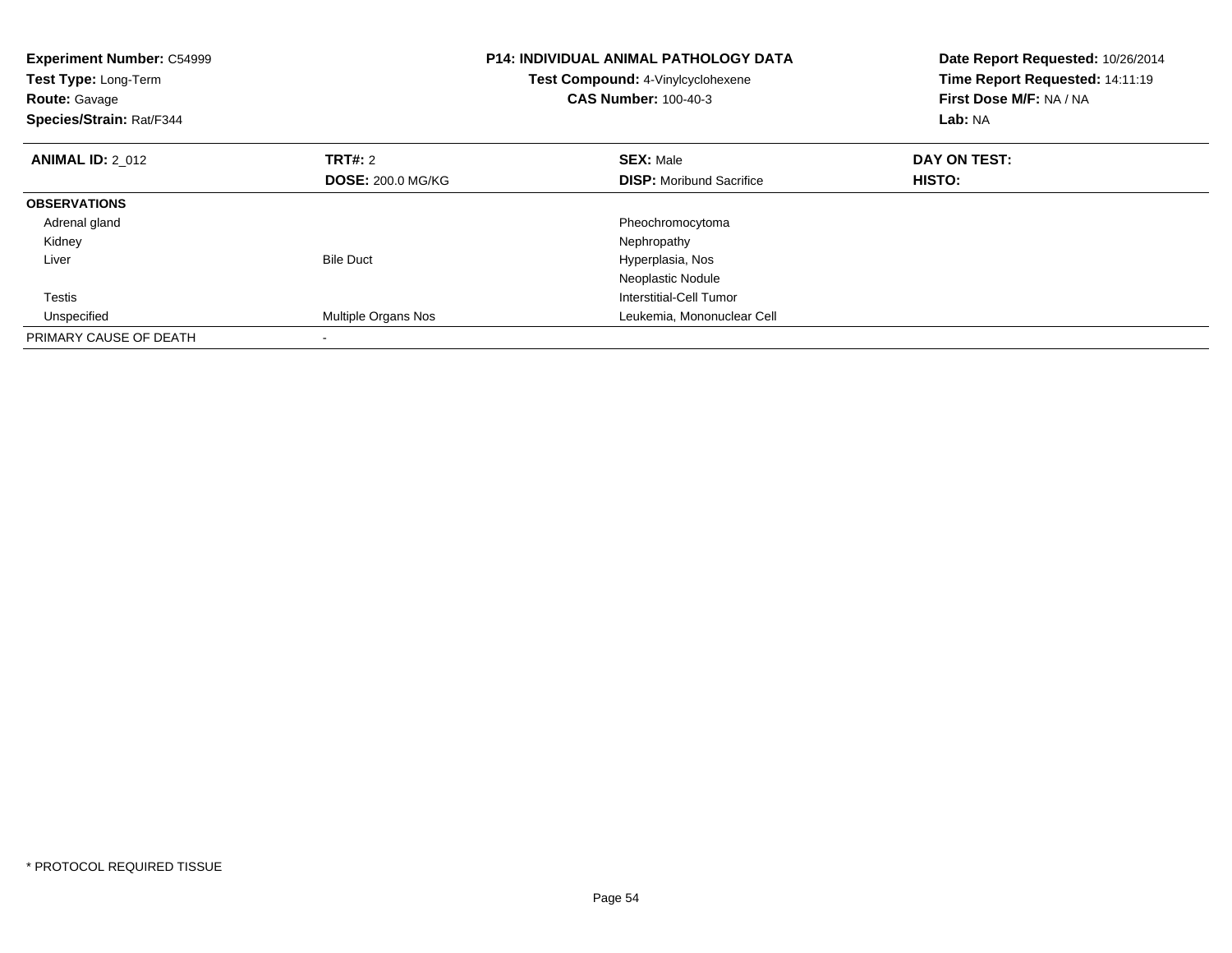**Experiment Number:** C54999
**Test Type:** Long-Term
**Route:** Gavage
**Species/Strain:** Rat/F344

**P14: INDIVIDUAL ANIMAL PATHOLOGY DATA**
**Test Compound:** 4-Vinylcyclohexene
**CAS Number:** 100-40-3

**Date Report Requested:** 10/26/2014
**Time Report Requested:** 14:11:19
**First Dose M/F:** NA / NA
**Lab:** NA

| **ANIMAL ID:** 2_012 | **TRT#:** 2 | **SEX:** Male | **DAY ON TEST:** |
|---|---|---|---|
| | **DOSE:** 200.0 MG/KG | **DISP:** Moribund Sacrifice | **HISTO:** |
| **OBSERVATIONS** | | | |
| Adrenal gland | | Pheochromocytoma | |
| Kidney | | Nephropathy | |
| Liver | Bile Duct | Hyperplasia, Nos | |
| | | Neoplastic Nodule | |
| Testis | | Interstitial-Cell Tumor | |
| Unspecified | Multiple Organs Nos | Leukemia, Mononuclear Cell | |
| PRIMARY CAUSE OF DEATH | - | | |

* PROTOCOL REQUIRED TISSUE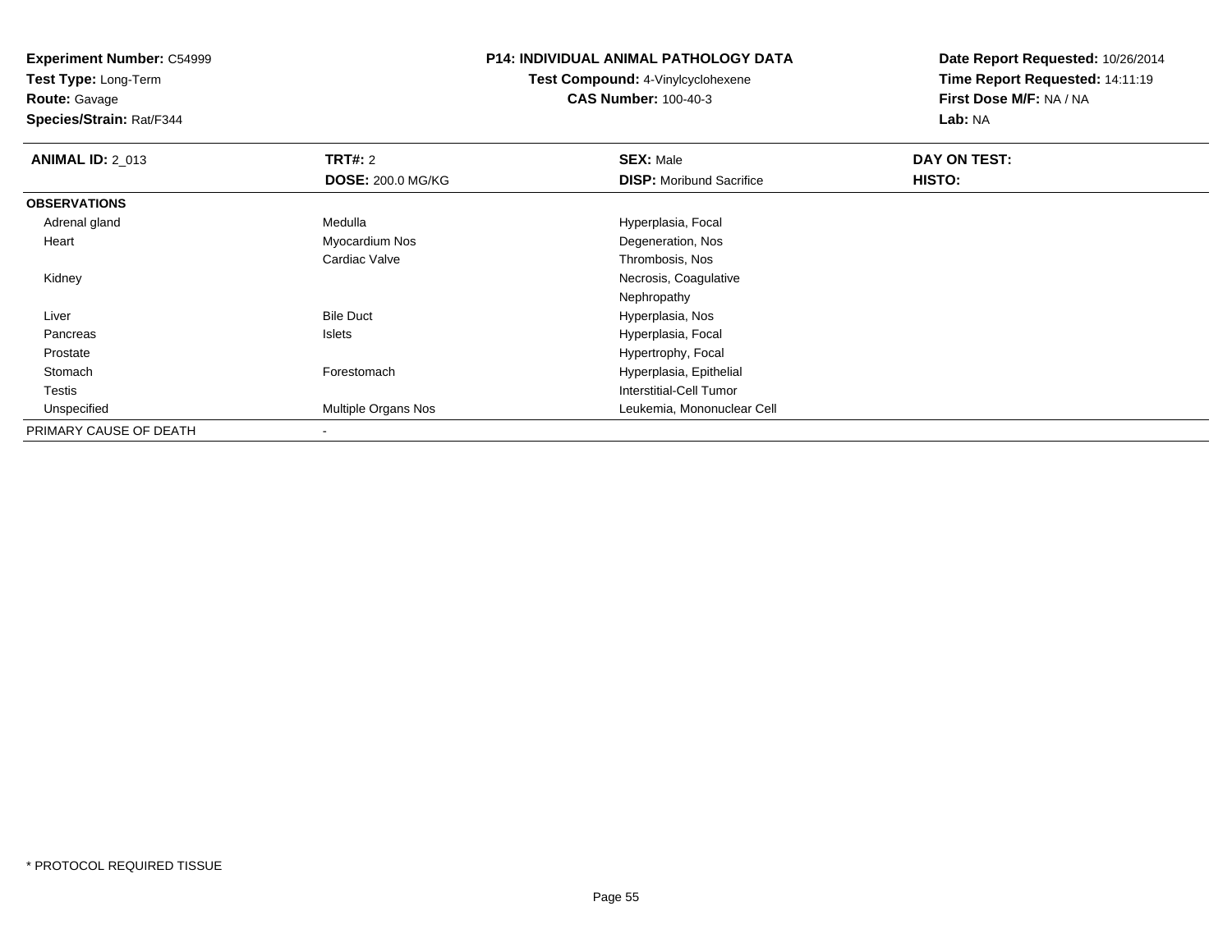**Experiment Number:** C54999
**Test Type:** Long-Term
**Route:** Gavage
**Species/Strain:** Rat/F344

**P14: INDIVIDUAL ANIMAL PATHOLOGY DATA**
**Test Compound:** 4-Vinylcyclohexene
**CAS Number:** 100-40-3

**Date Report Requested:** 10/26/2014
**Time Report Requested:** 14:11:19
**First Dose M/F:** NA / NA
**Lab:** NA

| **ANIMAL ID:** 2_013 | **TRT#:** 2 | **SEX:** Male | **DAY ON TEST:** |
|---|---|---|---|
| | **DOSE:** 200.0 MG/KG | **DISP:** Moribund Sacrifice | **HISTO:** |
| **OBSERVATIONS** | | | |
| Adrenal gland | Medulla | Hyperplasia, Focal | |
| Heart | Myocardium Nos | Degeneration, Nos | |
| | Cardiac Valve | Thrombosis, Nos | |
| Kidney | | Necrosis, Coagulative | |
| | | Nephropathy | |
| Liver | Bile Duct | Hyperplasia, Nos | |
| Pancreas | Islets | Hyperplasia, Focal | |
| Prostate | | Hypertrophy, Focal | |
| Stomach | Forestomach | Hyperplasia, Epithelial | |
| Testis | | Interstitial-Cell Tumor | |
| Unspecified | Multiple Organs Nos | Leukemia, Mononuclear Cell | |
| PRIMARY CAUSE OF DEATH | - | | |

* PROTOCOL REQUIRED TISSUE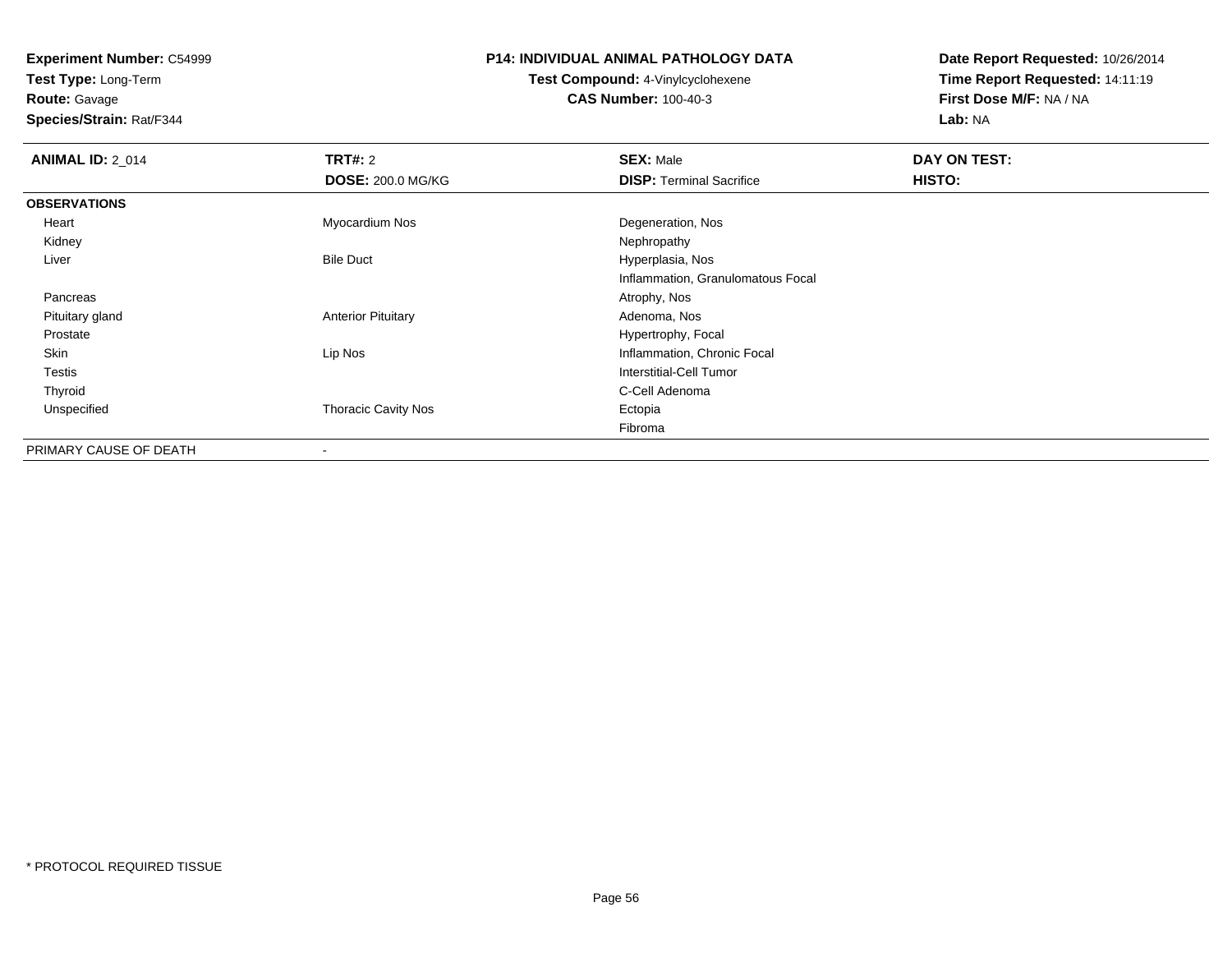**Experiment Number:** C54999
**Test Type:** Long-Term
**Route:** Gavage
**Species/Strain:** Rat/F344

**P14: INDIVIDUAL ANIMAL PATHOLOGY DATA**
**Test Compound:** 4-Vinylcyclohexene
**CAS Number:** 100-40-3

**Date Report Requested:** 10/26/2014
**Time Report Requested:** 14:11:19
**First Dose M/F:** NA / NA
**Lab:** NA

| **ANIMAL ID:** 2_014 | **TRT#:** 2 | **SEX:** Male | **DAY ON TEST:** |
|---|---|---|---|
| | **DOSE:** 200.0 MG/KG | **DISP:** Terminal Sacrifice | **HISTO:** |
| **OBSERVATIONS** | | | |
| Heart | Myocardium Nos | Degeneration, Nos | |
| Kidney | | Nephropathy | |
| Liver | Bile Duct | Hyperplasia, Nos | |
| | | Inflammation, Granulomatous Focal | |
| Pancreas | | Atrophy, Nos | |
| Pituitary gland | Anterior Pituitary | Adenoma, Nos | |
| Prostate | | Hypertrophy, Focal | |
| Skin | Lip Nos | Inflammation, Chronic Focal | |
| Testis | | Interstitial-Cell Tumor | |
| Thyroid | | C-Cell Adenoma | |
| Unspecified | Thoracic Cavity Nos | Ectopia | |
| | | Fibroma | |
| PRIMARY CAUSE OF DEATH | - | | |

* PROTOCOL REQUIRED TISSUE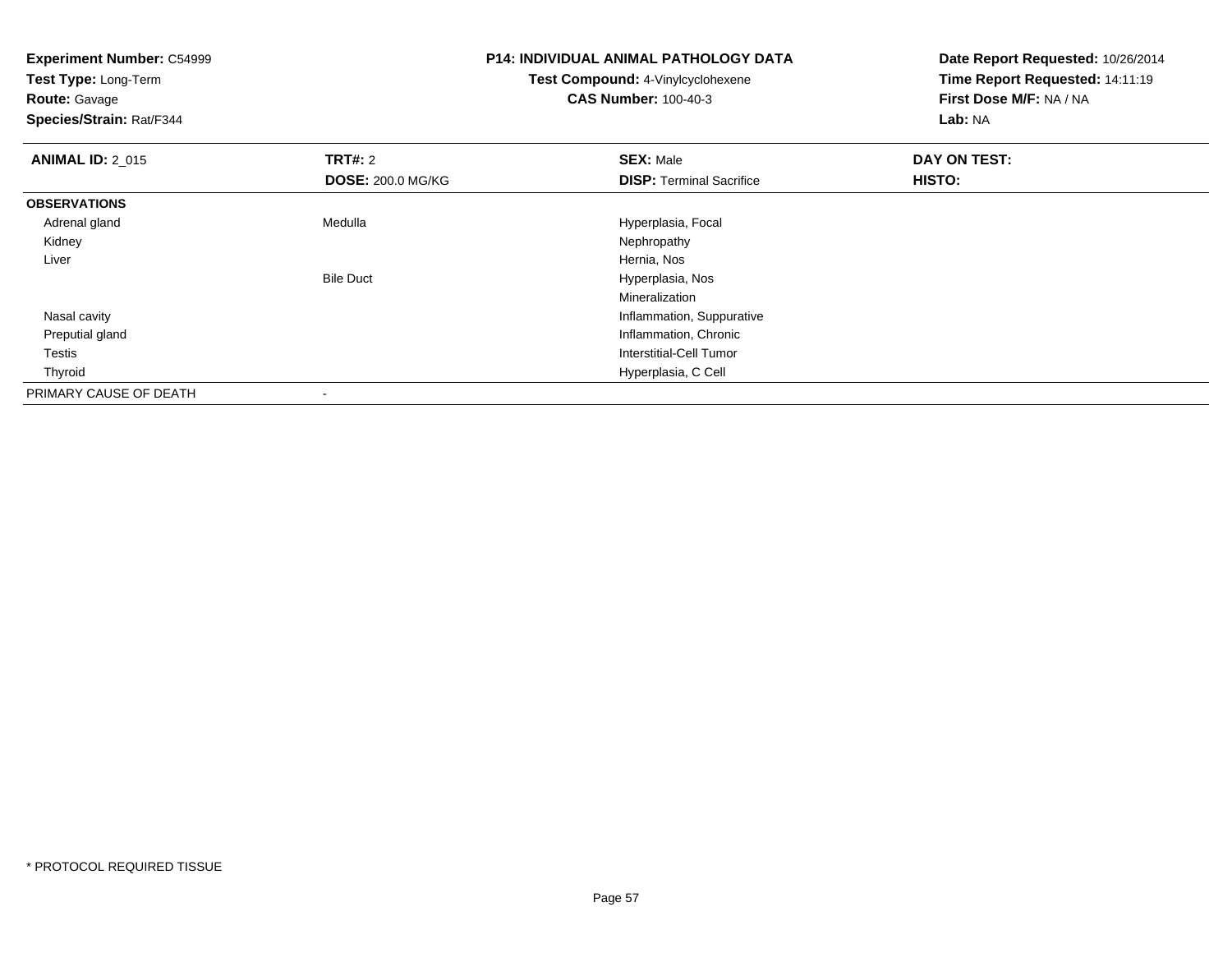**Experiment Number:** C54999
**Test Type:** Long-Term
**Route:** Gavage
**Species/Strain:** Rat/F344

**P14: INDIVIDUAL ANIMAL PATHOLOGY DATA**
**Test Compound:** 4-Vinylcyclohexene
**CAS Number:** 100-40-3

**Date Report Requested:** 10/26/2014
**Time Report Requested:** 14:11:19
**First Dose M/F:** NA / NA
**Lab:** NA

| **ANIMAL ID:** 2_015 | **TRT#:** 2 | **SEX:** Male | **DAY ON TEST:** |
|---|---|---|---|
| | **DOSE:** 200.0 MG/KG | **DISP:** Terminal Sacrifice | **HISTO:** |
| **OBSERVATIONS** | | | |
| Adrenal gland | Medulla | Hyperplasia, Focal | |
| Kidney | | Nephropathy | |
| Liver | | Hernia, Nos | |
| | Bile Duct | Hyperplasia, Nos | |
| | | Mineralization | |
| Nasal cavity | | Inflammation, Suppurative | |
| Preputial gland | | Inflammation, Chronic | |
| Testis | | Interstitial-Cell Tumor | |
| Thyroid | | Hyperplasia, C Cell | |
| PRIMARY CAUSE OF DEATH | - | | |

\* PROTOCOL REQUIRED TISSUE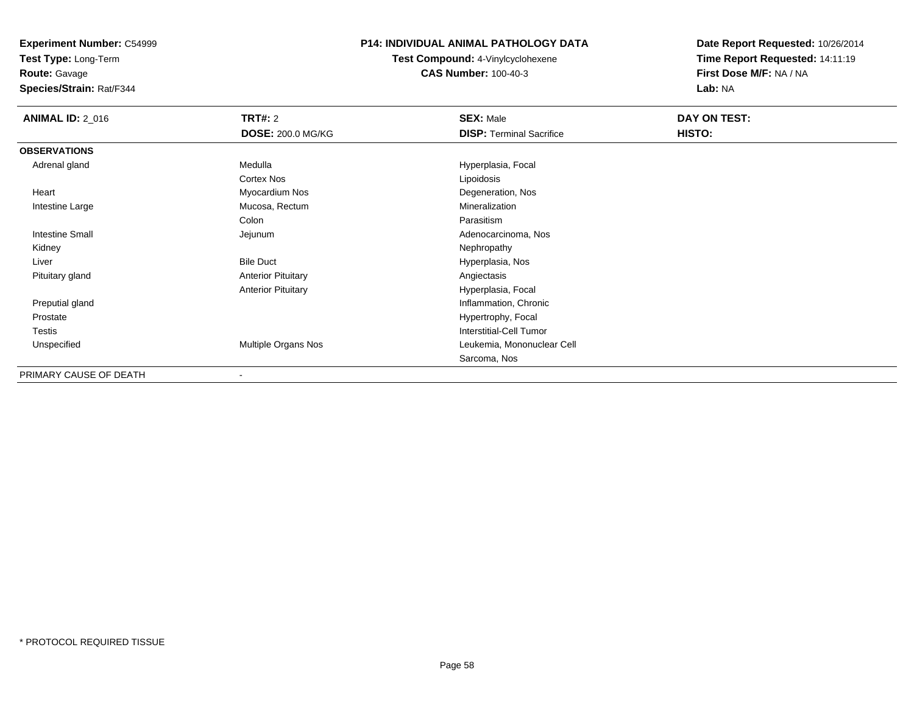**Experiment Number:** C54999
**Test Type:** Long-Term
**Route:** Gavage
**Species/Strain:** Rat/F344

## P14: INDIVIDUAL ANIMAL PATHOLOGY DATA

**Test Compound:** 4-Vinylcyclohexene
**CAS Number:** 100-40-3

**Date Report Requested:** 10/26/2014
**Time Report Requested:** 14:11:19
**First Dose M/F:** NA / NA
**Lab:** NA

| **ANIMAL ID:** 2_016 | **TRT#:** 2 | **SEX:** Male | **DAY ON TEST:** |
|---|---|---|---|
| | **DOSE:** 200.0 MG/KG | **DISP:** Terminal Sacrifice | **HISTO:** |
| **OBSERVATIONS** | | | |
| Adrenal gland | Medulla | Hyperplasia, Focal | |
| | Cortex Nos | Lipoidosis | |
| Heart | Myocardium Nos | Degeneration, Nos | |
| Intestine Large | Mucosa, Rectum | Mineralization | |
| | Colon | Parasitism | |
| Intestine Small | Jejunum | Adenocarcinoma, Nos | |
| Kidney | | Nephropathy | |
| Liver | Bile Duct | Hyperplasia, Nos | |
| Pituitary gland | Anterior Pituitary | Angiectasis | |
| | Anterior Pituitary | Hyperplasia, Focal | |
| Preputial gland | | Inflammation, Chronic | |
| Prostate | | Hypertrophy, Focal | |
| Testis | | Interstitial-Cell Tumor | |
| Unspecified | Multiple Organs Nos | Leukemia, Mononuclear Cell | |
| | | Sarcoma, Nos | |
| PRIMARY CAUSE OF DEATH | - | | |

* PROTOCOL REQUIRED TISSUE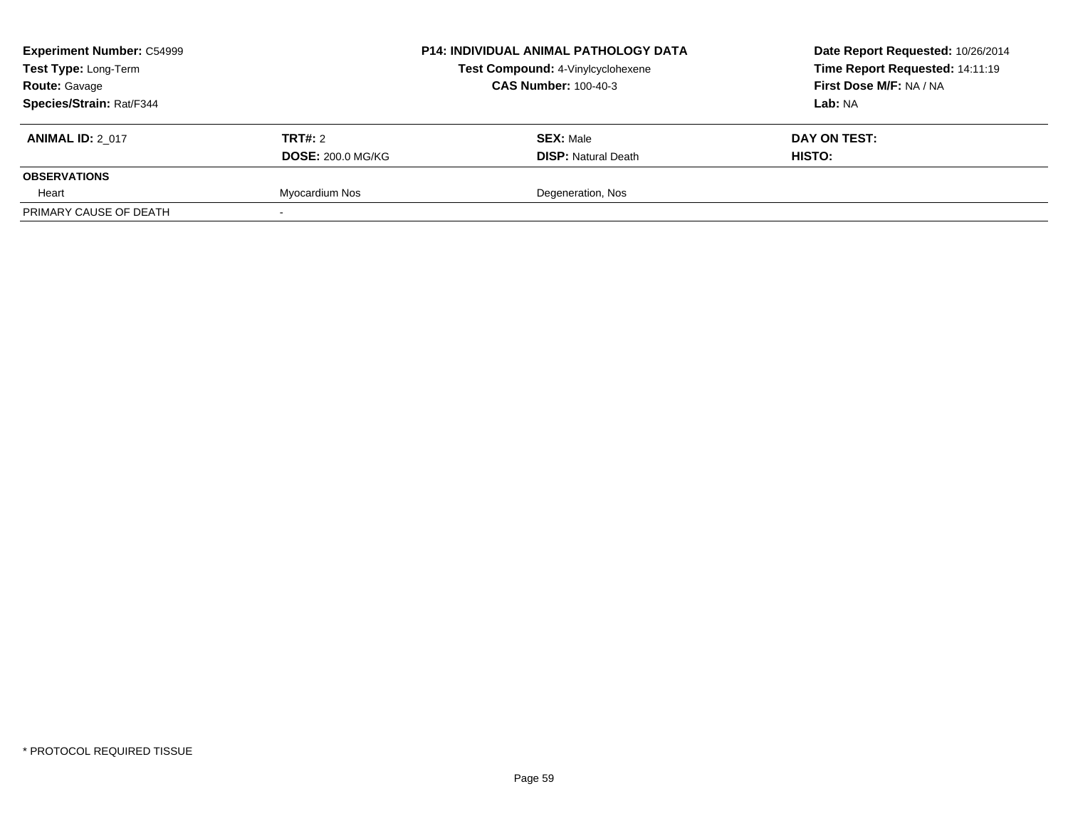**Experiment Number:** C54999
**Test Type:** Long-Term
**Route:** Gavage
**Species/Strain:** Rat/F344

**P14: INDIVIDUAL ANIMAL PATHOLOGY DATA**
**Test Compound:** 4-Vinylcyclohexene
**CAS Number:** 100-40-3

**Date Report Requested:** 10/26/2014
**Time Report Requested:** 14:11:19
**First Dose M/F:** NA / NA
**Lab:** NA

| **ANIMAL ID:** 2_017 | **TRT#:** 2 | **SEX:** Male | **DAY ON TEST:** |
|---|---|---|---|
| | **DOSE:** 200.0 MG/KG | **DISP:** Natural Death | **HISTO:** |
| **OBSERVATIONS** | | | |
| Heart | Myocardium Nos | Degeneration, Nos | |
| PRIMARY CAUSE OF DEATH | - | | |

\* PROTOCOL REQUIRED TISSUE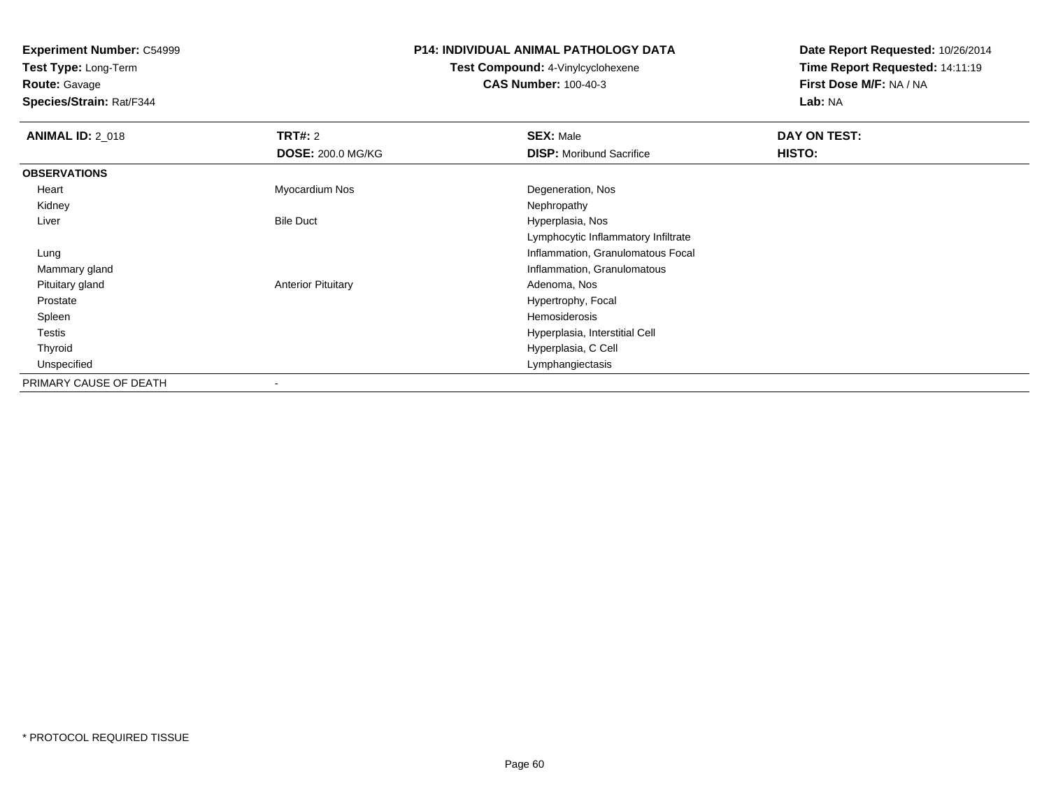**Experiment Number:** C54999
**Test Type:** Long-Term
**Route:** Gavage
**Species/Strain:** Rat/F344

**P14: INDIVIDUAL ANIMAL PATHOLOGY DATA**
**Test Compound:** 4-Vinylcyclohexene
**CAS Number:** 100-40-3

**Date Report Requested:** 10/26/2014
**Time Report Requested:** 14:11:19
**First Dose M/F:** NA / NA
**Lab:** NA

| **ANIMAL ID:** 2_018 | **TRT#:** 2 | **SEX:** Male | **DAY ON TEST:** |
|---|---|---|---|
| | **DOSE:** 200.0 MG/KG | **DISP:** Moribund Sacrifice | **HISTO:** |
| **OBSERVATIONS** | | | |
| Heart | Myocardium Nos | Degeneration, Nos | |
| Kidney | | Nephropathy | |
| Liver | Bile Duct | Hyperplasia, Nos | |
| | | Lymphocytic Inflammatory Infiltrate | |
| Lung | | Inflammation, Granulomatous Focal | |
| Mammary gland | | Inflammation, Granulomatous | |
| Pituitary gland | Anterior Pituitary | Adenoma, Nos | |
| Prostate | | Hypertrophy, Focal | |
| Spleen | | Hemosiderosis | |
| Testis | | Hyperplasia, Interstitial Cell | |
| Thyroid | | Hyperplasia, C Cell | |
| Unspecified | | Lymphangiectasis | |
| PRIMARY CAUSE OF DEATH | - | | |

\* PROTOCOL REQUIRED TISSUE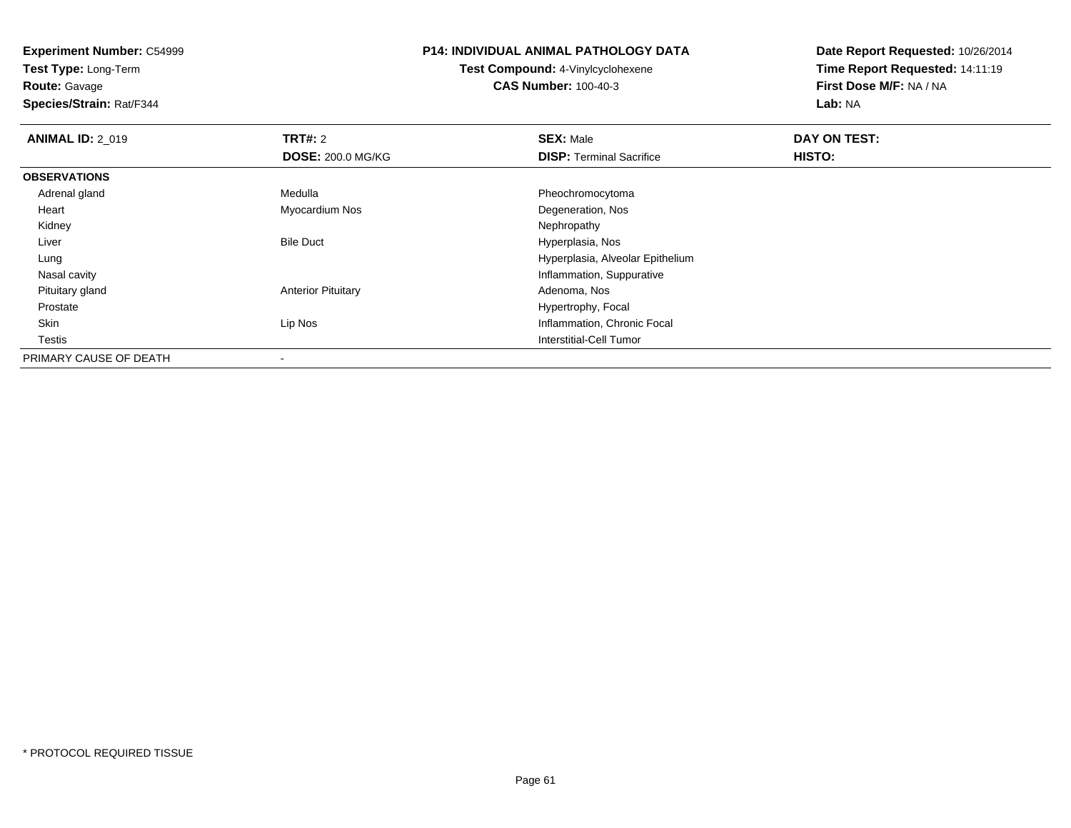**Experiment Number:** C54999
**Test Type:** Long-Term
**Route:** Gavage
**Species/Strain:** Rat/F344

**P14: INDIVIDUAL ANIMAL PATHOLOGY DATA**
**Test Compound:** 4-Vinylcyclohexene
**CAS Number:** 100-40-3

**Date Report Requested:** 10/26/2014
**Time Report Requested:** 14:11:19
**First Dose M/F:** NA / NA
**Lab:** NA

| **ANIMAL ID:** 2_019 | **TRT#:** 2 | **SEX:** Male | **DAY ON TEST:** |
|---|---|---|---|
| | **DOSE:** 200.0 MG/KG | **DISP:** Terminal Sacrifice | **HISTO:** |
| **OBSERVATIONS** | | | |
| Adrenal gland | Medulla | Pheochromocytoma | |
| Heart | Myocardium Nos | Degeneration, Nos | |
| Kidney | | Nephropathy | |
| Liver | Bile Duct | Hyperplasia, Nos | |
| Lung | | Hyperplasia, Alveolar Epithelium | |
| Nasal cavity | | Inflammation, Suppurative | |
| Pituitary gland | Anterior Pituitary | Adenoma, Nos | |
| Prostate | | Hypertrophy, Focal | |
| Skin | Lip Nos | Inflammation, Chronic Focal | |
| Testis | | Interstitial-Cell Tumor | |
| PRIMARY CAUSE OF DEATH | - | | |

* PROTOCOL REQUIRED TISSUE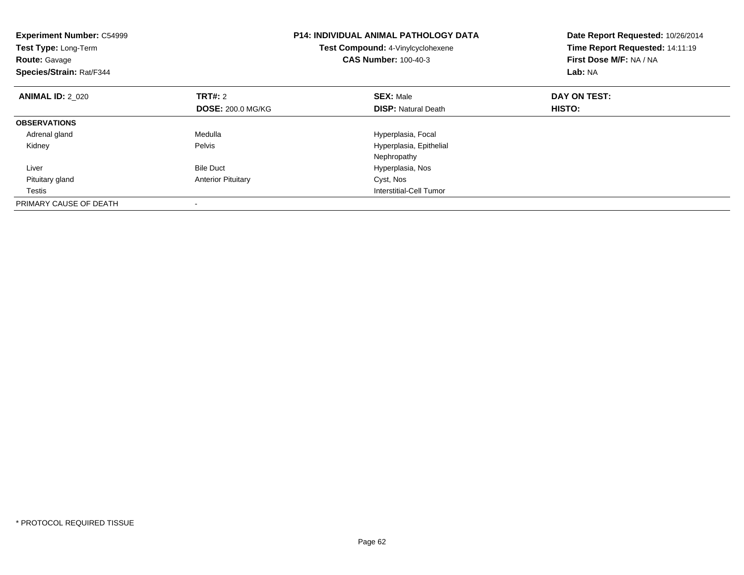**Experiment Number:** C54999
**Test Type:** Long-Term
**Route:** Gavage
**Species/Strain:** Rat/F344

**P14: INDIVIDUAL ANIMAL PATHOLOGY DATA**
**Test Compound:** 4-Vinylcyclohexene
**CAS Number:** 100-40-3

**Date Report Requested:** 10/26/2014
**Time Report Requested:** 14:11:19
**First Dose M/F:** NA / NA
**Lab:** NA

| **ANIMAL ID:** 2_020 | **TRT#:** 2 | **SEX:** Male | **DAY ON TEST:** |
|---|---|---|---|
| | **DOSE:** 200.0 MG/KG | **DISP:** Natural Death | **HISTO:** |
| **OBSERVATIONS** | | | |
| Adrenal gland | Medulla | Hyperplasia, Focal | |
| Kidney | Pelvis | Hyperplasia, Epithelial | |
| | | Nephropathy | |
| Liver | Bile Duct | Hyperplasia, Nos | |
| Pituitary gland | Anterior Pituitary | Cyst, Nos | |
| Testis | | Interstitial-Cell Tumor | |
| PRIMARY CAUSE OF DEATH | - | | |

\* PROTOCOL REQUIRED TISSUE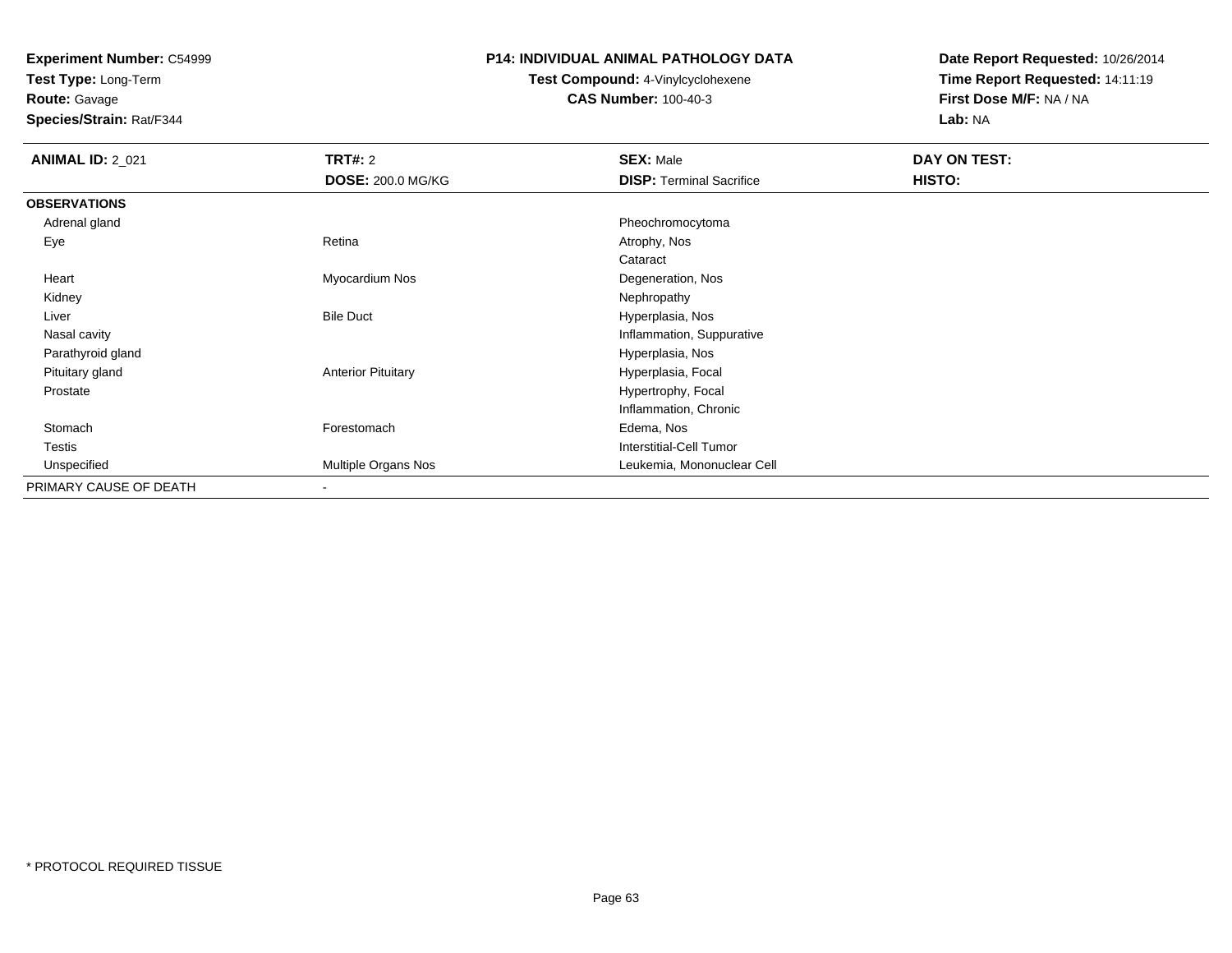**Experiment Number:** C54999
**Test Type:** Long-Term
**Route:** Gavage
**Species/Strain:** Rat/F344

**P14: INDIVIDUAL ANIMAL PATHOLOGY DATA**
**Test Compound:** 4-Vinylcyclohexene
**CAS Number:** 100-40-3

**Date Report Requested:** 10/26/2014
**Time Report Requested:** 14:11:19
**First Dose M/F:** NA / NA
**Lab:** NA

| **ANIMAL ID:** 2_021 | **TRT#:** 2 | **SEX:** Male | **DAY ON TEST:** |
|---|---|---|---|
| | **DOSE:** 200.0 MG/KG | **DISP:** Terminal Sacrifice | **HISTO:** |
| **OBSERVATIONS** | | | |
| Adrenal gland | | Pheochromocytoma | |
| Eye | Retina | Atrophy, Nos | |
| | | Cataract | |
| Heart | Myocardium Nos | Degeneration, Nos | |
| Kidney | | Nephropathy | |
| Liver | Bile Duct | Hyperplasia, Nos | |
| Nasal cavity | | Inflammation, Suppurative | |
| Parathyroid gland | | Hyperplasia, Nos | |
| Pituitary gland | Anterior Pituitary | Hyperplasia, Focal | |
| Prostate | | Hypertrophy, Focal | |
| | | Inflammation, Chronic | |
| Stomach | Forestomach | Edema, Nos | |
| Testis | | Interstitial-Cell Tumor | |
| Unspecified | Multiple Organs Nos | Leukemia, Mononuclear Cell | |
| PRIMARY CAUSE OF DEATH | - | | |

* PROTOCOL REQUIRED TISSUE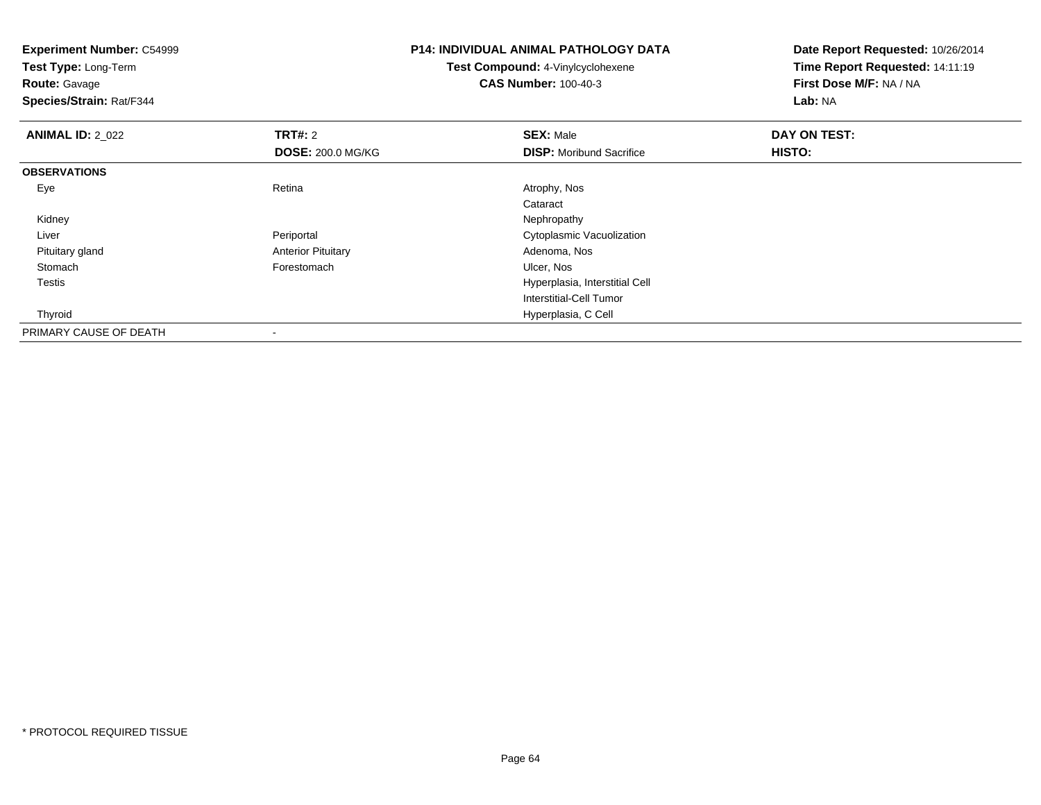**Experiment Number:** C54999
**Test Type:** Long-Term
**Route:** Gavage
**Species/Strain:** Rat/F344

**P14: INDIVIDUAL ANIMAL PATHOLOGY DATA**
**Test Compound:** 4-Vinylcyclohexene
**CAS Number:** 100-40-3

**Date Report Requested:** 10/26/2014
**Time Report Requested:** 14:11:19
**First Dose M/F:** NA / NA
**Lab:** NA

| **ANIMAL ID:** 2_022 | **TRT#:** 2 | **SEX:** Male | **DAY ON TEST:** |
|---|---|---|---|
| | **DOSE:** 200.0 MG/KG | **DISP:** Moribund Sacrifice | **HISTO:** |
| **OBSERVATIONS** | | | |
| Eye | Retina | Atrophy, Nos | |
| | | Cataract | |
| Kidney | | Nephropathy | |
| Liver | Periportal | Cytoplasmic Vacuolization | |
| Pituitary gland | Anterior Pituitary | Adenoma, Nos | |
| Stomach | Forestomach | Ulcer, Nos | |
| Testis | | Hyperplasia, Interstitial Cell | |
| | | Interstitial-Cell Tumor | |
| Thyroid | | Hyperplasia, C Cell | |
| PRIMARY CAUSE OF DEATH | - | | |

* PROTOCOL REQUIRED TISSUE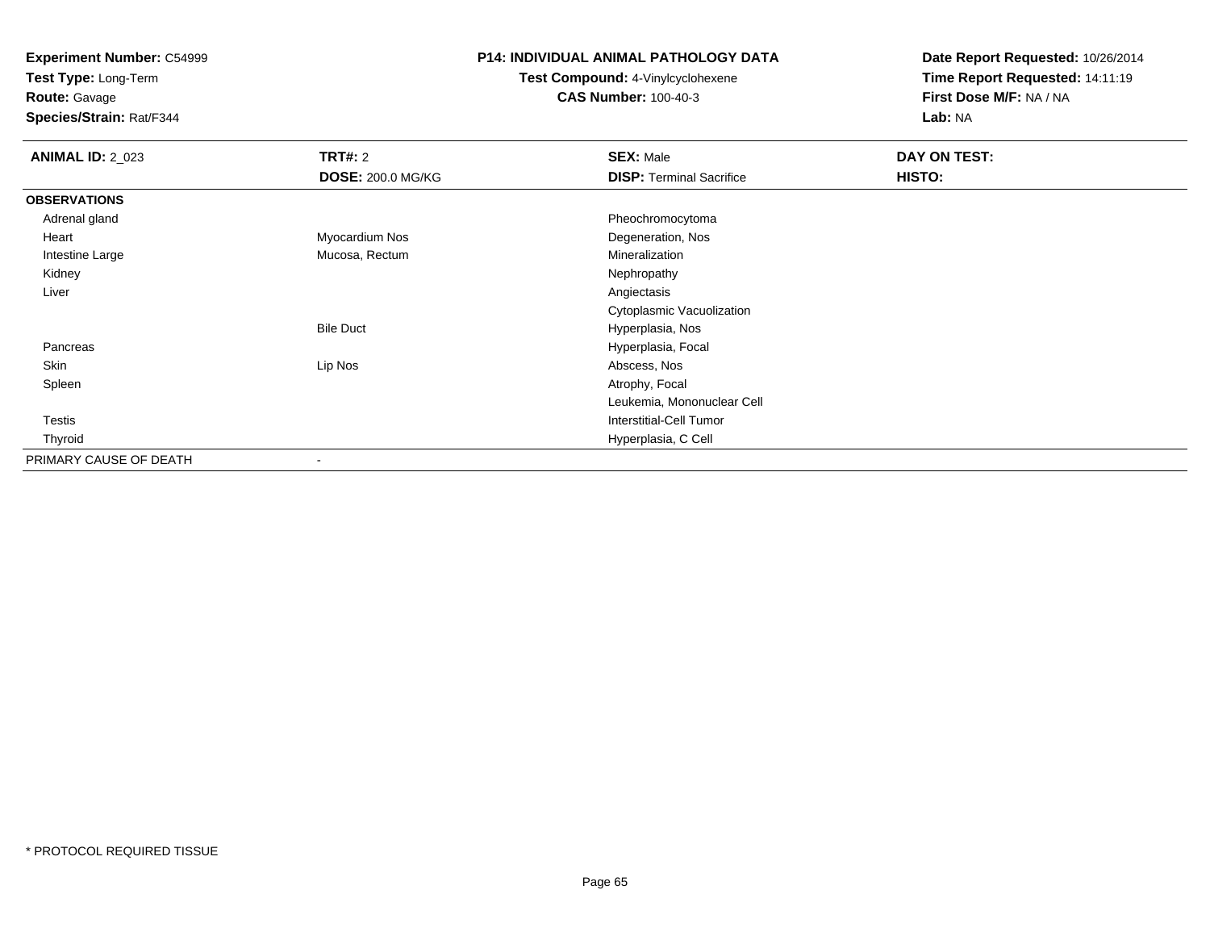**Experiment Number:** C54999
**Test Type:** Long-Term
**Route:** Gavage
**Species/Strain:** Rat/F344

**P14: INDIVIDUAL ANIMAL PATHOLOGY DATA**
**Test Compound:** 4-Vinylcyclohexene
**CAS Number:** 100-40-3

**Date Report Requested:** 10/26/2014
**Time Report Requested:** 14:11:19
**First Dose M/F:** NA / NA
**Lab:** NA

| **ANIMAL ID:** 2_023 | **TRT#:** 2 | **SEX:** Male | **DAY ON TEST:** |
|---|---|---|---|
| | **DOSE:** 200.0 MG/KG | **DISP:** Terminal Sacrifice | **HISTO:** |
| **OBSERVATIONS** | | | |
| Adrenal gland | | Pheochromocytoma | |
| Heart | Myocardium Nos | Degeneration, Nos | |
| Intestine Large | Mucosa, Rectum | Mineralization | |
| Kidney | | Nephropathy | |
| Liver | | Angiectasis | |
| | | Cytoplasmic Vacuolization | |
| | Bile Duct | Hyperplasia, Nos | |
| Pancreas | | Hyperplasia, Focal | |
| Skin | Lip Nos | Abscess, Nos | |
| Spleen | | Atrophy, Focal | |
| | | Leukemia, Mononuclear Cell | |
| Testis | | Interstitial-Cell Tumor | |
| Thyroid | | Hyperplasia, C Cell | |
| PRIMARY CAUSE OF DEATH | - | | |

* PROTOCOL REQUIRED TISSUE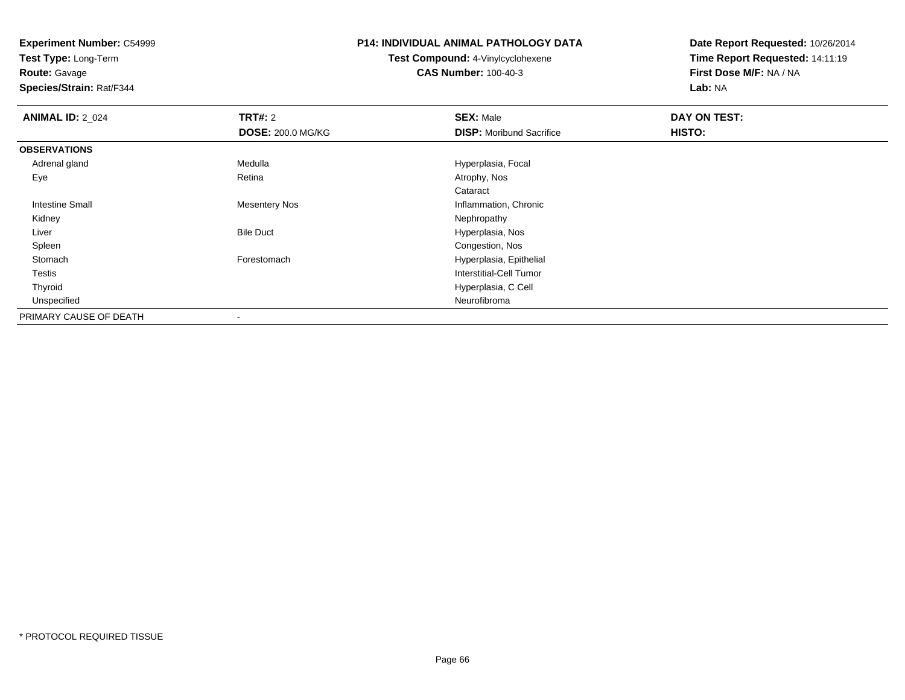**Experiment Number:** C54999
**Test Type:** Long-Term
**Route:** Gavage
**Species/Strain:** Rat/F344

**P14: INDIVIDUAL ANIMAL PATHOLOGY DATA**
**Test Compound:** 4-Vinylcyclohexene
**CAS Number:** 100-40-3

**Date Report Requested:** 10/26/2014
**Time Report Requested:** 14:11:19
**First Dose M/F:** NA / NA
**Lab:** NA

| **ANIMAL ID:** 2_024 | **TRT#:** 2 | **SEX:** Male | **DAY ON TEST:** |
|---|---|---|---|
| | **DOSE:** 200.0 MG/KG | **DISP:** Moribund Sacrifice | **HISTO:** |
| **OBSERVATIONS** | | | |
| Adrenal gland | Medulla | Hyperplasia, Focal | |
| Eye | Retina | Atrophy, Nos | |
| | | Cataract | |
| Intestine Small | Mesentery Nos | Inflammation, Chronic | |
| Kidney | | Nephropathy | |
| Liver | Bile Duct | Hyperplasia, Nos | |
| Spleen | | Congestion, Nos | |
| Stomach | Forestomach | Hyperplasia, Epithelial | |
| Testis | | Interstitial-Cell Tumor | |
| Thyroid | | Hyperplasia, C Cell | |
| Unspecified | | Neurofibroma | |
| PRIMARY CAUSE OF DEATH | - | | |

* PROTOCOL REQUIRED TISSUE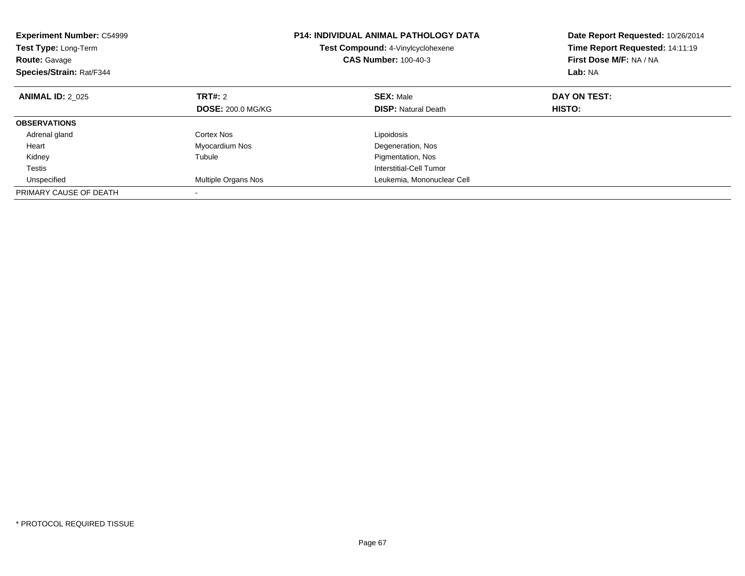**Experiment Number:** C54999
**Test Type:** Long-Term
**Route:** Gavage
**Species/Strain:** Rat/F344

**P14: INDIVIDUAL ANIMAL PATHOLOGY DATA**
**Test Compound:** 4-Vinylcyclohexene
**CAS Number:** 100-40-3

**Date Report Requested:** 10/26/2014
**Time Report Requested:** 14:11:19
**First Dose M/F:** NA / NA
**Lab:** NA

| **ANIMAL ID:** 2_025 | **TRT#:** 2 | **SEX:** Male | **DAY ON TEST:** |
|---|---|---|---|
| | **DOSE:** 200.0 MG/KG | **DISP:** Natural Death | **HISTO:** |
| **OBSERVATIONS** | | | |
| Adrenal gland | Cortex Nos | Lipoidosis | |
| Heart | Myocardium Nos | Degeneration, Nos | |
| Kidney | Tubule | Pigmentation, Nos | |
| Testis | | Interstitial-Cell Tumor | |
| Unspecified | Multiple Organs Nos | Leukemia, Mononuclear Cell | |
| PRIMARY CAUSE OF DEATH | - | | |

* PROTOCOL REQUIRED TISSUE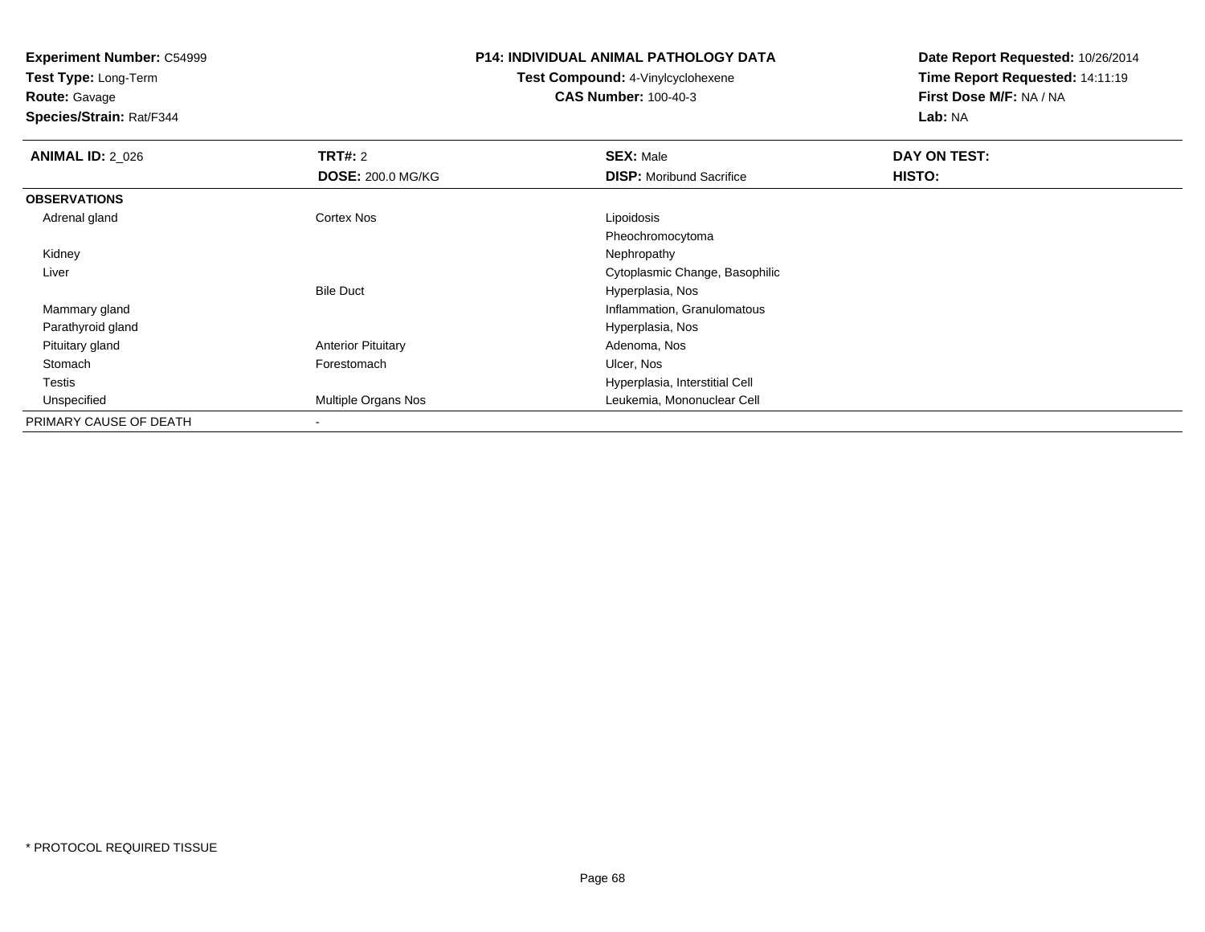**Experiment Number:** C54999
**Test Type:** Long-Term
**Route:** Gavage
**Species/Strain:** Rat/F344

**P14: INDIVIDUAL ANIMAL PATHOLOGY DATA**
**Test Compound:** 4-Vinylcyclohexene
**CAS Number:** 100-40-3

**Date Report Requested:** 10/26/2014
**Time Report Requested:** 14:11:19
**First Dose M/F:** NA / NA
**Lab:** NA

| **ANIMAL ID:** 2_026 | **TRT#:** 2 | **SEX:** Male | **DAY ON TEST:** |
|---|---|---|---|
| | **DOSE:** 200.0 MG/KG | **DISP:** Moribund Sacrifice | **HISTO:** |
| **OBSERVATIONS** | | | |
| Adrenal gland | Cortex Nos | Lipoidosis | |
| | | Pheochromocytoma | |
| Kidney | | Nephropathy | |
| Liver | | Cytoplasmic Change, Basophilic | |
| | Bile Duct | Hyperplasia, Nos | |
| Mammary gland | | Inflammation, Granulomatous | |
| Parathyroid gland | | Hyperplasia, Nos | |
| Pituitary gland | Anterior Pituitary | Adenoma, Nos | |
| Stomach | Forestomach | Ulcer, Nos | |
| Testis | | Hyperplasia, Interstitial Cell | |
| Unspecified | Multiple Organs Nos | Leukemia, Mononuclear Cell | |
| PRIMARY CAUSE OF DEATH | - | | |

* PROTOCOL REQUIRED TISSUE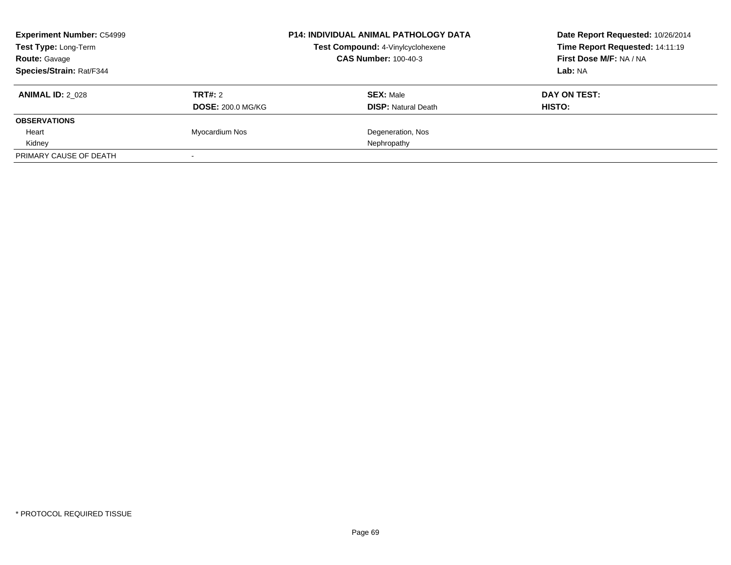**Experiment Number:** C54999
**Test Type:** Long-Term
**Route:** Gavage
**Species/Strain:** Rat/F344

**P14: INDIVIDUAL ANIMAL PATHOLOGY DATA**
**Test Compound:** 4-Vinylcyclohexene
**CAS Number:** 100-40-3

**Date Report Requested:** 10/26/2014
**Time Report Requested:** 14:11:19
**First Dose M/F:** NA / NA
**Lab:** NA

| **ANIMAL ID:** 2_028 | **TRT#:** 2 | **SEX:** Male | **DAY ON TEST:** |
|---|---|---|---|
| | **DOSE:** 200.0 MG/KG | **DISP:** Natural Death | **HISTO:** |
| **OBSERVATIONS** | | | |
| Heart | Myocardium Nos | Degeneration, Nos | |
| Kidney | | Nephropathy | |
| PRIMARY CAUSE OF DEATH | - | | |

* PROTOCOL REQUIRED TISSUE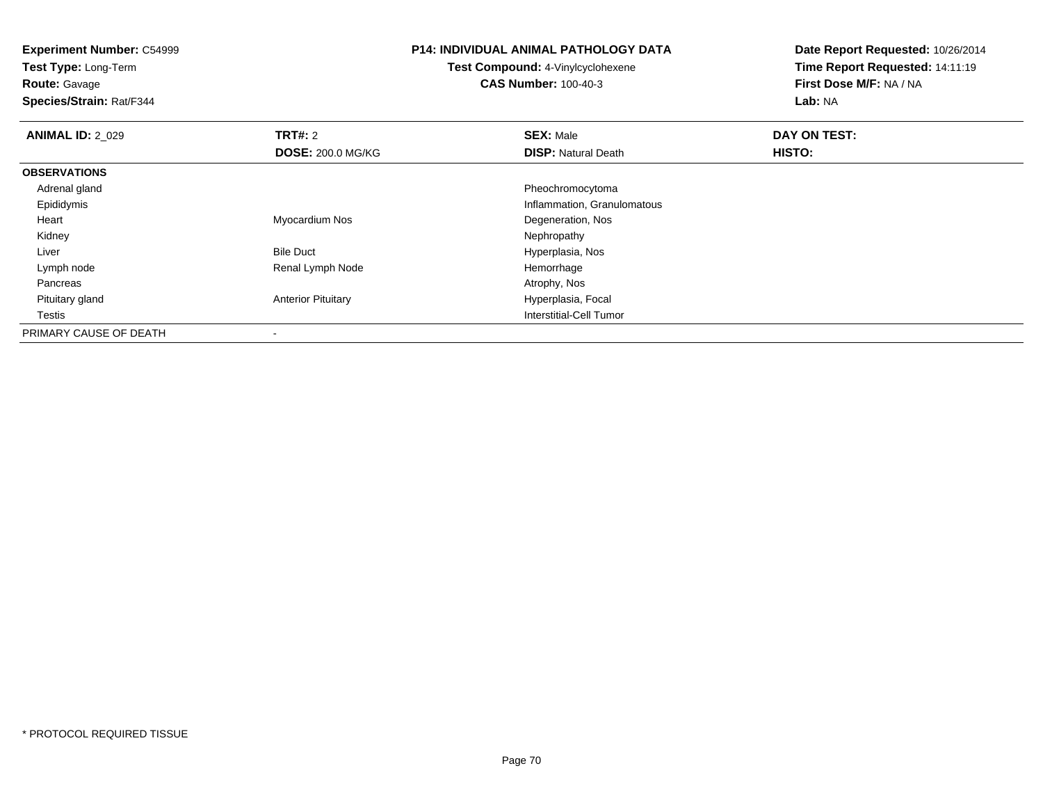**Experiment Number:** C54999
**Test Type:** Long-Term
**Route:** Gavage
**Species/Strain:** Rat/F344

**P14: INDIVIDUAL ANIMAL PATHOLOGY DATA**
**Test Compound:** 4-Vinylcyclohexene
**CAS Number:** 100-40-3

**Date Report Requested:** 10/26/2014
**Time Report Requested:** 14:11:19
**First Dose M/F:** NA / NA
**Lab:** NA

| **ANIMAL ID:** 2_029 | **TRT#:** 2<br>**DOSE:** 200.0 MG/KG | **SEX:** Male<br>**DISP:** Natural Death | **DAY ON TEST:**<br>**HISTO:** |
|---|---|---|---|
| **OBSERVATIONS** | | | |
| Adrenal gland | | Pheochromocytoma | |
| Epididymis | | Inflammation, Granulomatous | |
| Heart | Myocardium Nos | Degeneration, Nos | |
| Kidney | | Nephropathy | |
| Liver | Bile Duct | Hyperplasia, Nos | |
| Lymph node | Renal Lymph Node | Hemorrhage | |
| Pancreas | | Atrophy, Nos | |
| Pituitary gland | Anterior Pituitary | Hyperplasia, Focal | |
| Testis | | Interstitial-Cell Tumor | |
| PRIMARY CAUSE OF DEATH | - | | |

* PROTOCOL REQUIRED TISSUE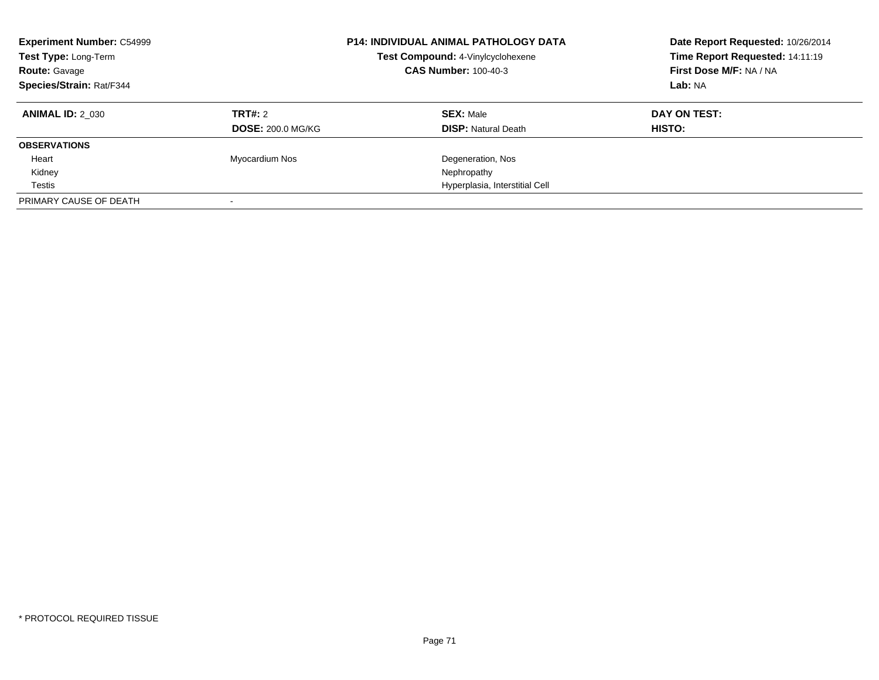**Experiment Number:** C54999
**Test Type:** Long-Term
**Route:** Gavage
**Species/Strain:** Rat/F344

**P14: INDIVIDUAL ANIMAL PATHOLOGY DATA**
**Test Compound:** 4-Vinylcyclohexene
**CAS Number:** 100-40-3

**Date Report Requested:** 10/26/2014
**Time Report Requested:** 14:11:19
**First Dose M/F:** NA / NA
**Lab:** NA

| **ANIMAL ID:** 2_030 | **TRT#:** 2 | **SEX:** Male | **DAY ON TEST:** |
|---|---|---|---|
| | **DOSE:** 200.0 MG/KG | **DISP:** Natural Death | **HISTO:** |
| **OBSERVATIONS** | | | |
| Heart | Myocardium Nos | Degeneration, Nos | |
| Kidney | | Nephropathy | |
| Testis | | Hyperplasia, Interstitial Cell | |
| PRIMARY CAUSE OF DEATH | - | | |

\* PROTOCOL REQUIRED TISSUE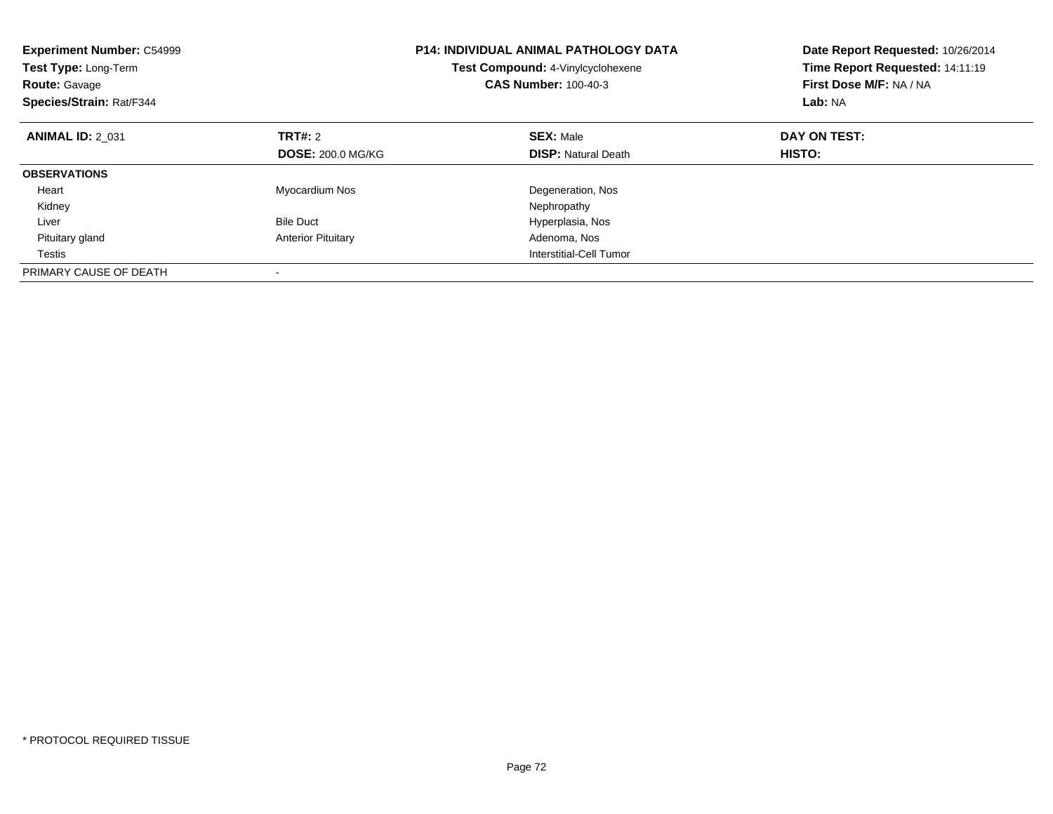**Experiment Number:** C54999
**Test Type:** Long-Term
**Route:** Gavage
**Species/Strain:** Rat/F344

**P14: INDIVIDUAL ANIMAL PATHOLOGY DATA**
**Test Compound:** 4-Vinylcyclohexene
**CAS Number:** 100-40-3

**Date Report Requested:** 10/26/2014
**Time Report Requested:** 14:11:19
**First Dose M/F:** NA / NA
**Lab:** NA

| **ANIMAL ID:** 2_031 | **TRT#:** 2 | **SEX:** Male | **DAY ON TEST:** |
|---|---|---|---|
| | **DOSE:** 200.0 MG/KG | **DISP:** Natural Death | **HISTO:** |
| **OBSERVATIONS** | | | |
| Heart | Myocardium Nos | Degeneration, Nos | |
| Kidney | | Nephropathy | |
| Liver | Bile Duct | Hyperplasia, Nos | |
| Pituitary gland | Anterior Pituitary | Adenoma, Nos | |
| Testis | | Interstitial-Cell Tumor | |
| PRIMARY CAUSE OF DEATH | - | | |

* PROTOCOL REQUIRED TISSUE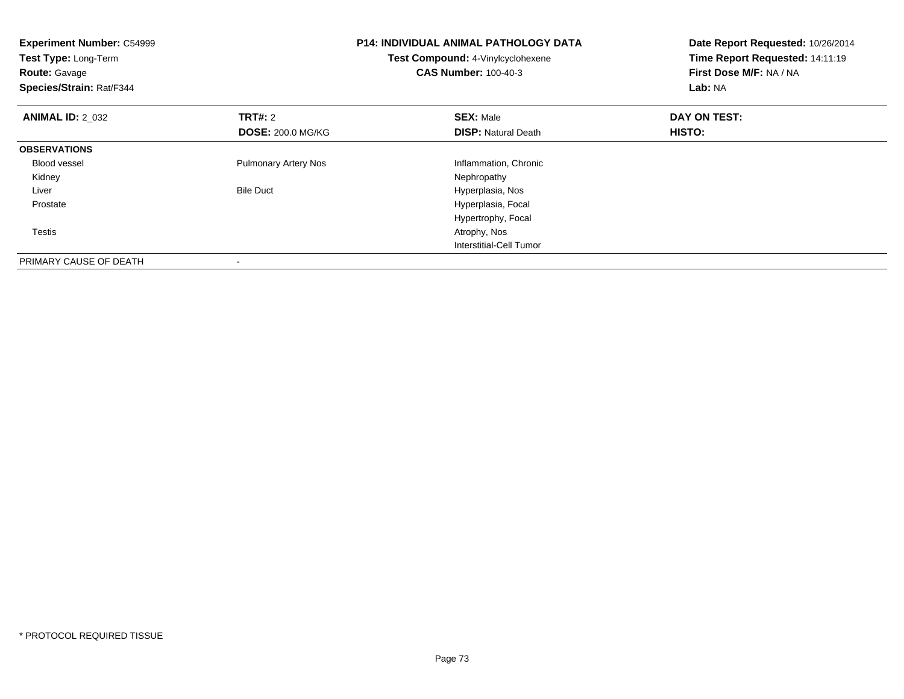**Experiment Number:** C54999
**Test Type:** Long-Term
**Route:** Gavage
**Species/Strain:** Rat/F344

**P14: INDIVIDUAL ANIMAL PATHOLOGY DATA**
**Test Compound:** 4-Vinylcyclohexene
**CAS Number:** 100-40-3

**Date Report Requested:** 10/26/2014
**Time Report Requested:** 14:11:19
**First Dose M/F:** NA / NA
**Lab:** NA

| **ANIMAL ID:** 2_032 | **TRT#:** 2 | **SEX:** Male | **DAY ON TEST:** |
|---|---|---|---|
| | **DOSE:** 200.0 MG/KG | **DISP:** Natural Death | **HISTO:** |
| **OBSERVATIONS** | | | |
| Blood vessel | Pulmonary Artery Nos | Inflammation, Chronic | |
| Kidney | | Nephropathy | |
| Liver | Bile Duct | Hyperplasia, Nos | |
| Prostate | | Hyperplasia, Focal | |
| | | Hypertrophy, Focal | |
| Testis | | Atrophy, Nos | |
| | | Interstitial-Cell Tumor | |
| PRIMARY CAUSE OF DEATH | - | | |

* PROTOCOL REQUIRED TISSUE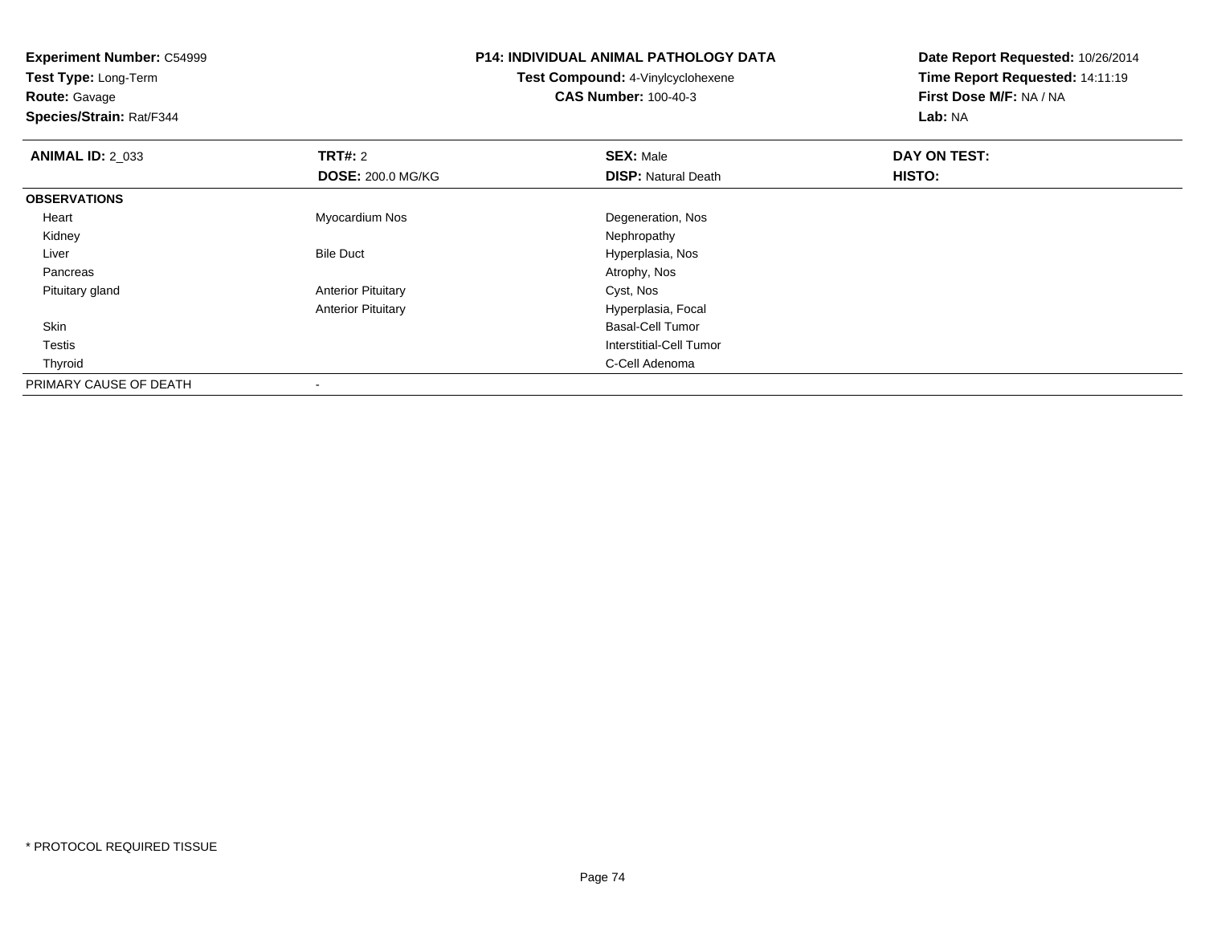**Experiment Number:** C54999
**Test Type:** Long-Term
**Route:** Gavage
**Species/Strain:** Rat/F344

**P14: INDIVIDUAL ANIMAL PATHOLOGY DATA**
**Test Compound:** 4-Vinylcyclohexene
**CAS Number:** 100-40-3

**Date Report Requested:** 10/26/2014
**Time Report Requested:** 14:11:19
**First Dose M/F:** NA / NA
**Lab:** NA

| **ANIMAL ID:** 2_033 | **TRT#:** 2 | **SEX:** Male | **DAY ON TEST:** |
|---|---|---|---|
| | **DOSE:** 200.0 MG/KG | **DISP:** Natural Death | **HISTO:** |
| **OBSERVATIONS** | | | |
| Heart | Myocardium Nos | Degeneration, Nos | |
| Kidney | | Nephropathy | |
| Liver | Bile Duct | Hyperplasia, Nos | |
| Pancreas | | Atrophy, Nos | |
| Pituitary gland | Anterior Pituitary | Cyst, Nos | |
| | Anterior Pituitary | Hyperplasia, Focal | |
| Skin | | Basal-Cell Tumor | |
| Testis | | Interstitial-Cell Tumor | |
| Thyroid | | C-Cell Adenoma | |
| PRIMARY CAUSE OF DEATH | - | | |

* PROTOCOL REQUIRED TISSUE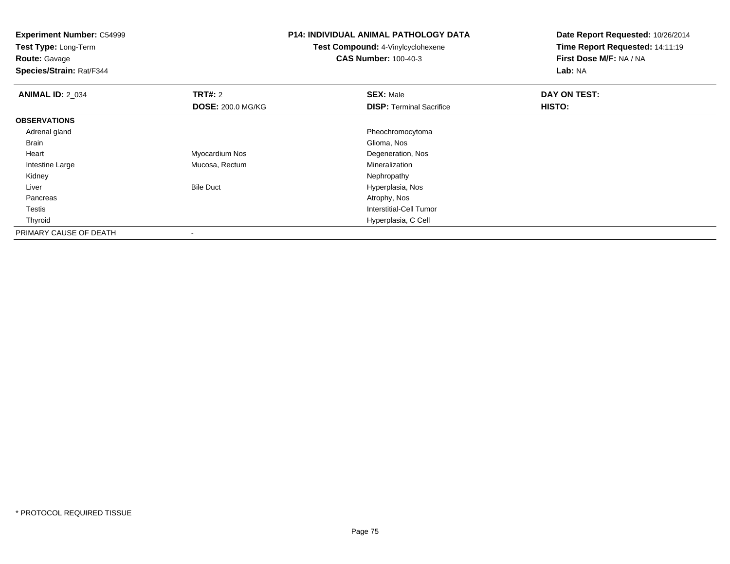**Experiment Number:** C54999
**Test Type:** Long-Term
**Route:** Gavage
**Species/Strain:** Rat/F344

**P14: INDIVIDUAL ANIMAL PATHOLOGY DATA**
**Test Compound:** 4-Vinylcyclohexene
**CAS Number:** 100-40-3

**Date Report Requested:** 10/26/2014
**Time Report Requested:** 14:11:19
**First Dose M/F:** NA / NA
**Lab:** NA

| **ANIMAL ID:** 2_034 | **TRT#:** 2 | **SEX:** Male | **DAY ON TEST:** |
|---|---|---|---|
| | **DOSE:** 200.0 MG/KG | **DISP:** Terminal Sacrifice | **HISTO:** |
| **OBSERVATIONS** | | | |
| Adrenal gland | | Pheochromocytoma | |
| Brain | | Glioma, Nos | |
| Heart | Myocardium Nos | Degeneration, Nos | |
| Intestine Large | Mucosa, Rectum | Mineralization | |
| Kidney | | Nephropathy | |
| Liver | Bile Duct | Hyperplasia, Nos | |
| Pancreas | | Atrophy, Nos | |
| Testis | | Interstitial-Cell Tumor | |
| Thyroid | | Hyperplasia, C Cell | |
| PRIMARY CAUSE OF DEATH | - | | |

* PROTOCOL REQUIRED TISSUE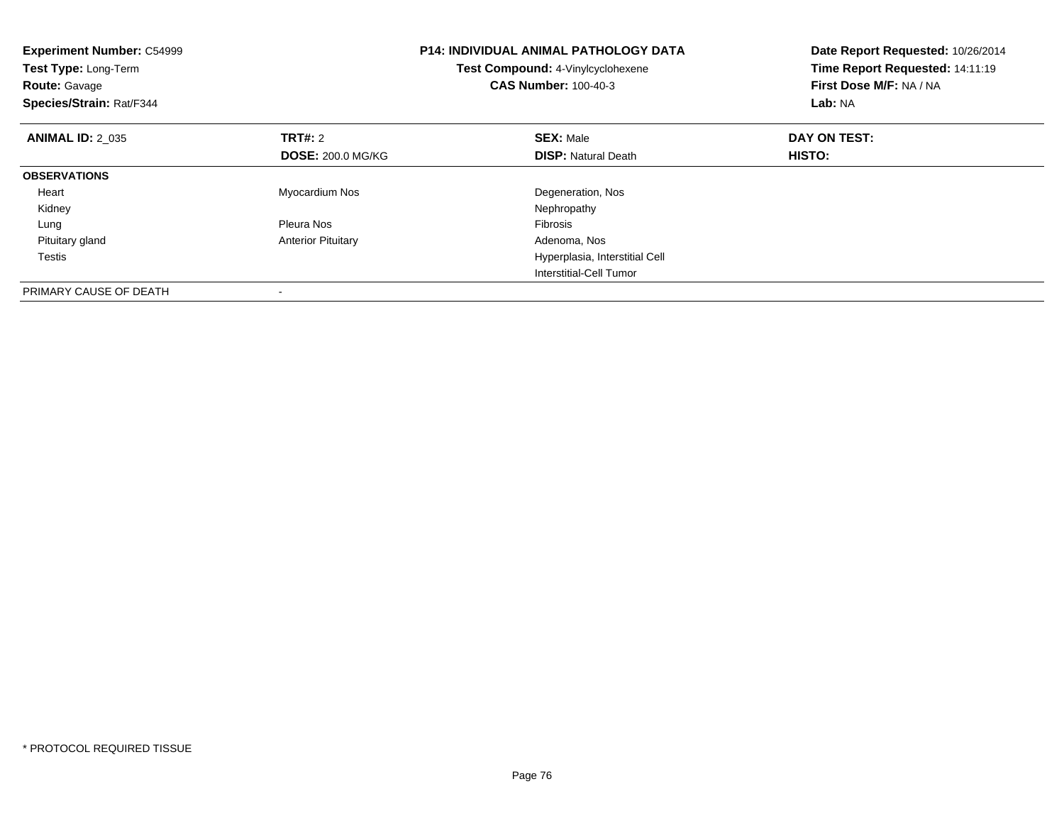**Experiment Number:** C54999
**Test Type:** Long-Term
**Route:** Gavage
**Species/Strain:** Rat/F344

**P14: INDIVIDUAL ANIMAL PATHOLOGY DATA**
**Test Compound:** 4-Vinylcyclohexene
**CAS Number:** 100-40-3

**Date Report Requested:** 10/26/2014
**Time Report Requested:** 14:11:19
**First Dose M/F:** NA / NA
**Lab:** NA

| **ANIMAL ID:** 2_035 | **TRT#:** 2 | **SEX:** Male | **DAY ON TEST:** |
|---|---|---|---|
| | **DOSE:** 200.0 MG/KG | **DISP:** Natural Death | **HISTO:** |
| **OBSERVATIONS** | | | |
| Heart | Myocardium Nos | Degeneration, Nos | |
| Kidney | | Nephropathy | |
| Lung | Pleura Nos | Fibrosis | |
| Pituitary gland | Anterior Pituitary | Adenoma, Nos | |
| Testis | | Hyperplasia, Interstitial Cell | |
| | | Interstitial-Cell Tumor | |
| PRIMARY CAUSE OF DEATH | - | | |

* PROTOCOL REQUIRED TISSUE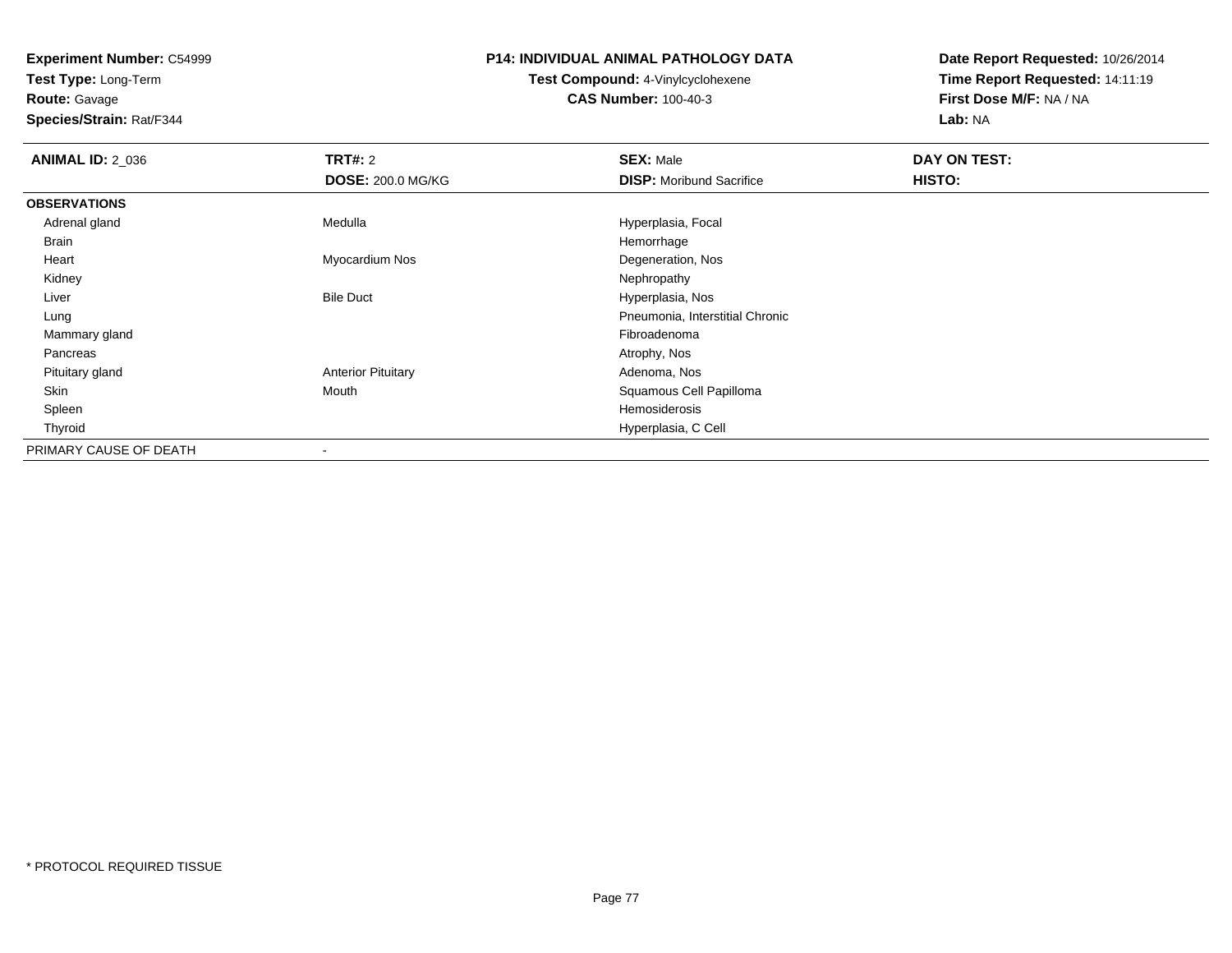**Experiment Number:** C54999
**Test Type:** Long-Term
**Route:** Gavage
**Species/Strain:** Rat/F344

**P14: INDIVIDUAL ANIMAL PATHOLOGY DATA**
**Test Compound:** 4-Vinylcyclohexene
**CAS Number:** 100-40-3

**Date Report Requested:** 10/26/2014
**Time Report Requested:** 14:11:19
**First Dose M/F:** NA / NA
**Lab:** NA

| **ANIMAL ID:** 2_036 | **TRT#:** 2 | **SEX:** Male | **DAY ON TEST:** |
|---|---|---|---|
| | **DOSE:** 200.0 MG/KG | **DISP:** Moribund Sacrifice | **HISTO:** |
| **OBSERVATIONS** | | | |
| Adrenal gland | Medulla | Hyperplasia, Focal | |
| Brain | | Hemorrhage | |
| Heart | Myocardium Nos | Degeneration, Nos | |
| Kidney | | Nephropathy | |
| Liver | Bile Duct | Hyperplasia, Nos | |
| Lung | | Pneumonia, Interstitial Chronic | |
| Mammary gland | | Fibroadenoma | |
| Pancreas | | Atrophy, Nos | |
| Pituitary gland | Anterior Pituitary | Adenoma, Nos | |
| Skin | Mouth | Squamous Cell Papilloma | |
| Spleen | | Hemosiderosis | |
| Thyroid | | Hyperplasia, C Cell | |
| PRIMARY CAUSE OF DEATH | - | | |

* PROTOCOL REQUIRED TISSUE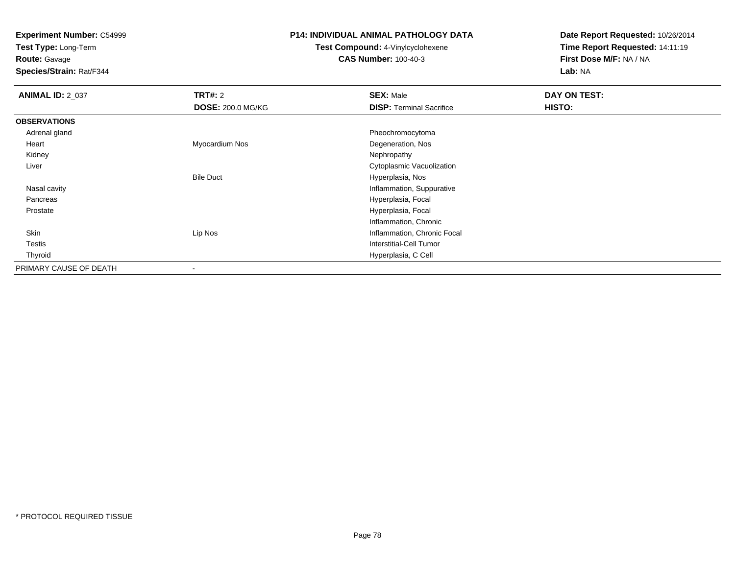**Experiment Number:** C54999
**Test Type:** Long-Term
**Route:** Gavage
**Species/Strain:** Rat/F344

**P14: INDIVIDUAL ANIMAL PATHOLOGY DATA**
**Test Compound:** 4-Vinylcyclohexene
**CAS Number:** 100-40-3

**Date Report Requested:** 10/26/2014
**Time Report Requested:** 14:11:19
**First Dose M/F:** NA / NA
**Lab:** NA

| **ANIMAL ID:** 2_037 | **TRT#:** 2 | **SEX:** Male | **DAY ON TEST:** |
|---|---|---|---|
| | **DOSE:** 200.0 MG/KG | **DISP:** Terminal Sacrifice | **HISTO:** |
| **OBSERVATIONS** | | | |
| Adrenal gland | | Pheochromocytoma | |
| Heart | Myocardium Nos | Degeneration, Nos | |
| Kidney | | Nephropathy | |
| Liver | | Cytoplasmic Vacuolization | |
| | Bile Duct | Hyperplasia, Nos | |
| Nasal cavity | | Inflammation, Suppurative | |
| Pancreas | | Hyperplasia, Focal | |
| Prostate | | Hyperplasia, Focal | |
| | | Inflammation, Chronic | |
| Skin | Lip Nos | Inflammation, Chronic Focal | |
| Testis | | Interstitial-Cell Tumor | |
| Thyroid | | Hyperplasia, C Cell | |
| PRIMARY CAUSE OF DEATH | - | | |

\* PROTOCOL REQUIRED TISSUE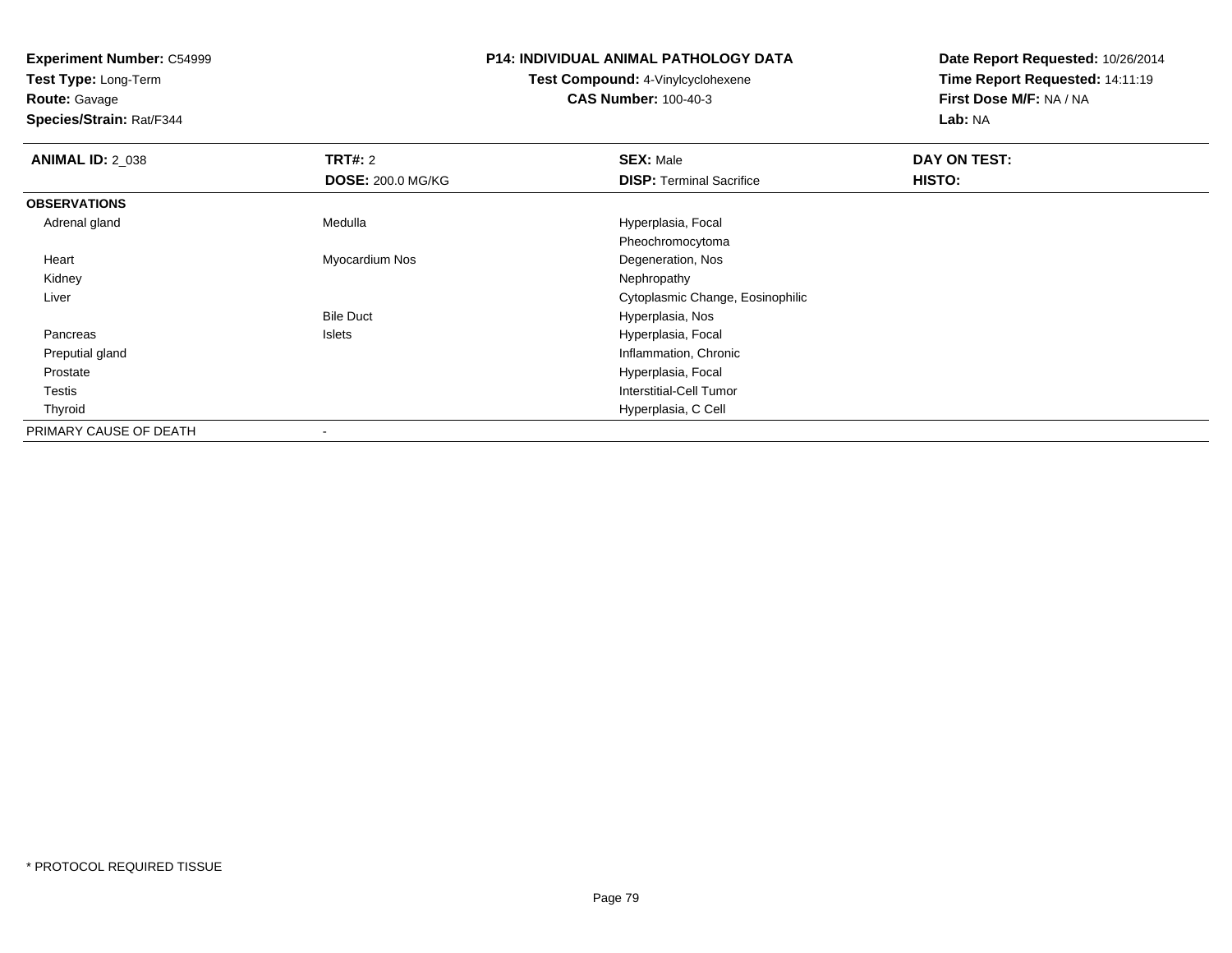**Experiment Number:** C54999
**Test Type:** Long-Term
**Route:** Gavage
**Species/Strain:** Rat/F344

**P14: INDIVIDUAL ANIMAL PATHOLOGY DATA**
**Test Compound:** 4-Vinylcyclohexene
**CAS Number:** 100-40-3

**Date Report Requested:** 10/26/2014
**Time Report Requested:** 14:11:19
**First Dose M/F:** NA / NA
**Lab:** NA

| **ANIMAL ID:** 2_038 | **TRT#:** 2 | **SEX:** Male | **DAY ON TEST:** |
|---|---|---|---|
| | **DOSE:** 200.0 MG/KG | **DISP:** Terminal Sacrifice | **HISTO:** |
| **OBSERVATIONS** | | | |
| Adrenal gland | Medulla | Hyperplasia, Focal | |
| | | Pheochromocytoma | |
| Heart | Myocardium Nos | Degeneration, Nos | |
| Kidney | | Nephropathy | |
| Liver | | Cytoplasmic Change, Eosinophilic | |
| | Bile Duct | Hyperplasia, Nos | |
| Pancreas | Islets | Hyperplasia, Focal | |
| Preputial gland | | Inflammation, Chronic | |
| Prostate | | Hyperplasia, Focal | |
| Testis | | Interstitial-Cell Tumor | |
| Thyroid | | Hyperplasia, C Cell | |
| PRIMARY CAUSE OF DEATH | - | | |

* PROTOCOL REQUIRED TISSUE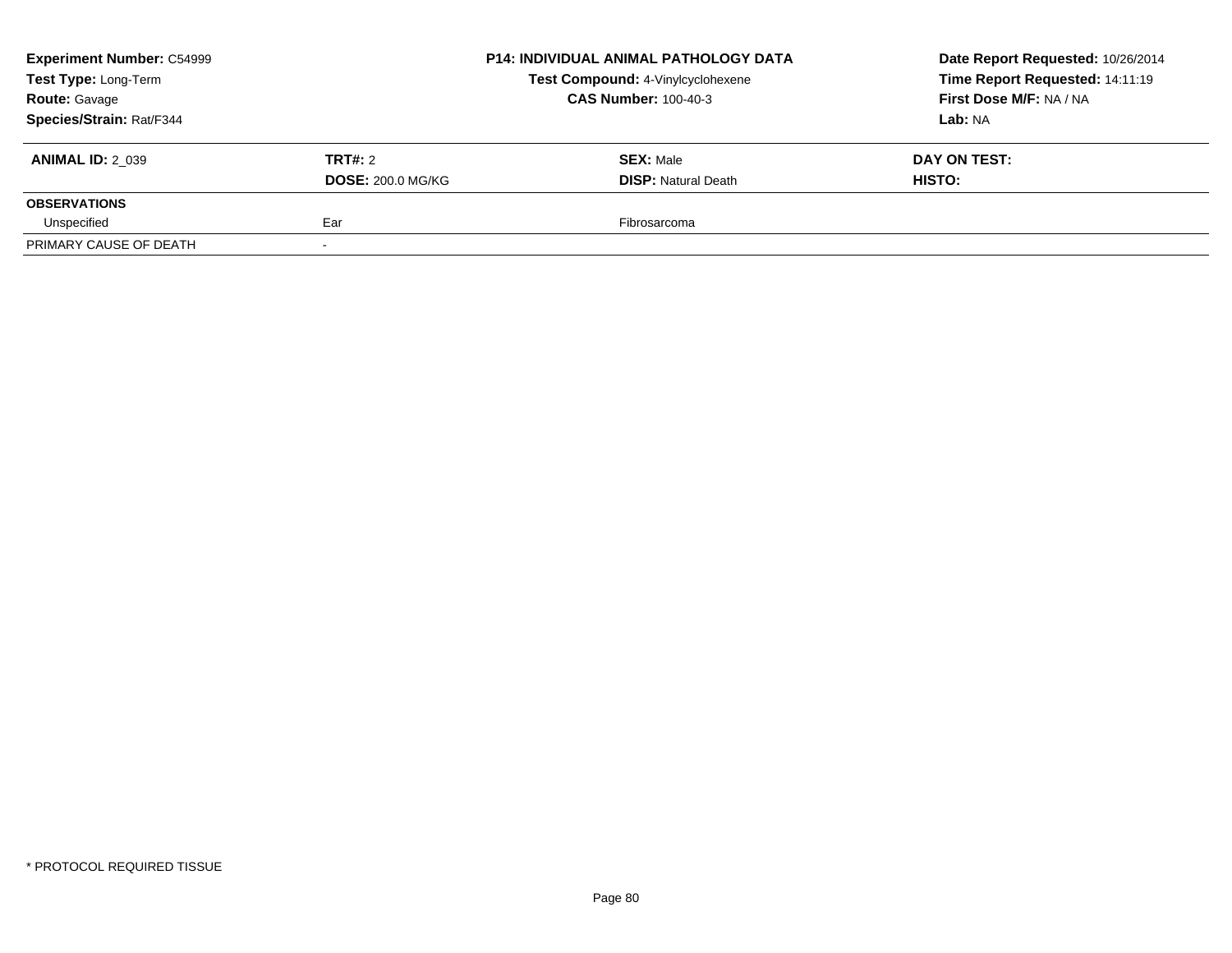| **Experiment Number:** C54999 | **P14: INDIVIDUAL ANIMAL PATHOLOGY DATA** | **Date Report Requested:** 10/26/2014 |
|---|---|---|
| **Test Type:** Long-Term | **Test Compound:** 4-Vinylcyclohexene | **Time Report Requested:** 14:11:19 |
| **Route:** Gavage | **CAS Number:** 100-40-3 | **First Dose M/F:** NA / NA |
| **Species/Strain:** Rat/F344 | | **Lab:** NA |

| **ANIMAL ID:** 2_039 | **TRT#:** 2 | **SEX:** Male | **DAY ON TEST:** |
|---|---|---|---|
| | **DOSE:** 200.0 MG/KG | **DISP:** Natural Death | **HISTO:** |
| **OBSERVATIONS** | | | |
| Unspecified | Ear | Fibrosarcoma | |
| PRIMARY CAUSE OF DEATH | - | | |

* PROTOCOL REQUIRED TISSUE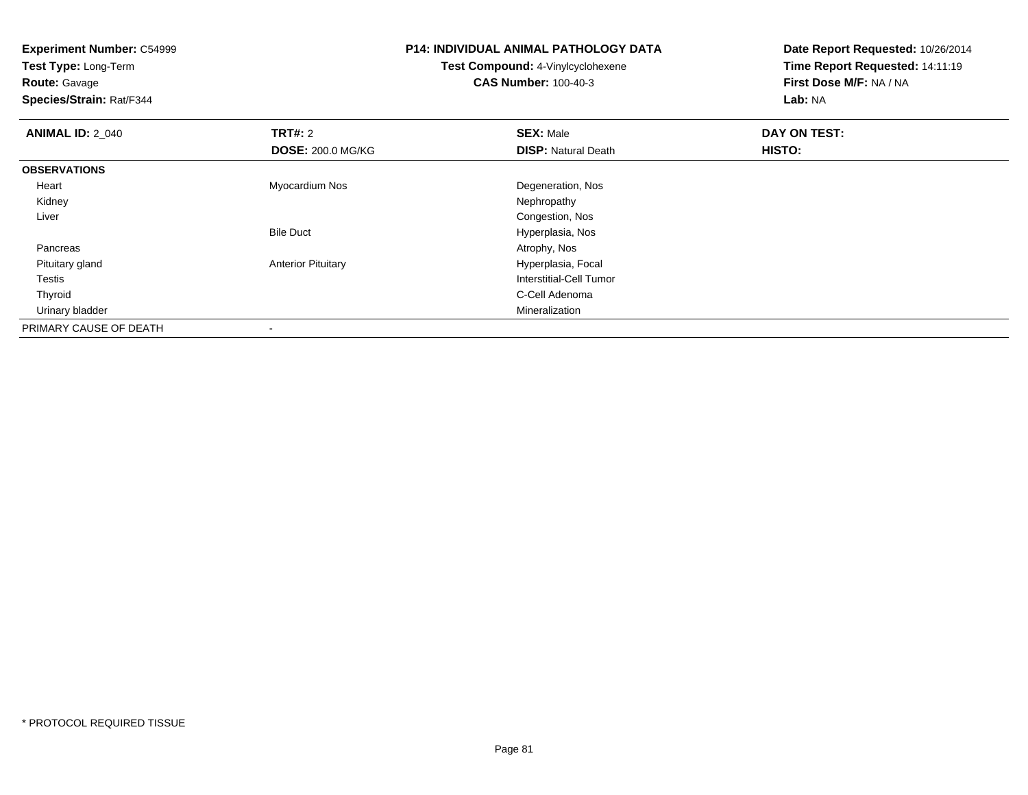**Experiment Number:** C54999
**Test Type:** Long-Term
**Route:** Gavage
**Species/Strain:** Rat/F344

## P14: INDIVIDUAL ANIMAL PATHOLOGY DATA

**Test Compound:** 4-Vinylcyclohexene
**CAS Number:** 100-40-3

**Date Report Requested:** 10/26/2014
**Time Report Requested:** 14:11:19
**First Dose M/F:** NA / NA
**Lab:** NA

| **ANIMAL ID:** 2_040 | **TRT#:** 2 | **SEX:** Male | **DAY ON TEST:** |
|---|---|---|---|
| | **DOSE:** 200.0 MG/KG | **DISP:** Natural Death | **HISTO:** |
| **OBSERVATIONS** | | | |
| Heart | Myocardium Nos | Degeneration, Nos | |
| Kidney | | Nephropathy | |
| Liver | | Congestion, Nos | |
| | Bile Duct | Hyperplasia, Nos | |
| Pancreas | | Atrophy, Nos | |
| Pituitary gland | Anterior Pituitary | Hyperplasia, Focal | |
| Testis | | Interstitial-Cell Tumor | |
| Thyroid | | C-Cell Adenoma | |
| Urinary bladder | | Mineralization | |
| PRIMARY CAUSE OF DEATH | - | | |

* PROTOCOL REQUIRED TISSUE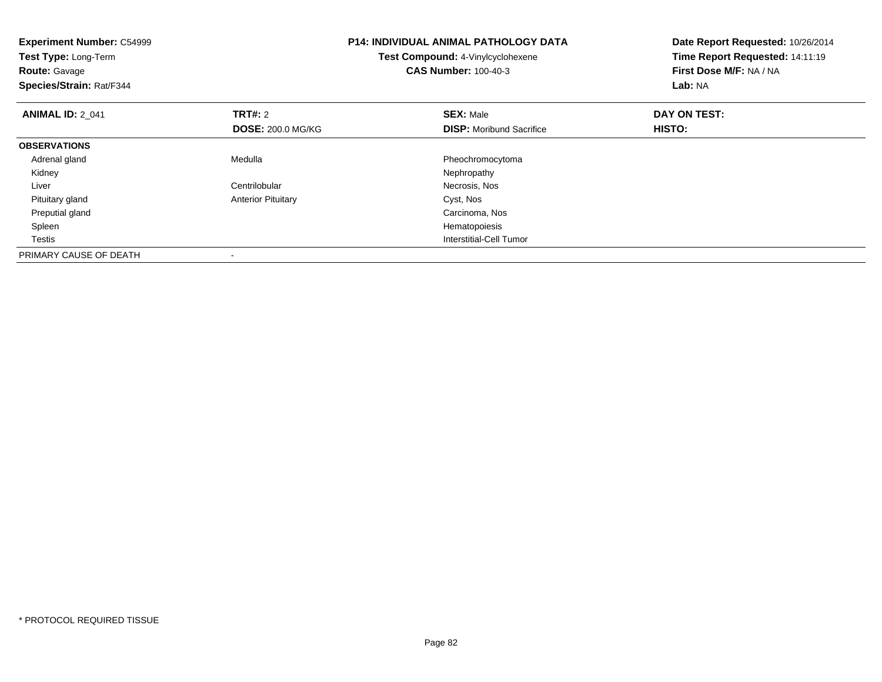**Experiment Number:** C54999
**Test Type:** Long-Term
**Route:** Gavage
**Species/Strain:** Rat/F344

**P14: INDIVIDUAL ANIMAL PATHOLOGY DATA**
**Test Compound:** 4-Vinylcyclohexene
**CAS Number:** 100-40-3

**Date Report Requested:** 10/26/2014
**Time Report Requested:** 14:11:19
**First Dose M/F:** NA / NA
**Lab:** NA

| **ANIMAL ID:** 2_041 | **TRT#:** 2 | **SEX:** Male | **DAY ON TEST:** |
|---|---|---|---|
| | **DOSE:** 200.0 MG/KG | **DISP:** Moribund Sacrifice | **HISTO:** |
| **OBSERVATIONS** | | | |
| Adrenal gland | Medulla | Pheochromocytoma | |
| Kidney | | Nephropathy | |
| Liver | Centrilobular | Necrosis, Nos | |
| Pituitary gland | Anterior Pituitary | Cyst, Nos | |
| Preputial gland | | Carcinoma, Nos | |
| Spleen | | Hematopoiesis | |
| Testis | | Interstitial-Cell Tumor | |
| PRIMARY CAUSE OF DEATH | - | | |

\* PROTOCOL REQUIRED TISSUE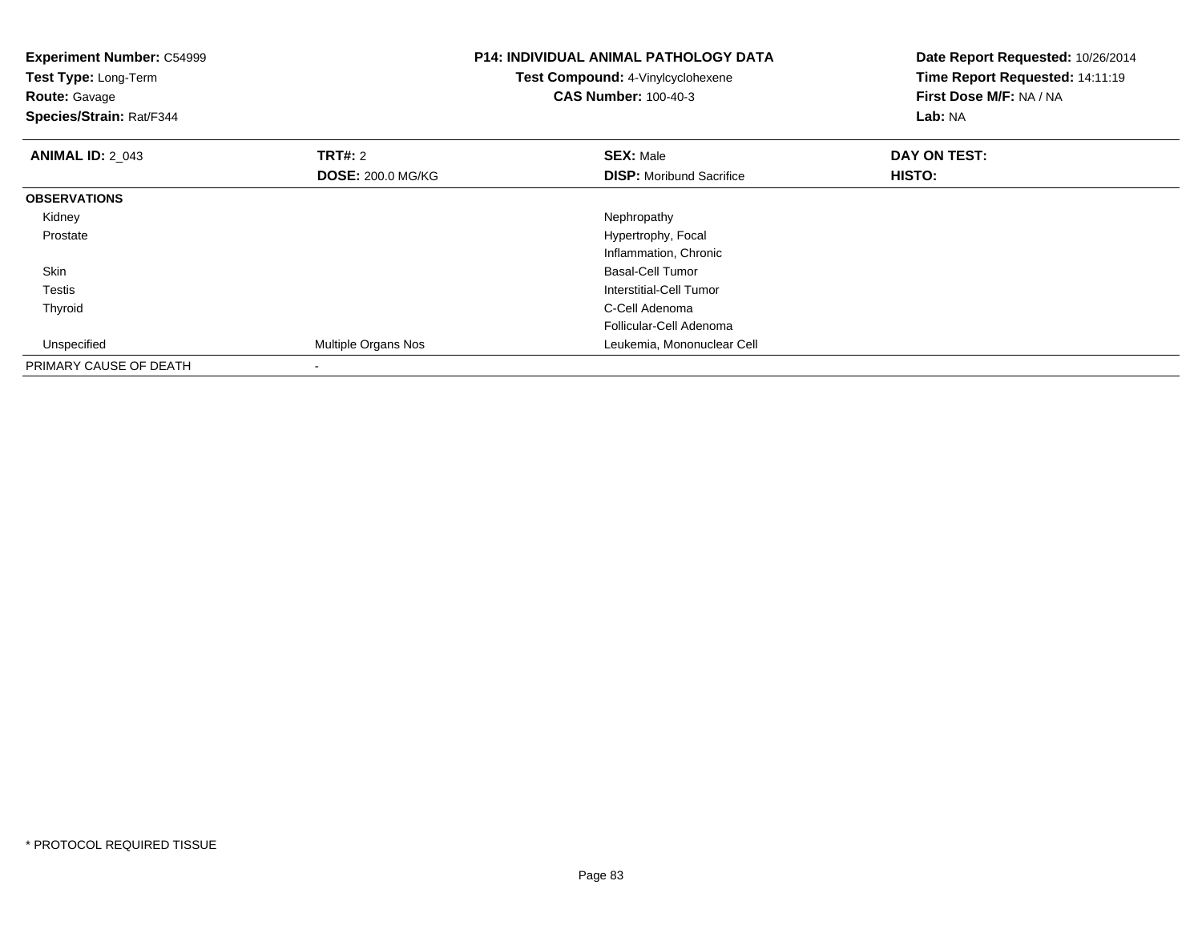**Experiment Number:** C54999
**Test Type:** Long-Term
**Route:** Gavage
**Species/Strain:** Rat/F344

**P14: INDIVIDUAL ANIMAL PATHOLOGY DATA**
**Test Compound:** 4-Vinylcyclohexene
**CAS Number:** 100-40-3

**Date Report Requested:** 10/26/2014
**Time Report Requested:** 14:11:19
**First Dose M/F:** NA / NA
**Lab:** NA

| **ANIMAL ID:** 2_043 | **TRT#:** 2 | **SEX:** Male | **DAY ON TEST:** |
|---|---|---|---|
| | **DOSE:** 200.0 MG/KG | **DISP:** Moribund Sacrifice | **HISTO:** |
| **OBSERVATIONS** | | | |
| Kidney | | Nephropathy | |
| Prostate | | Hypertrophy, Focal | |
| | | Inflammation, Chronic | |
| Skin | | Basal-Cell Tumor | |
| Testis | | Interstitial-Cell Tumor | |
| Thyroid | | C-Cell Adenoma | |
| | | Follicular-Cell Adenoma | |
| Unspecified | Multiple Organs Nos | Leukemia, Mononuclear Cell | |
| PRIMARY CAUSE OF DEATH | - | | |

* PROTOCOL REQUIRED TISSUE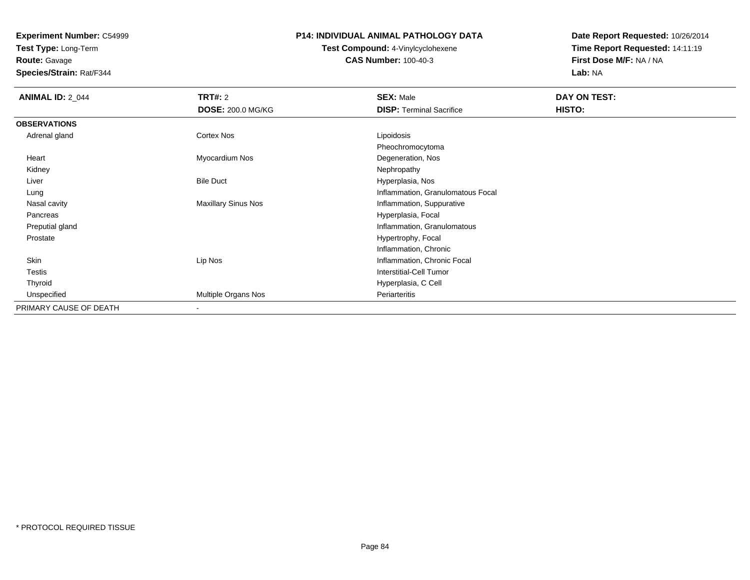**Experiment Number:** C54999
**Test Type:** Long-Term
**Route:** Gavage
**Species/Strain:** Rat/F344

**P14: INDIVIDUAL ANIMAL PATHOLOGY DATA**
**Test Compound:** 4-Vinylcyclohexene
**CAS Number:** 100-40-3

**Date Report Requested:** 10/26/2014
**Time Report Requested:** 14:11:19
**First Dose M/F:** NA / NA
**Lab:** NA

| **ANIMAL ID:** 2_044 | **TRT#:** 2 | **SEX:** Male | **DAY ON TEST:** |
|---|---|---|---|
| | **DOSE:** 200.0 MG/KG | **DISP:** Terminal Sacrifice | **HISTO:** |
| **OBSERVATIONS** | | | |
| Adrenal gland | Cortex Nos | Lipoidosis | |
| | | Pheochromocytoma | |
| Heart | Myocardium Nos | Degeneration, Nos | |
| Kidney | | Nephropathy | |
| Liver | Bile Duct | Hyperplasia, Nos | |
| Lung | | Inflammation, Granulomatous Focal | |
| Nasal cavity | Maxillary Sinus Nos | Inflammation, Suppurative | |
| Pancreas | | Hyperplasia, Focal | |
| Preputial gland | | Inflammation, Granulomatous | |
| Prostate | | Hypertrophy, Focal | |
| | | Inflammation, Chronic | |
| Skin | Lip Nos | Inflammation, Chronic Focal | |
| Testis | | Interstitial-Cell Tumor | |
| Thyroid | | Hyperplasia, C Cell | |
| Unspecified | Multiple Organs Nos | Periarteritis | |
| PRIMARY CAUSE OF DEATH | - | | |

* PROTOCOL REQUIRED TISSUE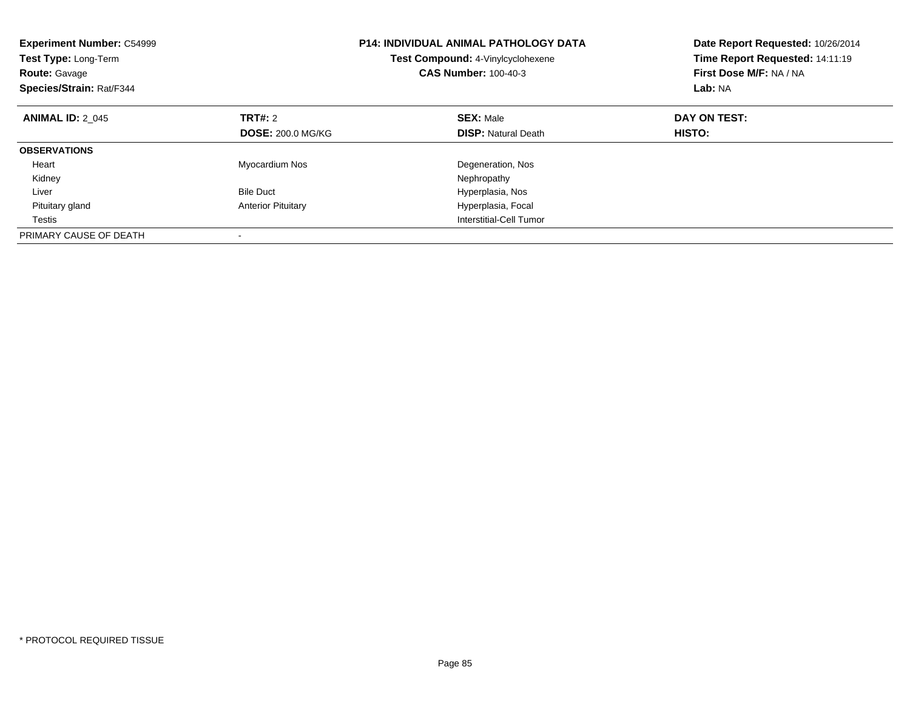**Experiment Number:** C54999
**Test Type:** Long-Term
**Route:** Gavage
**Species/Strain:** Rat/F344

**P14: INDIVIDUAL ANIMAL PATHOLOGY DATA**
**Test Compound:** 4-Vinylcyclohexene
**CAS Number:** 100-40-3

**Date Report Requested:** 10/26/2014
**Time Report Requested:** 14:11:19
**First Dose M/F:** NA / NA
**Lab:** NA

| **ANIMAL ID:** 2_045 | **TRT#:** 2 | **SEX:** Male | **DAY ON TEST:** |
|---|---|---|---|
| | **DOSE:** 200.0 MG/KG | **DISP:** Natural Death | **HISTO:** |
| **OBSERVATIONS** | | | |
| Heart | Myocardium Nos | Degeneration, Nos | |
| Kidney | | Nephropathy | |
| Liver | Bile Duct | Hyperplasia, Nos | |
| Pituitary gland | Anterior Pituitary | Hyperplasia, Focal | |
| Testis | | Interstitial-Cell Tumor | |
| PRIMARY CAUSE OF DEATH | - | | |

* PROTOCOL REQUIRED TISSUE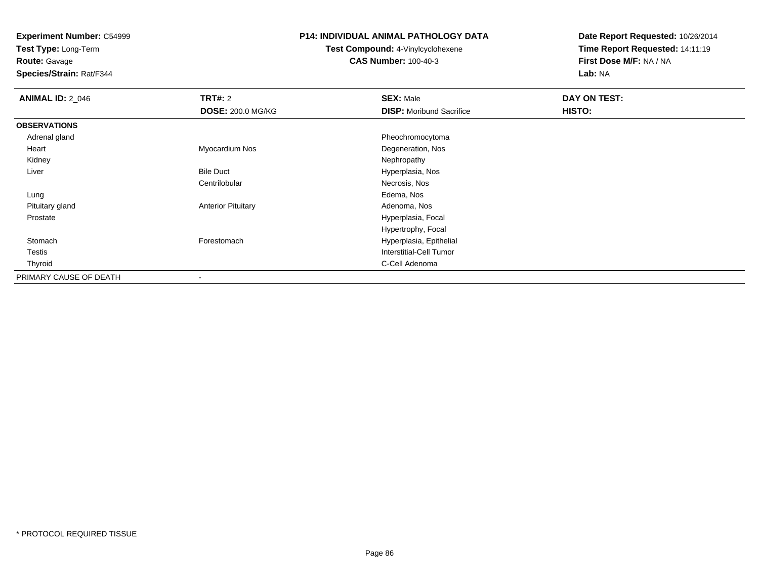**Experiment Number:** C54999
**Test Type:** Long-Term
**Route:** Gavage
**Species/Strain:** Rat/F344

**P14: INDIVIDUAL ANIMAL PATHOLOGY DATA**
**Test Compound:** 4-Vinylcyclohexene
**CAS Number:** 100-40-3

**Date Report Requested:** 10/26/2014
**Time Report Requested:** 14:11:19
**First Dose M/F:** NA / NA
**Lab:** NA

| **ANIMAL ID:** 2_046 | **TRT#:** 2 | **SEX:** Male | **DAY ON TEST:** |
|---|---|---|---|
| | **DOSE:** 200.0 MG/KG | **DISP:** Moribund Sacrifice | **HISTO:** |
| **OBSERVATIONS** | | | |
| Adrenal gland | | Pheochromocytoma | |
| Heart | Myocardium Nos | Degeneration, Nos | |
| Kidney | | Nephropathy | |
| Liver | Bile Duct | Hyperplasia, Nos | |
| | Centrilobular | Necrosis, Nos | |
| Lung | | Edema, Nos | |
| Pituitary gland | Anterior Pituitary | Adenoma, Nos | |
| Prostate | | Hyperplasia, Focal | |
| | | Hypertrophy, Focal | |
| Stomach | Forestomach | Hyperplasia, Epithelial | |
| Testis | | Interstitial-Cell Tumor | |
| Thyroid | | C-Cell Adenoma | |
| PRIMARY CAUSE OF DEATH | - | | |

\* PROTOCOL REQUIRED TISSUE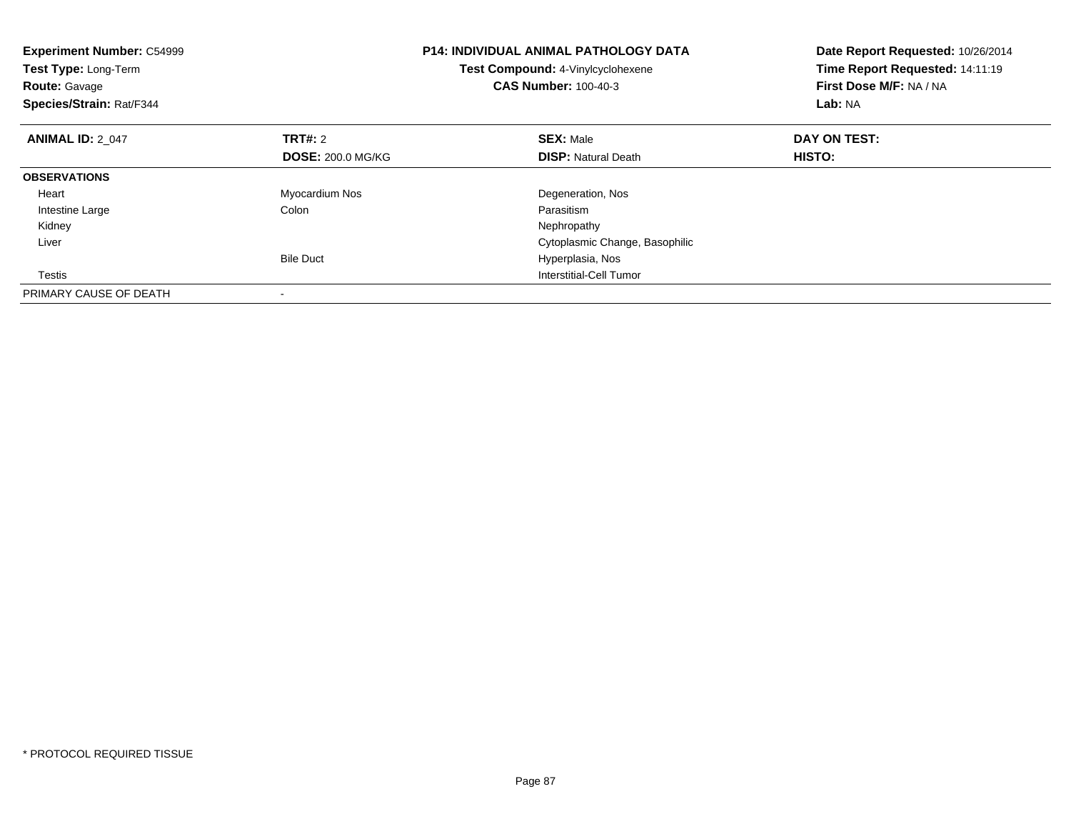**Experiment Number:** C54999
**Test Type:** Long-Term
**Route:** Gavage
**Species/Strain:** Rat/F344

**P14: INDIVIDUAL ANIMAL PATHOLOGY DATA**
**Test Compound:** 4-Vinylcyclohexene
**CAS Number:** 100-40-3

**Date Report Requested:** 10/26/2014
**Time Report Requested:** 14:11:19
**First Dose M/F:** NA / NA
**Lab:** NA

| **ANIMAL ID:** 2_047 | **TRT#:** 2<br>**DOSE:** 200.0 MG/KG | **SEX:** Male<br>**DISP:** Natural Death | **DAY ON TEST:**<br>**HISTO:** |
|---|---|---|---|
| **OBSERVATIONS** | | | |
| Heart | Myocardium Nos | Degeneration, Nos | |
| Intestine Large | Colon | Parasitism | |
| Kidney | | Nephropathy | |
| Liver | | Cytoplasmic Change, Basophilic | |
| | Bile Duct | Hyperplasia, Nos | |
| Testis | | Interstitial-Cell Tumor | |
| PRIMARY CAUSE OF DEATH | - | | |

\* PROTOCOL REQUIRED TISSUE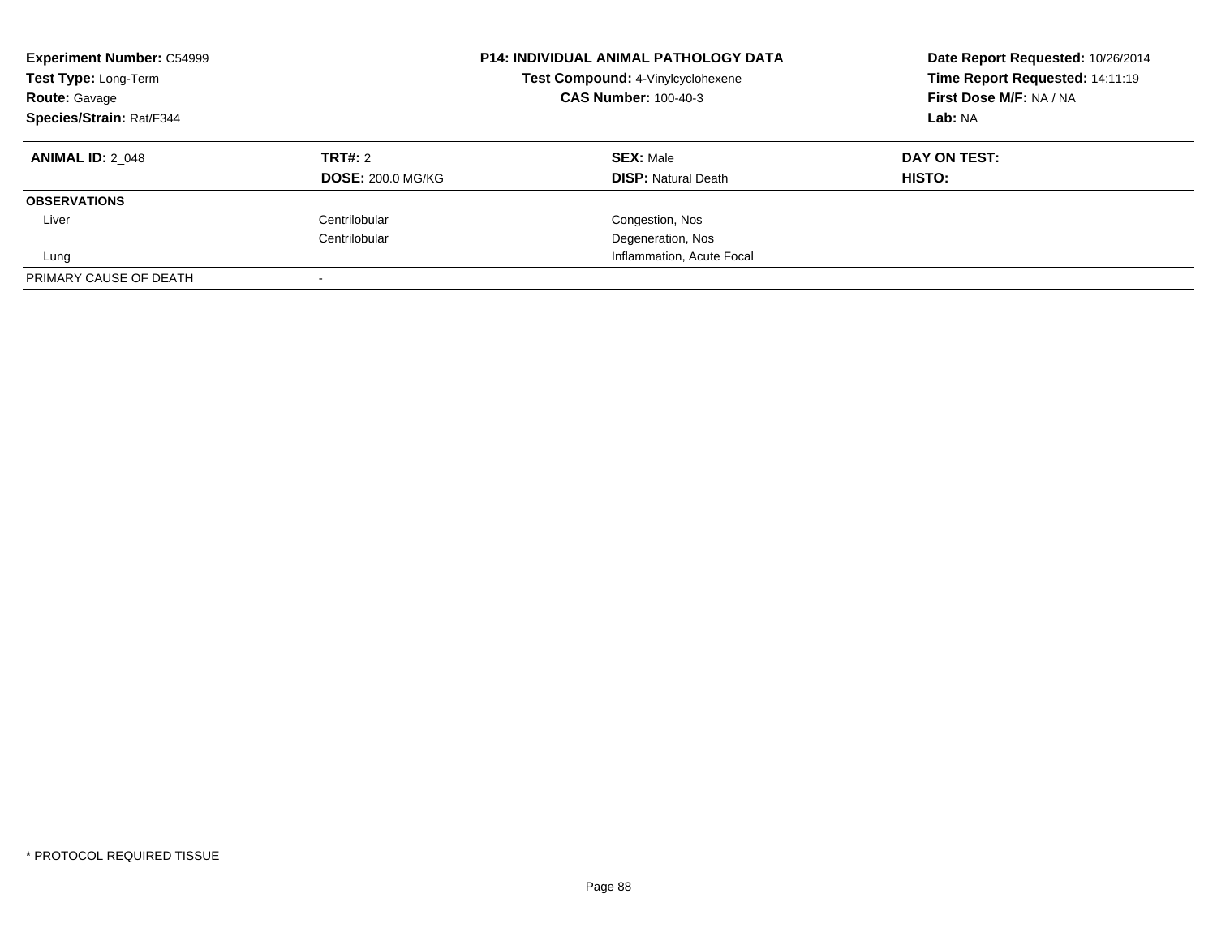| **Experiment Number:** C54999 | **P14: INDIVIDUAL ANIMAL PATHOLOGY DATA** | **Date Report Requested:** 10/26/2014 |
|---|---|---|
| **Test Type:** Long-Term | **Test Compound:** 4-Vinylcyclohexene | **Time Report Requested:** 14:11:19 |
| **Route:** Gavage | **CAS Number:** 100-40-3 | **First Dose M/F:** NA / NA |
| **Species/Strain:** Rat/F344 | | **Lab:** NA |

| **ANIMAL ID:** 2_048 | **TRT#:** 2 | **SEX:** Male | **DAY ON TEST:** |
|---|---|---|---|
| | **DOSE:** 200.0 MG/KG | **DISP:** Natural Death | **HISTO:** |
| **OBSERVATIONS** | | | |
| Liver | Centrilobular | Congestion, Nos | |
| | Centrilobular | Degeneration, Nos | |
| Lung | | Inflammation, Acute Focal | |
| PRIMARY CAUSE OF DEATH | - | | |

* PROTOCOL REQUIRED TISSUE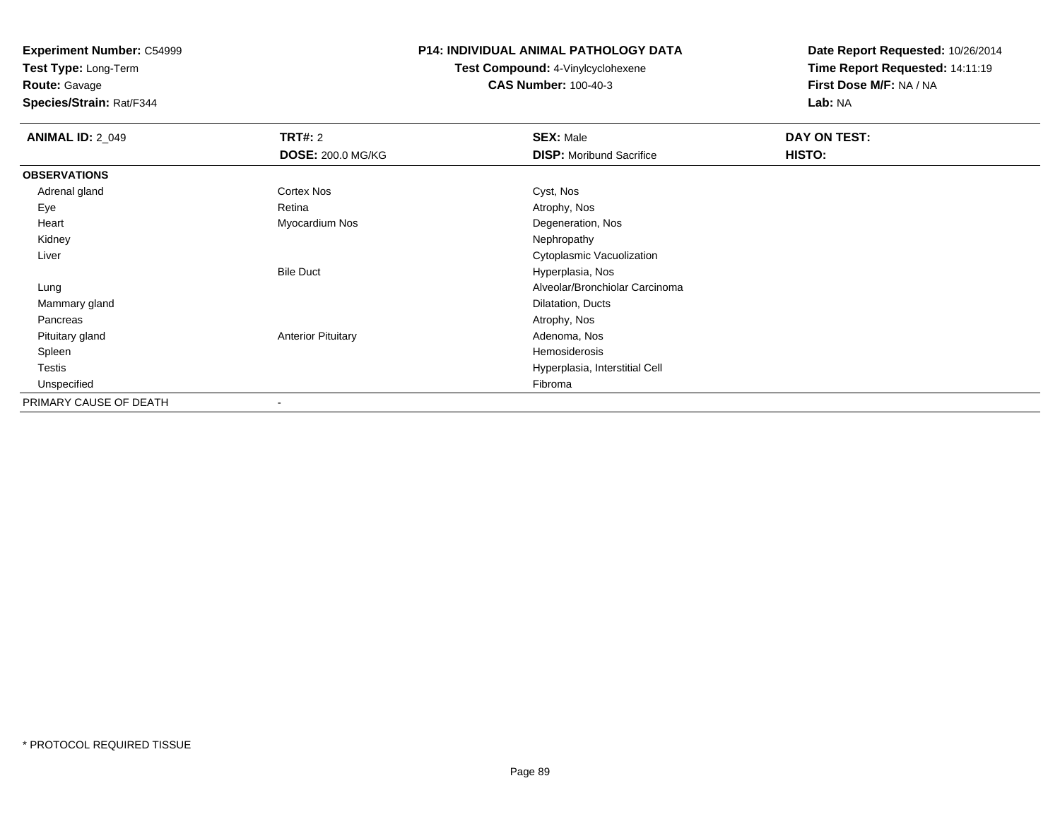**Experiment Number:** C54999
**Test Type:** Long-Term
**Route:** Gavage
**Species/Strain:** Rat/F344

**P14: INDIVIDUAL ANIMAL PATHOLOGY DATA**
**Test Compound:** 4-Vinylcyclohexene
**CAS Number:** 100-40-3

**Date Report Requested:** 10/26/2014
**Time Report Requested:** 14:11:19
**First Dose M/F:** NA / NA
**Lab:** NA

| **ANIMAL ID:** 2_049 | **TRT#:** 2 | **SEX:** Male | **DAY ON TEST:** |
|---|---|---|---|
| | **DOSE:** 200.0 MG/KG | **DISP:** Moribund Sacrifice | **HISTO:** |
| **OBSERVATIONS** | | | |
| Adrenal gland | Cortex Nos | Cyst, Nos | |
| Eye | Retina | Atrophy, Nos | |
| Heart | Myocardium Nos | Degeneration, Nos | |
| Kidney | | Nephropathy | |
| Liver | | Cytoplasmic Vacuolization | |
| | Bile Duct | Hyperplasia, Nos | |
| Lung | | Alveolar/Bronchiolar Carcinoma | |
| Mammary gland | | Dilatation, Ducts | |
| Pancreas | | Atrophy, Nos | |
| Pituitary gland | Anterior Pituitary | Adenoma, Nos | |
| Spleen | | Hemosiderosis | |
| Testis | | Hyperplasia, Interstitial Cell | |
| Unspecified | | Fibroma | |
| PRIMARY CAUSE OF DEATH | - | | |

* PROTOCOL REQUIRED TISSUE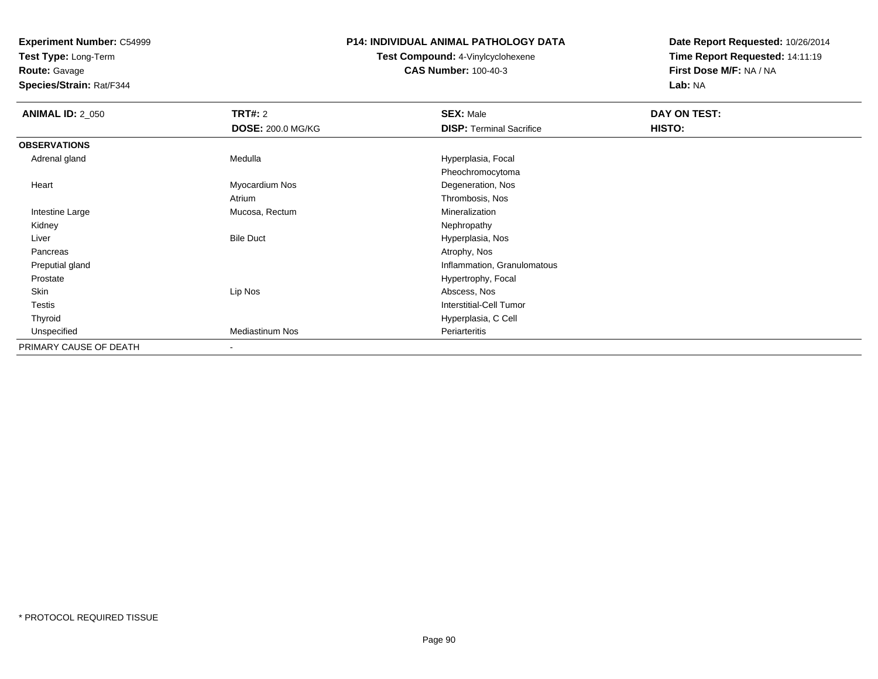**Experiment Number:** C54999
**Test Type:** Long-Term
**Route:** Gavage
**Species/Strain:** Rat/F344

**P14: INDIVIDUAL ANIMAL PATHOLOGY DATA**
**Test Compound:** 4-Vinylcyclohexene
**CAS Number:** 100-40-3

**Date Report Requested:** 10/26/2014
**Time Report Requested:** 14:11:19
**First Dose M/F:** NA / NA
**Lab:** NA

| **ANIMAL ID:** 2_050 | **TRT#:** 2 | **SEX:** Male | **DAY ON TEST:** |
|---|---|---|---|
| | **DOSE:** 200.0 MG/KG | **DISP:** Terminal Sacrifice | **HISTO:** |
| **OBSERVATIONS** | | | |
| Adrenal gland | Medulla | Hyperplasia, Focal | |
| | | Pheochromocytoma | |
| Heart | Myocardium Nos | Degeneration, Nos | |
| | Atrium | Thrombosis, Nos | |
| Intestine Large | Mucosa, Rectum | Mineralization | |
| Kidney | | Nephropathy | |
| Liver | Bile Duct | Hyperplasia, Nos | |
| Pancreas | | Atrophy, Nos | |
| Preputial gland | | Inflammation, Granulomatous | |
| Prostate | | Hypertrophy, Focal | |
| Skin | Lip Nos | Abscess, Nos | |
| Testis | | Interstitial-Cell Tumor | |
| Thyroid | | Hyperplasia, C Cell | |
| Unspecified | Mediastinum Nos | Periarteritis | |
| PRIMARY CAUSE OF DEATH | - | | |

* PROTOCOL REQUIRED TISSUE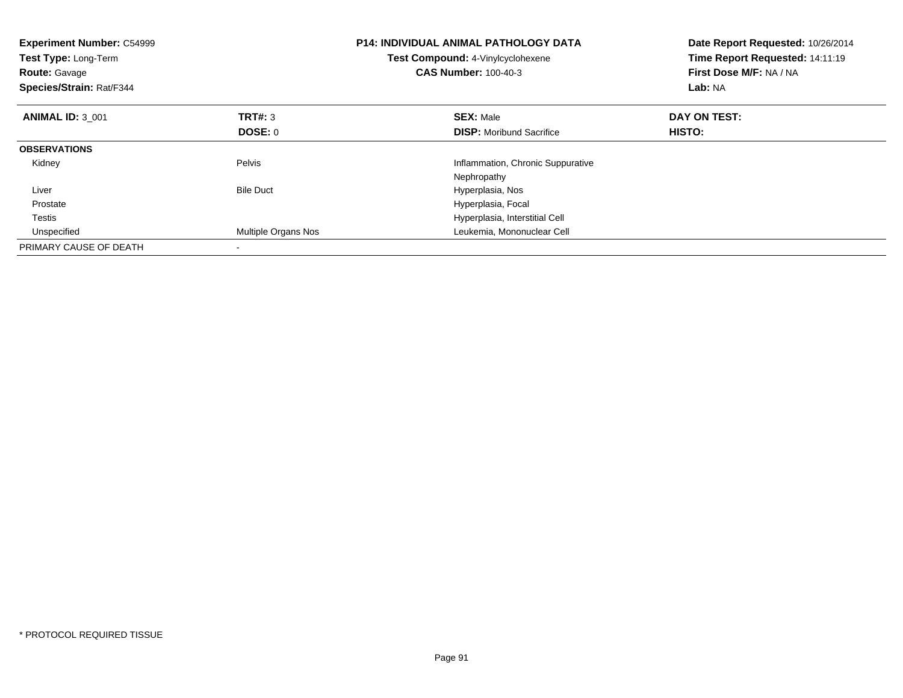**Experiment Number:** C54999
**Test Type:** Long-Term
**Route:** Gavage
**Species/Strain:** Rat/F344

**P14: INDIVIDUAL ANIMAL PATHOLOGY DATA**
**Test Compound:** 4-Vinylcyclohexene
**CAS Number:** 100-40-3

**Date Report Requested:** 10/26/2014
**Time Report Requested:** 14:11:19
**First Dose M/F:** NA / NA
**Lab:** NA

| **ANIMAL ID:** 3_001 | **TRT#:** 3 | **SEX:** Male | **DAY ON TEST:** |
|---|---|---|---|
| | **DOSE:** 0 | **DISP:** Moribund Sacrifice | **HISTO:** |
| **OBSERVATIONS** | | | |
| Kidney | Pelvis | Inflammation, Chronic Suppurative | |
| | | Nephropathy | |
| Liver | Bile Duct | Hyperplasia, Nos | |
| Prostate | | Hyperplasia, Focal | |
| Testis | | Hyperplasia, Interstitial Cell | |
| Unspecified | Multiple Organs Nos | Leukemia, Mononuclear Cell | |
| PRIMARY CAUSE OF DEATH | - | | |

* PROTOCOL REQUIRED TISSUE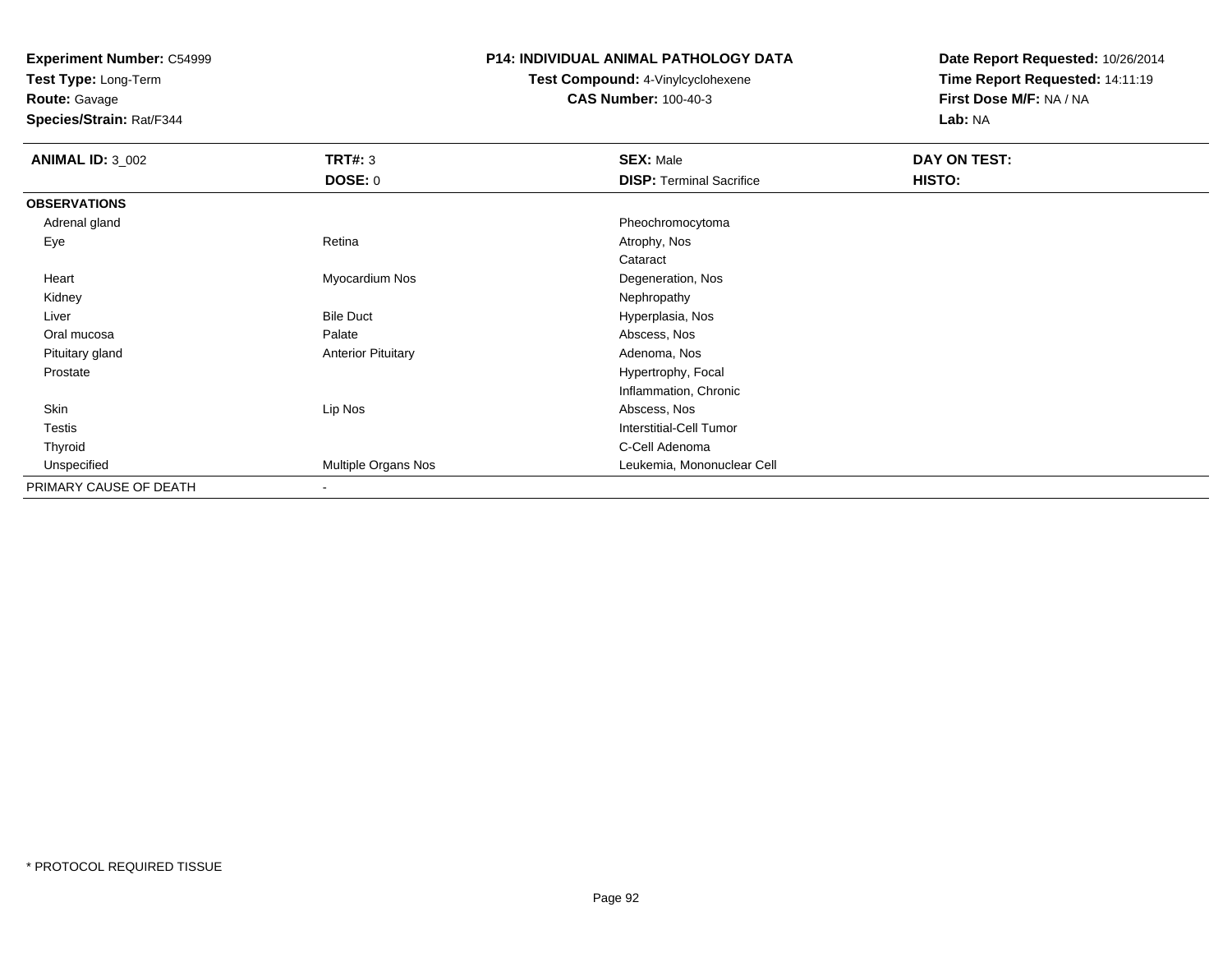**Experiment Number:** C54999
**Test Type:** Long-Term
**Route:** Gavage
**Species/Strain:** Rat/F344

**P14: INDIVIDUAL ANIMAL PATHOLOGY DATA**
**Test Compound:** 4-Vinylcyclohexene
**CAS Number:** 100-40-3

**Date Report Requested:** 10/26/2014
**Time Report Requested:** 14:11:19
**First Dose M/F:** NA / NA
**Lab:** NA

| **ANIMAL ID:** 3_002 | **TRT#:** 3 | **SEX:** Male | **DAY ON TEST:** |
|---|---|---|---|
| | **DOSE:** 0 | **DISP:** Terminal Sacrifice | **HISTO:** |
| **OBSERVATIONS** | | | |
| Adrenal gland | | Pheochromocytoma | |
| Eye | Retina | Atrophy, Nos | |
| | | Cataract | |
| Heart | Myocardium Nos | Degeneration, Nos | |
| Kidney | | Nephropathy | |
| Liver | Bile Duct | Hyperplasia, Nos | |
| Oral mucosa | Palate | Abscess, Nos | |
| Pituitary gland | Anterior Pituitary | Adenoma, Nos | |
| Prostate | | Hypertrophy, Focal | |
| | | Inflammation, Chronic | |
| Skin | Lip Nos | Abscess, Nos | |
| Testis | | Interstitial-Cell Tumor | |
| Thyroid | | C-Cell Adenoma | |
| Unspecified | Multiple Organs Nos | Leukemia, Mononuclear Cell | |
| PRIMARY CAUSE OF DEATH | - | | |

\* PROTOCOL REQUIRED TISSUE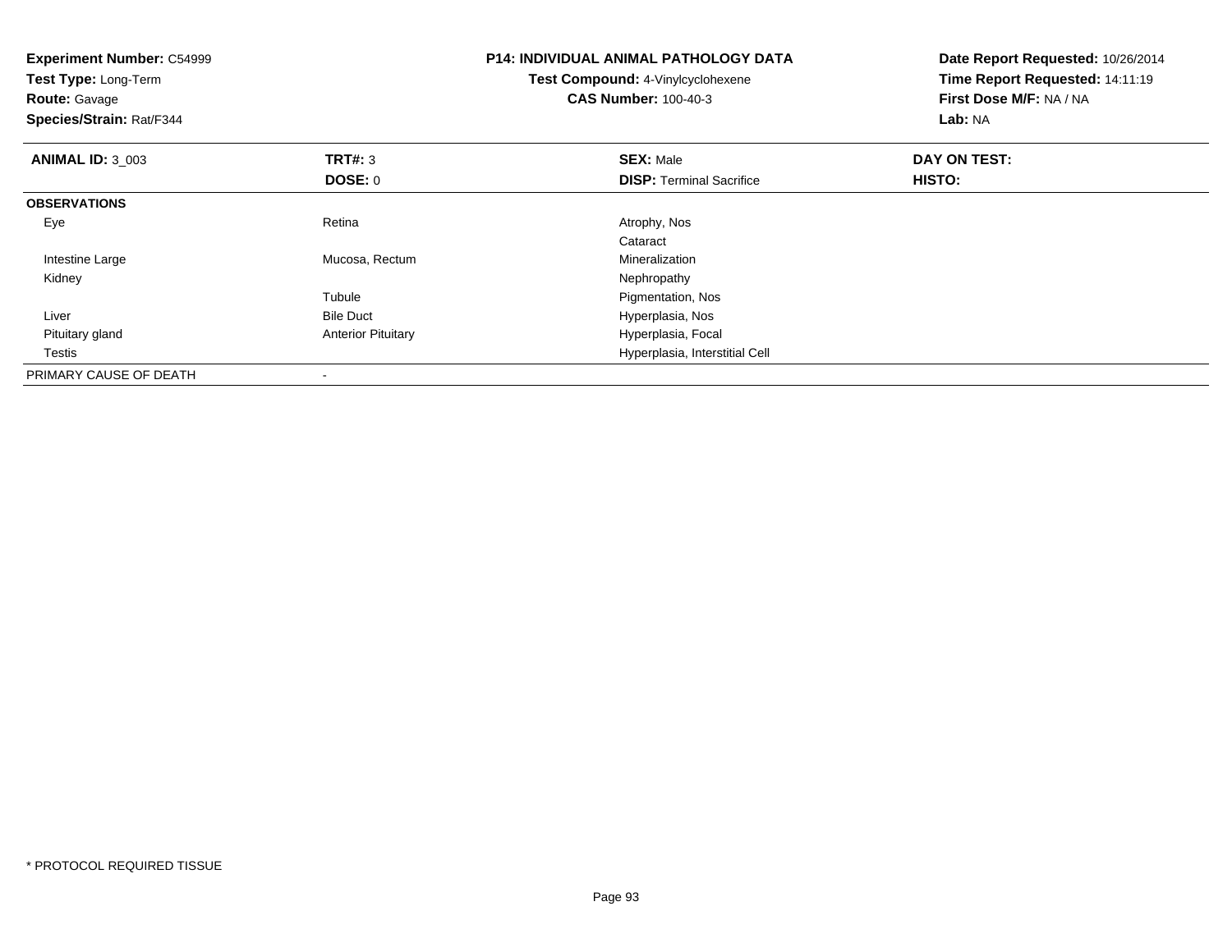**Experiment Number:** C54999
**Test Type:** Long-Term
**Route:** Gavage
**Species/Strain:** Rat/F344

**P14: INDIVIDUAL ANIMAL PATHOLOGY DATA**
**Test Compound:** 4-Vinylcyclohexene
**CAS Number:** 100-40-3

**Date Report Requested:** 10/26/2014
**Time Report Requested:** 14:11:19
**First Dose M/F:** NA / NA
**Lab:** NA

| **ANIMAL ID:** 3_003 | **TRT#:** 3 | **SEX:** Male | **DAY ON TEST:** |
|---|---|---|---|
| | **DOSE:** 0 | **DISP:** Terminal Sacrifice | **HISTO:** |
| **OBSERVATIONS** | | | |
| Eye | Retina | Atrophy, Nos | |
| | | Cataract | |
| Intestine Large | Mucosa, Rectum | Mineralization | |
| Kidney | | Nephropathy | |
| | Tubule | Pigmentation, Nos | |
| Liver | Bile Duct | Hyperplasia, Nos | |
| Pituitary gland | Anterior Pituitary | Hyperplasia, Focal | |
| Testis | | Hyperplasia, Interstitial Cell | |
| PRIMARY CAUSE OF DEATH | - | | |

* PROTOCOL REQUIRED TISSUE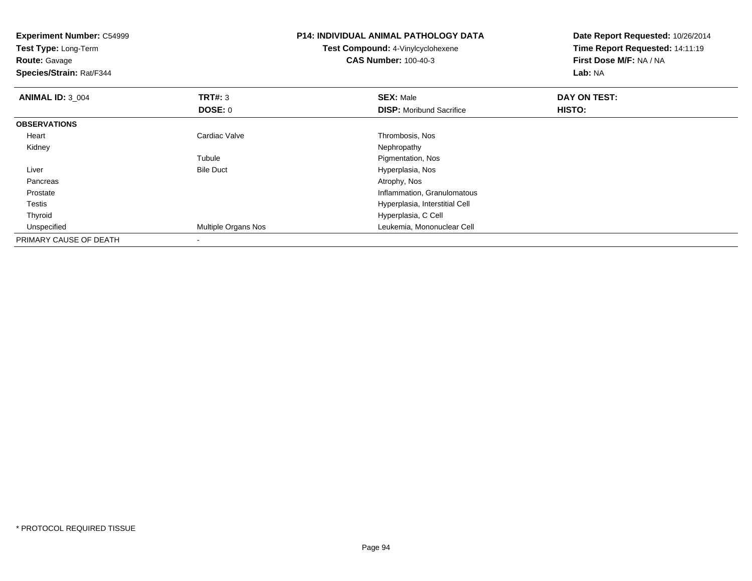**Experiment Number:** C54999
**Test Type:** Long-Term
**Route:** Gavage
**Species/Strain:** Rat/F344

**P14: INDIVIDUAL ANIMAL PATHOLOGY DATA**
**Test Compound:** 4-Vinylcyclohexene
**CAS Number:** 100-40-3

**Date Report Requested:** 10/26/2014
**Time Report Requested:** 14:11:19
**First Dose M/F:** NA / NA
**Lab:** NA

| **ANIMAL ID:** 3_004 | **TRT#:** 3 | **SEX:** Male | **DAY ON TEST:** |
|---|---|---|---|
| | **DOSE:** 0 | **DISP:** Moribund Sacrifice | **HISTO:** |
| **OBSERVATIONS** | | | |
| Heart | Cardiac Valve | Thrombosis, Nos | |
| Kidney | | Nephropathy | |
| | Tubule | Pigmentation, Nos | |
| Liver | Bile Duct | Hyperplasia, Nos | |
| Pancreas | | Atrophy, Nos | |
| Prostate | | Inflammation, Granulomatous | |
| Testis | | Hyperplasia, Interstitial Cell | |
| Thyroid | | Hyperplasia, C Cell | |
| Unspecified | Multiple Organs Nos | Leukemia, Mononuclear Cell | |
| PRIMARY CAUSE OF DEATH | - | | |

* PROTOCOL REQUIRED TISSUE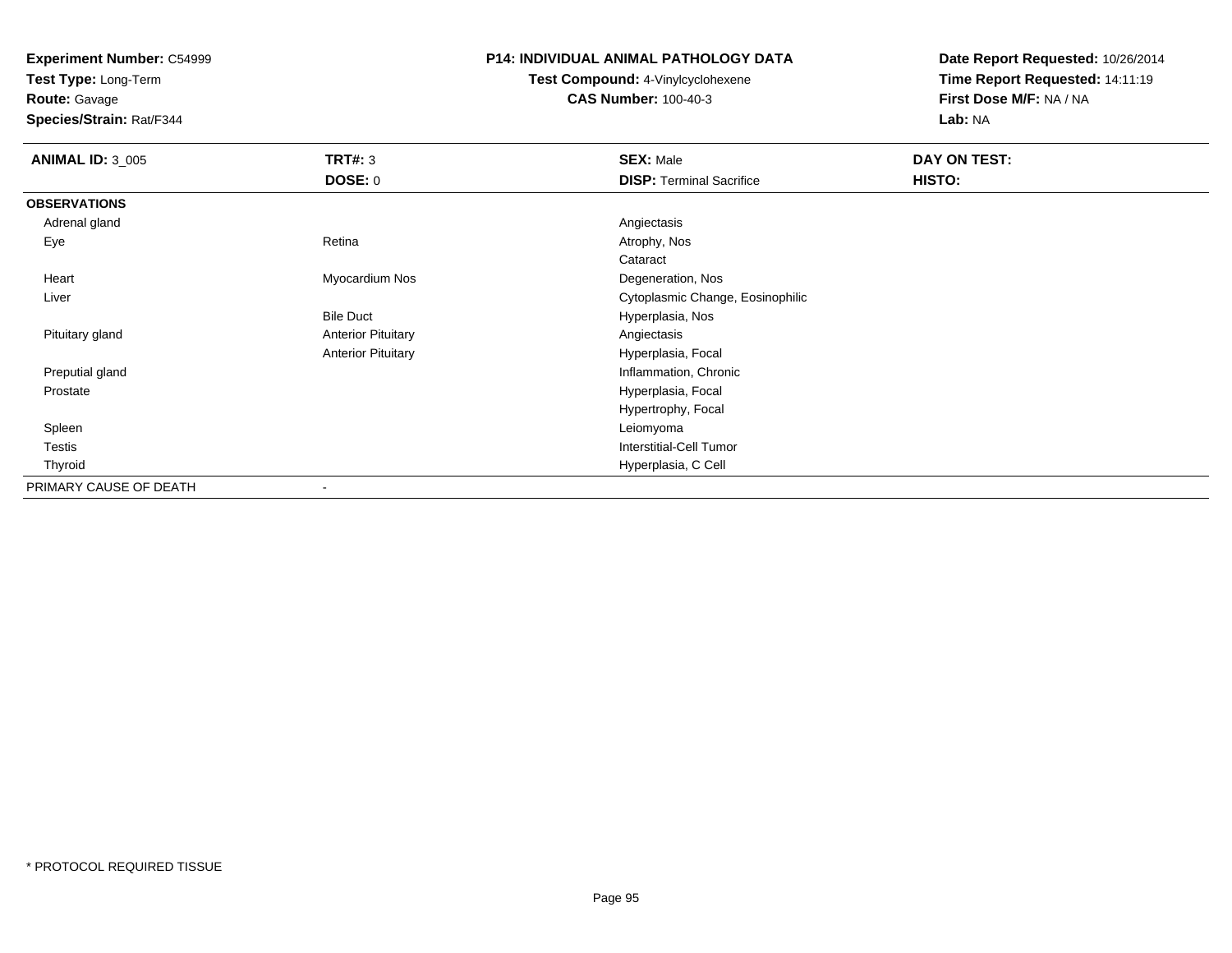**Experiment Number:** C54999
**Test Type:** Long-Term
**Route:** Gavage
**Species/Strain:** Rat/F344

**P14: INDIVIDUAL ANIMAL PATHOLOGY DATA**
**Test Compound:** 4-Vinylcyclohexene
**CAS Number:** 100-40-3

**Date Report Requested:** 10/26/2014
**Time Report Requested:** 14:11:19
**First Dose M/F:** NA / NA
**Lab:** NA

| **ANIMAL ID:** 3_005 | **TRT#:** 3 | **SEX:** Male | **DAY ON TEST:** |
|---|---|---|---|
| | **DOSE:** 0 | **DISP:** Terminal Sacrifice | **HISTO:** |
| **OBSERVATIONS** | | | |
| Adrenal gland | | Angiectasis | |
| Eye | Retina | Atrophy, Nos | |
| | | Cataract | |
| Heart | Myocardium Nos | Degeneration, Nos | |
| Liver | | Cytoplasmic Change, Eosinophilic | |
| | Bile Duct | Hyperplasia, Nos | |
| Pituitary gland | Anterior Pituitary | Angiectasis | |
| | Anterior Pituitary | Hyperplasia, Focal | |
| Preputial gland | | Inflammation, Chronic | |
| Prostate | | Hyperplasia, Focal | |
| | | Hypertrophy, Focal | |
| Spleen | | Leiomyoma | |
| Testis | | Interstitial-Cell Tumor | |
| Thyroid | | Hyperplasia, C Cell | |
| PRIMARY CAUSE OF DEATH | - | | |

* PROTOCOL REQUIRED TISSUE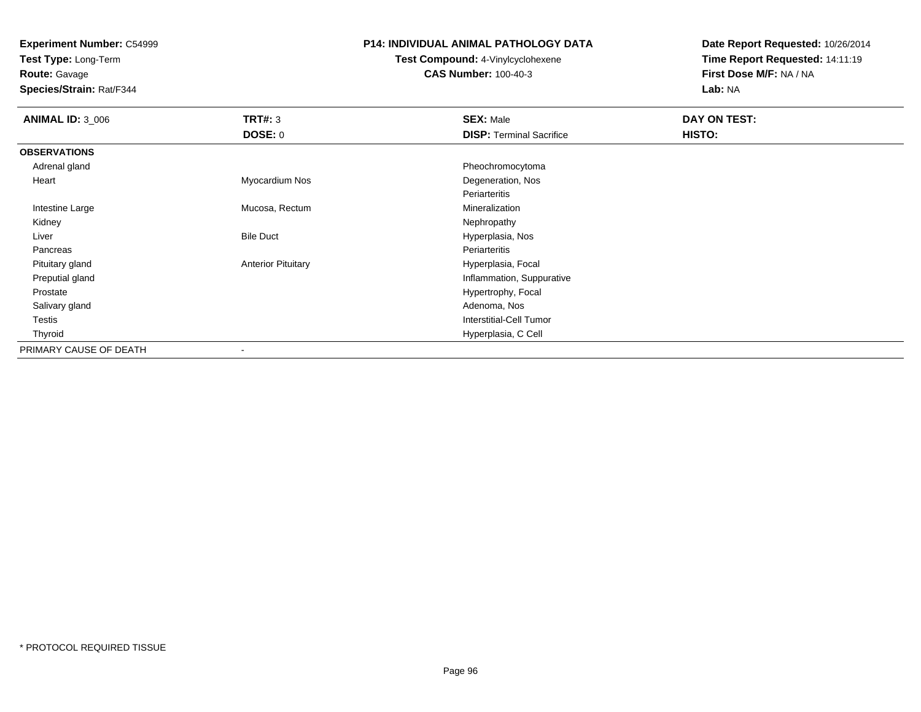**Experiment Number:** C54999
**Test Type:** Long-Term
**Route:** Gavage
**Species/Strain:** Rat/F344

**P14: INDIVIDUAL ANIMAL PATHOLOGY DATA**
**Test Compound:** 4-Vinylcyclohexene
**CAS Number:** 100-40-3

**Date Report Requested:** 10/26/2014
**Time Report Requested:** 14:11:19
**First Dose M/F:** NA / NA
**Lab:** NA

| **ANIMAL ID:** 3_006 | **TRT#:** 3 | **SEX:** Male | **DAY ON TEST:** |
|---|---|---|---|
| | **DOSE:** 0 | **DISP:** Terminal Sacrifice | **HISTO:** |
| **OBSERVATIONS** | | | |
| Adrenal gland | | Pheochromocytoma | |
| Heart | Myocardium Nos | Degeneration, Nos | |
| | | Periarteritis | |
| Intestine Large | Mucosa, Rectum | Mineralization | |
| Kidney | | Nephropathy | |
| Liver | Bile Duct | Hyperplasia, Nos | |
| Pancreas | | Periarteritis | |
| Pituitary gland | Anterior Pituitary | Hyperplasia, Focal | |
| Preputial gland | | Inflammation, Suppurative | |
| Prostate | | Hypertrophy, Focal | |
| Salivary gland | | Adenoma, Nos | |
| Testis | | Interstitial-Cell Tumor | |
| Thyroid | | Hyperplasia, C Cell | |
| PRIMARY CAUSE OF DEATH | - | | |

\* PROTOCOL REQUIRED TISSUE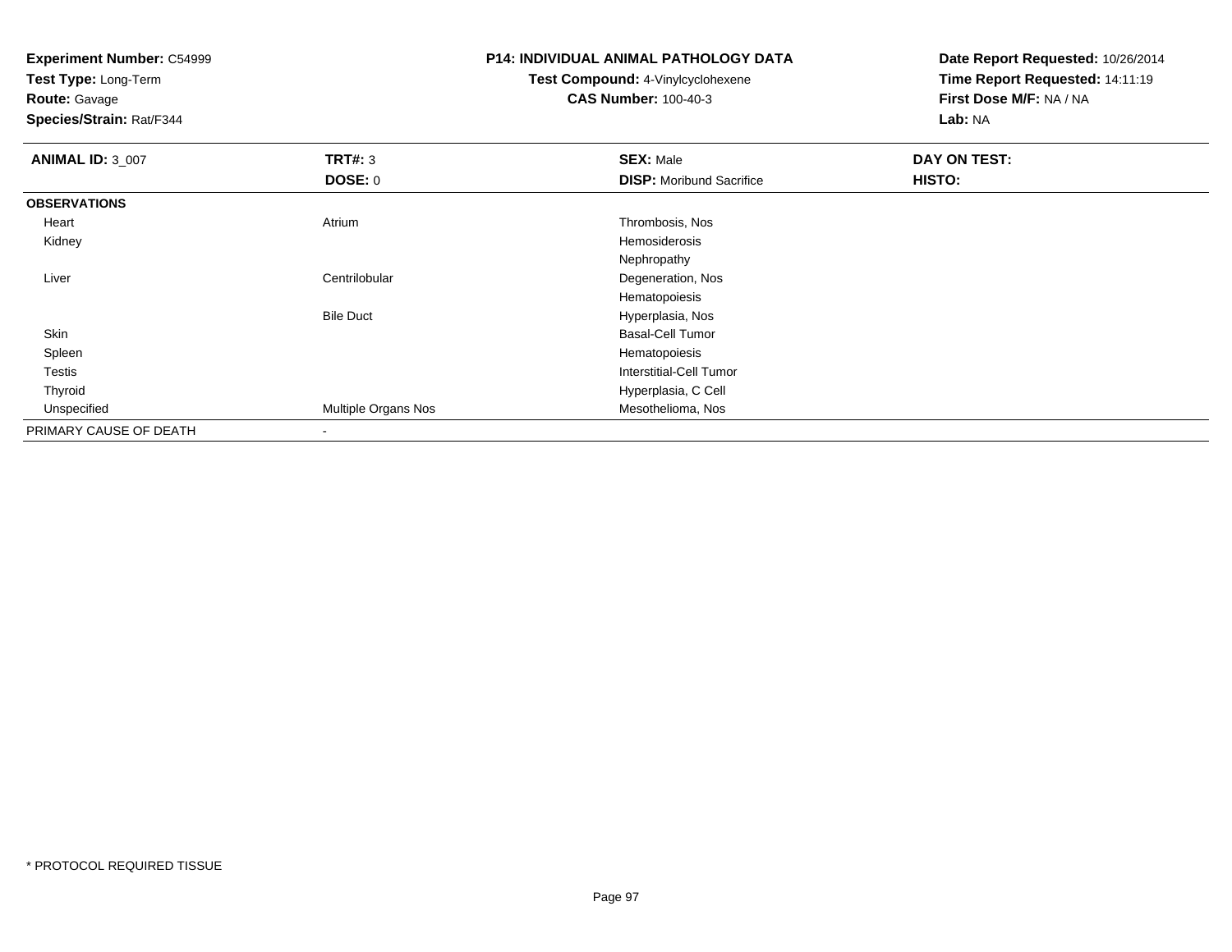**Experiment Number:** C54999
**Test Type:** Long-Term
**Route:** Gavage
**Species/Strain:** Rat/F344

## P14: INDIVIDUAL ANIMAL PATHOLOGY DATA

**Test Compound:** 4-Vinylcyclohexene
**CAS Number:** 100-40-3

**Date Report Requested:** 10/26/2014
**Time Report Requested:** 14:11:19
**First Dose M/F:** NA / NA
**Lab:** NA

| **ANIMAL ID:** 3_007 | **TRT#:** 3 | **SEX:** Male | **DAY ON TEST:** |
|---|---|---|---|
| | **DOSE:** 0 | **DISP:** Moribund Sacrifice | **HISTO:** |
| **OBSERVATIONS** | | | |
| Heart | Atrium | Thrombosis, Nos | |
| Kidney | | Hemosiderosis | |
| | | Nephropathy | |
| Liver | Centrilobular | Degeneration, Nos | |
| | | Hematopoiesis | |
| | Bile Duct | Hyperplasia, Nos | |
| Skin | | Basal-Cell Tumor | |
| Spleen | | Hematopoiesis | |
| Testis | | Interstitial-Cell Tumor | |
| Thyroid | | Hyperplasia, C Cell | |
| Unspecified | Multiple Organs Nos | Mesothelioma, Nos | |
| PRIMARY CAUSE OF DEATH | - | | |

\* PROTOCOL REQUIRED TISSUE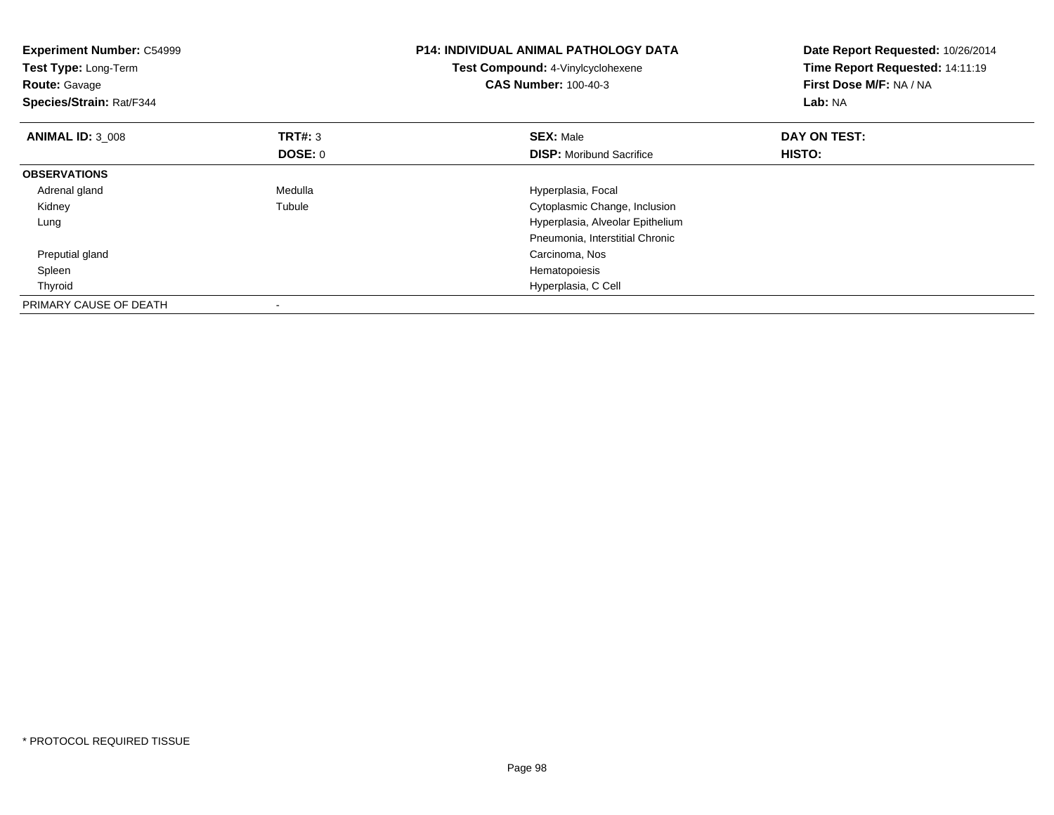**Experiment Number:** C54999
**Test Type:** Long-Term
**Route:** Gavage
**Species/Strain:** Rat/F344

## P14: INDIVIDUAL ANIMAL PATHOLOGY DATA

**Test Compound:** 4-Vinylcyclohexene
**CAS Number:** 100-40-3

**Date Report Requested:** 10/26/2014
**Time Report Requested:** 14:11:19
**First Dose M/F:** NA / NA
**Lab:** NA

| **ANIMAL ID:** 3_008 | **TRT#:** 3 | **SEX:** Male | **DAY ON TEST:** |
|---|---|---|---|
| | **DOSE:** 0 | **DISP:** Moribund Sacrifice | **HISTO:** |
| **OBSERVATIONS** | | | |
| Adrenal gland | Medulla | Hyperplasia, Focal | |
| Kidney | Tubule | Cytoplasmic Change, Inclusion | |
| Lung | | Hyperplasia, Alveolar Epithelium | |
| | | Pneumonia, Interstitial Chronic | |
| Preputial gland | | Carcinoma, Nos | |
| Spleen | | Hematopoiesis | |
| Thyroid | | Hyperplasia, C Cell | |
| PRIMARY CAUSE OF DEATH | - | | |

* PROTOCOL REQUIRED TISSUE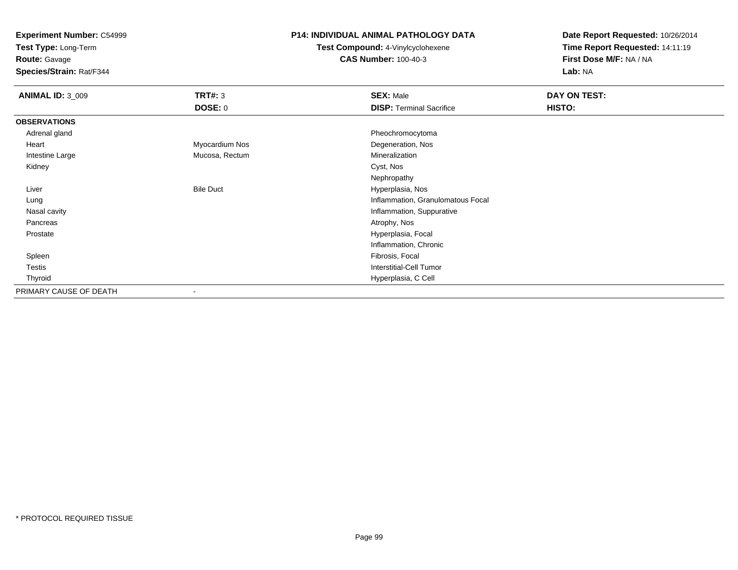**Experiment Number:** C54999
**Test Type:** Long-Term
**Route:** Gavage
**Species/Strain:** Rat/F344

**P14: INDIVIDUAL ANIMAL PATHOLOGY DATA**
**Test Compound:** 4-Vinylcyclohexene
**CAS Number:** 100-40-3

**Date Report Requested:** 10/26/2014
**Time Report Requested:** 14:11:19
**First Dose M/F:** NA / NA
**Lab:** NA

| **ANIMAL ID:** 3_009 | **TRT#:** 3 | **SEX:** Male | **DAY ON TEST:** |
|---|---|---|---|
| | **DOSE:** 0 | **DISP:** Terminal Sacrifice | **HISTO:** |
| **OBSERVATIONS** | | | |
| Adrenal gland | | Pheochromocytoma | |
| Heart | Myocardium Nos | Degeneration, Nos | |
| Intestine Large | Mucosa, Rectum | Mineralization | |
| Kidney | | Cyst, Nos | |
| | | Nephropathy | |
| Liver | Bile Duct | Hyperplasia, Nos | |
| Lung | | Inflammation, Granulomatous Focal | |
| Nasal cavity | | Inflammation, Suppurative | |
| Pancreas | | Atrophy, Nos | |
| Prostate | | Hyperplasia, Focal | |
| | | Inflammation, Chronic | |
| Spleen | | Fibrosis, Focal | |
| Testis | | Interstitial-Cell Tumor | |
| Thyroid | | Hyperplasia, C Cell | |
| PRIMARY CAUSE OF DEATH | - | | |

* PROTOCOL REQUIRED TISSUE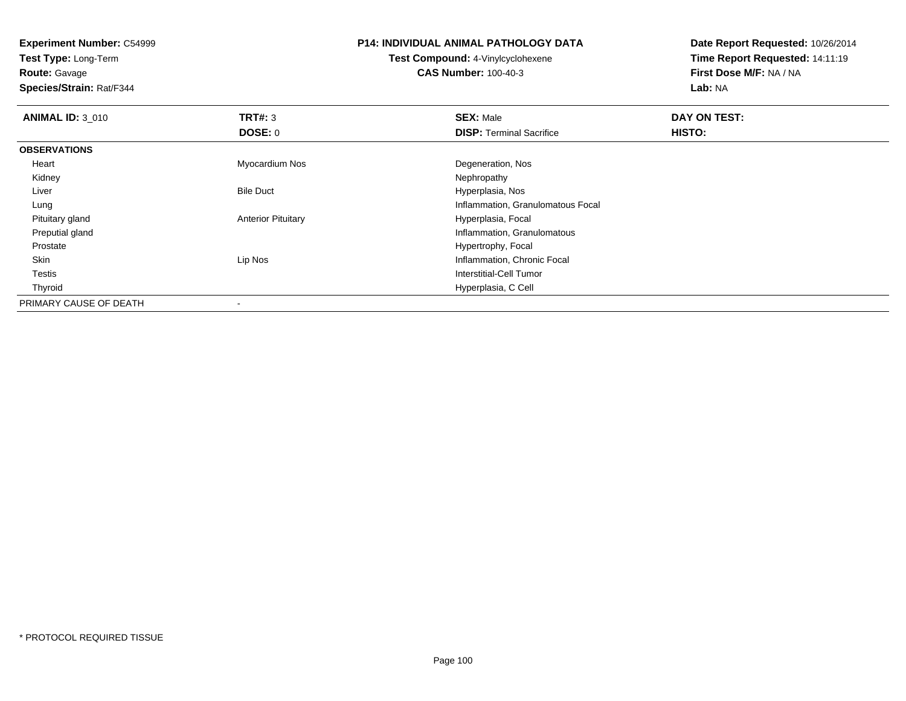**Experiment Number:** C54999
**Test Type:** Long-Term
**Route:** Gavage
**Species/Strain:** Rat/F344

**P14: INDIVIDUAL ANIMAL PATHOLOGY DATA**
**Test Compound:** 4-Vinylcyclohexene
**CAS Number:** 100-40-3

**Date Report Requested:** 10/26/2014
**Time Report Requested:** 14:11:19
**First Dose M/F:** NA / NA
**Lab:** NA

| **ANIMAL ID:** 3_010 | **TRT#:** 3 | **SEX:** Male | **DAY ON TEST:** |
|---|---|---|---|
| | **DOSE:** 0 | **DISP:** Terminal Sacrifice | **HISTO:** |
| **OBSERVATIONS** | | | |
| Heart | Myocardium Nos | Degeneration, Nos | |
| Kidney | | Nephropathy | |
| Liver | Bile Duct | Hyperplasia, Nos | |
| Lung | | Inflammation, Granulomatous Focal | |
| Pituitary gland | Anterior Pituitary | Hyperplasia, Focal | |
| Preputial gland | | Inflammation, Granulomatous | |
| Prostate | | Hypertrophy, Focal | |
| Skin | Lip Nos | Inflammation, Chronic Focal | |
| Testis | | Interstitial-Cell Tumor | |
| Thyroid | | Hyperplasia, C Cell | |
| PRIMARY CAUSE OF DEATH | - | | |

* PROTOCOL REQUIRED TISSUE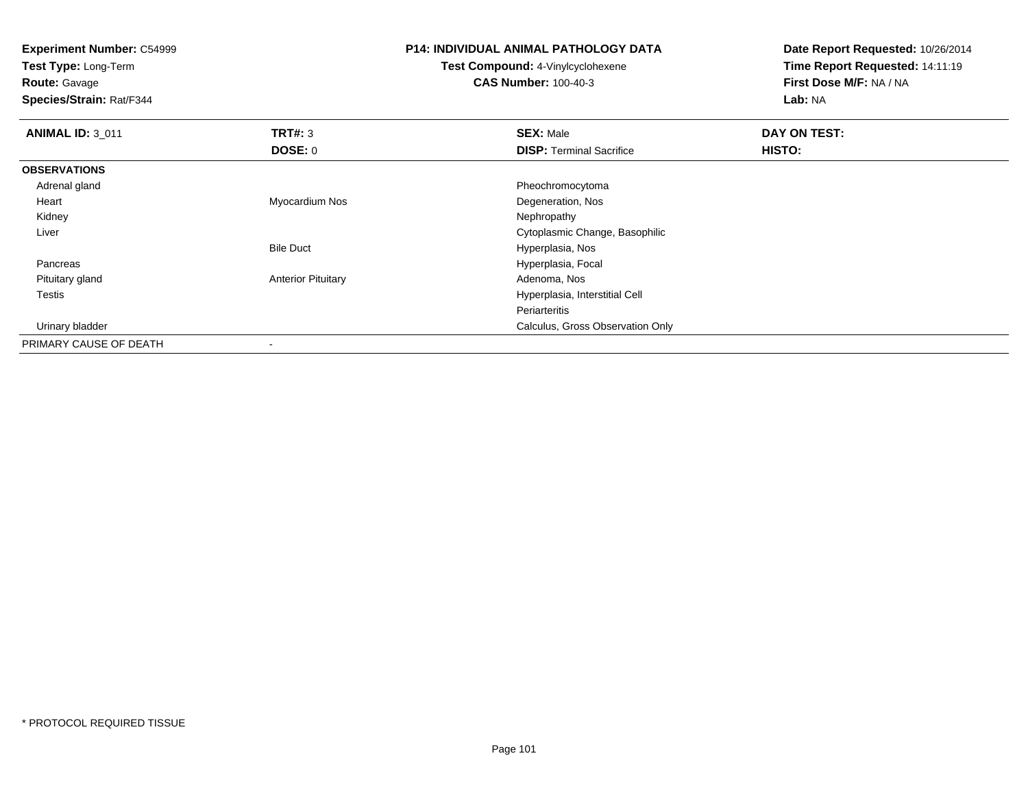**Experiment Number:** C54999
**Test Type:** Long-Term
**Route:** Gavage
**Species/Strain:** Rat/F344

**P14: INDIVIDUAL ANIMAL PATHOLOGY DATA**
**Test Compound:** 4-Vinylcyclohexene
**CAS Number:** 100-40-3

**Date Report Requested:** 10/26/2014
**Time Report Requested:** 14:11:19
**First Dose M/F:** NA / NA
**Lab:** NA

| **ANIMAL ID:** 3_011 | **TRT#:** 3 | **SEX:** Male | **DAY ON TEST:** |
|---|---|---|---|
| | **DOSE:** 0 | **DISP:** Terminal Sacrifice | **HISTO:** |
| **OBSERVATIONS** | | | |
| Adrenal gland | | Pheochromocytoma | |
| Heart | Myocardium Nos | Degeneration, Nos | |
| Kidney | | Nephropathy | |
| Liver | | Cytoplasmic Change, Basophilic | |
| | Bile Duct | Hyperplasia, Nos | |
| Pancreas | | Hyperplasia, Focal | |
| Pituitary gland | Anterior Pituitary | Adenoma, Nos | |
| Testis | | Hyperplasia, Interstitial Cell | |
| | | Periarteritis | |
| Urinary bladder | | Calculus, Gross Observation Only | |
| PRIMARY CAUSE OF DEATH | - | | |

\* PROTOCOL REQUIRED TISSUE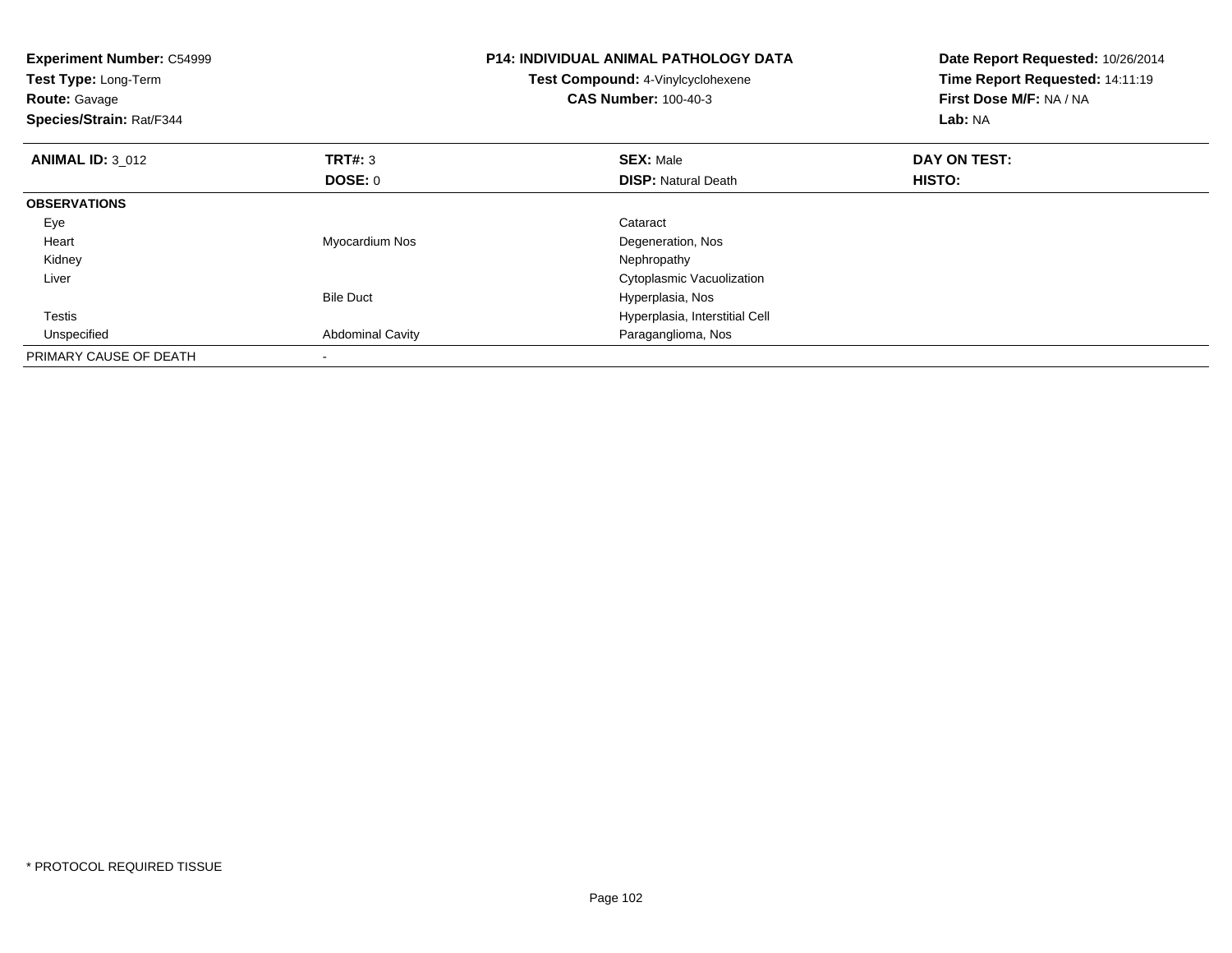**Experiment Number:** C54999
**Test Type:** Long-Term
**Route:** Gavage
**Species/Strain:** Rat/F344

**P14: INDIVIDUAL ANIMAL PATHOLOGY DATA**
**Test Compound:** 4-Vinylcyclohexene
**CAS Number:** 100-40-3

**Date Report Requested:** 10/26/2014
**Time Report Requested:** 14:11:19
**First Dose M/F:** NA / NA
**Lab:** NA

| **ANIMAL ID:** 3_012 | **TRT#:** 3 | **SEX:** Male | **DAY ON TEST:** |
|---|---|---|---|
| | **DOSE:** 0 | **DISP:** Natural Death | **HISTO:** |
| **OBSERVATIONS** | | | |
| Eye | | Cataract | |
| Heart | Myocardium Nos | Degeneration, Nos | |
| Kidney | | Nephropathy | |
| Liver | | Cytoplasmic Vacuolization | |
| | Bile Duct | Hyperplasia, Nos | |
| Testis | | Hyperplasia, Interstitial Cell | |
| Unspecified | Abdominal Cavity | Paraganglioma, Nos | |
| PRIMARY CAUSE OF DEATH | - | | |

* PROTOCOL REQUIRED TISSUE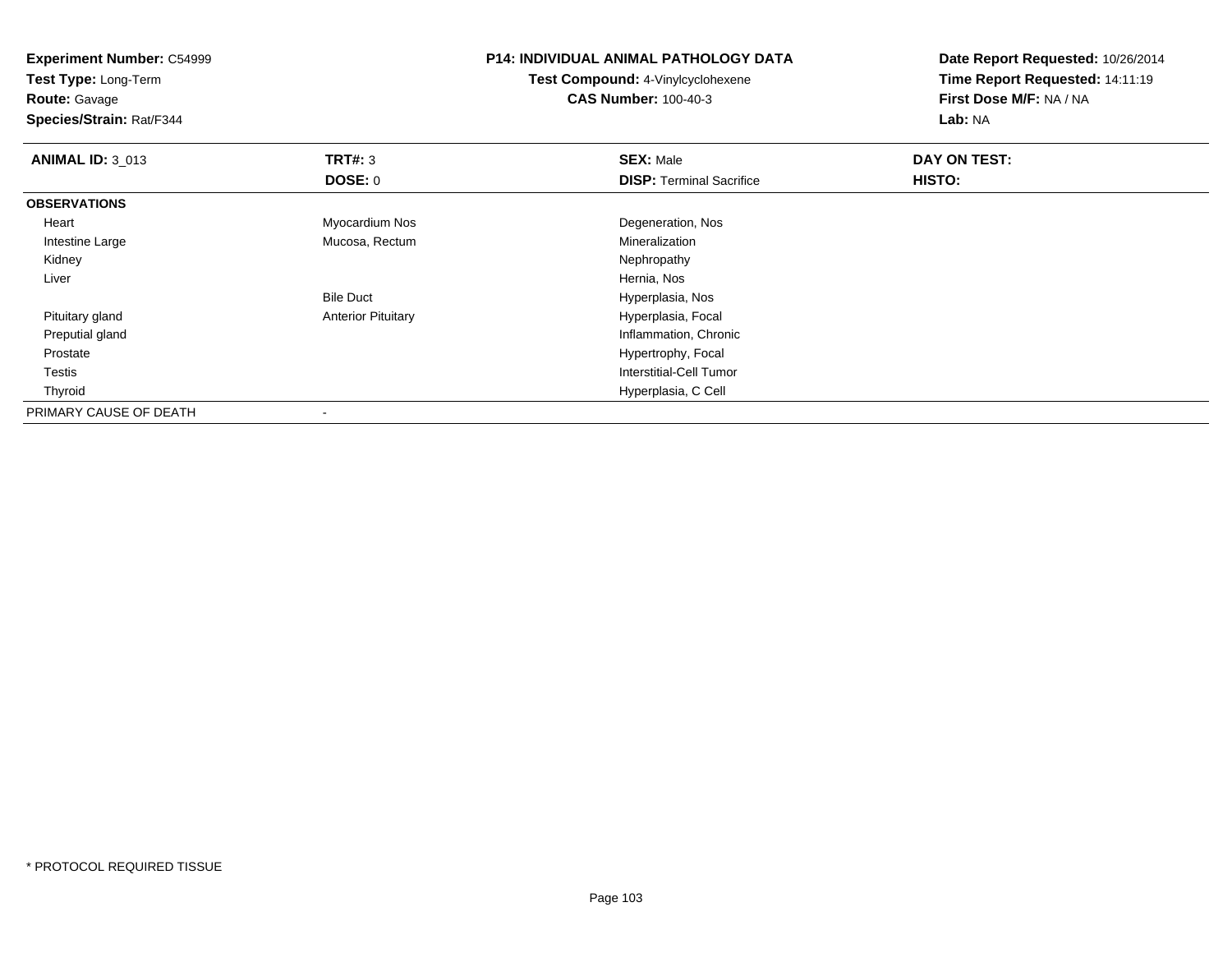**Experiment Number:** C54999
**Test Type:** Long-Term
**Route:** Gavage
**Species/Strain:** Rat/F344

## P14: INDIVIDUAL ANIMAL PATHOLOGY DATA

**Test Compound:** 4-Vinylcyclohexene
**CAS Number:** 100-40-3

**Date Report Requested:** 10/26/2014
**Time Report Requested:** 14:11:19
**First Dose M/F:** NA / NA
**Lab:** NA

| **ANIMAL ID:** 3_013 | **TRT#:** 3 | **SEX:** Male | **DAY ON TEST:** |
|---|---|---|---|
| | **DOSE:** 0 | **DISP:** Terminal Sacrifice | **HISTO:** |
| **OBSERVATIONS** | | | |
| Heart | Myocardium Nos | Degeneration, Nos | |
| Intestine Large | Mucosa, Rectum | Mineralization | |
| Kidney | | Nephropathy | |
| Liver | | Hernia, Nos | |
| | Bile Duct | Hyperplasia, Nos | |
| Pituitary gland | Anterior Pituitary | Hyperplasia, Focal | |
| Preputial gland | | Inflammation, Chronic | |
| Prostate | | Hypertrophy, Focal | |
| Testis | | Interstitial-Cell Tumor | |
| Thyroid | | Hyperplasia, C Cell | |
| PRIMARY CAUSE OF DEATH | - | | |

* PROTOCOL REQUIRED TISSUE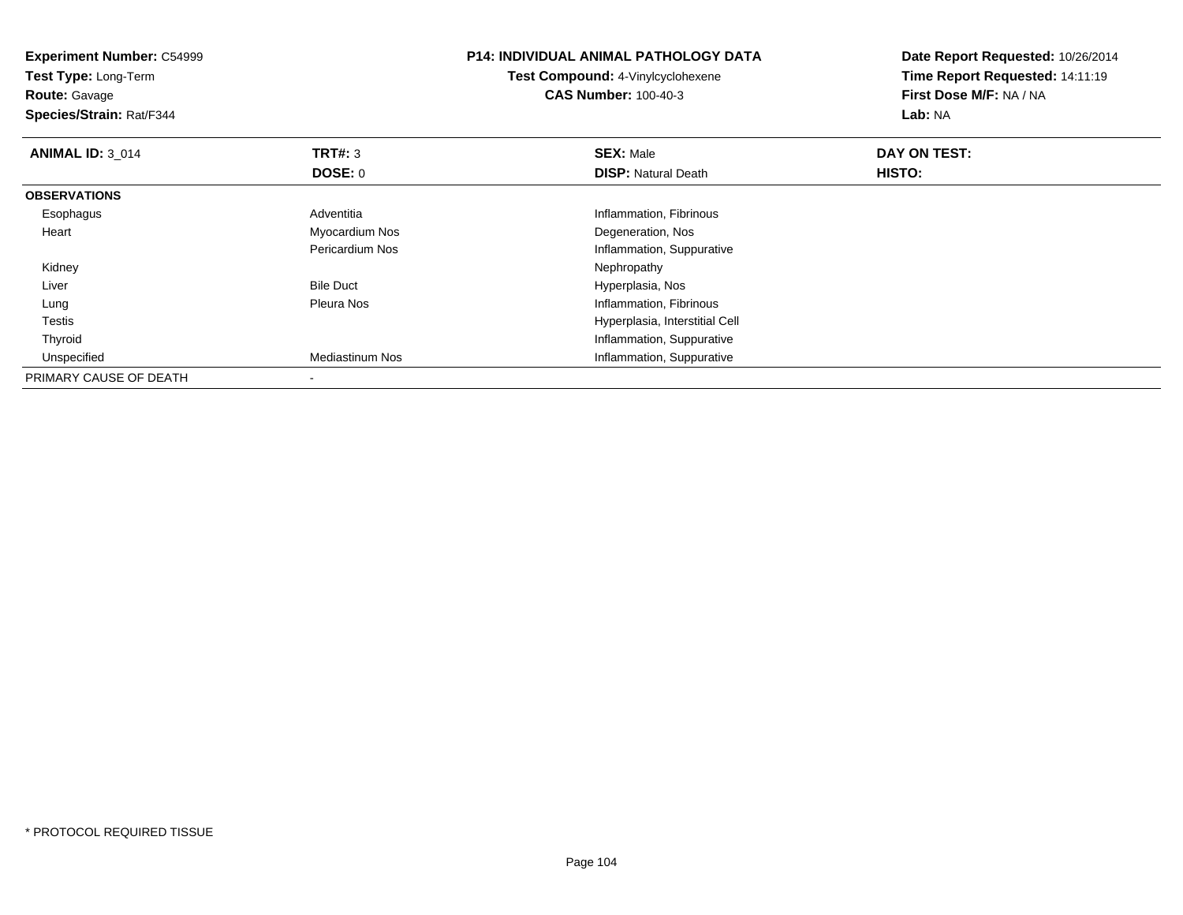**Experiment Number:** C54999
**Test Type:** Long-Term
**Route:** Gavage
**Species/Strain:** Rat/F344

**P14: INDIVIDUAL ANIMAL PATHOLOGY DATA**
**Test Compound:** 4-Vinylcyclohexene
**CAS Number:** 100-40-3

**Date Report Requested:** 10/26/2014
**Time Report Requested:** 14:11:19
**First Dose M/F:** NA / NA
**Lab:** NA

| **ANIMAL ID:** 3_014 | **TRT#:** 3 | **SEX:** Male | **DAY ON TEST:** |
|---|---|---|---|
| | **DOSE:** 0 | **DISP:** Natural Death | **HISTO:** |
| **OBSERVATIONS** | | | |
| Esophagus | Adventitia | Inflammation, Fibrinous | |
| Heart | Myocardium Nos | Degeneration, Nos | |
| | Pericardium Nos | Inflammation, Suppurative | |
| Kidney | | Nephropathy | |
| Liver | Bile Duct | Hyperplasia, Nos | |
| Lung | Pleura Nos | Inflammation, Fibrinous | |
| Testis | | Hyperplasia, Interstitial Cell | |
| Thyroid | | Inflammation, Suppurative | |
| Unspecified | Mediastinum Nos | Inflammation, Suppurative | |
| PRIMARY CAUSE OF DEATH | - | | |

* PROTOCOL REQUIRED TISSUE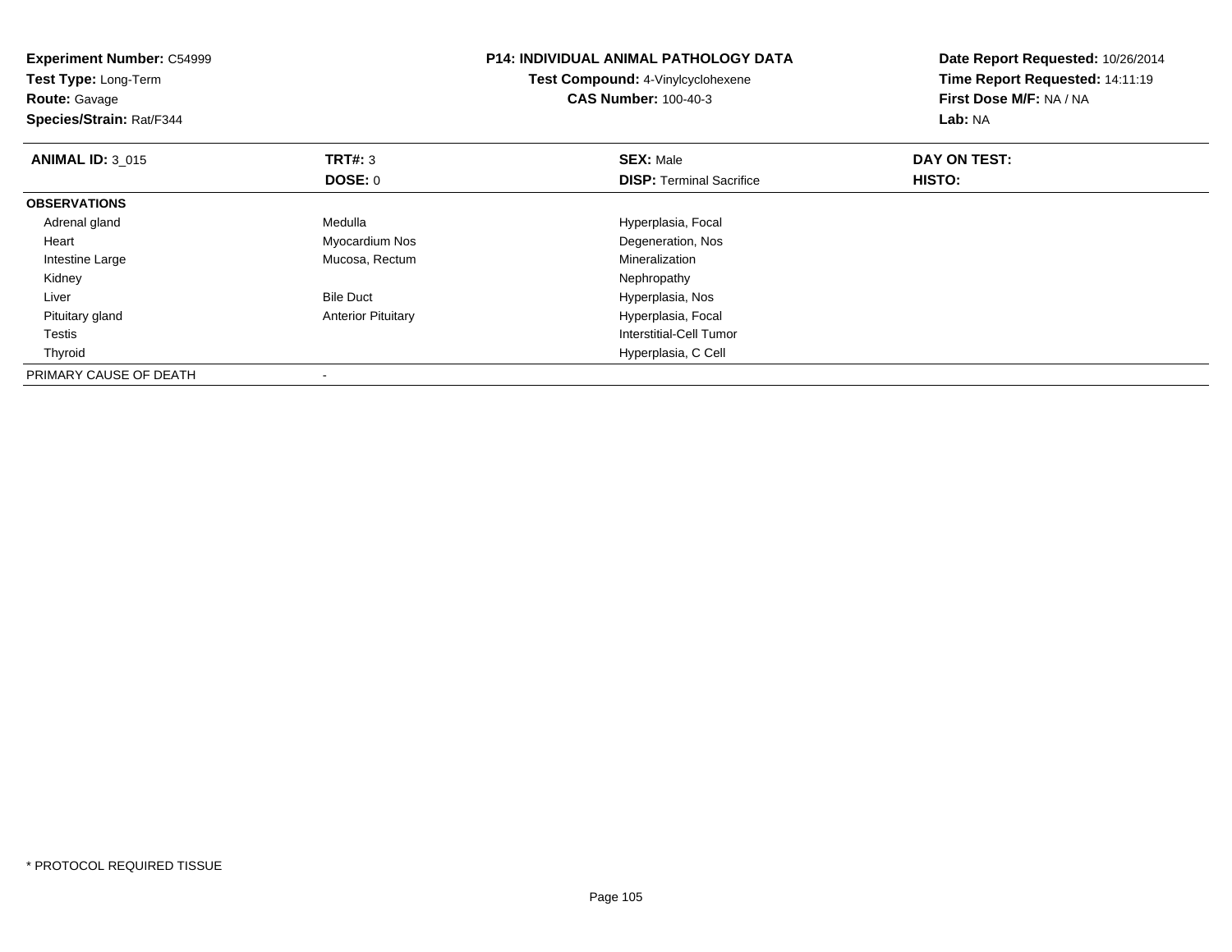**Experiment Number:** C54999
**Test Type:** Long-Term
**Route:** Gavage
**Species/Strain:** Rat/F344

**P14: INDIVIDUAL ANIMAL PATHOLOGY DATA**
**Test Compound:** 4-Vinylcyclohexene
**CAS Number:** 100-40-3

**Date Report Requested:** 10/26/2014
**Time Report Requested:** 14:11:19
**First Dose M/F:** NA / NA
**Lab:** NA

| **ANIMAL ID:** 3_015 | **TRT#:** 3 | **SEX:** Male | **DAY ON TEST:** |
|---|---|---|---|
| | **DOSE:** 0 | **DISP:** Terminal Sacrifice | **HISTO:** |
| **OBSERVATIONS** | | | |
| Adrenal gland | Medulla | Hyperplasia, Focal | |
| Heart | Myocardium Nos | Degeneration, Nos | |
| Intestine Large | Mucosa, Rectum | Mineralization | |
| Kidney | | Nephropathy | |
| Liver | Bile Duct | Hyperplasia, Nos | |
| Pituitary gland | Anterior Pituitary | Hyperplasia, Focal | |
| Testis | | Interstitial-Cell Tumor | |
| Thyroid | | Hyperplasia, C Cell | |
| PRIMARY CAUSE OF DEATH | - | | |

* PROTOCOL REQUIRED TISSUE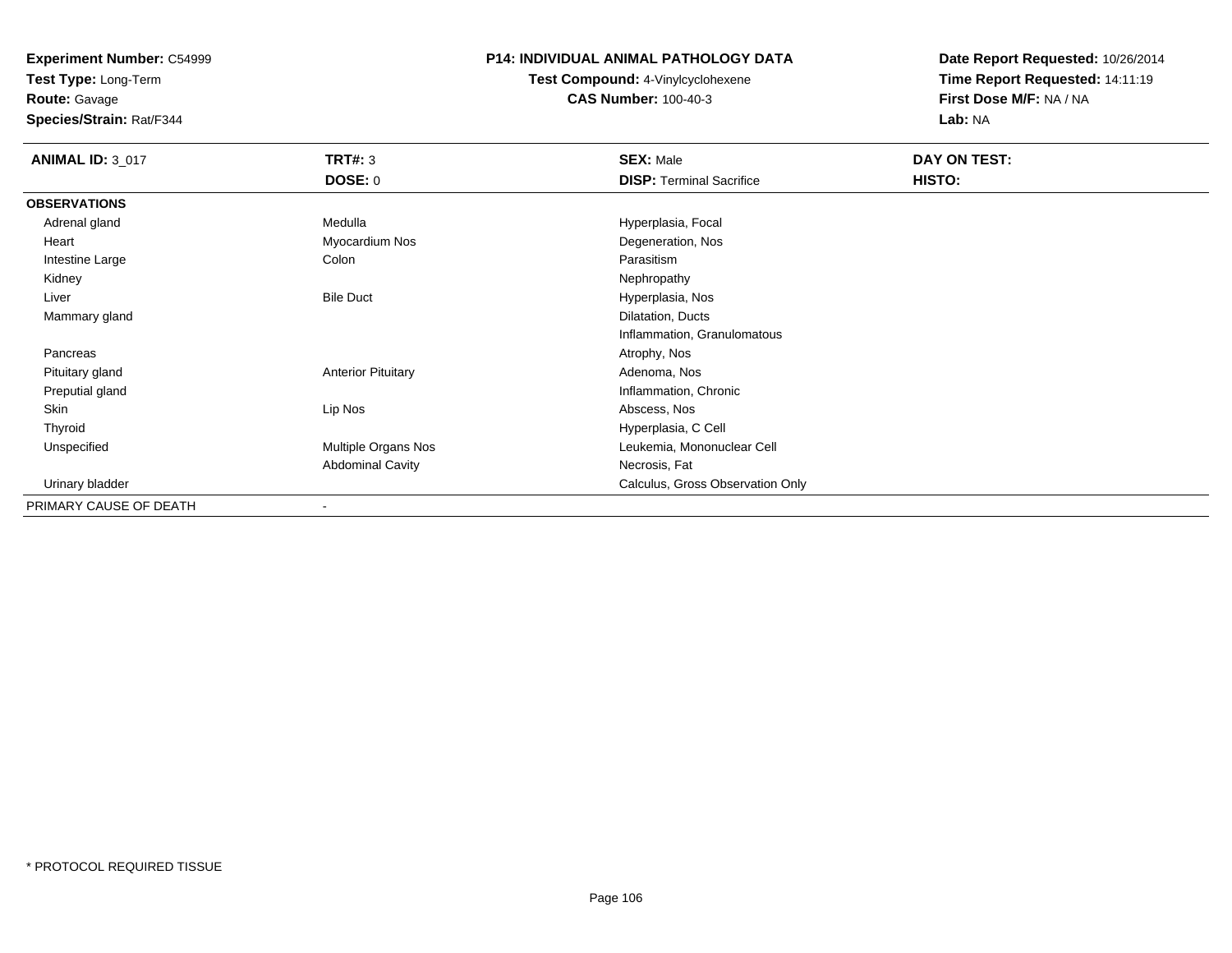**Experiment Number:** C54999
**Test Type:** Long-Term
**Route:** Gavage
**Species/Strain:** Rat/F344

# P14: INDIVIDUAL ANIMAL PATHOLOGY DATA

**Test Compound:** 4-Vinylcyclohexene
**CAS Number:** 100-40-3

**Date Report Requested:** 10/26/2014
**Time Report Requested:** 14:11:19
**First Dose M/F:** NA / NA
**Lab:** NA

| **ANIMAL ID:** 3_017 | **TRT#:** 3 | **SEX:** Male | **DAY ON TEST:** |
|---|---|---|---|
| | **DOSE:** 0 | **DISP:** Terminal Sacrifice | **HISTO:** |
| **OBSERVATIONS** | | | |
| Adrenal gland | Medulla | Hyperplasia, Focal | |
| Heart | Myocardium Nos | Degeneration, Nos | |
| Intestine Large | Colon | Parasitism | |
| Kidney | | Nephropathy | |
| Liver | Bile Duct | Hyperplasia, Nos | |
| Mammary gland | | Dilatation, Ducts | |
| | | Inflammation, Granulomatous | |
| Pancreas | | Atrophy, Nos | |
| Pituitary gland | Anterior Pituitary | Adenoma, Nos | |
| Preputial gland | | Inflammation, Chronic | |
| Skin | Lip Nos | Abscess, Nos | |
| Thyroid | | Hyperplasia, C Cell | |
| Unspecified | Multiple Organs Nos | Leukemia, Mononuclear Cell | |
| | Abdominal Cavity | Necrosis, Fat | |
| Urinary bladder | | Calculus, Gross Observation Only | |
| PRIMARY CAUSE OF DEATH | - | | |

\* PROTOCOL REQUIRED TISSUE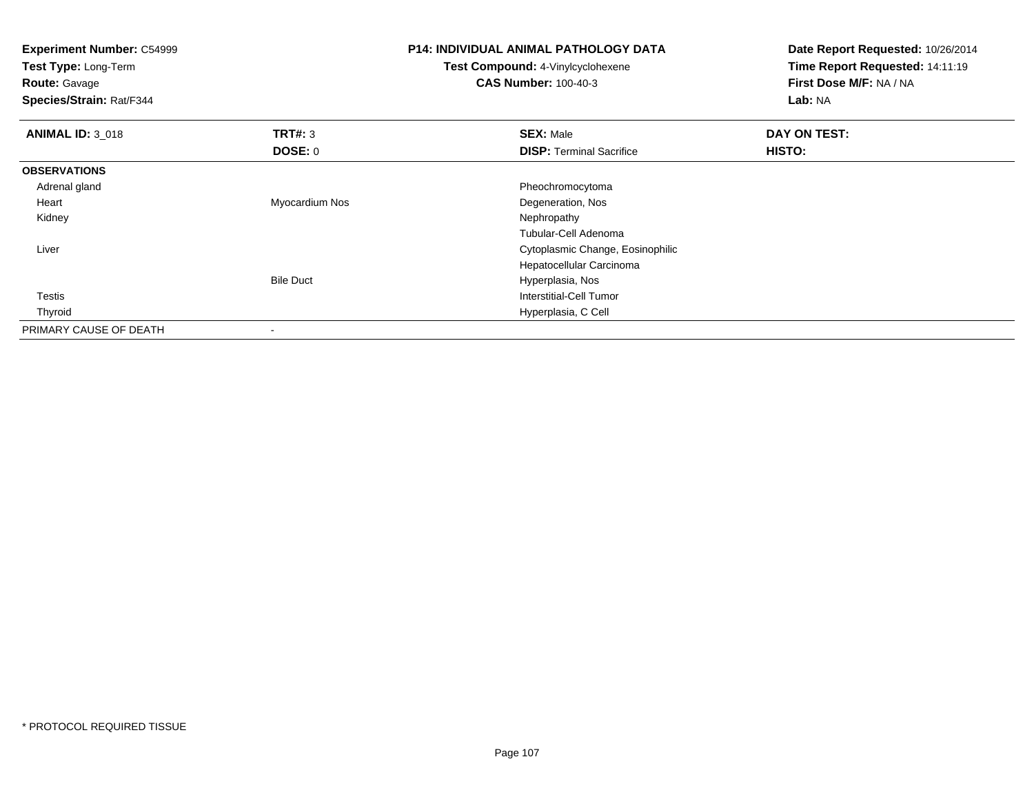**Experiment Number:** C54999
**Test Type:** Long-Term
**Route:** Gavage
**Species/Strain:** Rat/F344

**P14: INDIVIDUAL ANIMAL PATHOLOGY DATA**
**Test Compound:** 4-Vinylcyclohexene
**CAS Number:** 100-40-3

**Date Report Requested:** 10/26/2014
**Time Report Requested:** 14:11:19
**First Dose M/F:** NA / NA
**Lab:** NA

| **ANIMAL ID:** 3_018 | **TRT#:** 3 | **SEX:** Male | **DAY ON TEST:** |
|---|---|---|---|
| | **DOSE:** 0 | **DISP:** Terminal Sacrifice | **HISTO:** |
| **OBSERVATIONS** | | | |
| Adrenal gland | | Pheochromocytoma | |
| Heart | Myocardium Nos | Degeneration, Nos | |
| Kidney | | Nephropathy | |
| | | Tubular-Cell Adenoma | |
| Liver | | Cytoplasmic Change, Eosinophilic | |
| | | Hepatocellular Carcinoma | |
| | Bile Duct | Hyperplasia, Nos | |
| Testis | | Interstitial-Cell Tumor | |
| Thyroid | | Hyperplasia, C Cell | |
| PRIMARY CAUSE OF DEATH | - | | |

* PROTOCOL REQUIRED TISSUE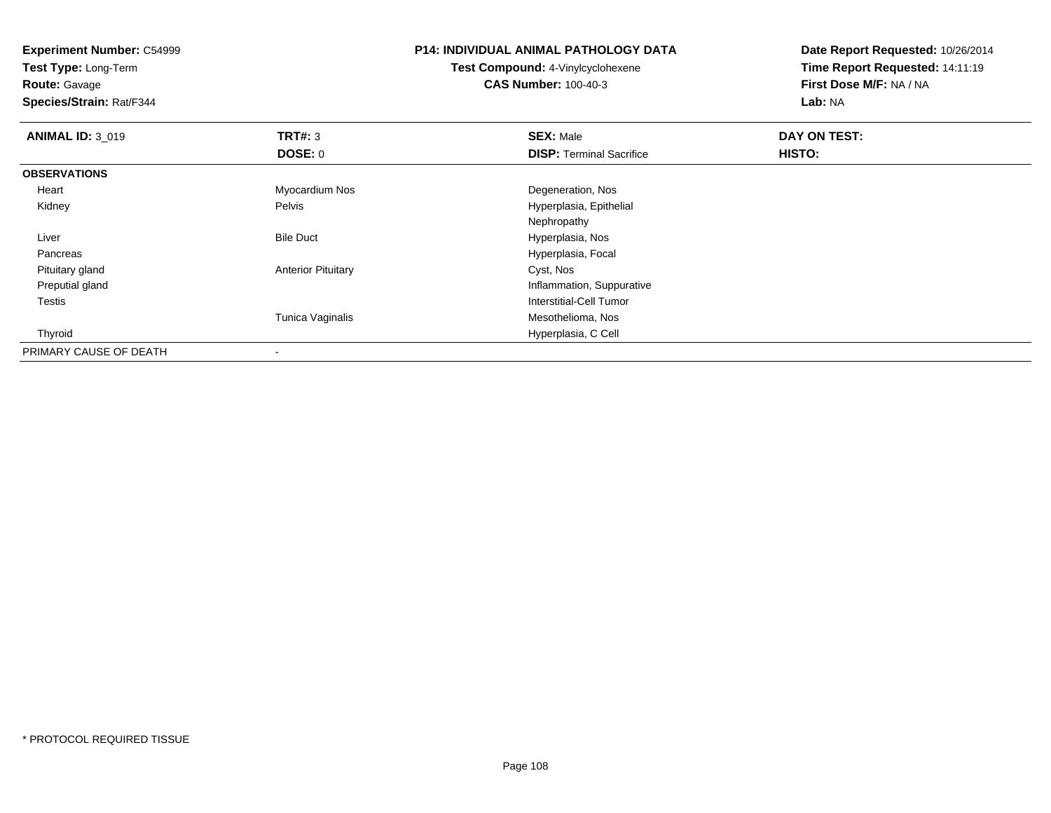**Experiment Number:** C54999
**Test Type:** Long-Term
**Route:** Gavage
**Species/Strain:** Rat/F344

**P14: INDIVIDUAL ANIMAL PATHOLOGY DATA**
**Test Compound:** 4-Vinylcyclohexene
**CAS Number:** 100-40-3

**Date Report Requested:** 10/26/2014
**Time Report Requested:** 14:11:19
**First Dose M/F:** NA / NA
**Lab:** NA

| **ANIMAL ID:** 3_019 | **TRT#:** 3 | **SEX:** Male | **DAY ON TEST:** |
|---|---|---|---|
| | **DOSE:** 0 | **DISP:** Terminal Sacrifice | **HISTO:** |
| **OBSERVATIONS** | | | |
| Heart | Myocardium Nos | Degeneration, Nos | |
| Kidney | Pelvis | Hyperplasia, Epithelial | |
| | | Nephropathy | |
| Liver | Bile Duct | Hyperplasia, Nos | |
| Pancreas | | Hyperplasia, Focal | |
| Pituitary gland | Anterior Pituitary | Cyst, Nos | |
| Preputial gland | | Inflammation, Suppurative | |
| Testis | | Interstitial-Cell Tumor | |
| | Tunica Vaginalis | Mesothelioma, Nos | |
| Thyroid | | Hyperplasia, C Cell | |
| PRIMARY CAUSE OF DEATH | - | | |

* PROTOCOL REQUIRED TISSUE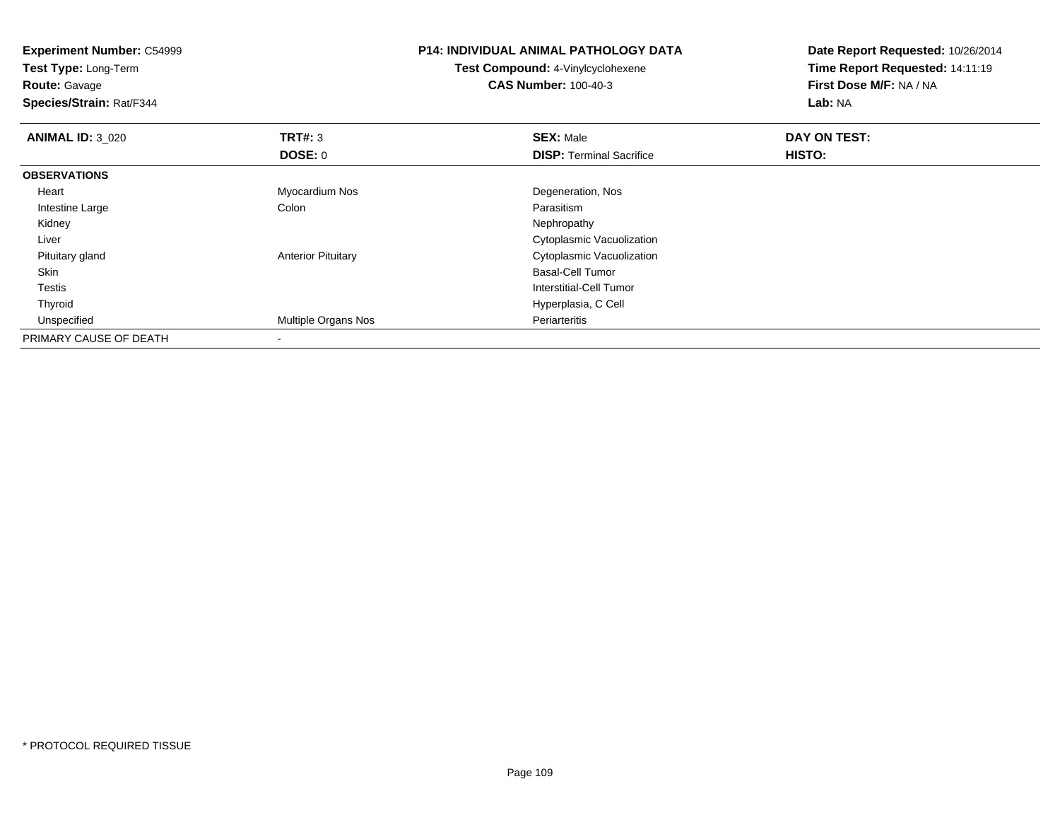**Experiment Number:** C54999
**Test Type:** Long-Term
**Route:** Gavage
**Species/Strain:** Rat/F344

**P14: INDIVIDUAL ANIMAL PATHOLOGY DATA**
**Test Compound:** 4-Vinylcyclohexene
**CAS Number:** 100-40-3

**Date Report Requested:** 10/26/2014
**Time Report Requested:** 14:11:19
**First Dose M/F:** NA / NA
**Lab:** NA

| **ANIMAL ID:** 3_020 | **TRT#:** 3 | **SEX:** Male | **DAY ON TEST:** |
|---|---|---|---|
| | **DOSE:** 0 | **DISP:** Terminal Sacrifice | **HISTO:** |
| **OBSERVATIONS** | | | |
| Heart | Myocardium Nos | Degeneration, Nos | |
| Intestine Large | Colon | Parasitism | |
| Kidney | | Nephropathy | |
| Liver | | Cytoplasmic Vacuolization | |
| Pituitary gland | Anterior Pituitary | Cytoplasmic Vacuolization | |
| Skin | | Basal-Cell Tumor | |
| Testis | | Interstitial-Cell Tumor | |
| Thyroid | | Hyperplasia, C Cell | |
| Unspecified | Multiple Organs Nos | Periarteritis | |
| PRIMARY CAUSE OF DEATH | - | | |

* PROTOCOL REQUIRED TISSUE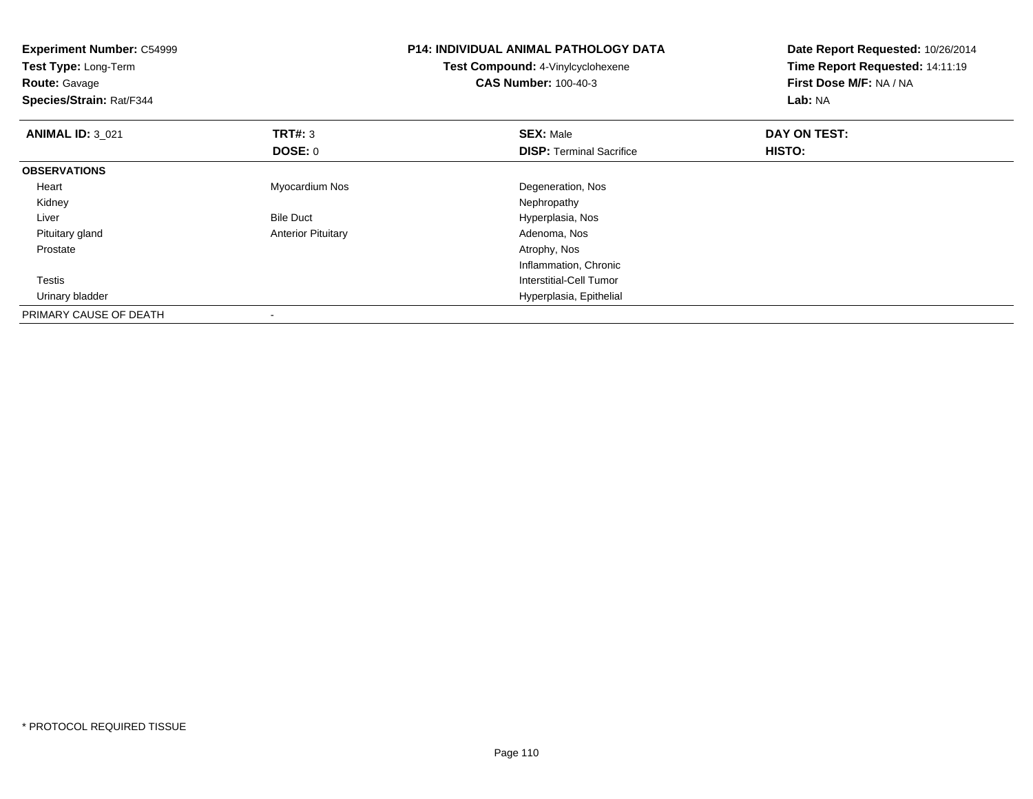**Experiment Number:** C54999
**Test Type:** Long-Term
**Route:** Gavage
**Species/Strain:** Rat/F344

**P14: INDIVIDUAL ANIMAL PATHOLOGY DATA**
**Test Compound:** 4-Vinylcyclohexene
**CAS Number:** 100-40-3

**Date Report Requested:** 10/26/2014
**Time Report Requested:** 14:11:19
**First Dose M/F:** NA / NA
**Lab:** NA

| **ANIMAL ID:** 3_021 | **TRT#:** 3 | **SEX:** Male | **DAY ON TEST:** |
|---|---|---|---|
| | **DOSE:** 0 | **DISP:** Terminal Sacrifice | **HISTO:** |
| **OBSERVATIONS** | | | |
| Heart | Myocardium Nos | Degeneration, Nos | |
| Kidney | | Nephropathy | |
| Liver | Bile Duct | Hyperplasia, Nos | |
| Pituitary gland | Anterior Pituitary | Adenoma, Nos | |
| Prostate | | Atrophy, Nos | |
| | | Inflammation, Chronic | |
| Testis | | Interstitial-Cell Tumor | |
| Urinary bladder | | Hyperplasia, Epithelial | |
| PRIMARY CAUSE OF DEATH | - | | |

* PROTOCOL REQUIRED TISSUE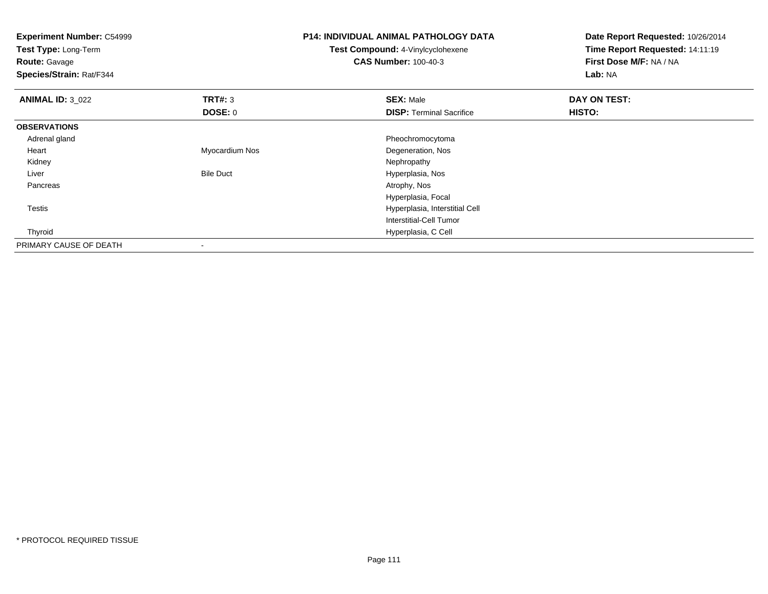**Experiment Number:** C54999
**Test Type:** Long-Term
**Route:** Gavage
**Species/Strain:** Rat/F344

**P14: INDIVIDUAL ANIMAL PATHOLOGY DATA**
**Test Compound:** 4-Vinylcyclohexene
**CAS Number:** 100-40-3

**Date Report Requested:** 10/26/2014
**Time Report Requested:** 14:11:19
**First Dose M/F:** NA / NA
**Lab:** NA

| **ANIMAL ID:** 3_022 | **TRT#:** 3 | **SEX:** Male | **DAY ON TEST:** |
|---|---|---|---|
| | **DOSE:** 0 | **DISP:** Terminal Sacrifice | **HISTO:** |
| **OBSERVATIONS** | | | |
| Adrenal gland | | Pheochromocytoma | |
| Heart | Myocardium Nos | Degeneration, Nos | |
| Kidney | | Nephropathy | |
| Liver | Bile Duct | Hyperplasia, Nos | |
| Pancreas | | Atrophy, Nos | |
| | | Hyperplasia, Focal | |
| Testis | | Hyperplasia, Interstitial Cell | |
| | | Interstitial-Cell Tumor | |
| Thyroid | | Hyperplasia, C Cell | |
| PRIMARY CAUSE OF DEATH | - | | |

* PROTOCOL REQUIRED TISSUE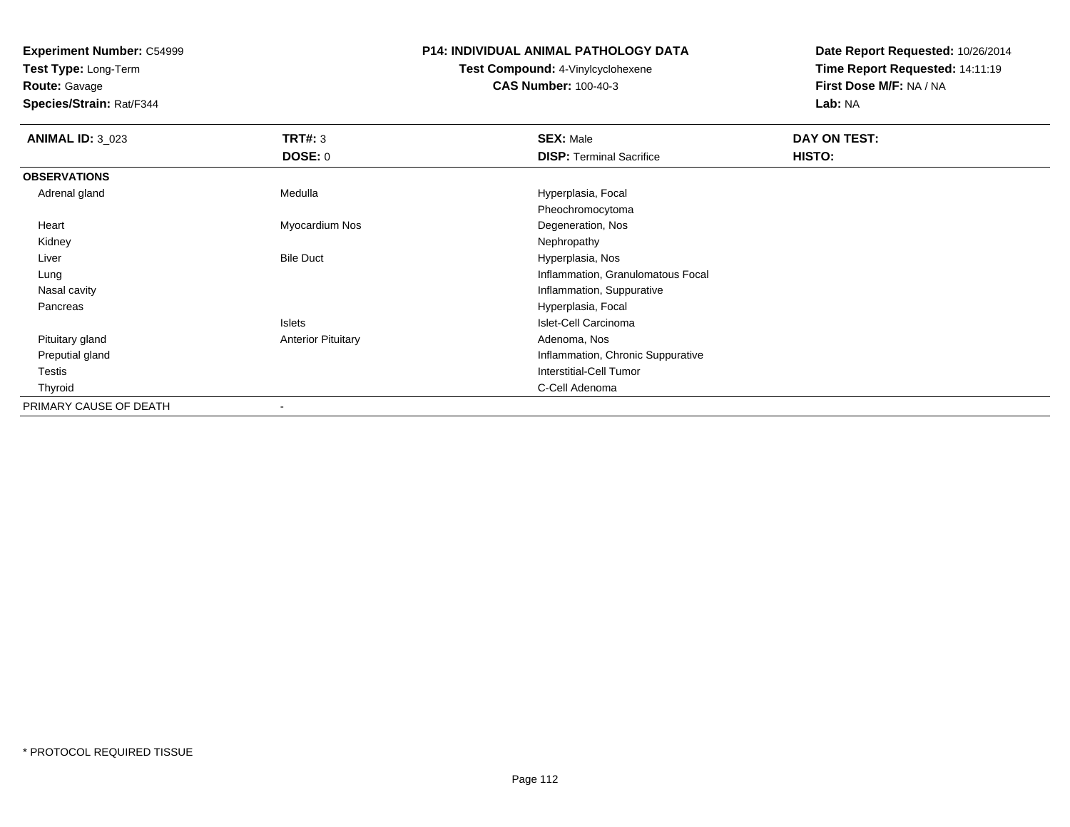**Experiment Number:** C54999
**Test Type:** Long-Term
**Route:** Gavage
**Species/Strain:** Rat/F344

**P14: INDIVIDUAL ANIMAL PATHOLOGY DATA**
**Test Compound:** 4-Vinylcyclohexene
**CAS Number:** 100-40-3

**Date Report Requested:** 10/26/2014
**Time Report Requested:** 14:11:19
**First Dose M/F:** NA / NA
**Lab:** NA

| **ANIMAL ID:** 3_023 | **TRT#:** 3 | **SEX:** Male | **DAY ON TEST:** |
|---|---|---|---|
| | **DOSE:** 0 | **DISP:** Terminal Sacrifice | **HISTO:** |
| **OBSERVATIONS** | | | |
| Adrenal gland | Medulla | Hyperplasia, Focal | |
| | | Pheochromocytoma | |
| Heart | Myocardium Nos | Degeneration, Nos | |
| Kidney | | Nephropathy | |
| Liver | Bile Duct | Hyperplasia, Nos | |
| Lung | | Inflammation, Granulomatous Focal | |
| Nasal cavity | | Inflammation, Suppurative | |
| Pancreas | | Hyperplasia, Focal | |
| | Islets | Islet-Cell Carcinoma | |
| Pituitary gland | Anterior Pituitary | Adenoma, Nos | |
| Preputial gland | | Inflammation, Chronic Suppurative | |
| Testis | | Interstitial-Cell Tumor | |
| Thyroid | | C-Cell Adenoma | |
| PRIMARY CAUSE OF DEATH | - | | |

\* PROTOCOL REQUIRED TISSUE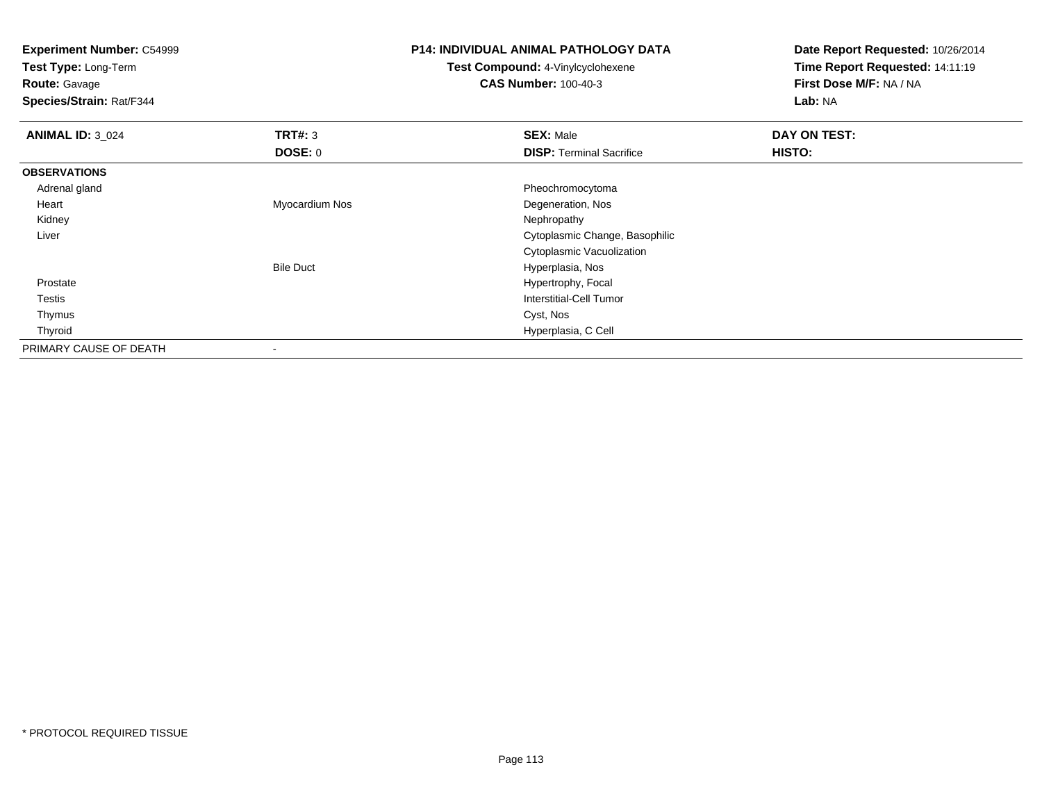**Experiment Number:** C54999
**Test Type:** Long-Term
**Route:** Gavage
**Species/Strain:** Rat/F344

**P14: INDIVIDUAL ANIMAL PATHOLOGY DATA**
**Test Compound:** 4-Vinylcyclohexene
**CAS Number:** 100-40-3

**Date Report Requested:** 10/26/2014
**Time Report Requested:** 14:11:19
**First Dose M/F:** NA / NA
**Lab:** NA

| **ANIMAL ID:** 3_024 | **TRT#:** 3 | **SEX:** Male | **DAY ON TEST:** |
|---|---|---|---|
| | **DOSE:** 0 | **DISP:** Terminal Sacrifice | **HISTO:** |
| **OBSERVATIONS** | | | |
| Adrenal gland | | Pheochromocytoma | |
| Heart | Myocardium Nos | Degeneration, Nos | |
| Kidney | | Nephropathy | |
| Liver | | Cytoplasmic Change, Basophilic | |
| | | Cytoplasmic Vacuolization | |
| | Bile Duct | Hyperplasia, Nos | |
| Prostate | | Hypertrophy, Focal | |
| Testis | | Interstitial-Cell Tumor | |
| Thymus | | Cyst, Nos | |
| Thyroid | | Hyperplasia, C Cell | |
| PRIMARY CAUSE OF DEATH | - | | |

* PROTOCOL REQUIRED TISSUE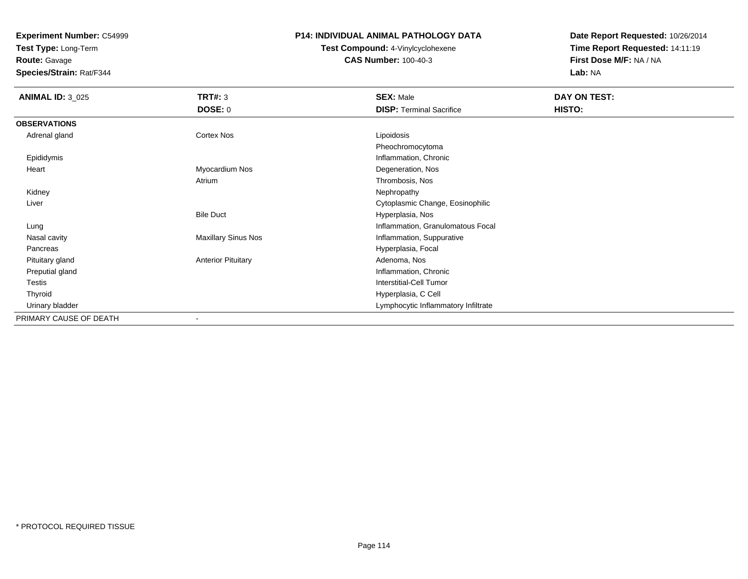**Experiment Number:** C54999
**Test Type:** Long-Term
**Route:** Gavage
**Species/Strain:** Rat/F344

**P14: INDIVIDUAL ANIMAL PATHOLOGY DATA**
**Test Compound:** 4-Vinylcyclohexene
**CAS Number:** 100-40-3

**Date Report Requested:** 10/26/2014
**Time Report Requested:** 14:11:19
**First Dose M/F:** NA / NA
**Lab:** NA

| **ANIMAL ID:** 3_025 | **TRT#:** 3 | **SEX:** Male | **DAY ON TEST:** |
|---|---|---|---|
| | **DOSE:** 0 | **DISP:** Terminal Sacrifice | **HISTO:** |
| **OBSERVATIONS** | | | |
| Adrenal gland | Cortex Nos | Lipoidosis | |
| | | Pheochromocytoma | |
| Epididymis | | Inflammation, Chronic | |
| Heart | Myocardium Nos | Degeneration, Nos | |
| | Atrium | Thrombosis, Nos | |
| Kidney | | Nephropathy | |
| Liver | | Cytoplasmic Change, Eosinophilic | |
| | Bile Duct | Hyperplasia, Nos | |
| Lung | | Inflammation, Granulomatous Focal | |
| Nasal cavity | Maxillary Sinus Nos | Inflammation, Suppurative | |
| Pancreas | | Hyperplasia, Focal | |
| Pituitary gland | Anterior Pituitary | Adenoma, Nos | |
| Preputial gland | | Inflammation, Chronic | |
| Testis | | Interstitial-Cell Tumor | |
| Thyroid | | Hyperplasia, C Cell | |
| Urinary bladder | | Lymphocytic Inflammatory Infiltrate | |
| PRIMARY CAUSE OF DEATH | - | | |

* PROTOCOL REQUIRED TISSUE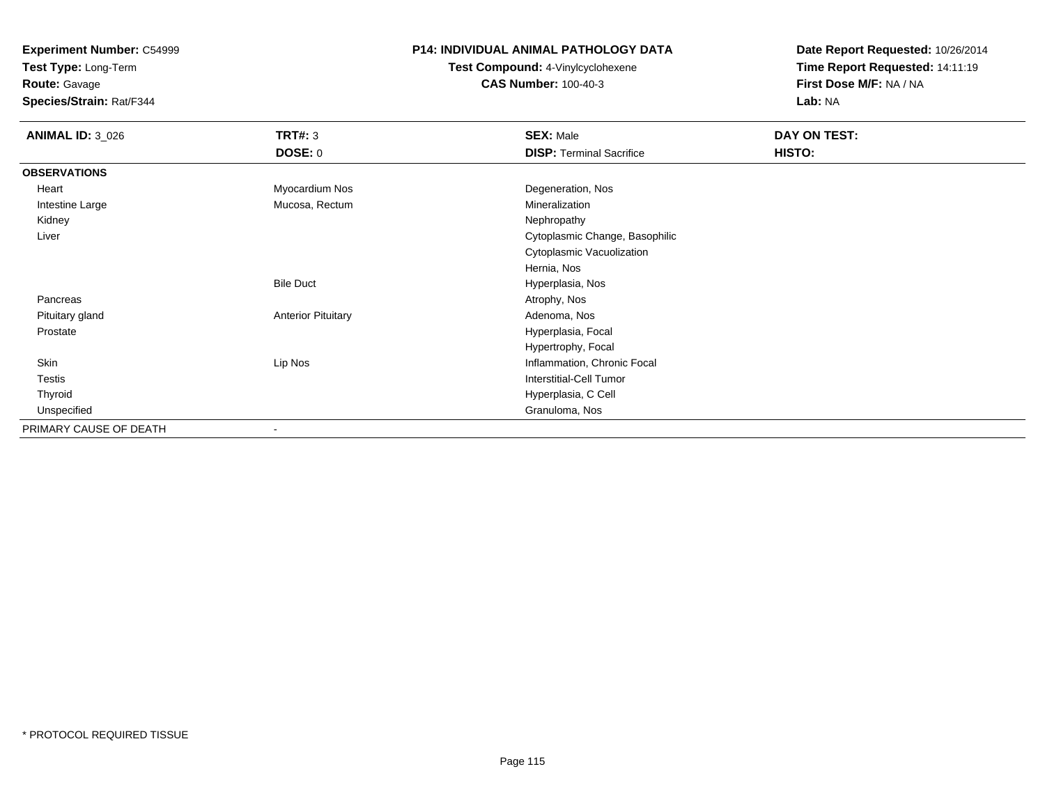**Experiment Number:** C54999
**Test Type:** Long-Term
**Route:** Gavage
**Species/Strain:** Rat/F344

**P14: INDIVIDUAL ANIMAL PATHOLOGY DATA**
**Test Compound:** 4-Vinylcyclohexene
**CAS Number:** 100-40-3

**Date Report Requested:** 10/26/2014
**Time Report Requested:** 14:11:19
**First Dose M/F:** NA / NA
**Lab:** NA

| **ANIMAL ID:** 3_026 | **TRT#:** 3 | **SEX:** Male | **DAY ON TEST:** |
|---|---|---|---|
| | **DOSE:** 0 | **DISP:** Terminal Sacrifice | **HISTO:** |
| **OBSERVATIONS** | | | |
| Heart | Myocardium Nos | Degeneration, Nos | |
| Intestine Large | Mucosa, Rectum | Mineralization | |
| Kidney | | Nephropathy | |
| Liver | | Cytoplasmic Change, Basophilic | |
| | | Cytoplasmic Vacuolization | |
| | | Hernia, Nos | |
| | Bile Duct | Hyperplasia, Nos | |
| Pancreas | | Atrophy, Nos | |
| Pituitary gland | Anterior Pituitary | Adenoma, Nos | |
| Prostate | | Hyperplasia, Focal | |
| | | Hypertrophy, Focal | |
| Skin | Lip Nos | Inflammation, Chronic Focal | |
| Testis | | Interstitial-Cell Tumor | |
| Thyroid | | Hyperplasia, C Cell | |
| Unspecified | | Granuloma, Nos | |
| PRIMARY CAUSE OF DEATH | - | | |

* PROTOCOL REQUIRED TISSUE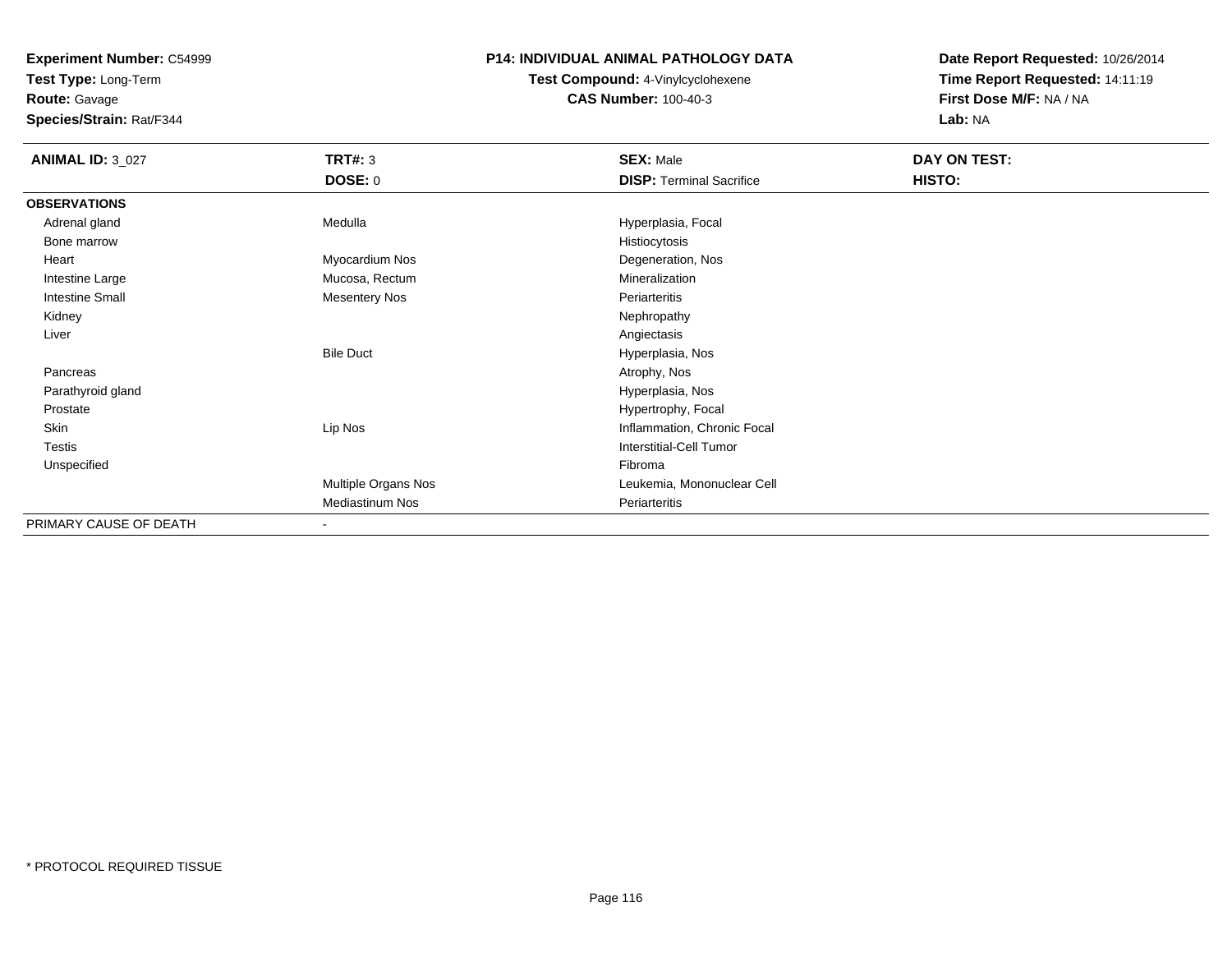**Experiment Number:** C54999
**Test Type:** Long-Term
**Route:** Gavage
**Species/Strain:** Rat/F344

**P14: INDIVIDUAL ANIMAL PATHOLOGY DATA**
**Test Compound:** 4-Vinylcyclohexene
**CAS Number:** 100-40-3

**Date Report Requested:** 10/26/2014
**Time Report Requested:** 14:11:19
**First Dose M/F:** NA / NA
**Lab:** NA

| **ANIMAL ID:** 3_027 | **TRT#:** 3 | **SEX:** Male | **DAY ON TEST:** |
|---|---|---|---|
| | **DOSE:** 0 | **DISP:** Terminal Sacrifice | **HISTO:** |
| **OBSERVATIONS** | | | |
| Adrenal gland | Medulla | Hyperplasia, Focal | |
| Bone marrow | | Histiocytosis | |
| Heart | Myocardium Nos | Degeneration, Nos | |
| Intestine Large | Mucosa, Rectum | Mineralization | |
| Intestine Small | Mesentery Nos | Periarteritis | |
| Kidney | | Nephropathy | |
| Liver | | Angiectasis | |
| | Bile Duct | Hyperplasia, Nos | |
| Pancreas | | Atrophy, Nos | |
| Parathyroid gland | | Hyperplasia, Nos | |
| Prostate | | Hypertrophy, Focal | |
| Skin | Lip Nos | Inflammation, Chronic Focal | |
| Testis | | Interstitial-Cell Tumor | |
| Unspecified | | Fibroma | |
| | Multiple Organs Nos | Leukemia, Mononuclear Cell | |
| | Mediastinum Nos | Periarteritis | |
| PRIMARY CAUSE OF DEATH | - | | |

\* PROTOCOL REQUIRED TISSUE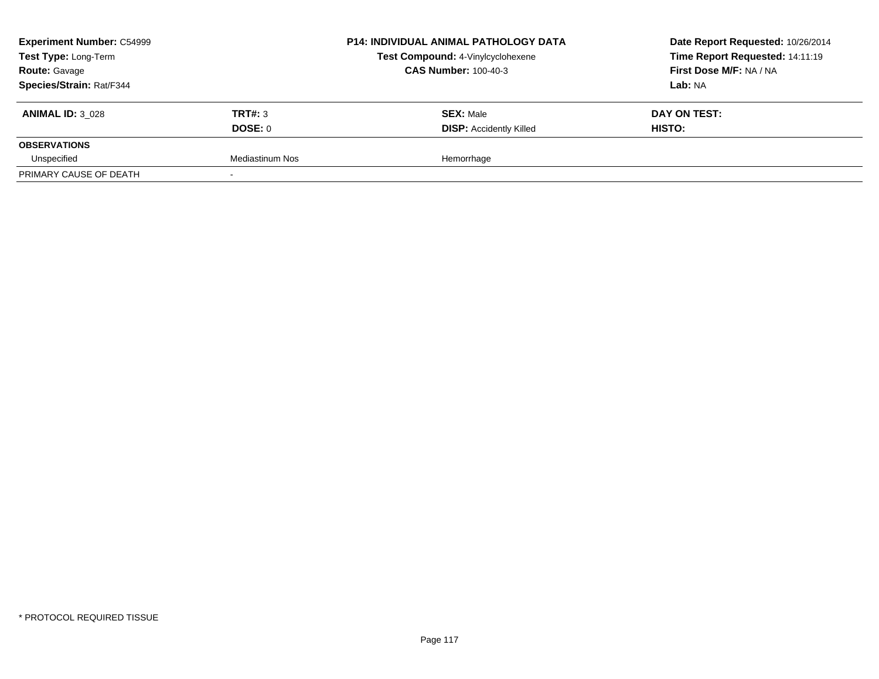| **Experiment Number:** C54999 | | **P14: INDIVIDUAL ANIMAL PATHOLOGY DATA** | **Date Report Requested:** 10/26/2014 |
|---|---|---|---|
| **Test Type:** Long-Term | | **Test Compound:** 4-Vinylcyclohexene | **Time Report Requested:** 14:11:19 |
| **Route:** Gavage | | **CAS Number:** 100-40-3 | **First Dose M/F:** NA / NA |
| **Species/Strain:** Rat/F344 | | | **Lab:** NA |

| **ANIMAL ID:** 3_028 | **TRT#:** 3 | **SEX:** Male | **DAY ON TEST:** |
|---|---|---|---|
| | **DOSE:** 0 | **DISP:** Accidently Killed | **HISTO:** |
| **OBSERVATIONS** | | | |
| Unspecified | Mediastinum Nos | Hemorrhage | |
| PRIMARY CAUSE OF DEATH | - | | |

\* PROTOCOL REQUIRED TISSUE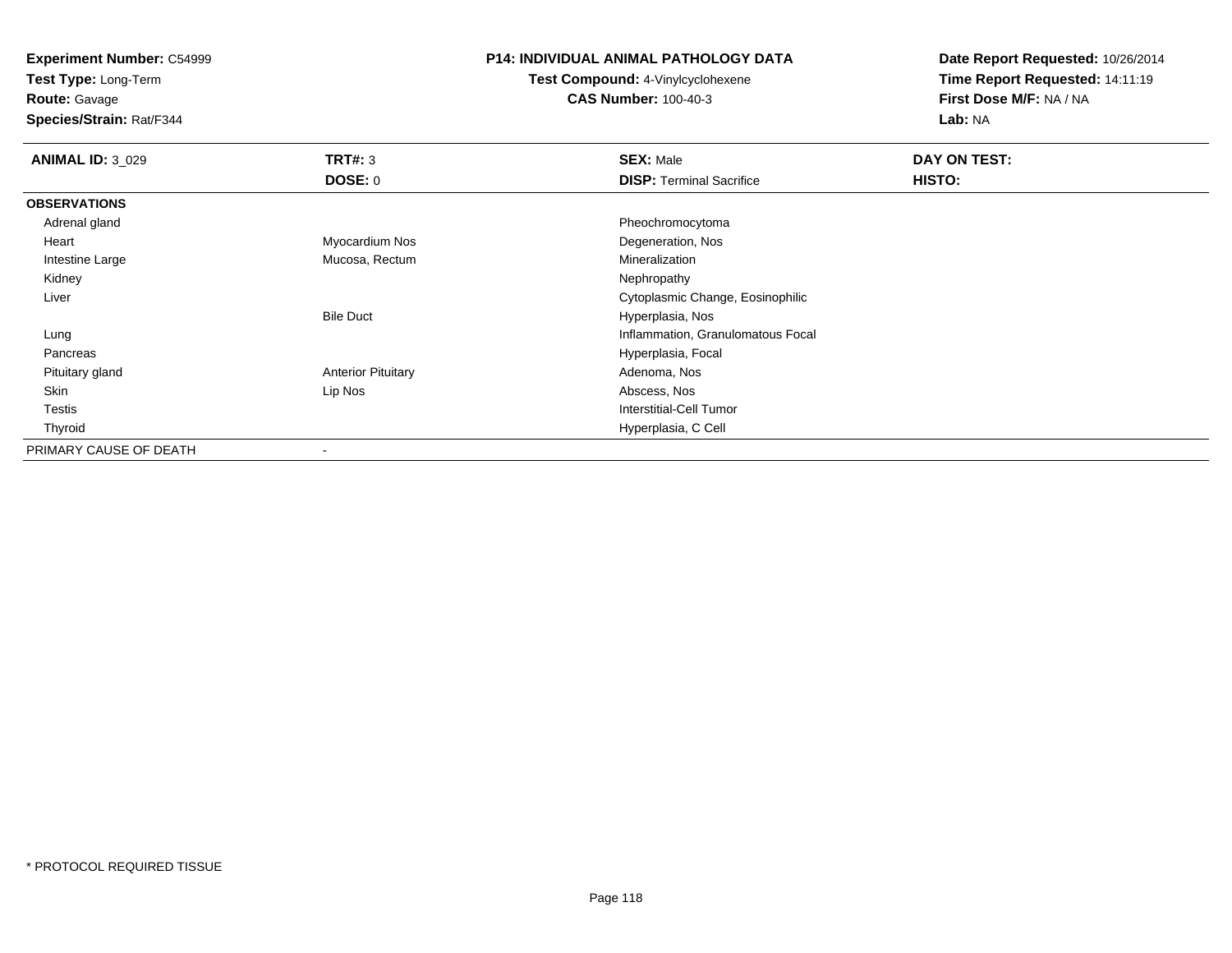**Experiment Number:** C54999
**Test Type:** Long-Term
**Route:** Gavage
**Species/Strain:** Rat/F344

## P14: INDIVIDUAL ANIMAL PATHOLOGY DATA

**Test Compound:** 4-Vinylcyclohexene
**CAS Number:** 100-40-3

**Date Report Requested:** 10/26/2014
**Time Report Requested:** 14:11:19
**First Dose M/F:** NA / NA
**Lab:** NA

| **ANIMAL ID:** 3_029 | **TRT#:** 3 | **SEX:** Male | **DAY ON TEST:** |
|---|---|---|---|
| | **DOSE:** 0 | **DISP:** Terminal Sacrifice | **HISTO:** |
| **OBSERVATIONS** | | | |
| Adrenal gland | | Pheochromocytoma | |
| Heart | Myocardium Nos | Degeneration, Nos | |
| Intestine Large | Mucosa, Rectum | Mineralization | |
| Kidney | | Nephropathy | |
| Liver | | Cytoplasmic Change, Eosinophilic | |
| | Bile Duct | Hyperplasia, Nos | |
| Lung | | Inflammation, Granulomatous Focal | |
| Pancreas | | Hyperplasia, Focal | |
| Pituitary gland | Anterior Pituitary | Adenoma, Nos | |
| Skin | Lip Nos | Abscess, Nos | |
| Testis | | Interstitial-Cell Tumor | |
| Thyroid | | Hyperplasia, C Cell | |
| PRIMARY CAUSE OF DEATH | - | | |

* PROTOCOL REQUIRED TISSUE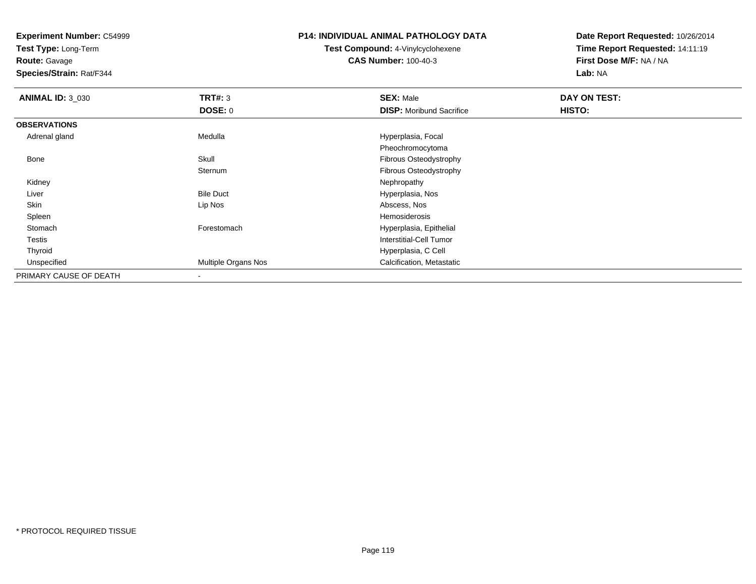**Experiment Number:** C54999
**Test Type:** Long-Term
**Route:** Gavage
**Species/Strain:** Rat/F344

**P14: INDIVIDUAL ANIMAL PATHOLOGY DATA**
**Test Compound:** 4-Vinylcyclohexene
**CAS Number:** 100-40-3

**Date Report Requested:** 10/26/2014
**Time Report Requested:** 14:11:19
**First Dose M/F:** NA / NA
**Lab:** NA

| **ANIMAL ID:** 3_030 | **TRT#:** 3 | **SEX:** Male | **DAY ON TEST:** |
|---|---|---|---|
| | **DOSE:** 0 | **DISP:** Moribund Sacrifice | **HISTO:** |
| **OBSERVATIONS** | | | |
| Adrenal gland | Medulla | Hyperplasia, Focal | |
| | | Pheochromocytoma | |
| Bone | Skull | Fibrous Osteodystrophy | |
| | Sternum | Fibrous Osteodystrophy | |
| Kidney | | Nephropathy | |
| Liver | Bile Duct | Hyperplasia, Nos | |
| Skin | Lip Nos | Abscess, Nos | |
| Spleen | | Hemosiderosis | |
| Stomach | Forestomach | Hyperplasia, Epithelial | |
| Testis | | Interstitial-Cell Tumor | |
| Thyroid | | Hyperplasia, C Cell | |
| Unspecified | Multiple Organs Nos | Calcification, Metastatic | |
| PRIMARY CAUSE OF DEATH | - | | |

* PROTOCOL REQUIRED TISSUE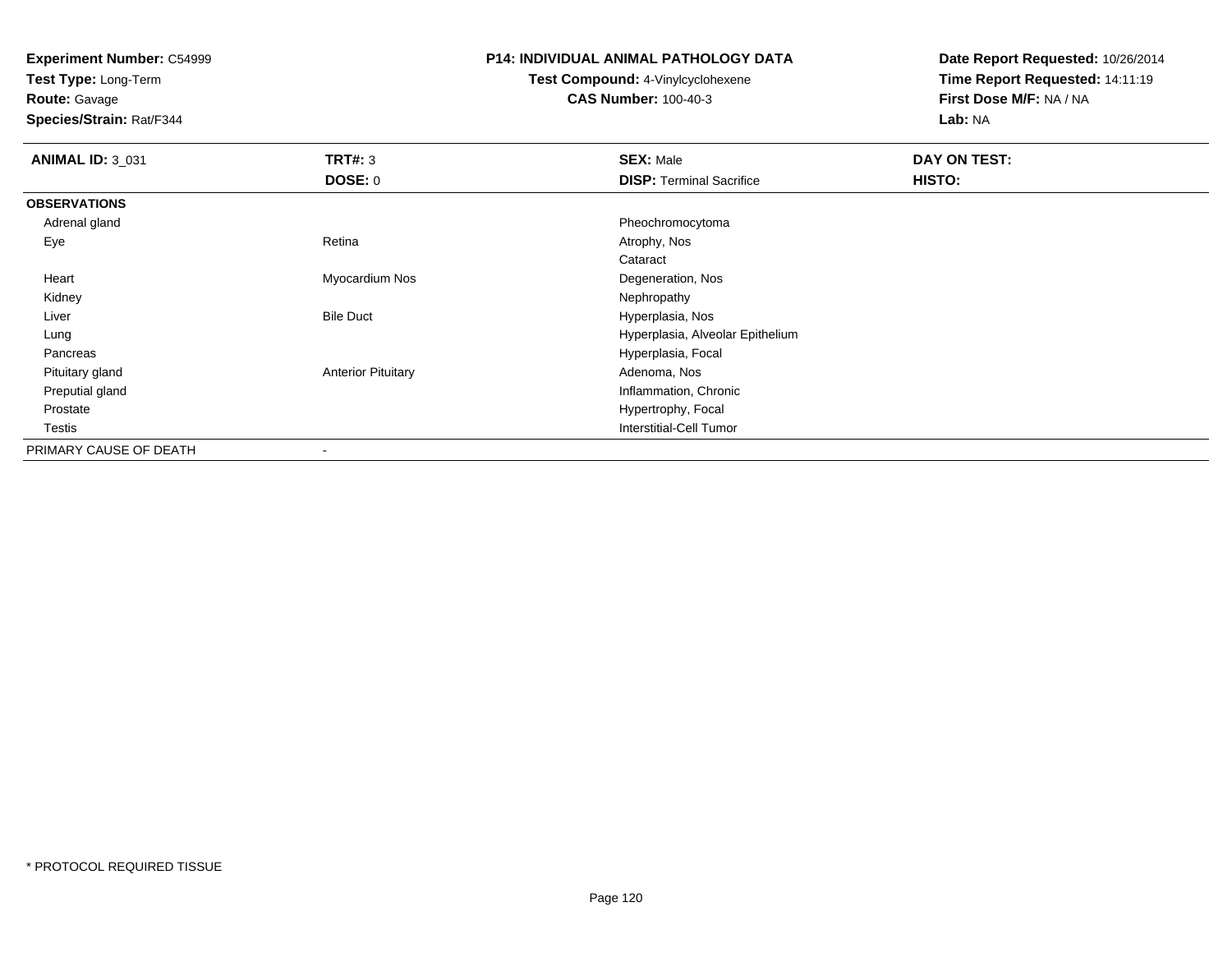**Experiment Number:** C54999
**Test Type:** Long-Term
**Route:** Gavage
**Species/Strain:** Rat/F344

**P14: INDIVIDUAL ANIMAL PATHOLOGY DATA**
**Test Compound:** 4-Vinylcyclohexene
**CAS Number:** 100-40-3

**Date Report Requested:** 10/26/2014
**Time Report Requested:** 14:11:19
**First Dose M/F:** NA / NA
**Lab:** NA

| **ANIMAL ID:** 3_031 | **TRT#:** 3 | **SEX:** Male | **DAY ON TEST:** |
|---|---|---|---|
| | **DOSE:** 0 | **DISP:** Terminal Sacrifice | **HISTO:** |
| **OBSERVATIONS** | | | |
| Adrenal gland | | Pheochromocytoma | |
| Eye | Retina | Atrophy, Nos | |
| | | Cataract | |
| Heart | Myocardium Nos | Degeneration, Nos | |
| Kidney | | Nephropathy | |
| Liver | Bile Duct | Hyperplasia, Nos | |
| Lung | | Hyperplasia, Alveolar Epithelium | |
| Pancreas | | Hyperplasia, Focal | |
| Pituitary gland | Anterior Pituitary | Adenoma, Nos | |
| Preputial gland | | Inflammation, Chronic | |
| Prostate | | Hypertrophy, Focal | |
| Testis | | Interstitial-Cell Tumor | |
| PRIMARY CAUSE OF DEATH | - | | |

* PROTOCOL REQUIRED TISSUE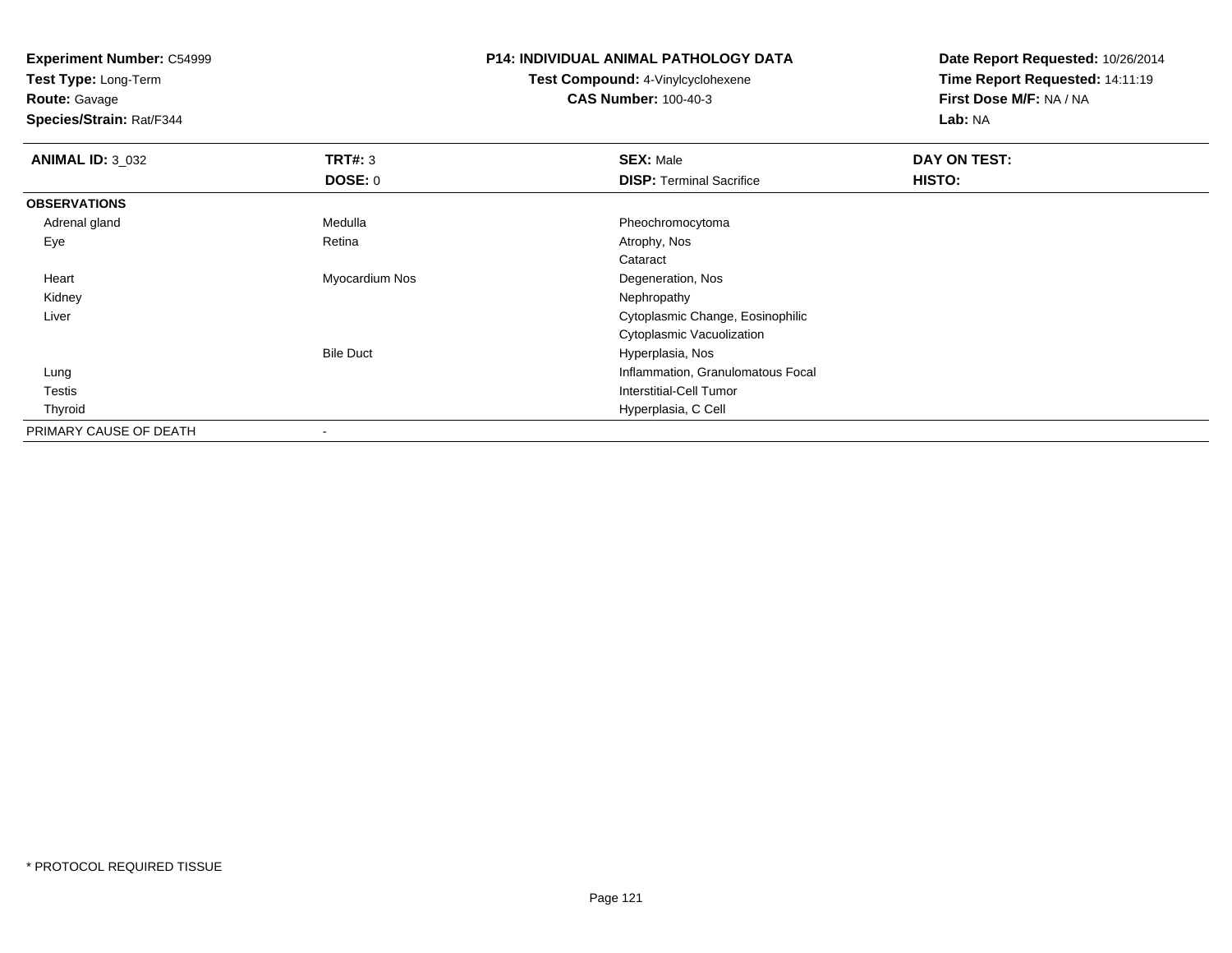**Experiment Number:** C54999
**Test Type:** Long-Term
**Route:** Gavage
**Species/Strain:** Rat/F344

**P14: INDIVIDUAL ANIMAL PATHOLOGY DATA**
**Test Compound:** 4-Vinylcyclohexene
**CAS Number:** 100-40-3

**Date Report Requested:** 10/26/2014
**Time Report Requested:** 14:11:19
**First Dose M/F:** NA / NA
**Lab:** NA

| **ANIMAL ID:** 3_032 | **TRT#:** 3 | **SEX:** Male | **DAY ON TEST:** |
|---|---|---|---|
| | **DOSE:** 0 | **DISP:** Terminal Sacrifice | **HISTO:** |
| **OBSERVATIONS** | | | |
| Adrenal gland | Medulla | Pheochromocytoma | |
| Eye | Retina | Atrophy, Nos | |
| | | Cataract | |
| Heart | Myocardium Nos | Degeneration, Nos | |
| Kidney | | Nephropathy | |
| Liver | | Cytoplasmic Change, Eosinophilic | |
| | | Cytoplasmic Vacuolization | |
| | Bile Duct | Hyperplasia, Nos | |
| Lung | | Inflammation, Granulomatous Focal | |
| Testis | | Interstitial-Cell Tumor | |
| Thyroid | | Hyperplasia, C Cell | |
| PRIMARY CAUSE OF DEATH | - | | |

\* PROTOCOL REQUIRED TISSUE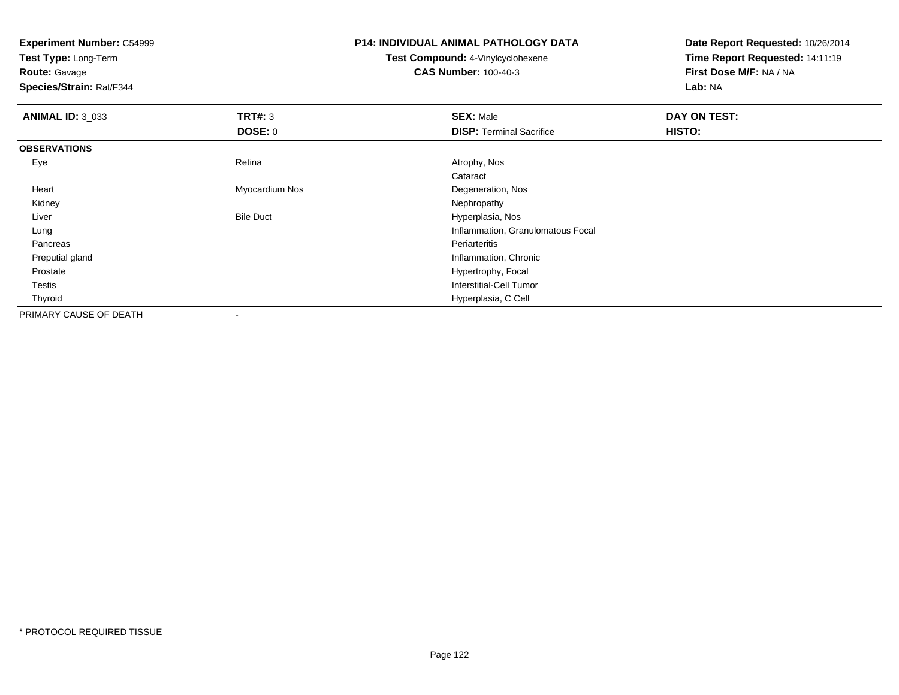**Experiment Number:** C54999
**Test Type:** Long-Term
**Route:** Gavage
**Species/Strain:** Rat/F344

**P14: INDIVIDUAL ANIMAL PATHOLOGY DATA**
**Test Compound:** 4-Vinylcyclohexene
**CAS Number:** 100-40-3

**Date Report Requested:** 10/26/2014
**Time Report Requested:** 14:11:19
**First Dose M/F:** NA / NA
**Lab:** NA

| **ANIMAL ID:** 3_033 | **TRT#:** 3 | **SEX:** Male | **DAY ON TEST:** |
|---|---|---|---|
| | **DOSE:** 0 | **DISP:** Terminal Sacrifice | **HISTO:** |
| **OBSERVATIONS** | | | |
| Eye | Retina | Atrophy, Nos | |
| | | Cataract | |
| Heart | Myocardium Nos | Degeneration, Nos | |
| Kidney | | Nephropathy | |
| Liver | Bile Duct | Hyperplasia, Nos | |
| Lung | | Inflammation, Granulomatous Focal | |
| Pancreas | | Periarteritis | |
| Preputial gland | | Inflammation, Chronic | |
| Prostate | | Hypertrophy, Focal | |
| Testis | | Interstitial-Cell Tumor | |
| Thyroid | | Hyperplasia, C Cell | |
| PRIMARY CAUSE OF DEATH | - | | |

* PROTOCOL REQUIRED TISSUE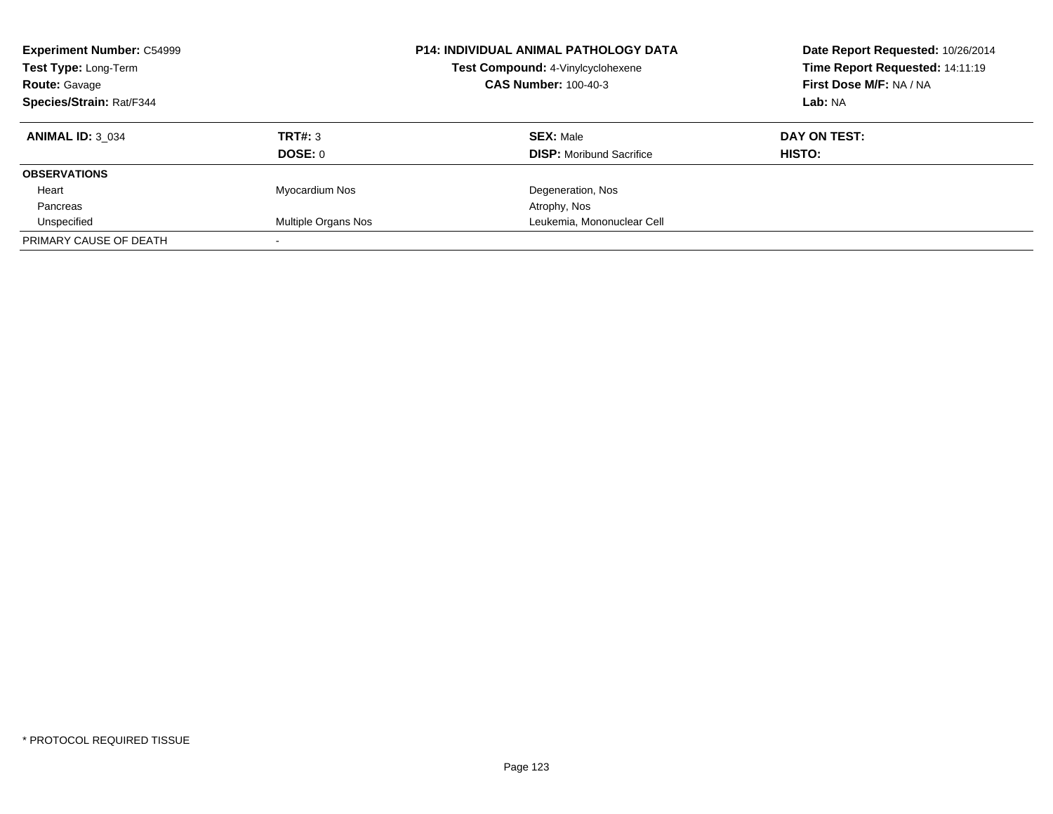**Experiment Number:** C54999
**Test Type:** Long-Term
**Route:** Gavage
**Species/Strain:** Rat/F344

**P14: INDIVIDUAL ANIMAL PATHOLOGY DATA**
**Test Compound:** 4-Vinylcyclohexene
**CAS Number:** 100-40-3

**Date Report Requested:** 10/26/2014
**Time Report Requested:** 14:11:19
**First Dose M/F:** NA / NA
**Lab:** NA

| **ANIMAL ID:** 3_034 | **TRT#:** 3 | **SEX:** Male | **DAY ON TEST:** |
|---|---|---|---|
| | **DOSE:** 0 | **DISP:** Moribund Sacrifice | **HISTO:** |
| **OBSERVATIONS** | | | |
| Heart | Myocardium Nos | Degeneration, Nos | |
| Pancreas | | Atrophy, Nos | |
| Unspecified | Multiple Organs Nos | Leukemia, Mononuclear Cell | |
| PRIMARY CAUSE OF DEATH | - | | |

\* PROTOCOL REQUIRED TISSUE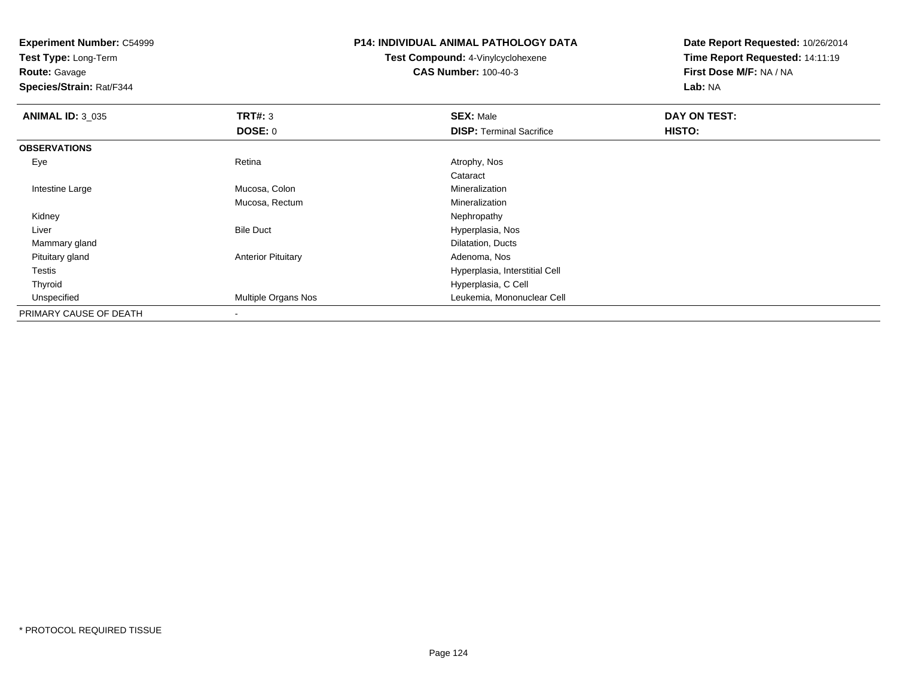**Experiment Number:** C54999
**Test Type:** Long-Term
**Route:** Gavage
**Species/Strain:** Rat/F344

**P14: INDIVIDUAL ANIMAL PATHOLOGY DATA**
**Test Compound:** 4-Vinylcyclohexene
**CAS Number:** 100-40-3

**Date Report Requested:** 10/26/2014
**Time Report Requested:** 14:11:19
**First Dose M/F:** NA / NA
**Lab:** NA

| **ANIMAL ID:** 3_035 | **TRT#:** 3 | **SEX:** Male | **DAY ON TEST:** |
|---|---|---|---|
| | **DOSE:** 0 | **DISP:** Terminal Sacrifice | **HISTO:** |
| **OBSERVATIONS** | | | |
| Eye | Retina | Atrophy, Nos | |
| | | Cataract | |
| Intestine Large | Mucosa, Colon | Mineralization | |
| | Mucosa, Rectum | Mineralization | |
| Kidney | | Nephropathy | |
| Liver | Bile Duct | Hyperplasia, Nos | |
| Mammary gland | | Dilatation, Ducts | |
| Pituitary gland | Anterior Pituitary | Adenoma, Nos | |
| Testis | | Hyperplasia, Interstitial Cell | |
| Thyroid | | Hyperplasia, C Cell | |
| Unspecified | Multiple Organs Nos | Leukemia, Mononuclear Cell | |
| PRIMARY CAUSE OF DEATH | - | | |

\* PROTOCOL REQUIRED TISSUE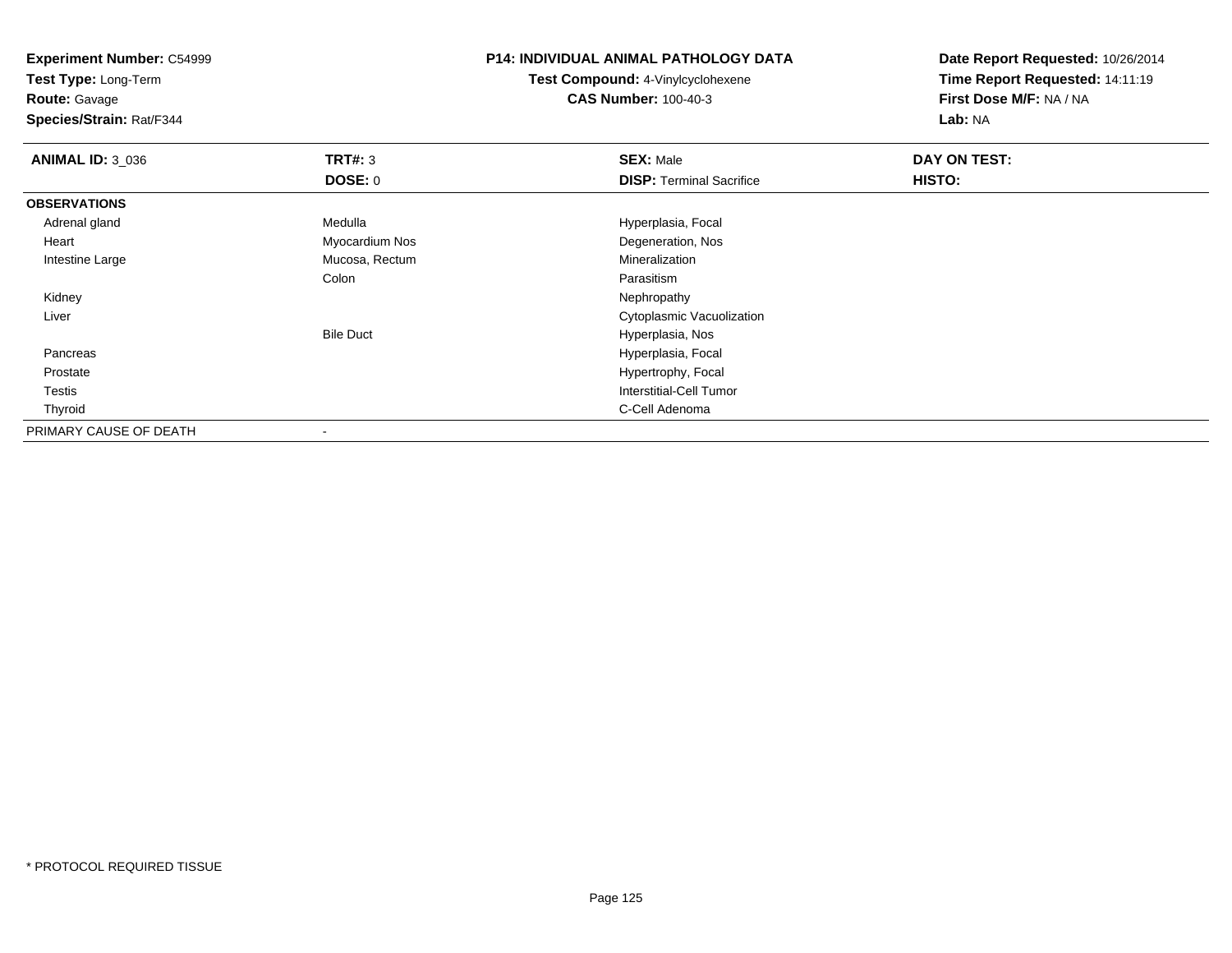**Experiment Number:** C54999
**Test Type:** Long-Term
**Route:** Gavage
**Species/Strain:** Rat/F344

**P14: INDIVIDUAL ANIMAL PATHOLOGY DATA**
**Test Compound:** 4-Vinylcyclohexene
**CAS Number:** 100-40-3

**Date Report Requested:** 10/26/2014
**Time Report Requested:** 14:11:19
**First Dose M/F:** NA / NA
**Lab:** NA

| **ANIMAL ID:** 3_036 | **TRT#:** 3 | **SEX:** Male | **DAY ON TEST:** |
|---|---|---|---|
| | **DOSE:** 0 | **DISP:** Terminal Sacrifice | **HISTO:** |
| **OBSERVATIONS** | | | |
| Adrenal gland | Medulla | Hyperplasia, Focal | |
| Heart | Myocardium Nos | Degeneration, Nos | |
| Intestine Large | Mucosa, Rectum | Mineralization | |
| | Colon | Parasitism | |
| Kidney | | Nephropathy | |
| Liver | | Cytoplasmic Vacuolization | |
| | Bile Duct | Hyperplasia, Nos | |
| Pancreas | | Hyperplasia, Focal | |
| Prostate | | Hypertrophy, Focal | |
| Testis | | Interstitial-Cell Tumor | |
| Thyroid | | C-Cell Adenoma | |
| PRIMARY CAUSE OF DEATH | - | | |

* PROTOCOL REQUIRED TISSUE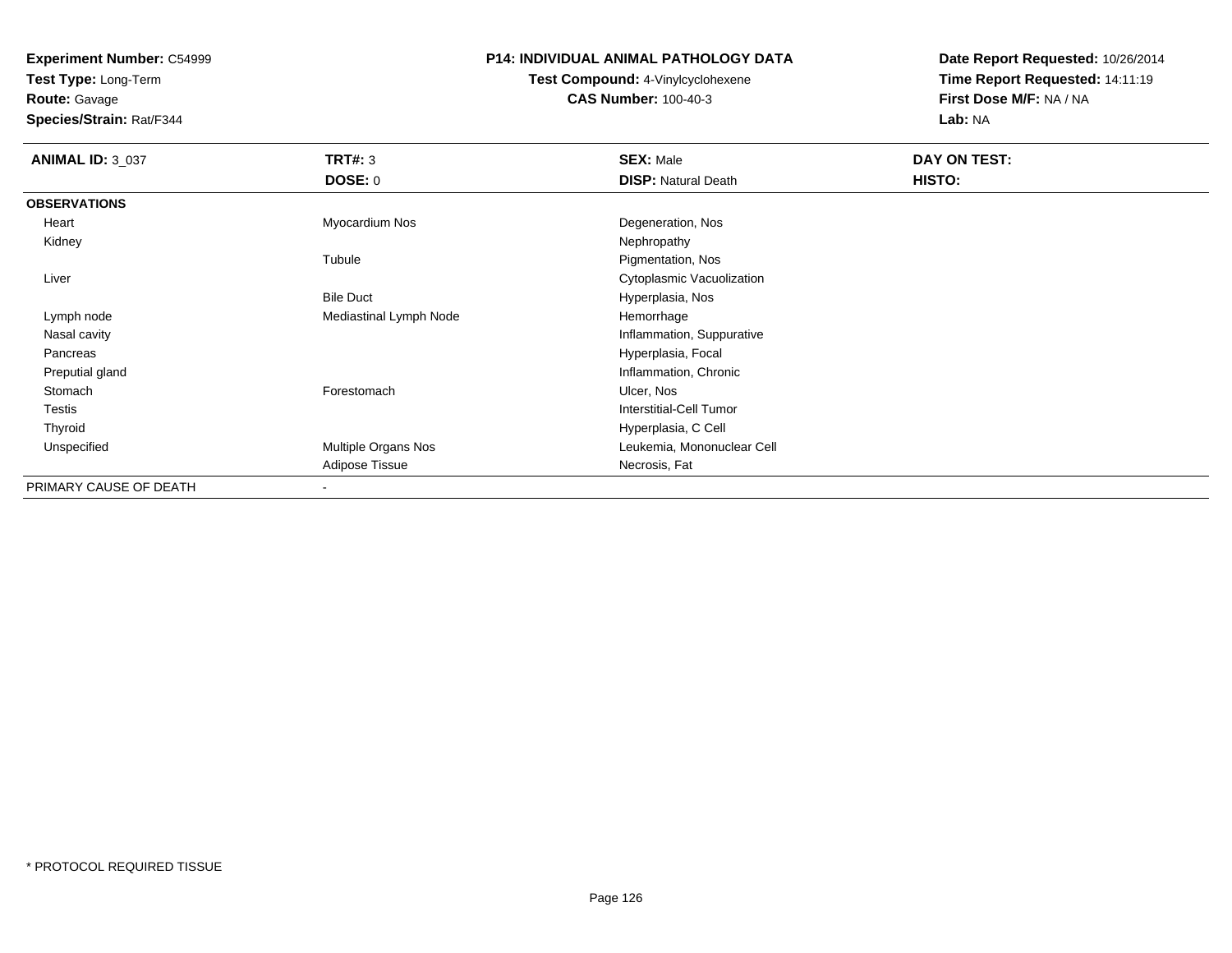**Experiment Number:** C54999
**Test Type:** Long-Term
**Route:** Gavage
**Species/Strain:** Rat/F344

**P14: INDIVIDUAL ANIMAL PATHOLOGY DATA**
**Test Compound:** 4-Vinylcyclohexene
**CAS Number:** 100-40-3

**Date Report Requested:** 10/26/2014
**Time Report Requested:** 14:11:19
**First Dose M/F:** NA / NA
**Lab:** NA

| **ANIMAL ID:** 3_037 | **TRT#:** 3 | **SEX:** Male | **DAY ON TEST:** |
|---|---|---|---|
| | **DOSE:** 0 | **DISP:** Natural Death | **HISTO:** |
| **OBSERVATIONS** | | | |
| Heart | Myocardium Nos | Degeneration, Nos | |
| Kidney | | Nephropathy | |
| | Tubule | Pigmentation, Nos | |
| Liver | | Cytoplasmic Vacuolization | |
| | Bile Duct | Hyperplasia, Nos | |
| Lymph node | Mediastinal Lymph Node | Hemorrhage | |
| Nasal cavity | | Inflammation, Suppurative | |
| Pancreas | | Hyperplasia, Focal | |
| Preputial gland | | Inflammation, Chronic | |
| Stomach | Forestomach | Ulcer, Nos | |
| Testis | | Interstitial-Cell Tumor | |
| Thyroid | | Hyperplasia, C Cell | |
| Unspecified | Multiple Organs Nos | Leukemia, Mononuclear Cell | |
| | Adipose Tissue | Necrosis, Fat | |
| PRIMARY CAUSE OF DEATH | - | | |

* PROTOCOL REQUIRED TISSUE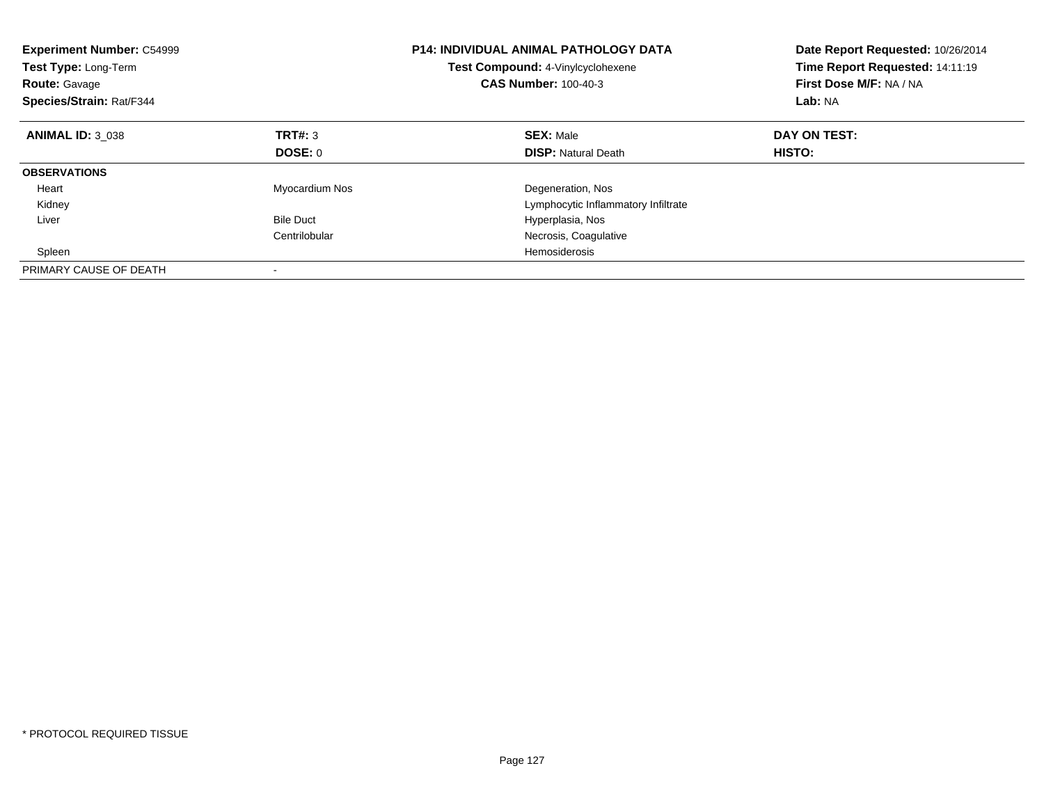**Experiment Number:** C54999
**Test Type:** Long-Term
**Route:** Gavage
**Species/Strain:** Rat/F344

**P14: INDIVIDUAL ANIMAL PATHOLOGY DATA**
**Test Compound:** 4-Vinylcyclohexene
**CAS Number:** 100-40-3

**Date Report Requested:** 10/26/2014
**Time Report Requested:** 14:11:19
**First Dose M/F:** NA / NA
**Lab:** NA

| **ANIMAL ID:** 3_038 | **TRT#:** 3 | **SEX:** Male | **DAY ON TEST:** |
|---|---|---|---|
| | **DOSE:** 0 | **DISP:** Natural Death | **HISTO:** |
| **OBSERVATIONS** | | | |
| Heart | Myocardium Nos | Degeneration, Nos | |
| Kidney | | Lymphocytic Inflammatory Infiltrate | |
| Liver | Bile Duct | Hyperplasia, Nos | |
| | Centrilobular | Necrosis, Coagulative | |
| Spleen | | Hemosiderosis | |
| PRIMARY CAUSE OF DEATH | - | | |

* PROTOCOL REQUIRED TISSUE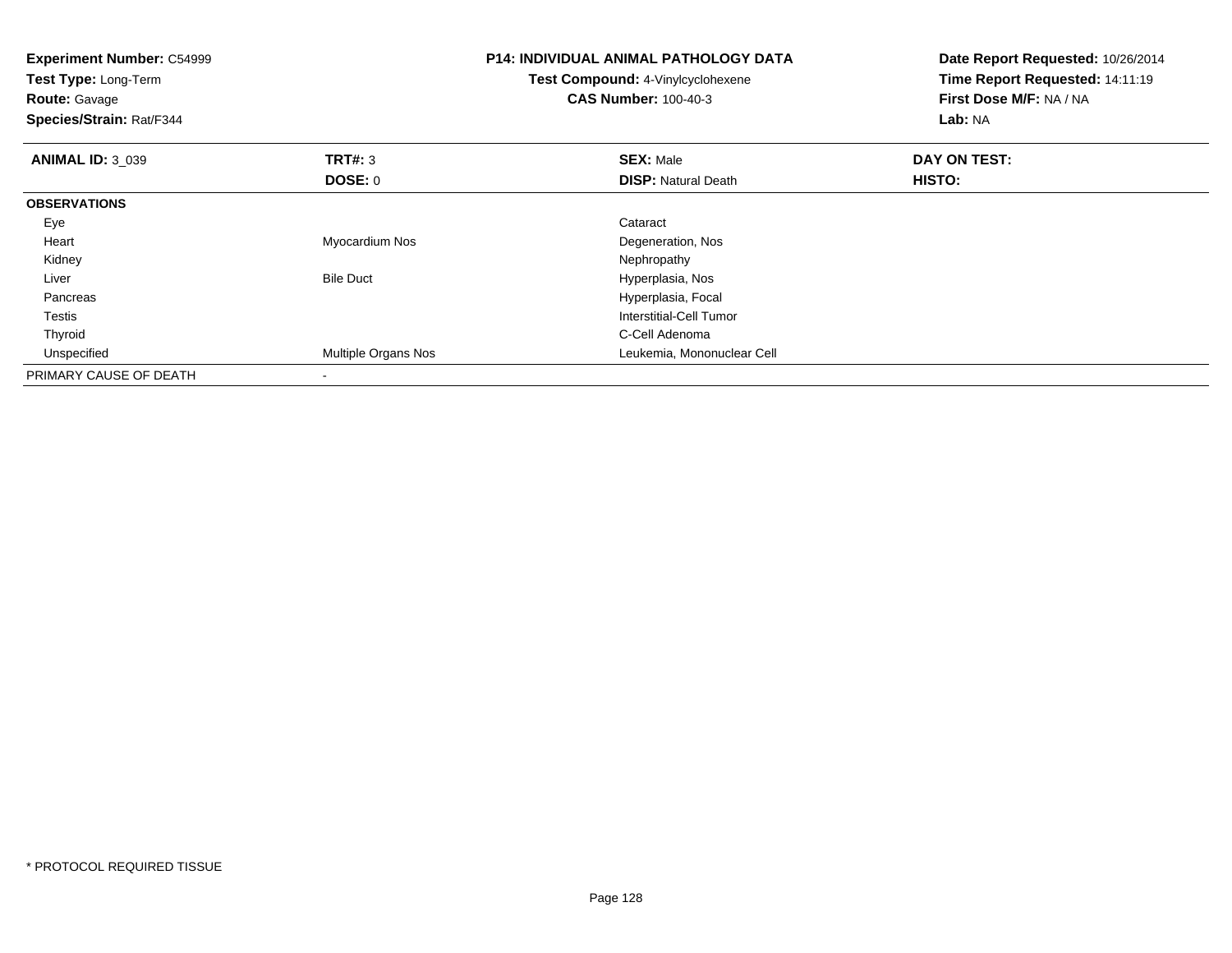**Experiment Number:** C54999
**Test Type:** Long-Term
**Route:** Gavage
**Species/Strain:** Rat/F344

**P14: INDIVIDUAL ANIMAL PATHOLOGY DATA**
**Test Compound:** 4-Vinylcyclohexene
**CAS Number:** 100-40-3

**Date Report Requested:** 10/26/2014
**Time Report Requested:** 14:11:19
**First Dose M/F:** NA / NA
**Lab:** NA

| **ANIMAL ID:** 3_039 | **TRT#:** 3 | **SEX:** Male | **DAY ON TEST:** |
|---|---|---|---|
| | **DOSE:** 0 | **DISP:** Natural Death | **HISTO:** |
| **OBSERVATIONS** | | | |
| Eye | | Cataract | |
| Heart | Myocardium Nos | Degeneration, Nos | |
| Kidney | | Nephropathy | |
| Liver | Bile Duct | Hyperplasia, Nos | |
| Pancreas | | Hyperplasia, Focal | |
| Testis | | Interstitial-Cell Tumor | |
| Thyroid | | C-Cell Adenoma | |
| Unspecified | Multiple Organs Nos | Leukemia, Mononuclear Cell | |
| PRIMARY CAUSE OF DEATH | - | | |

* PROTOCOL REQUIRED TISSUE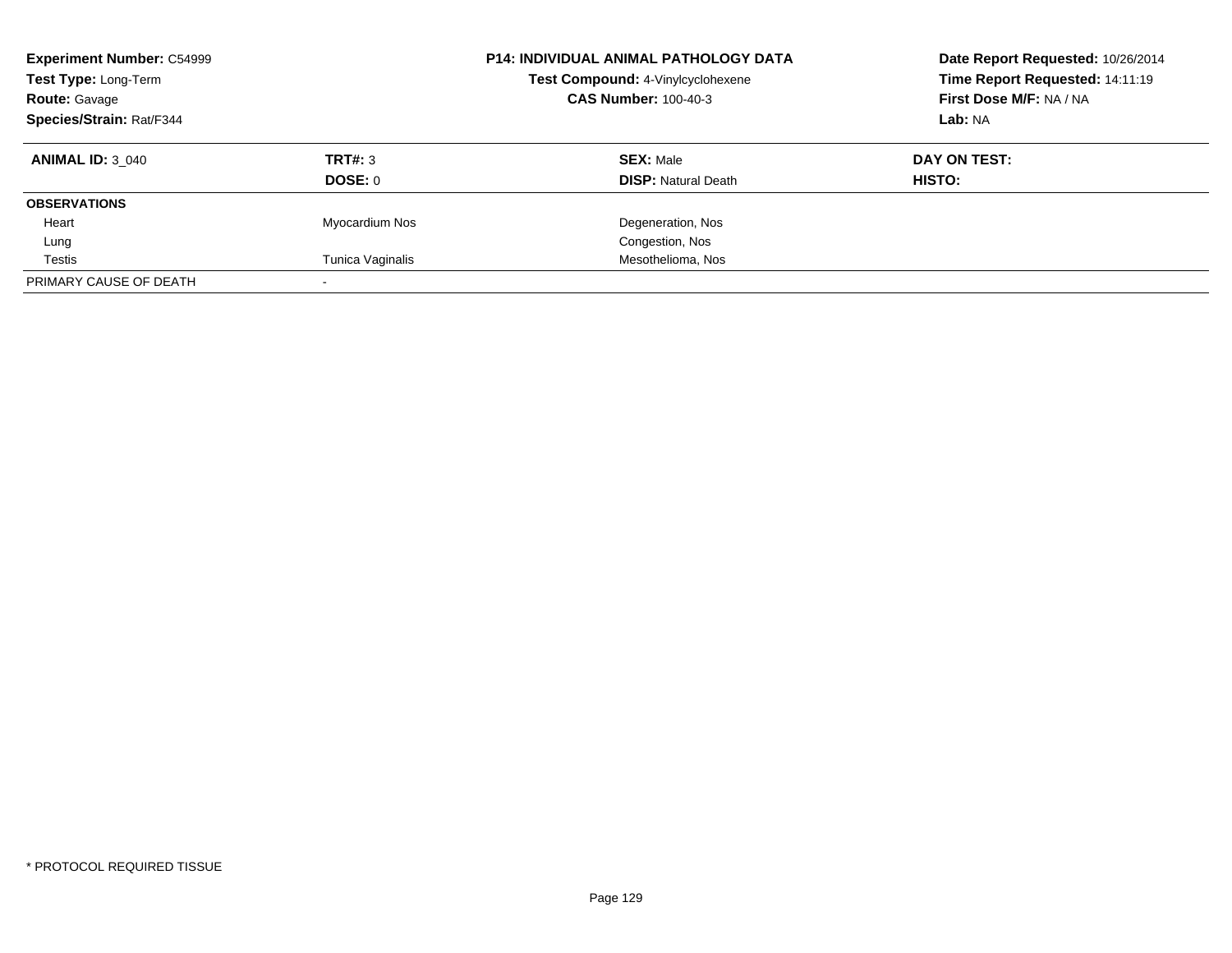**Experiment Number:** C54999
**Test Type:** Long-Term
**Route:** Gavage
**Species/Strain:** Rat/F344

**P14: INDIVIDUAL ANIMAL PATHOLOGY DATA**
**Test Compound:** 4-Vinylcyclohexene
**CAS Number:** 100-40-3

**Date Report Requested:** 10/26/2014
**Time Report Requested:** 14:11:19
**First Dose M/F:** NA / NA
**Lab:** NA

| **ANIMAL ID:** 3_040 | **TRT#:** 3 | **SEX:** Male | **DAY ON TEST:** |
|---|---|---|---|
| | **DOSE:** 0 | **DISP:** Natural Death | **HISTO:** |
| **OBSERVATIONS** | | | |
| Heart | Myocardium Nos | Degeneration, Nos | |
| Lung | | Congestion, Nos | |
| Testis | Tunica Vaginalis | Mesothelioma, Nos | |
| PRIMARY CAUSE OF DEATH | - | | |

\* PROTOCOL REQUIRED TISSUE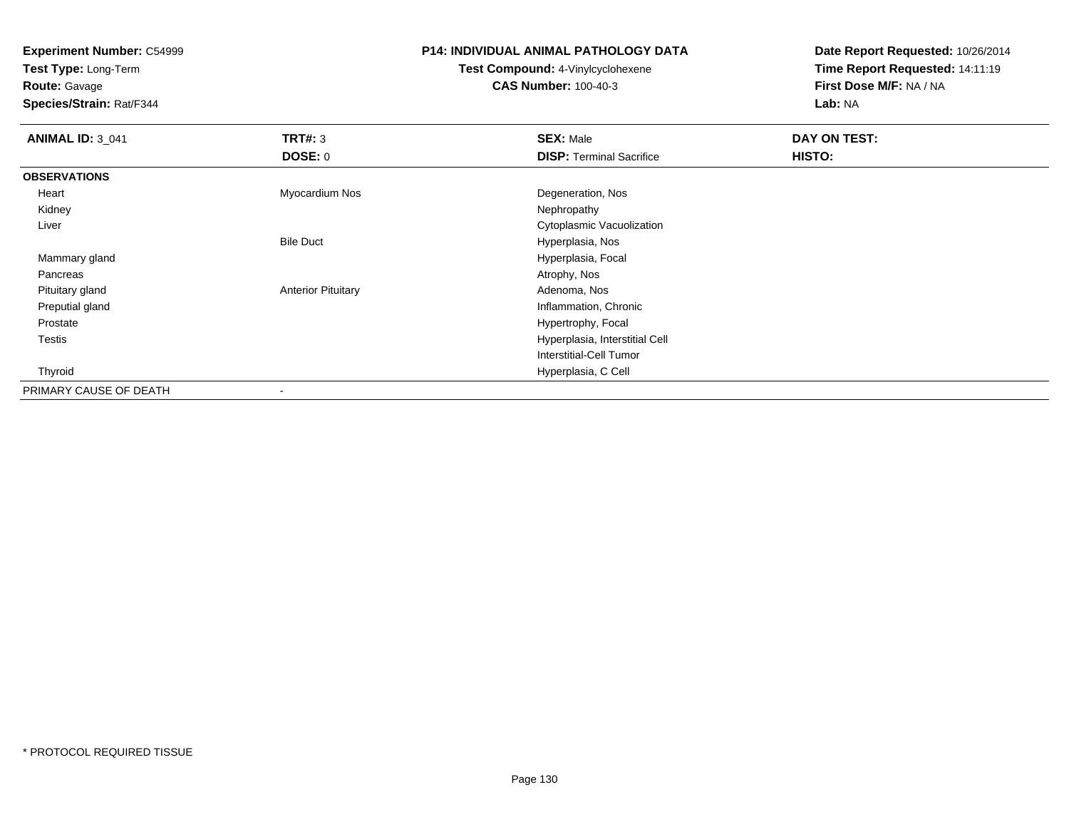**Experiment Number:** C54999
**Test Type:** Long-Term
**Route:** Gavage
**Species/Strain:** Rat/F344

**P14: INDIVIDUAL ANIMAL PATHOLOGY DATA**
**Test Compound:** 4-Vinylcyclohexene
**CAS Number:** 100-40-3

**Date Report Requested:** 10/26/2014
**Time Report Requested:** 14:11:19
**First Dose M/F:** NA / NA
**Lab:** NA

| **ANIMAL ID:** 3_041 | **TRT#:** 3 | **SEX:** Male | **DAY ON TEST:** |
|---|---|---|---|
| | **DOSE:** 0 | **DISP:** Terminal Sacrifice | **HISTO:** |
| **OBSERVATIONS** | | | |
| Heart | Myocardium Nos | Degeneration, Nos | |
| Kidney | | Nephropathy | |
| Liver | | Cytoplasmic Vacuolization | |
| | Bile Duct | Hyperplasia, Nos | |
| Mammary gland | | Hyperplasia, Focal | |
| Pancreas | | Atrophy, Nos | |
| Pituitary gland | Anterior Pituitary | Adenoma, Nos | |
| Preputial gland | | Inflammation, Chronic | |
| Prostate | | Hypertrophy, Focal | |
| Testis | | Hyperplasia, Interstitial Cell | |
| | | Interstitial-Cell Tumor | |
| Thyroid | | Hyperplasia, C Cell | |
| PRIMARY CAUSE OF DEATH | - | | |

* PROTOCOL REQUIRED TISSUE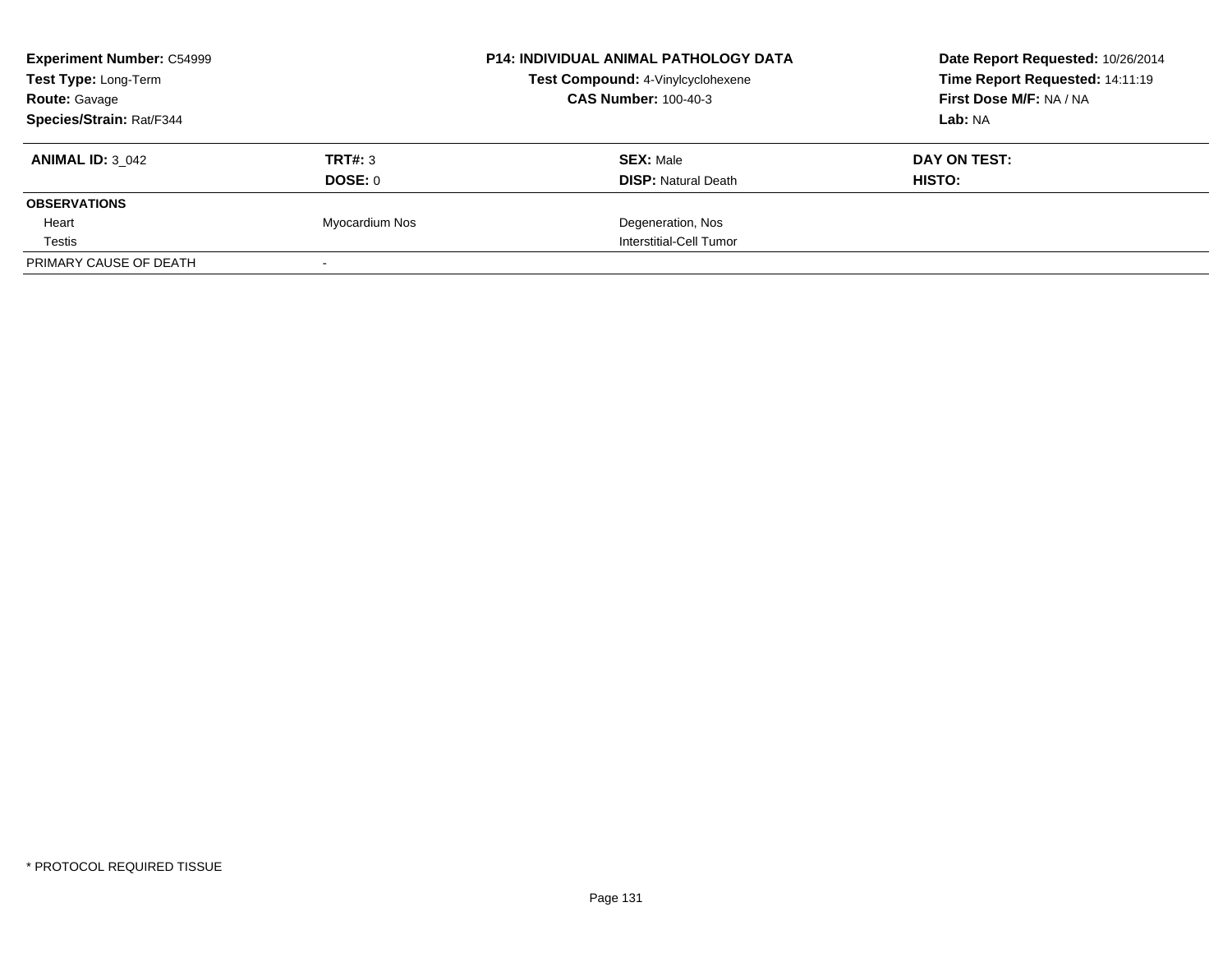| **Experiment Number:** C54999 | **P14: INDIVIDUAL ANIMAL PATHOLOGY DATA** | **Date Report Requested:** 10/26/2014 |
|---|---|---|
| **Test Type:** Long-Term | **Test Compound:** 4-Vinylcyclohexene | **Time Report Requested:** 14:11:19 |
| **Route:** Gavage | **CAS Number:** 100-40-3 | **First Dose M/F:** NA / NA |
| **Species/Strain:** Rat/F344 | | **Lab:** NA |

| **ANIMAL ID:** 3_042 | **TRT#:** 3 | **SEX:** Male | **DAY ON TEST:** |
|---|---|---|---|
| | **DOSE:** 0 | **DISP:** Natural Death | **HISTO:** |
| **OBSERVATIONS** | | | |
| Heart | Myocardium Nos | Degeneration, Nos | |
| Testis | | Interstitial-Cell Tumor | |
| PRIMARY CAUSE OF DEATH | - | | |

* PROTOCOL REQUIRED TISSUE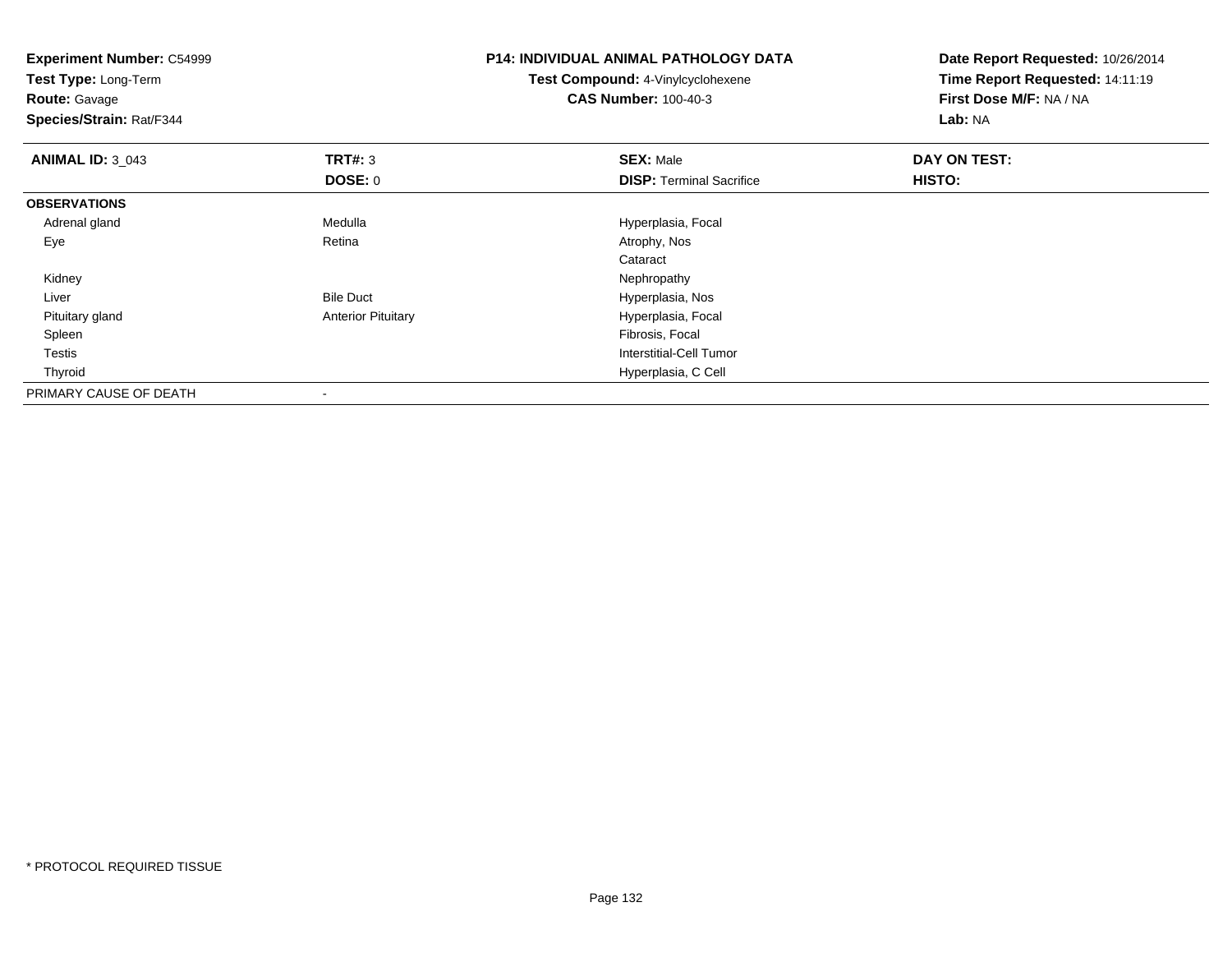**Experiment Number:** C54999
**Test Type:** Long-Term
**Route:** Gavage
**Species/Strain:** Rat/F344

**P14: INDIVIDUAL ANIMAL PATHOLOGY DATA**
**Test Compound:** 4-Vinylcyclohexene
**CAS Number:** 100-40-3

**Date Report Requested:** 10/26/2014
**Time Report Requested:** 14:11:19
**First Dose M/F:** NA / NA
**Lab:** NA

| **ANIMAL ID:** 3_043 | **TRT#:** 3 | **SEX:** Male | **DAY ON TEST:** |
|---|---|---|---|
| | **DOSE:** 0 | **DISP:** Terminal Sacrifice | **HISTO:** |
| **OBSERVATIONS** | | | |
| Adrenal gland | Medulla | Hyperplasia, Focal | |
| Eye | Retina | Atrophy, Nos | |
| | | Cataract | |
| Kidney | | Nephropathy | |
| Liver | Bile Duct | Hyperplasia, Nos | |
| Pituitary gland | Anterior Pituitary | Hyperplasia, Focal | |
| Spleen | | Fibrosis, Focal | |
| Testis | | Interstitial-Cell Tumor | |
| Thyroid | | Hyperplasia, C Cell | |
| PRIMARY CAUSE OF DEATH | - | | |

* PROTOCOL REQUIRED TISSUE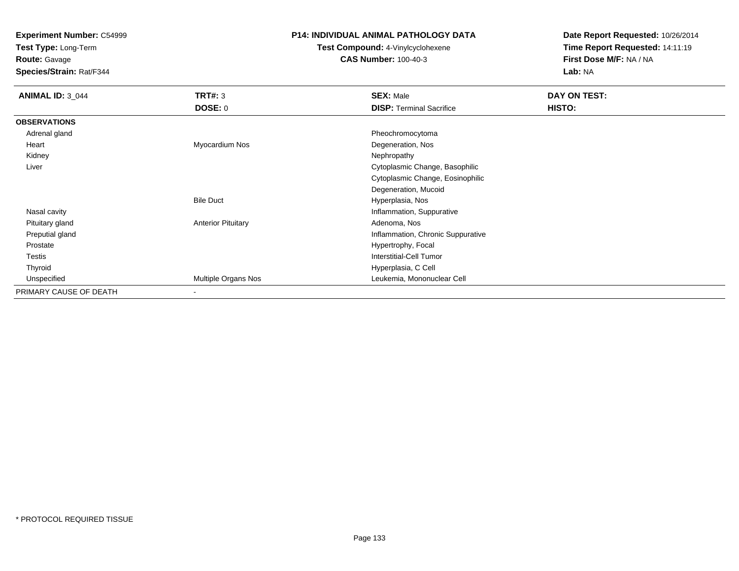**Experiment Number:** C54999
**Test Type:** Long-Term
**Route:** Gavage
**Species/Strain:** Rat/F344

**P14: INDIVIDUAL ANIMAL PATHOLOGY DATA**
**Test Compound:** 4-Vinylcyclohexene
**CAS Number:** 100-40-3

**Date Report Requested:** 10/26/2014
**Time Report Requested:** 14:11:19
**First Dose M/F:** NA / NA
**Lab:** NA

| **ANIMAL ID:** 3_044 | **TRT#:** 3 | **SEX:** Male | **DAY ON TEST:** |
|---|---|---|---|
| | **DOSE:** 0 | **DISP:** Terminal Sacrifice | **HISTO:** |
| **OBSERVATIONS** | | | |
| Adrenal gland | | Pheochromocytoma | |
| Heart | Myocardium Nos | Degeneration, Nos | |
| Kidney | | Nephropathy | |
| Liver | | Cytoplasmic Change, Basophilic | |
| | | Cytoplasmic Change, Eosinophilic | |
| | | Degeneration, Mucoid | |
| | Bile Duct | Hyperplasia, Nos | |
| Nasal cavity | | Inflammation, Suppurative | |
| Pituitary gland | Anterior Pituitary | Adenoma, Nos | |
| Preputial gland | | Inflammation, Chronic Suppurative | |
| Prostate | | Hypertrophy, Focal | |
| Testis | | Interstitial-Cell Tumor | |
| Thyroid | | Hyperplasia, C Cell | |
| Unspecified | Multiple Organs Nos | Leukemia, Mononuclear Cell | |
| PRIMARY CAUSE OF DEATH | - | | |

* PROTOCOL REQUIRED TISSUE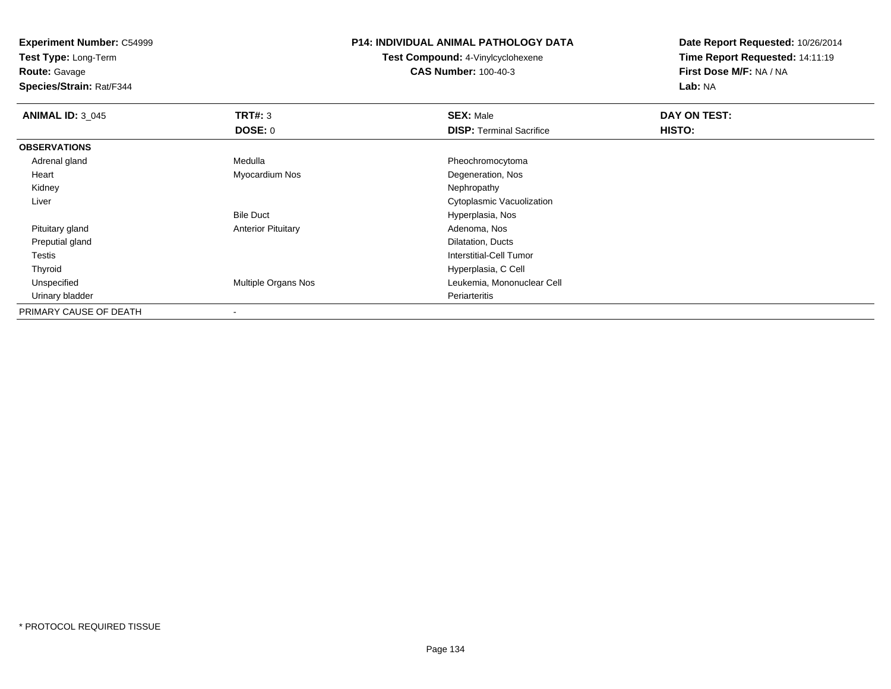**Experiment Number:** C54999
**Test Type:** Long-Term
**Route:** Gavage
**Species/Strain:** Rat/F344

**P14: INDIVIDUAL ANIMAL PATHOLOGY DATA**
**Test Compound:** 4-Vinylcyclohexene
**CAS Number:** 100-40-3

**Date Report Requested:** 10/26/2014
**Time Report Requested:** 14:11:19
**First Dose M/F:** NA / NA
**Lab:** NA

| **ANIMAL ID:** 3_045 | **TRT#:** 3 | **SEX:** Male | **DAY ON TEST:** |
|---|---|---|---|
| | **DOSE:** 0 | **DISP:** Terminal Sacrifice | **HISTO:** |
| **OBSERVATIONS** | | | |
| Adrenal gland | Medulla | Pheochromocytoma | |
| Heart | Myocardium Nos | Degeneration, Nos | |
| Kidney | | Nephropathy | |
| Liver | | Cytoplasmic Vacuolization | |
| | Bile Duct | Hyperplasia, Nos | |
| Pituitary gland | Anterior Pituitary | Adenoma, Nos | |
| Preputial gland | | Dilatation, Ducts | |
| Testis | | Interstitial-Cell Tumor | |
| Thyroid | | Hyperplasia, C Cell | |
| Unspecified | Multiple Organs Nos | Leukemia, Mononuclear Cell | |
| Urinary bladder | | Periarteritis | |
| PRIMARY CAUSE OF DEATH | - | | |

\* PROTOCOL REQUIRED TISSUE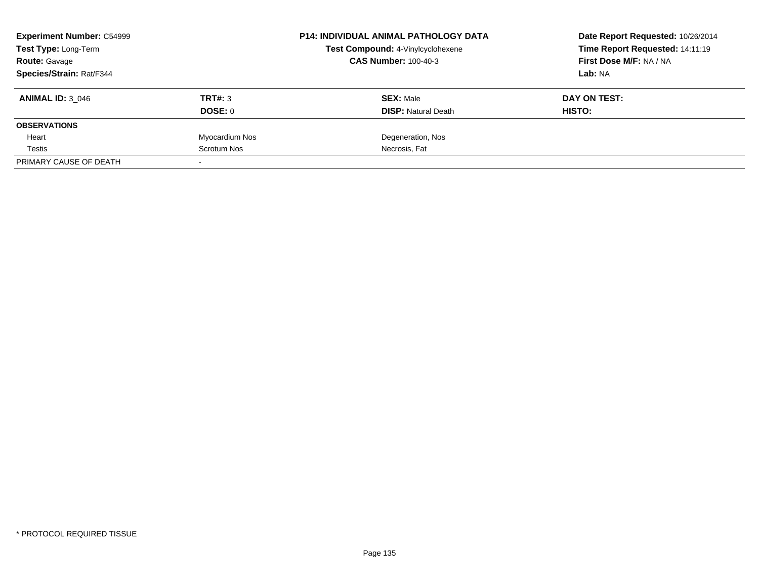**Experiment Number:** C54999
**Test Type:** Long-Term
**Route:** Gavage
**Species/Strain:** Rat/F344

**P14: INDIVIDUAL ANIMAL PATHOLOGY DATA**
**Test Compound:** 4-Vinylcyclohexene
**CAS Number:** 100-40-3

**Date Report Requested:** 10/26/2014
**Time Report Requested:** 14:11:19
**First Dose M/F:** NA / NA
**Lab:** NA

| **ANIMAL ID:** 3_046 | **TRT#:** 3 | **SEX:** Male | **DAY ON TEST:** |
|---|---|---|---|
| | **DOSE:** 0 | **DISP:** Natural Death | **HISTO:** |
| **OBSERVATIONS** | | | |
| Heart | Myocardium Nos | Degeneration, Nos | |
| Testis | Scrotum Nos | Necrosis, Fat | |
| PRIMARY CAUSE OF DEATH | - | | |

\* PROTOCOL REQUIRED TISSUE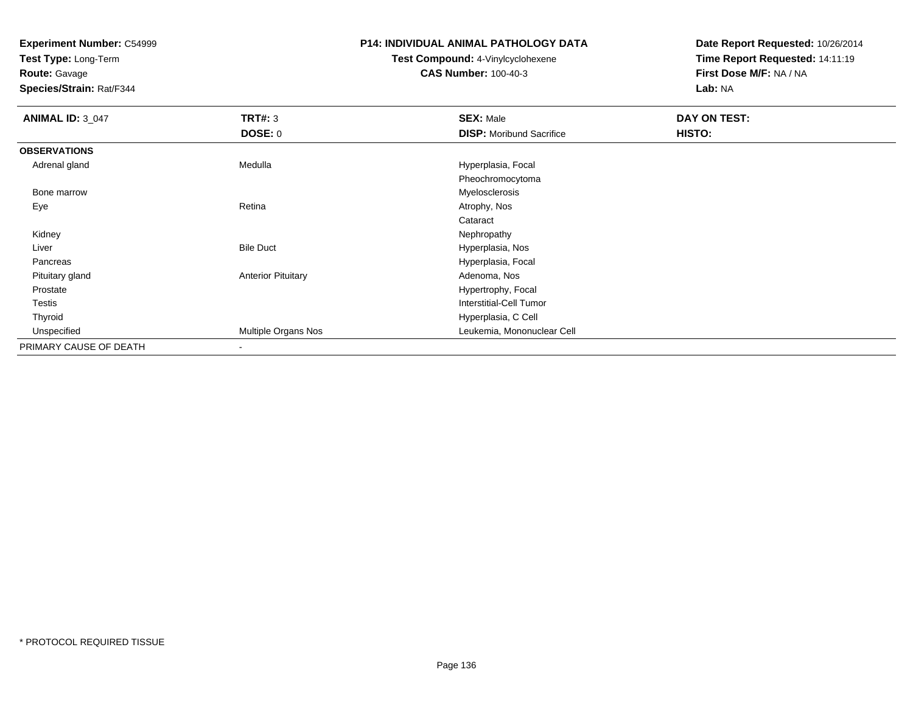**Experiment Number:** C54999
**Test Type:** Long-Term
**Route:** Gavage
**Species/Strain:** Rat/F344

**P14: INDIVIDUAL ANIMAL PATHOLOGY DATA**
**Test Compound:** 4-Vinylcyclohexene
**CAS Number:** 100-40-3

**Date Report Requested:** 10/26/2014
**Time Report Requested:** 14:11:19
**First Dose M/F:** NA / NA
**Lab:** NA

| **ANIMAL ID:** 3_047 | **TRT#:** 3 | **SEX:** Male | **DAY ON TEST:** |
|---|---|---|---|
| | **DOSE:** 0 | **DISP:** Moribund Sacrifice | **HISTO:** |
| **OBSERVATIONS** | | | |
| Adrenal gland | Medulla | Hyperplasia, Focal | |
| | | Pheochromocytoma | |
| Bone marrow | | Myelosclerosis | |
| Eye | Retina | Atrophy, Nos | |
| | | Cataract | |
| Kidney | | Nephropathy | |
| Liver | Bile Duct | Hyperplasia, Nos | |
| Pancreas | | Hyperplasia, Focal | |
| Pituitary gland | Anterior Pituitary | Adenoma, Nos | |
| Prostate | | Hypertrophy, Focal | |
| Testis | | Interstitial-Cell Tumor | |
| Thyroid | | Hyperplasia, C Cell | |
| Unspecified | Multiple Organs Nos | Leukemia, Mononuclear Cell | |
| PRIMARY CAUSE OF DEATH | - | | |

* PROTOCOL REQUIRED TISSUE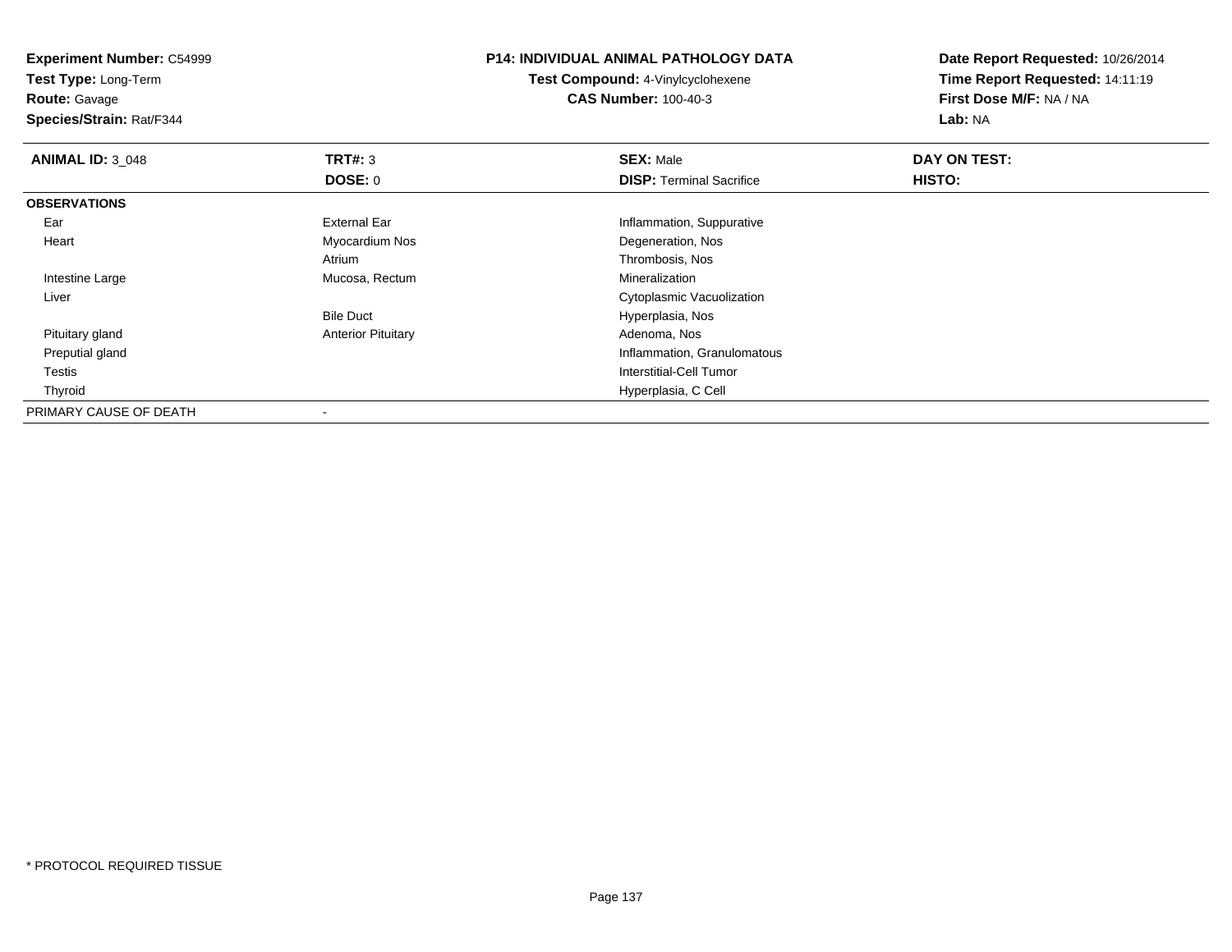**Experiment Number:** C54999
**Test Type:** Long-Term
**Route:** Gavage
**Species/Strain:** Rat/F344

**P14: INDIVIDUAL ANIMAL PATHOLOGY DATA**
**Test Compound:** 4-Vinylcyclohexene
**CAS Number:** 100-40-3

**Date Report Requested:** 10/26/2014
**Time Report Requested:** 14:11:19
**First Dose M/F:** NA / NA
**Lab:** NA

| **ANIMAL ID:** 3_048 | **TRT#:** 3 | **SEX:** Male | **DAY ON TEST:** |
|---|---|---|---|
| | **DOSE:** 0 | **DISP:** Terminal Sacrifice | **HISTO:** |
| **OBSERVATIONS** | | | |
| Ear | External Ear | Inflammation, Suppurative | |
| Heart | Myocardium Nos | Degeneration, Nos | |
| | Atrium | Thrombosis, Nos | |
| Intestine Large | Mucosa, Rectum | Mineralization | |
| Liver | | Cytoplasmic Vacuolization | |
| | Bile Duct | Hyperplasia, Nos | |
| Pituitary gland | Anterior Pituitary | Adenoma, Nos | |
| Preputial gland | | Inflammation, Granulomatous | |
| Testis | | Interstitial-Cell Tumor | |
| Thyroid | | Hyperplasia, C Cell | |
| PRIMARY CAUSE OF DEATH | - | | |

\* PROTOCOL REQUIRED TISSUE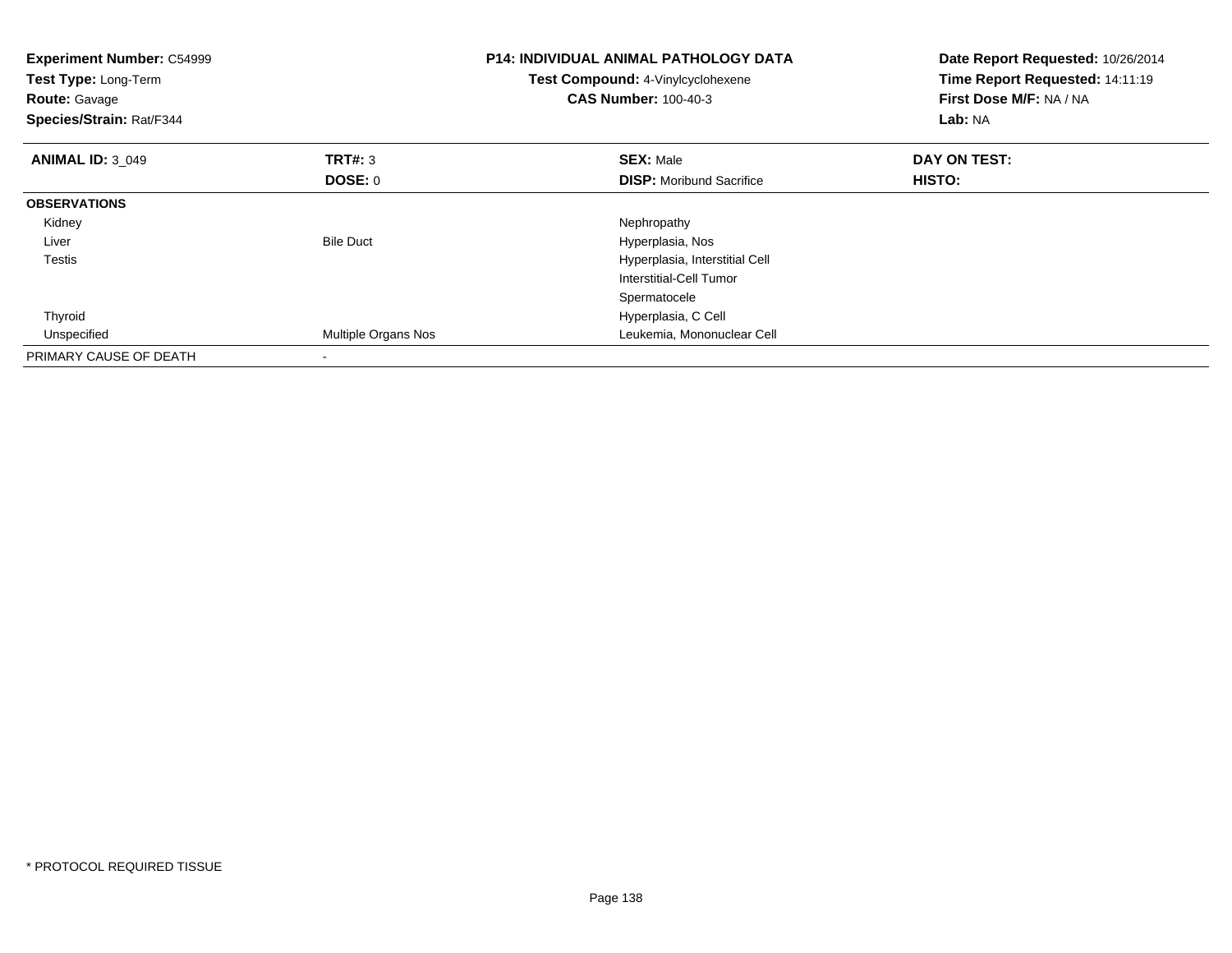**Experiment Number:** C54999
**Test Type:** Long-Term
**Route:** Gavage
**Species/Strain:** Rat/F344

**P14: INDIVIDUAL ANIMAL PATHOLOGY DATA**
**Test Compound:** 4-Vinylcyclohexene
**CAS Number:** 100-40-3

**Date Report Requested:** 10/26/2014
**Time Report Requested:** 14:11:19
**First Dose M/F:** NA / NA
**Lab:** NA

| **ANIMAL ID:** 3_049 | **TRT#:** 3 | **SEX:** Male | **DAY ON TEST:** |
|---|---|---|---|
| | **DOSE:** 0 | **DISP:** Moribund Sacrifice | **HISTO:** |
| **OBSERVATIONS** | | | |
| Kidney | | Nephropathy | |
| Liver | Bile Duct | Hyperplasia, Nos | |
| Testis | | Hyperplasia, Interstitial Cell | |
| | | Interstitial-Cell Tumor | |
| | | Spermatocele | |
| Thyroid | | Hyperplasia, C Cell | |
| Unspecified | Multiple Organs Nos | Leukemia, Mononuclear Cell | |
| PRIMARY CAUSE OF DEATH | - | | |

* PROTOCOL REQUIRED TISSUE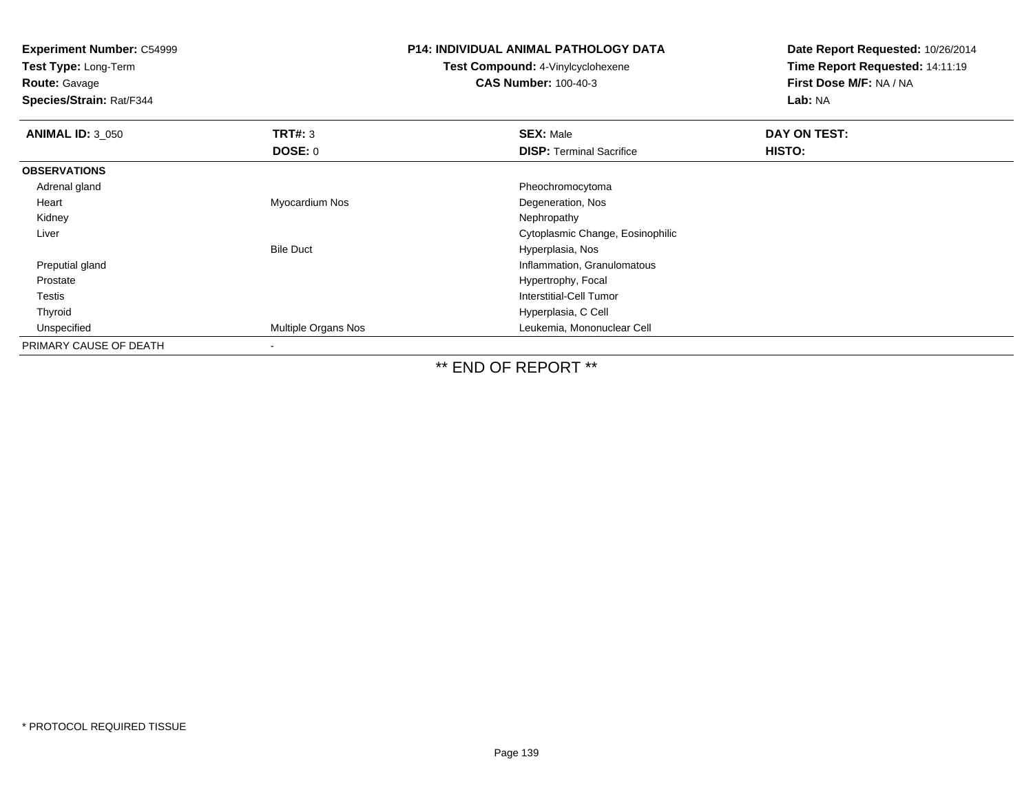**Experiment Number:** C54999
**Test Type:** Long-Term
**Route:** Gavage
**Species/Strain:** Rat/F344

**P14: INDIVIDUAL ANIMAL PATHOLOGY DATA**
**Test Compound:** 4-Vinylcyclohexene
**CAS Number:** 100-40-3

**Date Report Requested:** 10/26/2014
**Time Report Requested:** 14:11:19
**First Dose M/F:** NA / NA
**Lab:** NA

| **ANIMAL ID:** 3_050 | **TRT#:** 3 | **SEX:** Male | **DAY ON TEST:** |
|---|---|---|---|
| | **DOSE:** 0 | **DISP:** Terminal Sacrifice | **HISTO:** |
| **OBSERVATIONS** | | | |
| Adrenal gland | | Pheochromocytoma | |
| Heart | Myocardium Nos | Degeneration, Nos | |
| Kidney | | Nephropathy | |
| Liver | | Cytoplasmic Change, Eosinophilic | |
| | Bile Duct | Hyperplasia, Nos | |
| Preputial gland | | Inflammation, Granulomatous | |
| Prostate | | Hypertrophy, Focal | |
| Testis | | Interstitial-Cell Tumor | |
| Thyroid | | Hyperplasia, C Cell | |
| Unspecified | Multiple Organs Nos | Leukemia, Mononuclear Cell | |
| PRIMARY CAUSE OF DEATH | - | | |

** END OF REPORT **

* PROTOCOL REQUIRED TISSUE